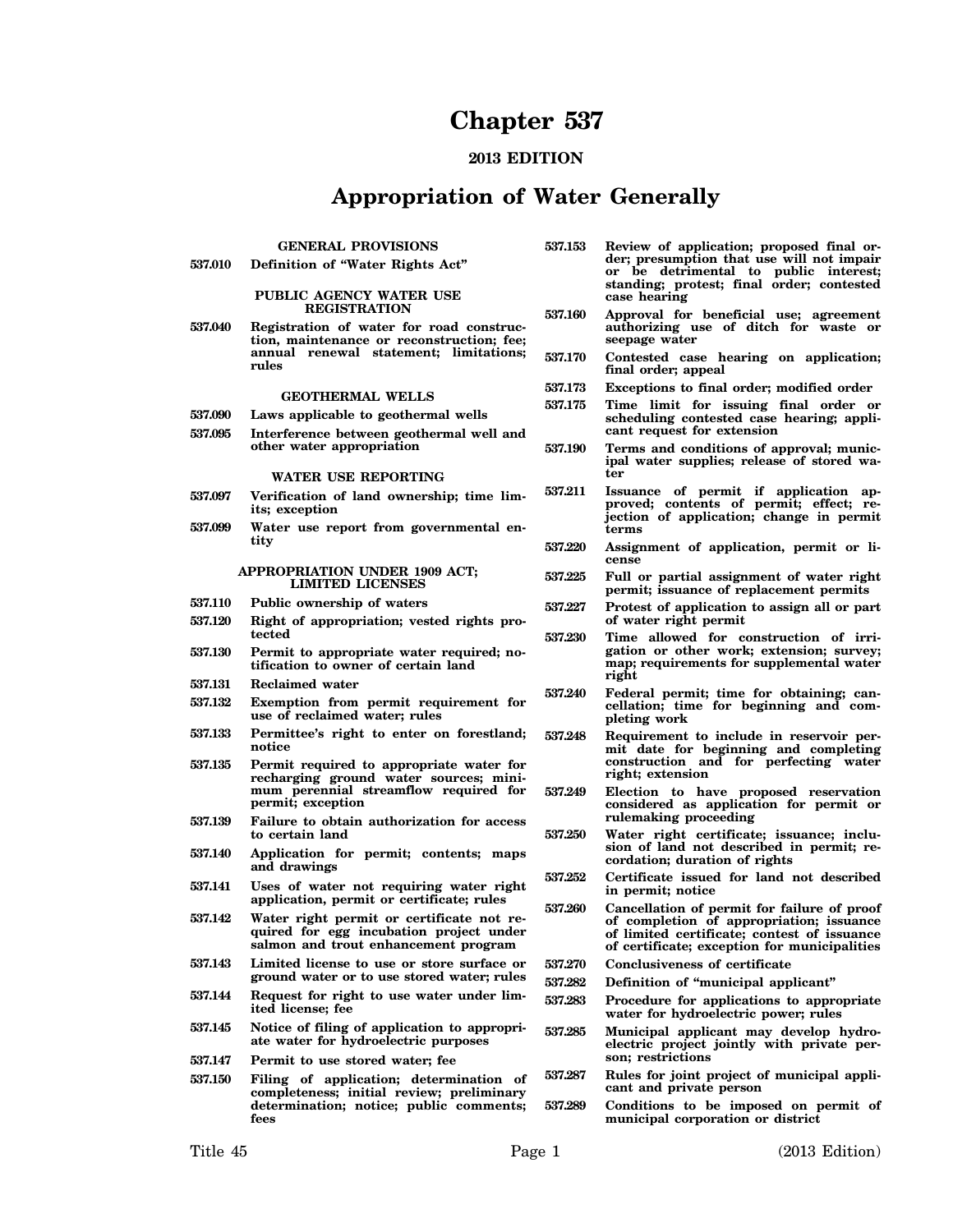# Chapter 537

**2013 EDITION**

# Appropriation of Water Generally

### GENERAL PROVISIONS

**537.010** Definition of "Water Rights Act"

### PUBLIC AGENCY WATER USE REGISTRATION

**537.040** Registration of water for road construction, maintenance or reconstruction; fee; annual renewal statement; limitations; rules

### GEOTHERMAL WELLS

**537.090** Laws applicable to geothermal wells

**537.095** Interference between geothermal well and other water appropriation

### WATER USE REPORTING

**537.097** Verification of land ownership; time limits; exception

**537.099** Water use report from governmental entity

### APPROPRIATION UNDER 1909 ACT; LIMITED LICENSES

**537.110** Public ownership of waters

**537.120** Right of appropriation; vested rights protected

**537.130** Permit to appropriate water required; notification to owner of certain land

**537.131** Reclaimed water

**537.132** Exemption from permit requirement for use of reclaimed water; rules

**537.133** Permittee's right to enter on forestland; notice

**537.135** Permit required to appropriate water for recharging ground water sources; minimum perennial streamflow required for permit; exception

**537.139** Failure to obtain authorization for access to certain land

**537.140** Application for permit; contents; maps and drawings

**537.141** Uses of water not requiring water right application, permit or certificate; rules

**537.142** Water right permit or certificate not required for egg incubation project under salmon and trout enhancement program

**537.143** Limited license to use or store surface or ground water or to use stored water; rules

**537.144** Request for right to use water under limited license; fee

**537.145** Notice of filing of application to appropriate water for hydroelectric purposes

**537.147** Permit to use stored water; fee

**537.150** Filing of application; determination of completeness; initial review; preliminary determination; notice; public comments; fees

**537.153** Review of application; proposed final order; presumption that use will not impair or be detrimental to public interest; standing; protest; final order; contested case hearing

**537.160** Approval for beneficial use; agreement authorizing use of ditch for waste or seepage water

**537.170** Contested case hearing on application; final order; appeal

**537.173** Exceptions to final order; modified order

**537.175** Time limit for issuing final order or scheduling contested case hearing; applicant request for extension

**537.190** Terms and conditions of approval; municipal water supplies; release of stored water

**537.211** Issuance of permit if application approved; contents of permit; effect; rejection of application; change in permit terms

**537.220** Assignment of application, permit or license

**537.225** Full or partial assignment of water right permit; issuance of replacement permits

**537.227** Protest of application to assign all or part of water right permit

**537.230** Time allowed for construction of irrigation or other work; extension; survey; map; requirements for supplemental water right

**537.240** Federal permit; time for obtaining; cancellation; time for beginning and completing work

**537.248** Requirement to include in reservoir permit date for beginning and completing construction and for perfecting water right; extension

**537.249** Election to have proposed reservation considered as application for permit or rulemaking proceeding

**537.250** Water right certificate; issuance; inclusion of land not described in permit; recordation; duration of rights

**537.252** Certificate issued for land not described in permit; notice

**537.260** Cancellation of permit for failure of proof of completion of appropriation; issuance of limited certificate; contest of issuance of certificate; exception for municipalities

**537.270** Conclusiveness of certificate

**537.282** Definition of "municipal applicant"

**537.283** Procedure for applications to appropriate water for hydroelectric power; rules

**537.285** Municipal applicant may develop hydroelectric project jointly with private person; restrictions

**537.287** Rules for joint project of municipal applicant and private person

**537.289** Conditions to be imposed on permit of municipal corporation or district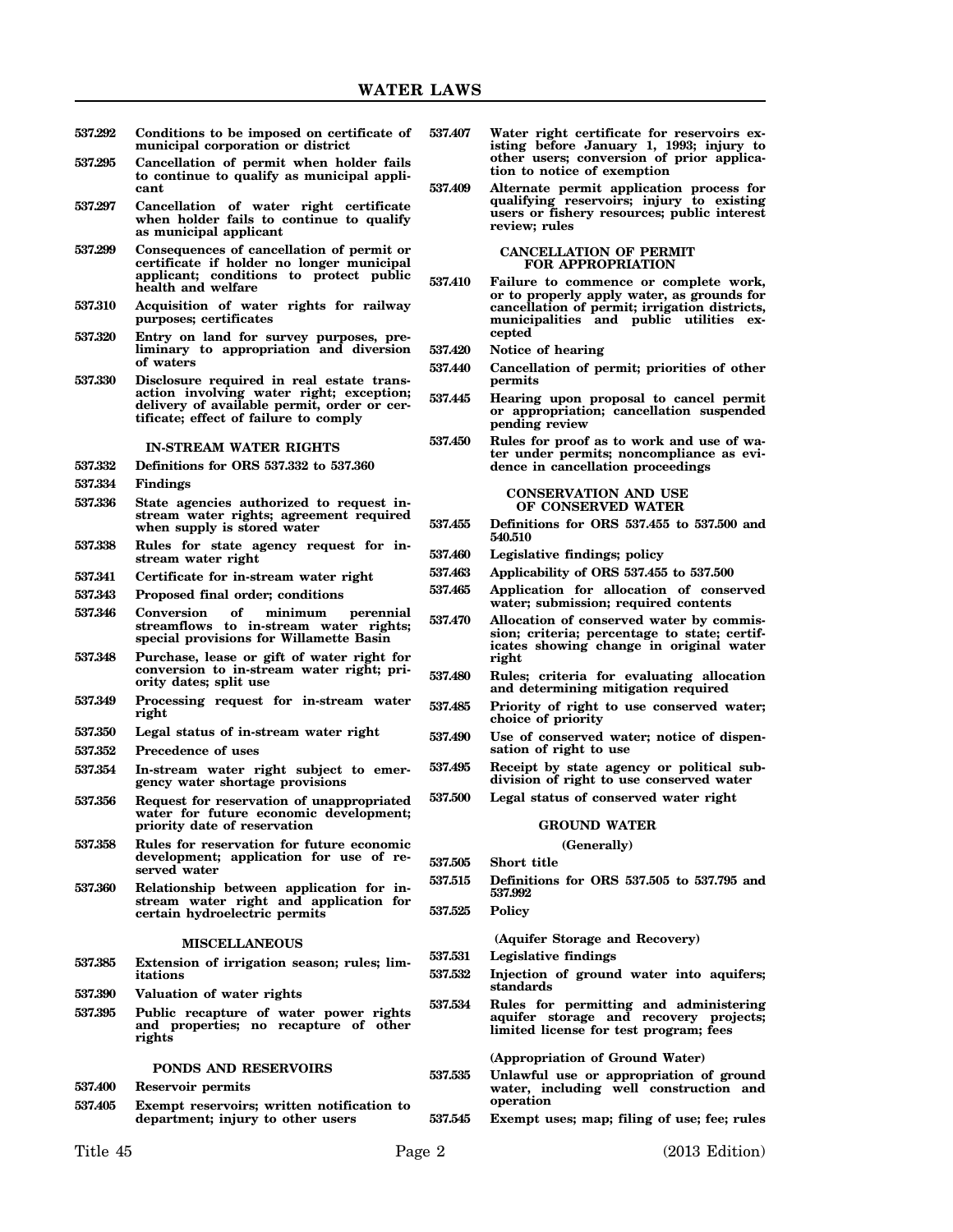**537.292** **Conditions to be imposed on certificate of municipal corporation or district**

**537.295** **Cancellation of permit when holder fails to continue to qualify as municipal applicant**

**537.297** **Cancellation of water right certificate when holder fails to continue to qualify as municipal applicant**

**537.299** **Consequences of cancellation of permit or certificate if holder no longer municipal applicant; conditions to protect public health and welfare**

**537.310** **Acquisition of water rights for railway purposes; certificates**

**537.320** **Entry on land for survey purposes, preliminary to appropriation and diversion of waters**

**537.330** **Disclosure required in real estate transaction involving water right; exception; delivery of available permit, order or certificate; effect of failure to comply**

**IN-STREAM WATER RIGHTS**

**537.332** **Definitions for ORS 537.332 to 537.360**

**537.334** **Findings**

**537.336** **State agencies authorized to request in-stream water rights; agreement required when supply is stored water**

**537.338** **Rules for state agency request for in-stream water right**

**537.341** **Certificate for in-stream water right**

**537.343** **Proposed final order; conditions**

**537.346** **Conversion of minimum perennial streamflows to in-stream water rights; special provisions for Willamette Basin**

**537.348** **Purchase, lease or gift of water right for conversion to in-stream water right; priority dates; split use**

**537.349** **Processing request for in-stream water right**

**537.350** **Legal status of in-stream water right**

**537.352** **Precedence of uses**

**537.354** **In-stream water right subject to emergency water shortage provisions**

**537.356** **Request for reservation of unappropriated water for future economic development; priority date of reservation**

**537.358** **Rules for reservation for future economic development; application for use of reserved water**

**537.360** **Relationship between application for in-stream water right and application for certain hydroelectric permits**

**MISCELLANEOUS**

**537.385** **Extension of irrigation season; rules; limitations**

**537.390** **Valuation of water rights**

**537.395** **Public recapture of water power rights and properties; no recapture of other rights**

**PONDS AND RESERVOIRS**

**537.400** **Reservoir permits**

**537.405** **Exempt reservoirs; written notification to department; injury to other users**

**537.407** **Water right certificate for reservoirs existing before January 1, 1993; injury to other users; conversion of prior application to notice of exemption**

**537.409** **Alternate permit application process for qualifying reservoirs; injury to existing users or fishery resources; public interest review; rules**

**CANCELLATION OF PERMIT FOR APPROPRIATION**

**537.410** **Failure to commence or complete work, or to properly apply water, as grounds for cancellation of permit; irrigation districts, municipalities and public utilities excepted**

**537.420** **Notice of hearing**

**537.440** **Cancellation of permit; priorities of other permits**

**537.445** **Hearing upon proposal to cancel permit or appropriation; cancellation suspended pending review**

**537.450** **Rules for proof as to work and use of water under permits; noncompliance as evidence in cancellation proceedings**

**CONSERVATION AND USE OF CONSERVED WATER**

**537.455** **Definitions for ORS 537.455 to 537.500 and 540.510**

**537.460** **Legislative findings; policy**

**537.463** **Applicability of ORS 537.455 to 537.500**

**537.465** **Application for allocation of conserved water; submission; required contents**

**537.470** **Allocation of conserved water by commission; criteria; percentage to state; certificates showing change in original water right**

**537.480** **Rules; criteria for evaluating allocation and determining mitigation required**

**537.485** **Priority of right to use conserved water; choice of priority**

**537.490** **Use of conserved water; notice of dispensation of right to use**

**537.495** **Receipt by state agency or political subdivision of right to use conserved water**

**537.500** **Legal status of conserved water right**

**GROUND WATER**

**(Generally)**

**537.505** **Short title**

**537.515** **Definitions for ORS 537.505 to 537.795 and 537.992**

**537.525** **Policy**

**(Aquifer Storage and Recovery)**

**537.531** **Legislative findings**

**537.532** **Injection of ground water into aquifers; standards**

**537.534** **Rules for permitting and administering aquifer storage and recovery projects; limited license for test program; fees**

**(Appropriation of Ground Water)**

**537.535** **Unlawful use or appropriation of ground water, including well construction and operation**

**537.545** **Exempt uses; map; filing of use; fee; rules**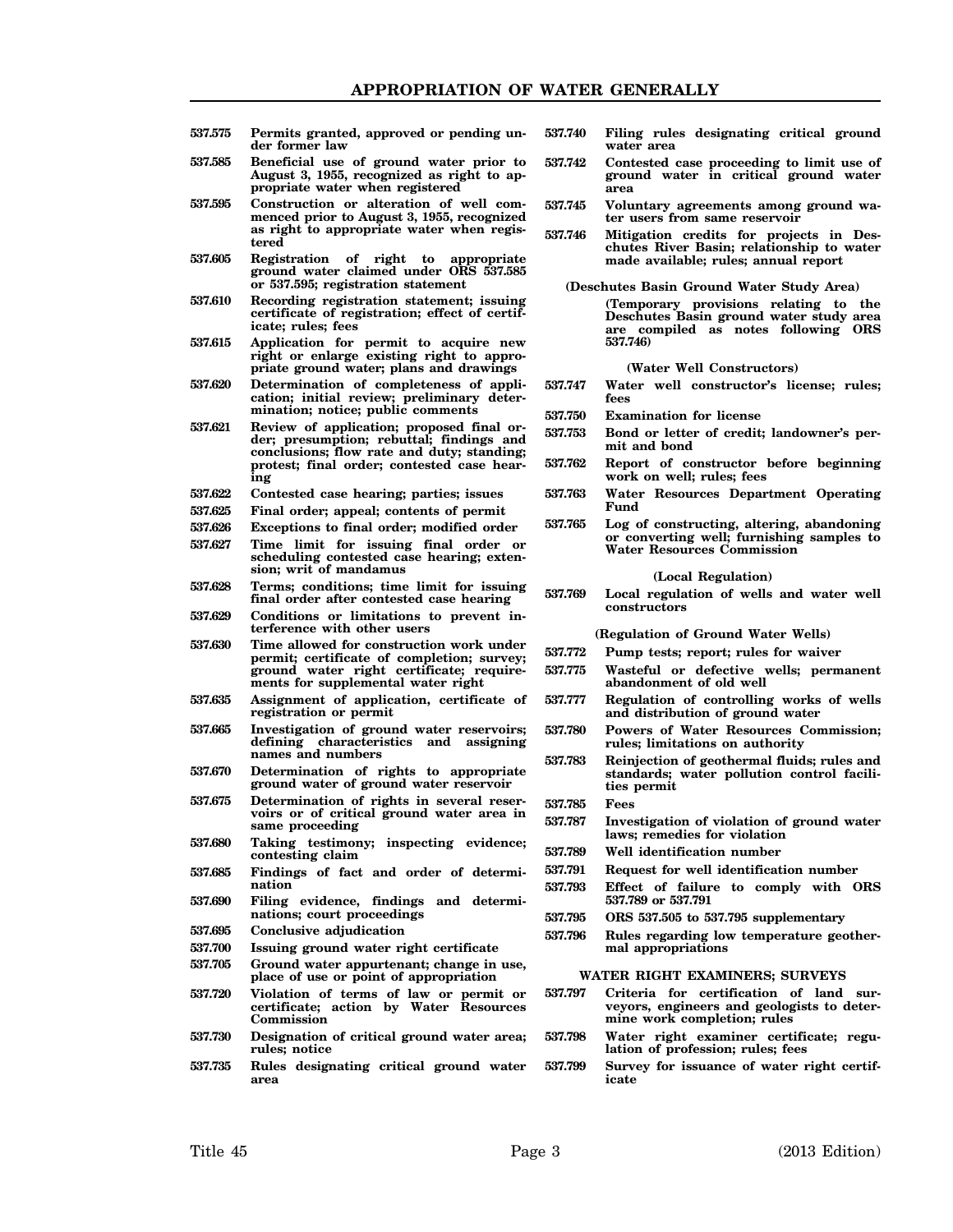537.575 Permits granted, approved or pending under former law

537.585 Beneficial use of ground water prior to August 3, 1955, recognized as right to appropriate water when registered

537.595 Construction or alteration of well commenced prior to August 3, 1955, recognized as right to appropriate water when registered

537.605 Registration of right to appropriate ground water claimed under ORS 537.585 or 537.595; registration statement

537.610 Recording registration statement; issuing certificate of registration; effect of certificate; rules; fees

537.615 Application for permit to acquire new right or enlarge existing right to appropriate ground water; plans and drawings

537.620 Determination of completeness of application; initial review; preliminary determination; notice; public comments

537.621 Review of application; proposed final order; presumption; rebuttal; findings and conclusions; flow rate and duty; standing; protest; final order; contested case hearing

537.622 Contested case hearing; parties; issues

537.625 Final order; appeal; contents of permit

537.626 Exceptions to final order; modified order

537.627 Time limit for issuing final order or scheduling contested case hearing; extension; writ of mandamus

537.628 Terms; conditions; time limit for issuing final order after contested case hearing

537.629 Conditions or limitations to prevent interference with other users

537.630 Time allowed for construction work under permit; certificate of completion; survey; ground water right certificate; requirements for supplemental water right

537.635 Assignment of application, certificate of registration or permit

537.665 Investigation of ground water reservoirs; defining characteristics and assigning names and numbers

537.670 Determination of rights to appropriate ground water of ground water reservoir

537.675 Determination of rights in several reservoirs or of critical ground water area in same proceeding

537.680 Taking testimony; inspecting evidence; contesting claim

537.685 Findings of fact and order of determination

537.690 Filing evidence, findings and determinations; court proceedings

537.695 Conclusive adjudication

537.700 Issuing ground water right certificate

537.705 Ground water appurtenant; change in use, place of use or point of appropriation

537.720 Violation of terms of law or permit or certificate; action by Water Resources Commission

537.730 Designation of critical ground water area; rules; notice

537.735 Rules designating critical ground water area

537.740 Filing rules designating critical ground water area

537.742 Contested case proceeding to limit use of ground water in critical ground water area

537.745 Voluntary agreements among ground water users from same reservoir

537.746 Mitigation credits for projects in Deschutes River Basin; relationship to water made available; rules; annual report

**(Deschutes Basin Ground Water Study Area)**

**(Temporary provisions relating to the Deschutes Basin ground water study area are compiled as notes following ORS 537.746)**

**(Water Well Constructors)**

537.747 Water well constructor's license; rules; fees

537.750 Examination for license

537.753 Bond or letter of credit; landowner's permit and bond

537.762 Report of constructor before beginning work on well; rules; fees

537.763 Water Resources Department Operating Fund

537.765 Log of constructing, altering, abandoning or converting well; furnishing samples to Water Resources Commission

**(Local Regulation)**

537.769 Local regulation of wells and water well constructors

**(Regulation of Ground Water Wells)**

537.772 Pump tests; report; rules for waiver

537.775 Wasteful or defective wells; permanent abandonment of old well

537.777 Regulation of controlling works of wells and distribution of ground water

537.780 Powers of Water Resources Commission; rules; limitations on authority

537.783 Reinjection of geothermal fluids; rules and standards; water pollution control facilities permit

537.785 Fees

537.787 Investigation of violation of ground water laws; remedies for violation

537.789 Well identification number

537.791 Request for well identification number

537.793 Effect of failure to comply with ORS 537.789 or 537.791

537.795 ORS 537.505 to 537.795 supplementary

537.796 Rules regarding low temperature geothermal appropriations

**WATER RIGHT EXAMINERS; SURVEYS**

537.797 Criteria for certification of land surveyors, engineers and geologists to determine work completion; rules

537.798 Water right examiner certificate; regulation of profession; rules; fees

537.799 Survey for issuance of water right certificate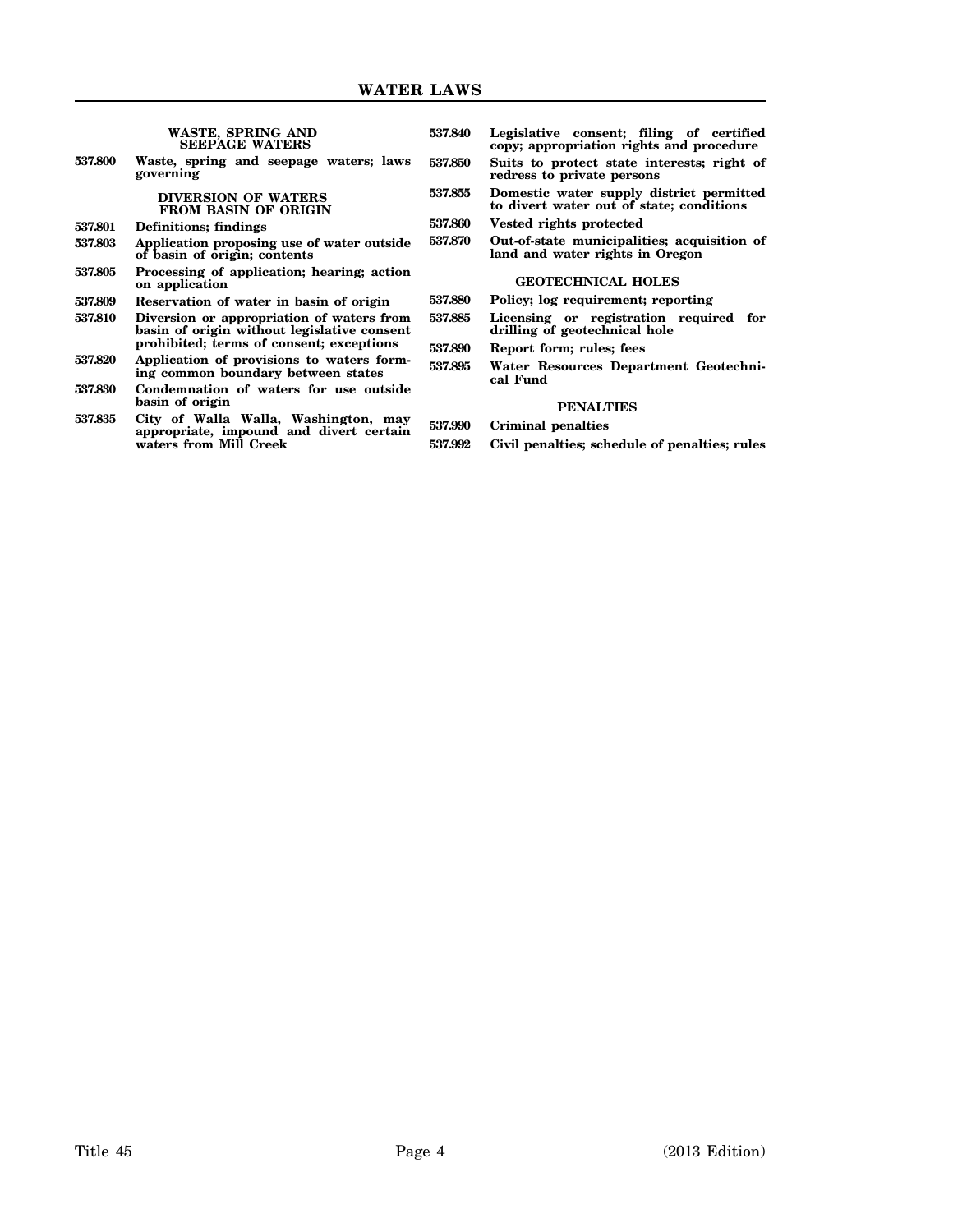### WASTE, SPRING AND SEEPAGE WATERS

**537.800** Waste, spring and seepage waters; laws governing

### DIVERSION OF WATERS FROM BASIN OF ORIGIN

**537.801** Definitions; findings

**537.803** Application proposing use of water outside of basin of origin; contents

**537.805** Processing of application; hearing; action on application

**537.809** Reservation of water in basin of origin

**537.810** Diversion or appropriation of waters from basin of origin without legislative consent prohibited; terms of consent; exceptions

**537.820** Application of provisions to waters forming common boundary between states

**537.830** Condemnation of waters for use outside basin of origin

**537.835** City of Walla Walla, Washington, may appropriate, impound and divert certain waters from Mill Creek

**537.840** Legislative consent; filing of certified copy; appropriation rights and procedure

**537.850** Suits to protect state interests; right of redress to private persons

**537.855** Domestic water supply district permitted to divert water out of state; conditions

**537.860** Vested rights protected

**537.870** Out-of-state municipalities; acquisition of land and water rights in Oregon

### GEOTECHNICAL HOLES

**537.880** Policy; log requirement; reporting

**537.885** Licensing or registration required for drilling of geotechnical hole

**537.890** Report form; rules; fees

**537.895** Water Resources Department Geotechnical Fund

### PENALTIES

**537.990** Criminal penalties

**537.992** Civil penalties; schedule of penalties; rules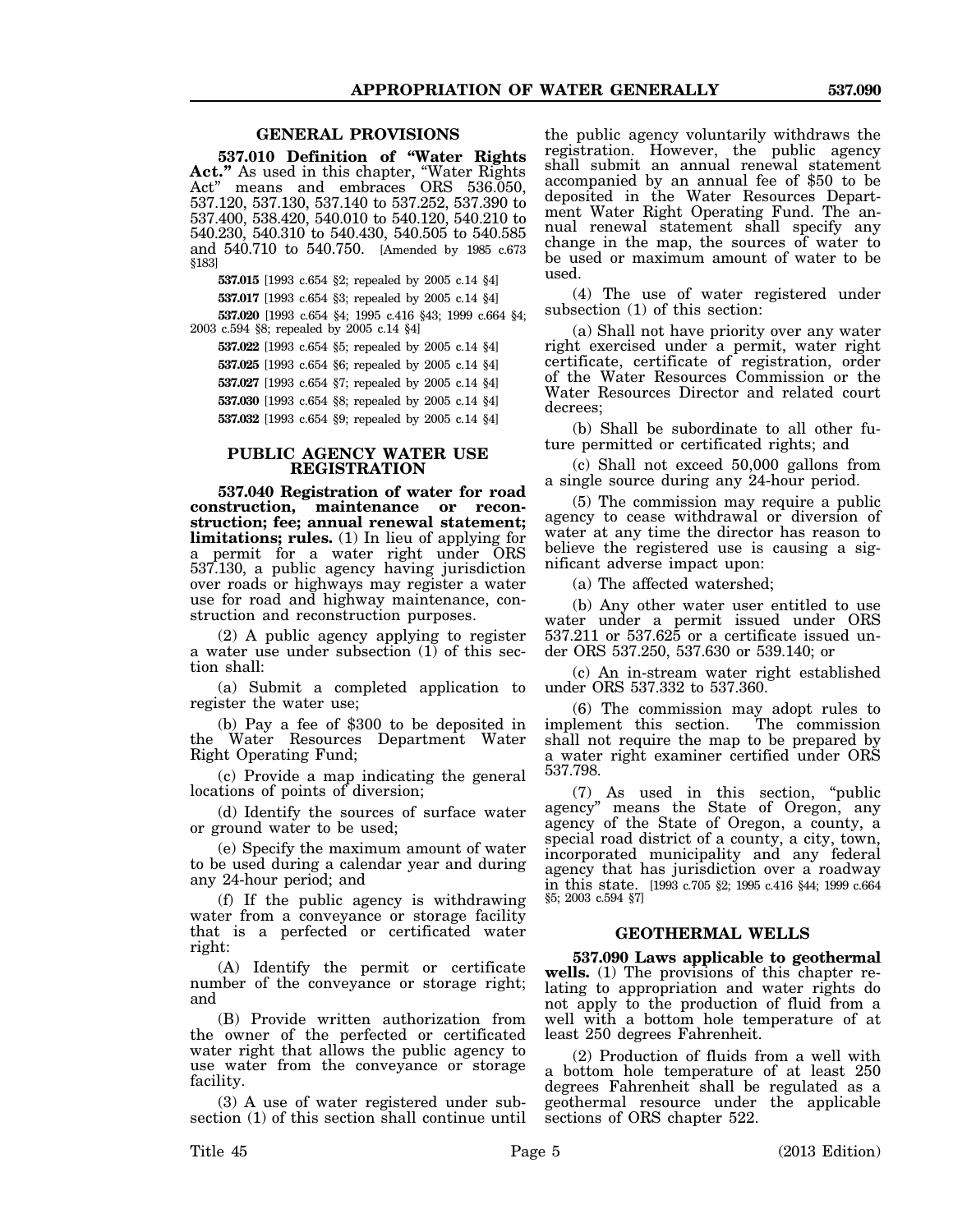## GENERAL PROVISIONS

**537.010 Definition of "Water Rights Act."** As used in this chapter, "Water Rights Act" means and embraces ORS 536.050, 537.120, 537.130, 537.140 to 537.252, 537.390 to 537.400, 538.420, 540.010 to 540.120, 540.210 to 540.230, 540.310 to 540.430, 540.505 to 540.585 and 540.710 to 540.750. [Amended by 1985 c.673 §183]

**537.015** [1993 c.654 §2; repealed by 2005 c.14 §4]

**537.017** [1993 c.654 §3; repealed by 2005 c.14 §4]

**537.020** [1993 c.654 §4; 1995 c.416 §43; 1999 c.664 §4; 2003 c.594 §8; repealed by 2005 c.14 §4]

**537.022** [1993 c.654 §5; repealed by 2005 c.14 §4]

**537.025** [1993 c.654 §6; repealed by 2005 c.14 §4]

**537.027** [1993 c.654 §7; repealed by 2005 c.14 §4]

**537.030** [1993 c.654 §8; repealed by 2005 c.14 §4]

**537.032** [1993 c.654 §9; repealed by 2005 c.14 §4]

## PUBLIC AGENCY WATER USE REGISTRATION

**537.040 Registration of water for road construction, maintenance or reconstruction; fee; annual renewal statement; limitations; rules.** (1) In lieu of applying for a permit for a water right under ORS 537.130, a public agency having jurisdiction over roads or highways may register a water use for road and highway maintenance, construction and reconstruction purposes.

(2) A public agency applying to register a water use under subsection (1) of this section shall:

(a) Submit a completed application to register the water use;

(b) Pay a fee of $300 to be deposited in the Water Resources Department Water Right Operating Fund;

(c) Provide a map indicating the general locations of points of diversion;

(d) Identify the sources of surface water or ground water to be used;

(e) Specify the maximum amount of water to be used during a calendar year and during any 24-hour period; and

(f) If the public agency is withdrawing water from a conveyance or storage facility that is a perfected or certificated water right:

(A) Identify the permit or certificate number of the conveyance or storage right; and

(B) Provide written authorization from the owner of the perfected or certificated water right that allows the public agency to use water from the conveyance or storage facility.

(3) A use of water registered under subsection (1) of this section shall continue until the public agency voluntarily withdraws the registration. However, the public agency shall submit an annual renewal statement accompanied by an annual fee of $50 to be deposited in the Water Resources Department Water Right Operating Fund. The annual renewal statement shall specify any change in the map, the sources of water to be used or maximum amount of water to be used.

(4) The use of water registered under subsection (1) of this section:

(a) Shall not have priority over any water right exercised under a permit, water right certificate, certificate of registration, order of the Water Resources Commission or the Water Resources Director and related court decrees;

(b) Shall be subordinate to all other future permitted or certificated rights; and

(c) Shall not exceed 50,000 gallons from a single source during any 24-hour period.

(5) The commission may require a public agency to cease withdrawal or diversion of water at any time the director has reason to believe the registered use is causing a significant adverse impact upon:

(a) The affected watershed;

(b) Any other water user entitled to use water under a permit issued under ORS 537.211 or 537.625 or a certificate issued under ORS 537.250, 537.630 or 539.140; or

(c) An in-stream water right established under ORS 537.332 to 537.360.

(6) The commission may adopt rules to implement this section. The commission shall not require the map to be prepared by a water right examiner certified under ORS 537.798.

(7) As used in this section, "public agency" means the State of Oregon, any agency of the State of Oregon, a county, a special road district of a county, a city, town, incorporated municipality and any federal agency that has jurisdiction over a roadway in this state. [1993 c.705 §2; 1995 c.416 §44; 1999 c.664 §5; 2003 c.594 §7]

## GEOTHERMAL WELLS

**537.090 Laws applicable to geothermal wells.** (1) The provisions of this chapter relating to appropriation and water rights do not apply to the production of fluid from a well with a bottom hole temperature of at least 250 degrees Fahrenheit.

(2) Production of fluids from a well with a bottom hole temperature of at least 250 degrees Fahrenheit shall be regulated as a geothermal resource under the applicable sections of ORS chapter 522.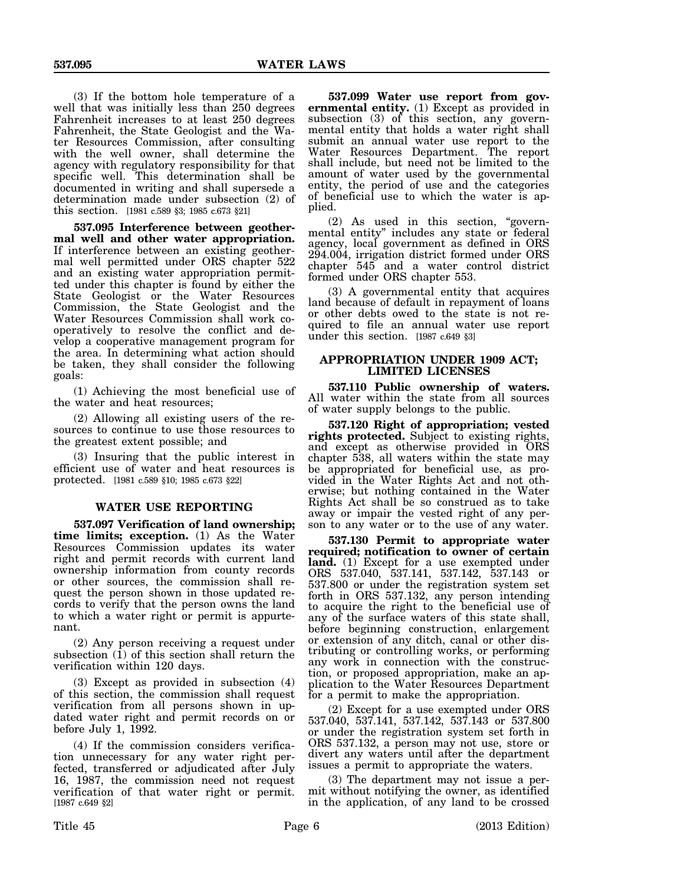(3) If the bottom hole temperature of a well that was initially less than 250 degrees Fahrenheit increases to at least 250 degrees Fahrenheit, the State Geologist and the Water Resources Commission, after consulting with the well owner, shall determine the agency with regulatory responsibility for that specific well. This determination shall be documented in writing and shall supersede a determination made under subsection (2) of this section. [1981 c.589 §3; 1985 c.673 §21]

**537.095 Interference between geothermal well and other water appropriation.** If interference between an existing geothermal well permitted under ORS chapter 522 and an existing water appropriation permitted under this chapter is found by either the State Geologist or the Water Resources Commission, the State Geologist and the Water Resources Commission shall work cooperatively to resolve the conflict and develop a cooperative management program for the area. In determining what action should be taken, they shall consider the following goals:

(1) Achieving the most beneficial use of the water and heat resources;

(2) Allowing all existing users of the resources to continue to use those resources to the greatest extent possible; and

(3) Insuring that the public interest in efficient use of water and heat resources is protected. [1981 c.589 §10; 1985 c.673 §22]

## WATER USE REPORTING

**537.097 Verification of land ownership; time limits; exception.** (1) As the Water Resources Commission updates its water right and permit records with current land ownership information from county records or other sources, the commission shall request the person shown in those updated records to verify that the person owns the land to which a water right or permit is appurtenant.

(2) Any person receiving a request under subsection (1) of this section shall return the verification within 120 days.

(3) Except as provided in subsection (4) of this section, the commission shall request verification from all persons shown in updated water right and permit records on or before July 1, 1992.

(4) If the commission considers verification unnecessary for any water right perfected, transferred or adjudicated after July 16, 1987, the commission need not request verification of that water right or permit. [1987 c.649 §2]

**537.099 Water use report from governmental entity.** (1) Except as provided in subsection (3) of this section, any governmental entity that holds a water right shall submit an annual water use report to the Water Resources Department. The report shall include, but need not be limited to the amount of water used by the governmental entity, the period of use and the categories of beneficial use to which the water is applied.

(2) As used in this section, "governmental entity" includes any state or federal agency, local government as defined in ORS 294.004, irrigation district formed under ORS chapter 545 and a water control district formed under ORS chapter 553.

(3) A governmental entity that acquires land because of default in repayment of loans or other debts owed to the state is not required to file an annual water use report under this section. [1987 c.649 §3]

## APPROPRIATION UNDER 1909 ACT; LIMITED LICENSES

**537.110 Public ownership of waters.** All water within the state from all sources of water supply belongs to the public.

**537.120 Right of appropriation; vested rights protected.** Subject to existing rights, and except as otherwise provided in ORS chapter 538, all waters within the state may be appropriated for beneficial use, as provided in the Water Rights Act and not otherwise; but nothing contained in the Water Rights Act shall be so construed as to take away or impair the vested right of any person to any water or to the use of any water.

**537.130 Permit to appropriate water required; notification to owner of certain land.** (1) Except for a use exempted under ORS 537.040, 537.141, 537.142, 537.143 or 537.800 or under the registration system set forth in ORS 537.132, any person intending to acquire the right to the beneficial use of any of the surface waters of this state shall, before beginning construction, enlargement or extension of any ditch, canal or other distributing or controlling works, or performing any work in connection with the construction, or proposed appropriation, make an application to the Water Resources Department for a permit to make the appropriation.

(2) Except for a use exempted under ORS 537.040, 537.141, 537.142, 537.143 or 537.800 or under the registration system set forth in ORS 537.132, a person may not use, store or divert any waters until after the department issues a permit to appropriate the waters.

(3) The department may not issue a permit without notifying the owner, as identified in the application, of any land to be crossed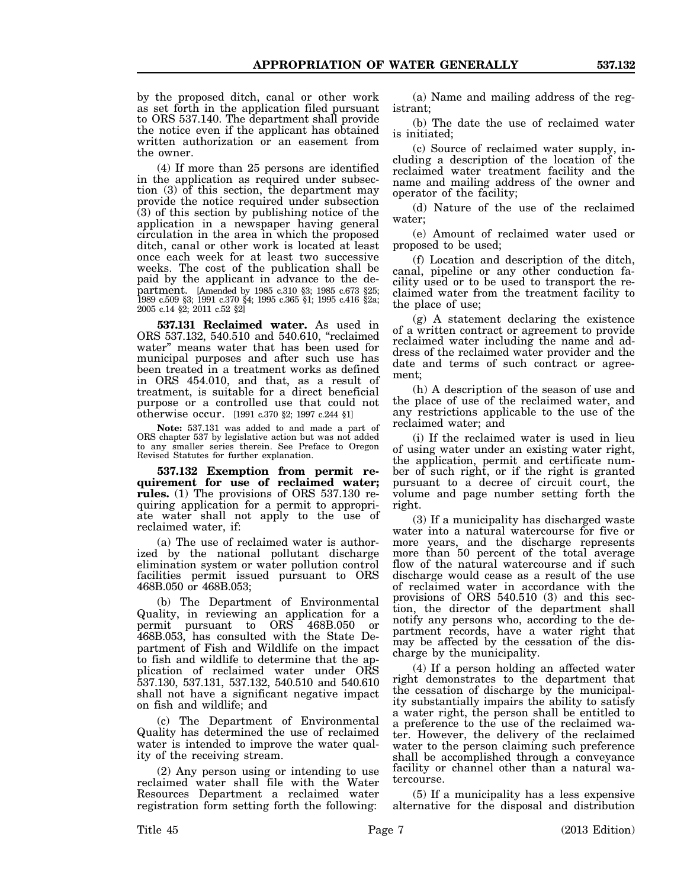by the proposed ditch, canal or other work as set forth in the application filed pursuant to ORS 537.140. The department shall provide the notice even if the applicant has obtained written authorization or an easement from the owner.

(4) If more than 25 persons are identified in the application as required under subsection (3) of this section, the department may provide the notice required under subsection (3) of this section by publishing notice of the application in a newspaper having general circulation in the area in which the proposed ditch, canal or other work is located at least once each week for at least two successive weeks. The cost of the publication shall be paid by the applicant in advance to the department. [Amended by 1985 c.310 §3; 1985 c.673 §25; 1989 c.509 §3; 1991 c.370 §4; 1995 c.365 §1; 1995 c.416 §2a; 2005 c.14 §2; 2011 c.52 §2]

**537.131 Reclaimed water.** As used in ORS 537.132, 540.510 and 540.610, "reclaimed water" means water that has been used for municipal purposes and after such use has been treated in a treatment works as defined in ORS 454.010, and that, as a result of treatment, is suitable for a direct beneficial purpose or a controlled use that could not otherwise occur. [1991 c.370 §2; 1997 c.244 §1]

**Note:** 537.131 was added to and made a part of ORS chapter 537 by legislative action but was not added to any smaller series therein. See Preface to Oregon Revised Statutes for further explanation.

**537.132 Exemption from permit requirement for use of reclaimed water; rules.** (1) The provisions of ORS 537.130 requiring application for a permit to appropriate water shall not apply to the use of reclaimed water, if:

(a) The use of reclaimed water is authorized by the national pollutant discharge elimination system or water pollution control facilities permit issued pursuant to ORS 468B.050 or 468B.053;

(b) The Department of Environmental Quality, in reviewing an application for a permit pursuant to ORS 468B.050 or 468B.053, has consulted with the State Department of Fish and Wildlife on the impact to fish and wildlife to determine that the application of reclaimed water under ORS 537.130, 537.131, 537.132, 540.510 and 540.610 shall not have a significant negative impact on fish and wildlife; and

(c) The Department of Environmental Quality has determined the use of reclaimed water is intended to improve the water quality of the receiving stream.

(2) Any person using or intending to use reclaimed water shall file with the Water Resources Department a reclaimed water registration form setting forth the following:

(a) Name and mailing address of the registrant;

(b) The date the use of reclaimed water is initiated;

(c) Source of reclaimed water supply, including a description of the location of the reclaimed water treatment facility and the name and mailing address of the owner and operator of the facility;

(d) Nature of the use of the reclaimed water;

(e) Amount of reclaimed water used or proposed to be used;

(f) Location and description of the ditch, canal, pipeline or any other conduction facility used or to be used to transport the reclaimed water from the treatment facility to the place of use;

(g) A statement declaring the existence of a written contract or agreement to provide reclaimed water including the name and address of the reclaimed water provider and the date and terms of such contract or agreement;

(h) A description of the season of use and the place of use of the reclaimed water, and any restrictions applicable to the use of the reclaimed water; and

(i) If the reclaimed water is used in lieu of using water under an existing water right, the application, permit and certificate number of such right, or if the right is granted pursuant to a decree of circuit court, the volume and page number setting forth the right.

(3) If a municipality has discharged waste water into a natural watercourse for five or more years, and the discharge represents more than 50 percent of the total average flow of the natural watercourse and if such discharge would cease as a result of the use of reclaimed water in accordance with the provisions of ORS 540.510 (3) and this section, the director of the department shall notify any persons who, according to the department records, have a water right that may be affected by the cessation of the discharge by the municipality.

(4) If a person holding an affected water right demonstrates to the department that the cessation of discharge by the municipality substantially impairs the ability to satisfy a water right, the person shall be entitled to a preference to the use of the reclaimed water. However, the delivery of the reclaimed water to the person claiming such preference shall be accomplished through a conveyance facility or channel other than a natural watercourse.

(5) If a municipality has a less expensive alternative for the disposal and distribution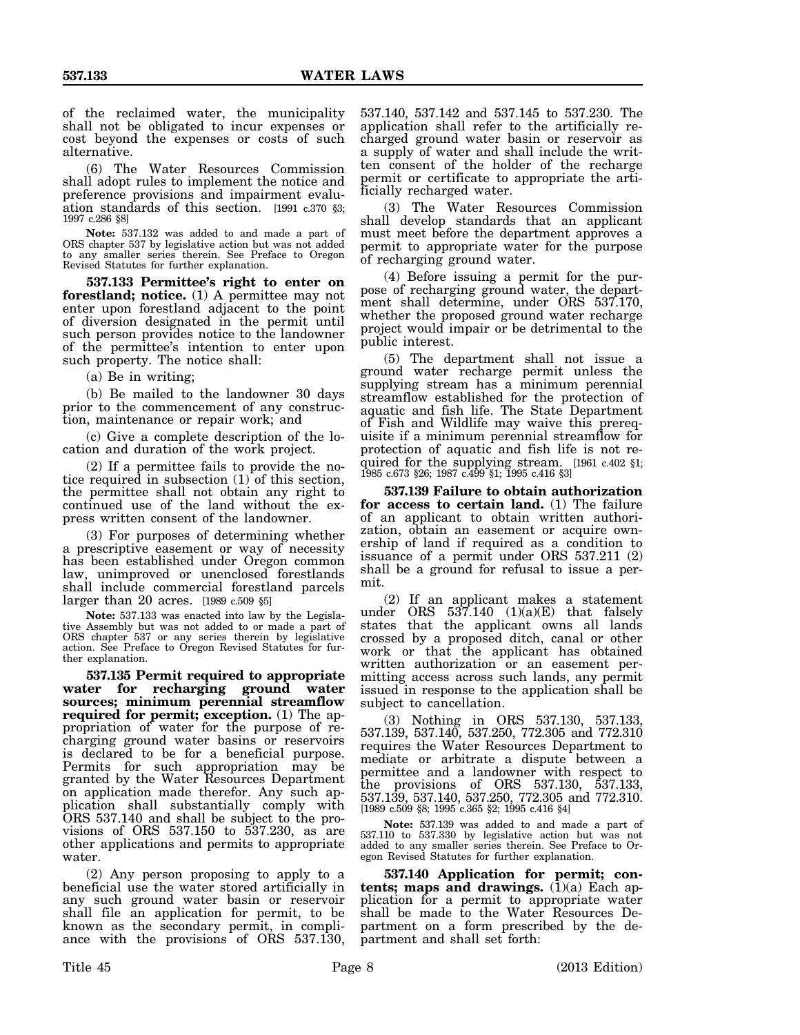of the reclaimed water, the municipality shall not be obligated to incur expenses or cost beyond the expenses or costs of such alternative.

(6) The Water Resources Commission shall adopt rules to implement the notice and preference provisions and impairment evaluation standards of this section. [1991 c.370 §3; 1997 c.286 §8]

**Note:** 537.132 was added to and made a part of ORS chapter 537 by legislative action but was not added to any smaller series therein. See Preface to Oregon Revised Statutes for further explanation.

**537.133 Permittee's right to enter on forestland; notice.** (1) A permittee may not enter upon forestland adjacent to the point of diversion designated in the permit until such person provides notice to the landowner of the permittee's intention to enter upon such property. The notice shall:

(a) Be in writing;

(b) Be mailed to the landowner 30 days prior to the commencement of any construction, maintenance or repair work; and

(c) Give a complete description of the location and duration of the work project.

(2) If a permittee fails to provide the notice required in subsection (1) of this section, the permittee shall not obtain any right to continued use of the land without the express written consent of the landowner.

(3) For purposes of determining whether a prescriptive easement or way of necessity has been established under Oregon common law, unimproved or unenclosed forestlands shall include commercial forestland parcels larger than 20 acres. [1989 c.509 §5]

**Note:** 537.133 was enacted into law by the Legislative Assembly but was not added to or made a part of ORS chapter 537 or any series therein by legislative action. See Preface to Oregon Revised Statutes for further explanation.

**537.135 Permit required to appropriate water for recharging ground water sources; minimum perennial streamflow required for permit; exception.** (1) The appropriation of water for the purpose of recharging ground water basins or reservoirs is declared to be for a beneficial purpose. Permits for such appropriation may be granted by the Water Resources Department on application made therefor. Any such application shall substantially comply with ORS 537.140 and shall be subject to the provisions of ORS 537.150 to 537.230, as are other applications and permits to appropriate water.

(2) Any person proposing to apply to a beneficial use the water stored artificially in any such ground water basin or reservoir shall file an application for permit, to be known as the secondary permit, in compliance with the provisions of ORS 537.130, 537.140, 537.142 and 537.145 to 537.230. The application shall refer to the artificially recharged ground water basin or reservoir as a supply of water and shall include the written consent of the holder of the recharge permit or certificate to appropriate the artificially recharged water.

(3) The Water Resources Commission shall develop standards that an applicant must meet before the department approves a permit to appropriate water for the purpose of recharging ground water.

(4) Before issuing a permit for the purpose of recharging ground water, the department shall determine, under ORS 537.170, whether the proposed ground water recharge project would impair or be detrimental to the public interest.

(5) The department shall not issue a ground water recharge permit unless the supplying stream has a minimum perennial streamflow established for the protection of aquatic and fish life. The State Department of Fish and Wildlife may waive this prerequisite if a minimum perennial streamflow for protection of aquatic and fish life is not required for the supplying stream. [1961 c.402 §1; 1985 c.673 §26; 1987 c.499 §1; 1995 c.416 §3]

**537.139 Failure to obtain authorization for access to certain land.** (1) The failure of an applicant to obtain written authorization, obtain an easement or acquire ownership of land if required as a condition to issuance of a permit under ORS 537.211 (2) shall be a ground for refusal to issue a permit.

(2) If an applicant makes a statement under ORS 537.140 (1)(a)(E) that falsely states that the applicant owns all lands crossed by a proposed ditch, canal or other work or that the applicant has obtained written authorization or an easement permitting access across such lands, any permit issued in response to the application shall be subject to cancellation.

(3) Nothing in ORS 537.130, 537.133, 537.139, 537.140, 537.250, 772.305 and 772.310 requires the Water Resources Department to mediate or arbitrate a dispute between a permittee and a landowner with respect to the provisions of ORS 537.130, 537.133, 537.139, 537.140, 537.250, 772.305 and 772.310. [1989 c.509 §8; 1995 c.365 §2; 1995 c.416 §4]

**Note:** 537.139 was added to and made a part of 537.110 to 537.330 by legislative action but was not added to any smaller series therein. See Preface to Oregon Revised Statutes for further explanation.

**537.140 Application for permit; contents; maps and drawings.** (1)(a) Each application for a permit to appropriate water shall be made to the Water Resources Department on a form prescribed by the department and shall set forth: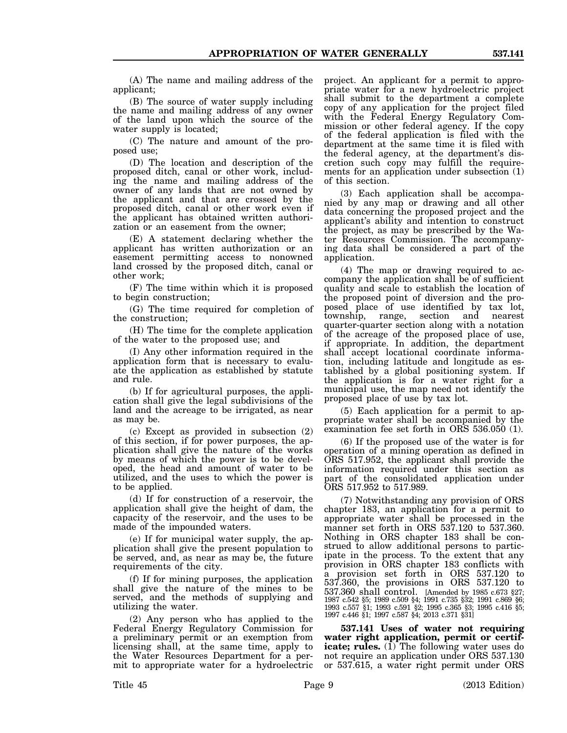(A) The name and mailing address of the applicant;

(B) The source of water supply including the name and mailing address of any owner of the land upon which the source of the water supply is located;

(C) The nature and amount of the proposed use;

(D) The location and description of the proposed ditch, canal or other work, including the name and mailing address of the owner of any lands that are not owned by the applicant and that are crossed by the proposed ditch, canal or other work even if the applicant has obtained written authorization or an easement from the owner;

(E) A statement declaring whether the applicant has written authorization or an easement permitting access to nonowned land crossed by the proposed ditch, canal or other work;

(F) The time within which it is proposed to begin construction;

(G) The time required for completion of the construction;

(H) The time for the complete application of the water to the proposed use; and

(I) Any other information required in the application form that is necessary to evaluate the application as established by statute and rule.

(b) If for agricultural purposes, the application shall give the legal subdivisions of the land and the acreage to be irrigated, as near as may be.

(c) Except as provided in subsection (2) of this section, if for power purposes, the application shall give the nature of the works by means of which the power is to be developed, the head and amount of water to be utilized, and the uses to which the power is to be applied.

(d) If for construction of a reservoir, the application shall give the height of dam, the capacity of the reservoir, and the uses to be made of the impounded waters.

(e) If for municipal water supply, the application shall give the present population to be served, and, as near as may be, the future requirements of the city.

(f) If for mining purposes, the application shall give the nature of the mines to be served, and the methods of supplying and utilizing the water.

(2) Any person who has applied to the Federal Energy Regulatory Commission for a preliminary permit or an exemption from licensing shall, at the same time, apply to the Water Resources Department for a permit to appropriate water for a hydroelectric project. An applicant for a permit to appropriate water for a new hydroelectric project shall submit to the department a complete copy of any application for the project filed with the Federal Energy Regulatory Commission or other federal agency. If the copy of the federal application is filed with the department at the same time it is filed with the federal agency, at the department's discretion such copy may fulfill the requirements for an application under subsection (1) of this section.

(3) Each application shall be accompanied by any map or drawing and all other data concerning the proposed project and the applicant's ability and intention to construct the project, as may be prescribed by the Water Resources Commission. The accompanying data shall be considered a part of the application.

(4) The map or drawing required to accompany the application shall be of sufficient quality and scale to establish the location of the proposed point of diversion and the proposed place of use identified by tax lot, township, range, section and nearest quarter-quarter section along with a notation of the acreage of the proposed place of use, if appropriate. In addition, the department shall accept locational coordinate information, including latitude and longitude as established by a global positioning system. If the application is for a water right for a municipal use, the map need not identify the proposed place of use by tax lot.

(5) Each application for a permit to appropriate water shall be accompanied by the examination fee set forth in ORS 536.050 (1).

(6) If the proposed use of the water is for operation of a mining operation as defined in ORS 517.952, the applicant shall provide the information required under this section as part of the consolidated application under ORS 517.952 to 517.989.

(7) Notwithstanding any provision of ORS chapter 183, an application for a permit to appropriate water shall be processed in the manner set forth in ORS 537.120 to 537.360. Nothing in ORS chapter 183 shall be construed to allow additional persons to participate in the process. To the extent that any provision in ORS chapter 183 conflicts with a provision set forth in ORS 537.120 to 537.360, the provisions in ORS 537.120 to 537.360 shall control. [Amended by 1985 c.673 §27; 1987 c.542 §5; 1989 c.509 §4; 1991 c.735 §32; 1991 c.869 §6; 1993 c.557 §1; 1993 c.591 §2; 1995 c.365 §3; 1995 c.416 §5; 1997 c.446 §1; 1997 c.587 §4; 2013 c.371 §31]

**537.141 Uses of water not requiring water right application, permit or certificate; rules.** (1) The following water uses do not require an application under ORS 537.130 or 537.615, a water right permit under ORS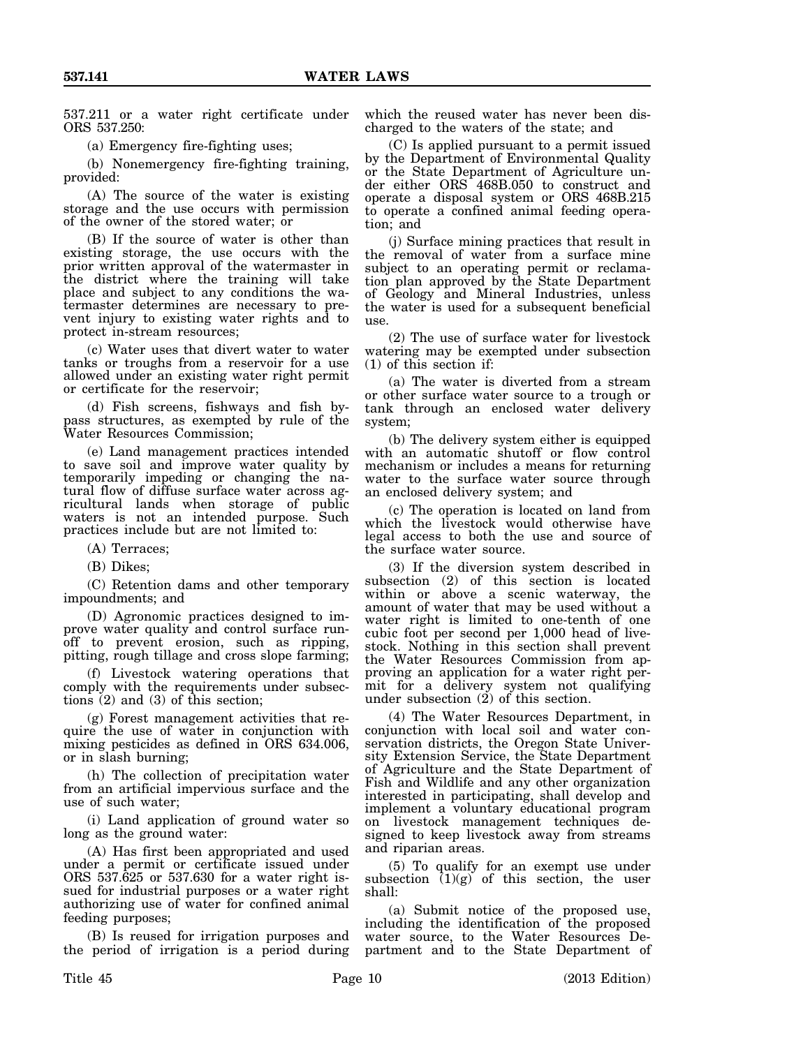537.211 or a water right certificate under ORS 537.250:

(a) Emergency fire-fighting uses;

(b) Nonemergency fire-fighting training, provided:

(A) The source of the water is existing storage and the use occurs with permission of the owner of the stored water; or

(B) If the source of water is other than existing storage, the use occurs with the prior written approval of the watermaster in the district where the training will take place and subject to any conditions the watermaster determines are necessary to prevent injury to existing water rights and to protect in-stream resources;

(c) Water uses that divert water to water tanks or troughs from a reservoir for a use allowed under an existing water right permit or certificate for the reservoir;

(d) Fish screens, fishways and fish bypass structures, as exempted by rule of the Water Resources Commission;

(e) Land management practices intended to save soil and improve water quality by temporarily impeding or changing the natural flow of diffuse surface water across agricultural lands when storage of public waters is not an intended purpose. Such practices include but are not limited to:

(A) Terraces;

(B) Dikes;

(C) Retention dams and other temporary impoundments; and

(D) Agronomic practices designed to improve water quality and control surface runoff to prevent erosion, such as ripping, pitting, rough tillage and cross slope farming;

(f) Livestock watering operations that comply with the requirements under subsections (2) and (3) of this section;

(g) Forest management activities that require the use of water in conjunction with mixing pesticides as defined in ORS 634.006, or in slash burning;

(h) The collection of precipitation water from an artificial impervious surface and the use of such water;

(i) Land application of ground water so long as the ground water:

(A) Has first been appropriated and used under a permit or certificate issued under ORS 537.625 or 537.630 for a water right issued for industrial purposes or a water right authorizing use of water for confined animal feeding purposes;

(B) Is reused for irrigation purposes and the period of irrigation is a period during which the reused water has never been discharged to the waters of the state; and

(C) Is applied pursuant to a permit issued by the Department of Environmental Quality or the State Department of Agriculture under either ORS 468B.050 to construct and operate a disposal system or ORS 468B.215 to operate a confined animal feeding operation; and

(j) Surface mining practices that result in the removal of water from a surface mine subject to an operating permit or reclamation plan approved by the State Department of Geology and Mineral Industries, unless the water is used for a subsequent beneficial use.

(2) The use of surface water for livestock watering may be exempted under subsection (1) of this section if:

(a) The water is diverted from a stream or other surface water source to a trough or tank through an enclosed water delivery system;

(b) The delivery system either is equipped with an automatic shutoff or flow control mechanism or includes a means for returning water to the surface water source through an enclosed delivery system; and

(c) The operation is located on land from which the livestock would otherwise have legal access to both the use and source of the surface water source.

(3) If the diversion system described in subsection (2) of this section is located within or above a scenic waterway, the amount of water that may be used without a water right is limited to one-tenth of one cubic foot per second per 1,000 head of livestock. Nothing in this section shall prevent the Water Resources Commission from approving an application for a water right permit for a delivery system not qualifying under subsection (2) of this section.

(4) The Water Resources Department, in conjunction with local soil and water conservation districts, the Oregon State University Extension Service, the State Department of Agriculture and the State Department of Fish and Wildlife and any other organization interested in participating, shall develop and implement a voluntary educational program on livestock management techniques designed to keep livestock away from streams and riparian areas.

(5) To qualify for an exempt use under subsection (1)(g) of this section, the user shall:

(a) Submit notice of the proposed use, including the identification of the proposed water source, to the Water Resources Department and to the State Department of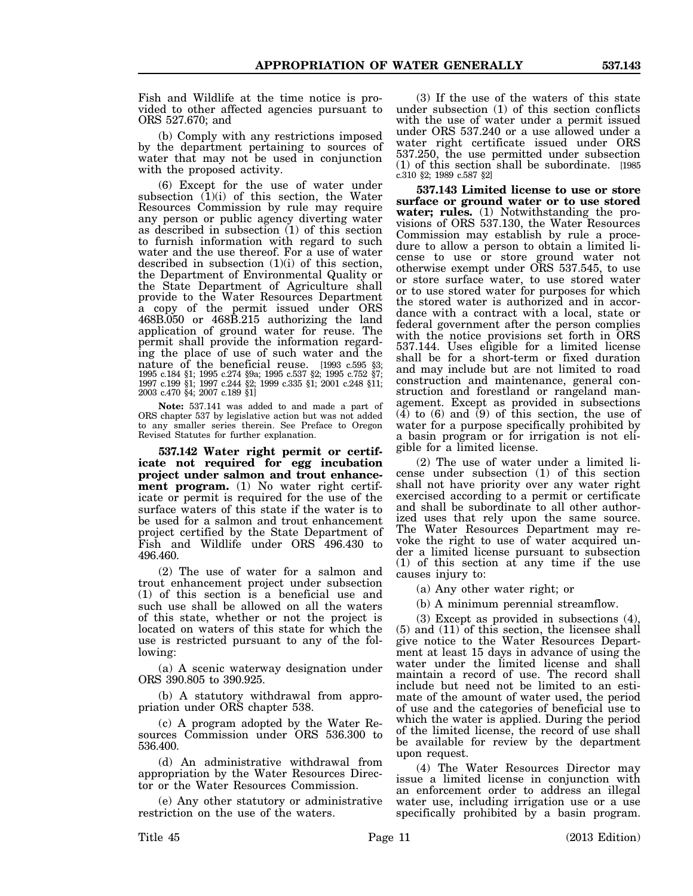Fish and Wildlife at the time notice is provided to other affected agencies pursuant to ORS 527.670; and

(b) Comply with any restrictions imposed by the department pertaining to sources of water that may not be used in conjunction with the proposed activity.

(6) Except for the use of water under subsection (1)(i) of this section, the Water Resources Commission by rule may require any person or public agency diverting water as described in subsection (1) of this section to furnish information with regard to such water and the use thereof. For a use of water described in subsection (1)(i) of this section, the Department of Environmental Quality or the State Department of Agriculture shall provide to the Water Resources Department a copy of the permit issued under ORS 468B.050 or 468B.215 authorizing the land application of ground water for reuse. The permit shall provide the information regarding the place of use of such water and the nature of the beneficial reuse. [1993 c.595 §3; 1995 c.184 §1; 1995 c.274 §9a; 1995 c.537 §2; 1995 c.752 §7; 1997 c.199 §1; 1997 c.244 §2; 1999 c.335 §1; 2001 c.248 §11; 2003 c.470 §4; 2007 c.189 §1]

**Note:** 537.141 was added to and made a part of ORS chapter 537 by legislative action but was not added to any smaller series therein. See Preface to Oregon Revised Statutes for further explanation.

**537.142 Water right permit or certificate not required for egg incubation project under salmon and trout enhancement program.** (1) No water right certificate or permit is required for the use of the surface waters of this state if the water is to be used for a salmon and trout enhancement project certified by the State Department of Fish and Wildlife under ORS 496.430 to 496.460.

(2) The use of water for a salmon and trout enhancement project under subsection (1) of this section is a beneficial use and such use shall be allowed on all the waters of this state, whether or not the project is located on waters of this state for which the use is restricted pursuant to any of the following:

(a) A scenic waterway designation under ORS 390.805 to 390.925.

(b) A statutory withdrawal from appropriation under ORS chapter 538.

(c) A program adopted by the Water Resources Commission under ORS 536.300 to 536.400.

(d) An administrative withdrawal from appropriation by the Water Resources Director or the Water Resources Commission.

(e) Any other statutory or administrative restriction on the use of the waters.

(3) If the use of the waters of this state under subsection (1) of this section conflicts with the use of water under a permit issued under ORS 537.240 or a use allowed under a water right certificate issued under ORS 537.250, the use permitted under subsection (1) of this section shall be subordinate. [1985 c.310 §2; 1989 c.587 §2]

**537.143 Limited license to use or store surface or ground water or to use stored water; rules.** (1) Notwithstanding the provisions of ORS 537.130, the Water Resources Commission may establish by rule a procedure to allow a person to obtain a limited license to use or store ground water not otherwise exempt under ORS 537.545, to use or store surface water, to use stored water or to use stored water for purposes for which the stored water is authorized and in accordance with a contract with a local, state or federal government after the person complies with the notice provisions set forth in ORS 537.144. Uses eligible for a limited license shall be for a short-term or fixed duration and may include but are not limited to road construction and maintenance, general construction and forestland or rangeland management. Except as provided in subsections (4) to (6) and (9) of this section, the use of water for a purpose specifically prohibited by a basin program or for irrigation is not eligible for a limited license.

(2) The use of water under a limited license under subsection (1) of this section shall not have priority over any water right exercised according to a permit or certificate and shall be subordinate to all other authorized uses that rely upon the same source. The Water Resources Department may revoke the right to use of water acquired under a limited license pursuant to subsection (1) of this section at any time if the use causes injury to:

(a) Any other water right; or

(b) A minimum perennial streamflow.

(3) Except as provided in subsections (4), (5) and (11) of this section, the licensee shall give notice to the Water Resources Department at least 15 days in advance of using the water under the limited license and shall maintain a record of use. The record shall include but need not be limited to an estimate of the amount of water used, the period of use and the categories of beneficial use to which the water is applied. During the period of the limited license, the record of use shall be available for review by the department upon request.

(4) The Water Resources Director may issue a limited license in conjunction with an enforcement order to address an illegal water use, including irrigation use or a use specifically prohibited by a basin program.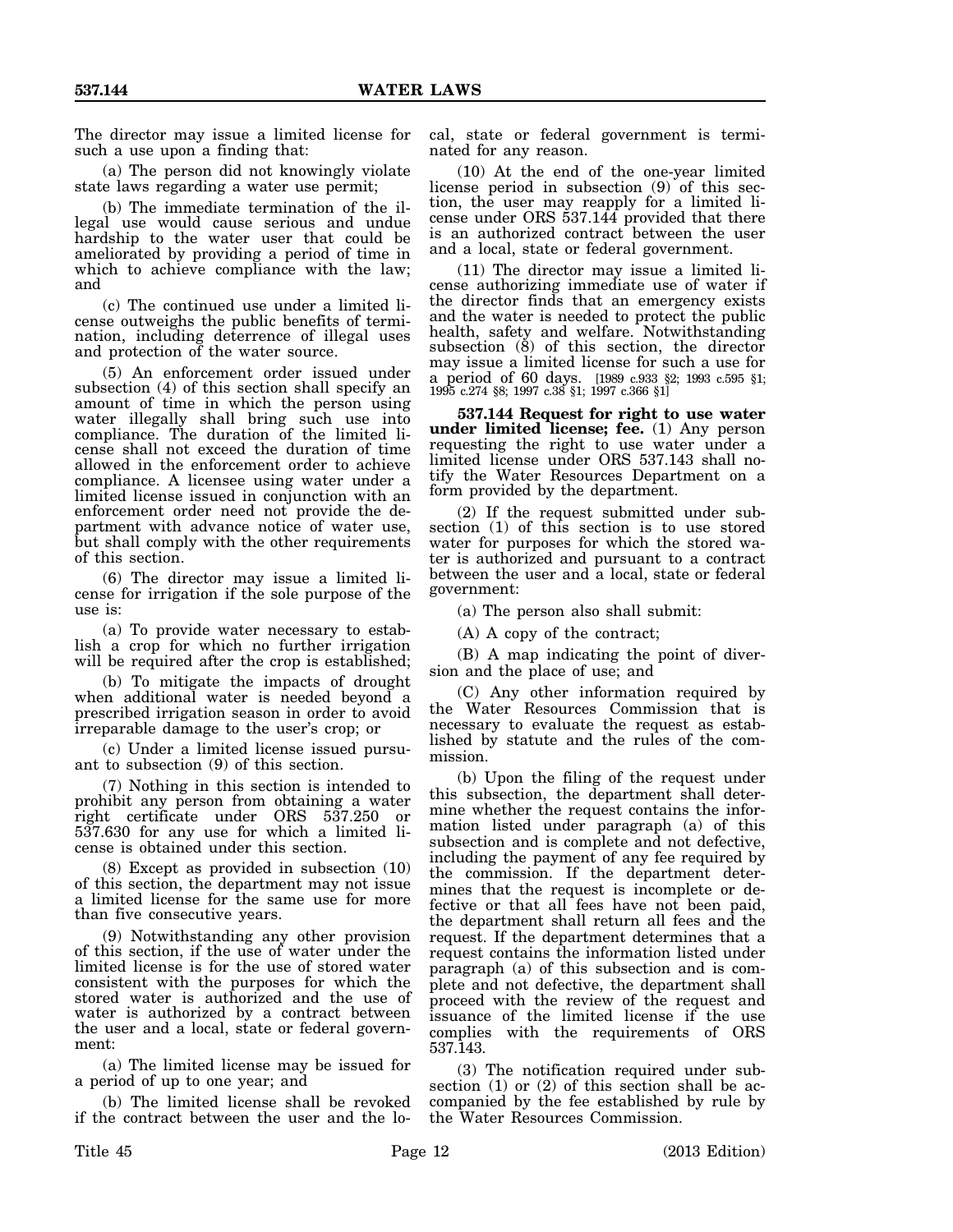The director may issue a limited license for such a use upon a finding that:

(a) The person did not knowingly violate state laws regarding a water use permit;

(b) The immediate termination of the illegal use would cause serious and undue hardship to the water user that could be ameliorated by providing a period of time in which to achieve compliance with the law; and

(c) The continued use under a limited license outweighs the public benefits of termination, including deterrence of illegal uses and protection of the water source.

(5) An enforcement order issued under subsection (4) of this section shall specify an amount of time in which the person using water illegally shall bring such use into compliance. The duration of the limited license shall not exceed the duration of time allowed in the enforcement order to achieve compliance. A licensee using water under a limited license issued in conjunction with an enforcement order need not provide the department with advance notice of water use, but shall comply with the other requirements of this section.

(6) The director may issue a limited license for irrigation if the sole purpose of the use is:

(a) To provide water necessary to establish a crop for which no further irrigation will be required after the crop is established;

(b) To mitigate the impacts of drought when additional water is needed beyond a prescribed irrigation season in order to avoid irreparable damage to the user's crop; or

(c) Under a limited license issued pursuant to subsection (9) of this section.

(7) Nothing in this section is intended to prohibit any person from obtaining a water right certificate under ORS 537.250 or 537.630 for any use for which a limited license is obtained under this section.

(8) Except as provided in subsection (10) of this section, the department may not issue a limited license for the same use for more than five consecutive years.

(9) Notwithstanding any other provision of this section, if the use of water under the limited license is for the use of stored water consistent with the purposes for which the stored water is authorized and the use of water is authorized by a contract between the user and a local, state or federal government:

(a) The limited license may be issued for a period of up to one year; and

(b) The limited license shall be revoked if the contract between the user and the local, state or federal government is terminated for any reason.

(10) At the end of the one-year limited license period in subsection (9) of this section, the user may reapply for a limited license under ORS 537.144 provided that there is an authorized contract between the user and a local, state or federal government.

(11) The director may issue a limited license authorizing immediate use of water if the director finds that an emergency exists and the water is needed to protect the public health, safety and welfare. Notwithstanding subsection (8) of this section, the director may issue a limited license for such a use for a period of 60 days. [1989 c.933 §2; 1993 c.595 §1; 1995 c.274 §8; 1997 c.38 §1; 1997 c.366 §1]

**537.144 Request for right to use water under limited license; fee.** (1) Any person requesting the right to use water under a limited license under ORS 537.143 shall notify the Water Resources Department on a form provided by the department.

(2) If the request submitted under subsection (1) of this section is to use stored water for purposes for which the stored water is authorized and pursuant to a contract between the user and a local, state or federal government:

(a) The person also shall submit:

(A) A copy of the contract;

(B) A map indicating the point of diversion and the place of use; and

(C) Any other information required by the Water Resources Commission that is necessary to evaluate the request as established by statute and the rules of the commission.

(b) Upon the filing of the request under this subsection, the department shall determine whether the request contains the information listed under paragraph (a) of this subsection and is complete and not defective, including the payment of any fee required by the commission. If the department determines that the request is incomplete or defective or that all fees have not been paid, the department shall return all fees and the request. If the department determines that a request contains the information listed under paragraph (a) of this subsection and is complete and not defective, the department shall proceed with the review of the request and issuance of the limited license if the use complies with the requirements of ORS 537.143.

(3) The notification required under subsection (1) or (2) of this section shall be accompanied by the fee established by rule by the Water Resources Commission.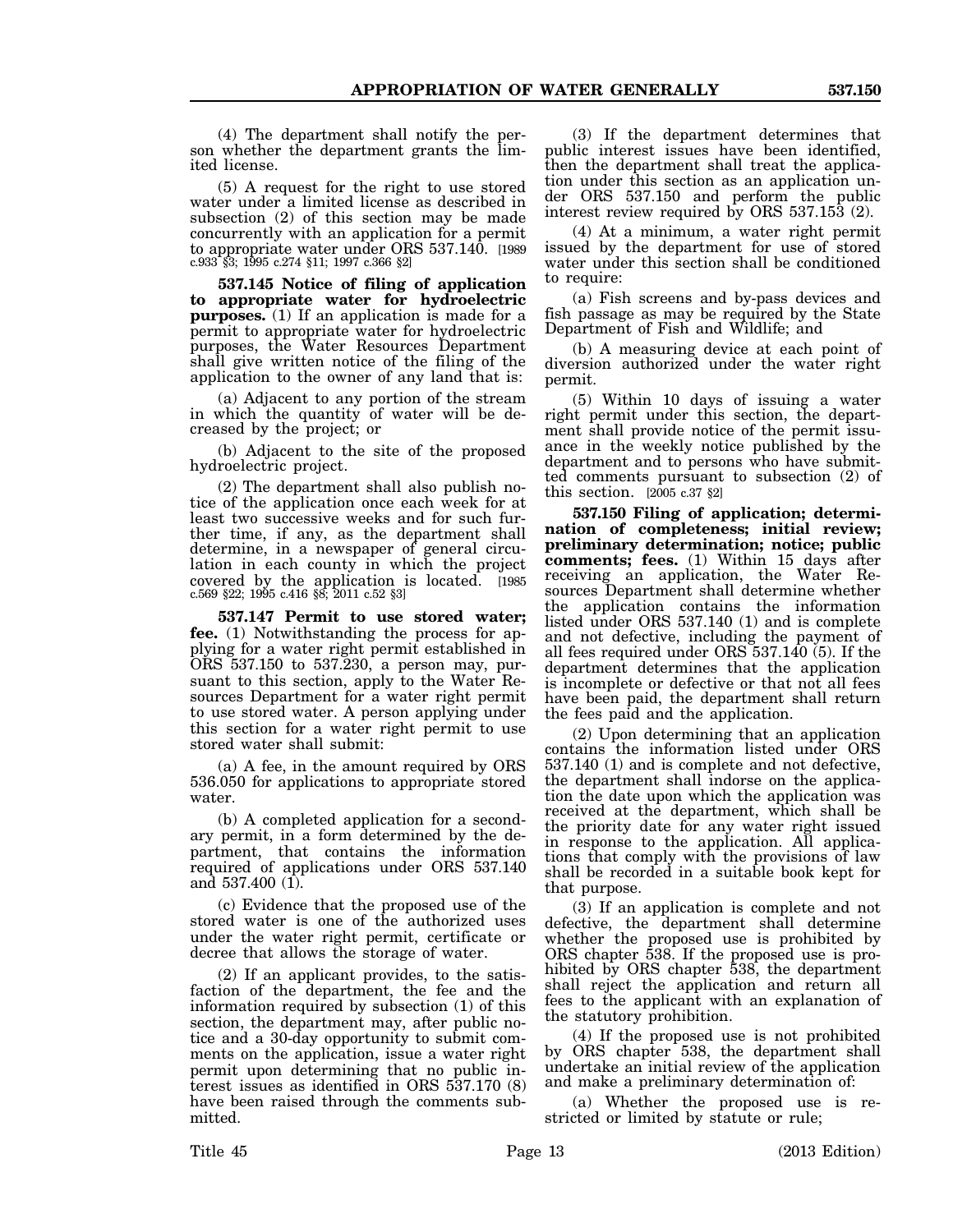(4) The department shall notify the person whether the department grants the limited license.

(5) A request for the right to use stored water under a limited license as described in subsection (2) of this section may be made concurrently with an application for a permit to appropriate water under ORS 537.140. [1989 c.933 §3; 1995 c.274 §11; 1997 c.366 §2]

**537.145 Notice of filing of application to appropriate water for hydroelectric purposes.** (1) If an application is made for a permit to appropriate water for hydroelectric purposes, the Water Resources Department shall give written notice of the filing of the application to the owner of any land that is:

(a) Adjacent to any portion of the stream in which the quantity of water will be decreased by the project; or

(b) Adjacent to the site of the proposed hydroelectric project.

(2) The department shall also publish notice of the application once each week for at least two successive weeks and for such further time, if any, as the department shall determine, in a newspaper of general circulation in each county in which the project covered by the application is located. [1985 c.569 §22; 1995 c.416 §8; 2011 c.52 §3]

**537.147 Permit to use stored water; fee.** (1) Notwithstanding the process for applying for a water right permit established in ORS 537.150 to 537.230, a person may, pursuant to this section, apply to the Water Resources Department for a water right permit to use stored water. A person applying under this section for a water right permit to use stored water shall submit:

(a) A fee, in the amount required by ORS 536.050 for applications to appropriate stored water.

(b) A completed application for a secondary permit, in a form determined by the department, that contains the information required of applications under ORS 537.140 and 537.400 (1).

(c) Evidence that the proposed use of the stored water is one of the authorized uses under the water right permit, certificate or decree that allows the storage of water.

(2) If an applicant provides, to the satisfaction of the department, the fee and the information required by subsection (1) of this section, the department may, after public notice and a 30-day opportunity to submit comments on the application, issue a water right permit upon determining that no public interest issues as identified in ORS 537.170 (8) have been raised through the comments submitted.

(3) If the department determines that public interest issues have been identified, then the department shall treat the application under this section as an application under ORS 537.150 and perform the public interest review required by ORS 537.153 (2).

(4) At a minimum, a water right permit issued by the department for use of stored water under this section shall be conditioned to require:

(a) Fish screens and by-pass devices and fish passage as may be required by the State Department of Fish and Wildlife; and

(b) A measuring device at each point of diversion authorized under the water right permit.

(5) Within 10 days of issuing a water right permit under this section, the department shall provide notice of the permit issuance in the weekly notice published by the department and to persons who have submitted comments pursuant to subsection (2) of this section. [2005 c.37 §2]

**537.150 Filing of application; determination of completeness; initial review; preliminary determination; notice; public comments; fees.** (1) Within 15 days after receiving an application, the Water Resources Department shall determine whether the application contains the information listed under ORS 537.140 (1) and is complete and not defective, including the payment of all fees required under ORS 537.140 (5). If the department determines that the application is incomplete or defective or that not all fees have been paid, the department shall return the fees paid and the application.

(2) Upon determining that an application contains the information listed under ORS 537.140 (1) and is complete and not defective, the department shall indorse on the application the date upon which the application was received at the department, which shall be the priority date for any water right issued in response to the application. All applications that comply with the provisions of law shall be recorded in a suitable book kept for that purpose.

(3) If an application is complete and not defective, the department shall determine whether the proposed use is prohibited by ORS chapter 538. If the proposed use is prohibited by ORS chapter 538, the department shall reject the application and return all fees to the applicant with an explanation of the statutory prohibition.

(4) If the proposed use is not prohibited by ORS chapter 538, the department shall undertake an initial review of the application and make a preliminary determination of:

(a) Whether the proposed use is restricted or limited by statute or rule;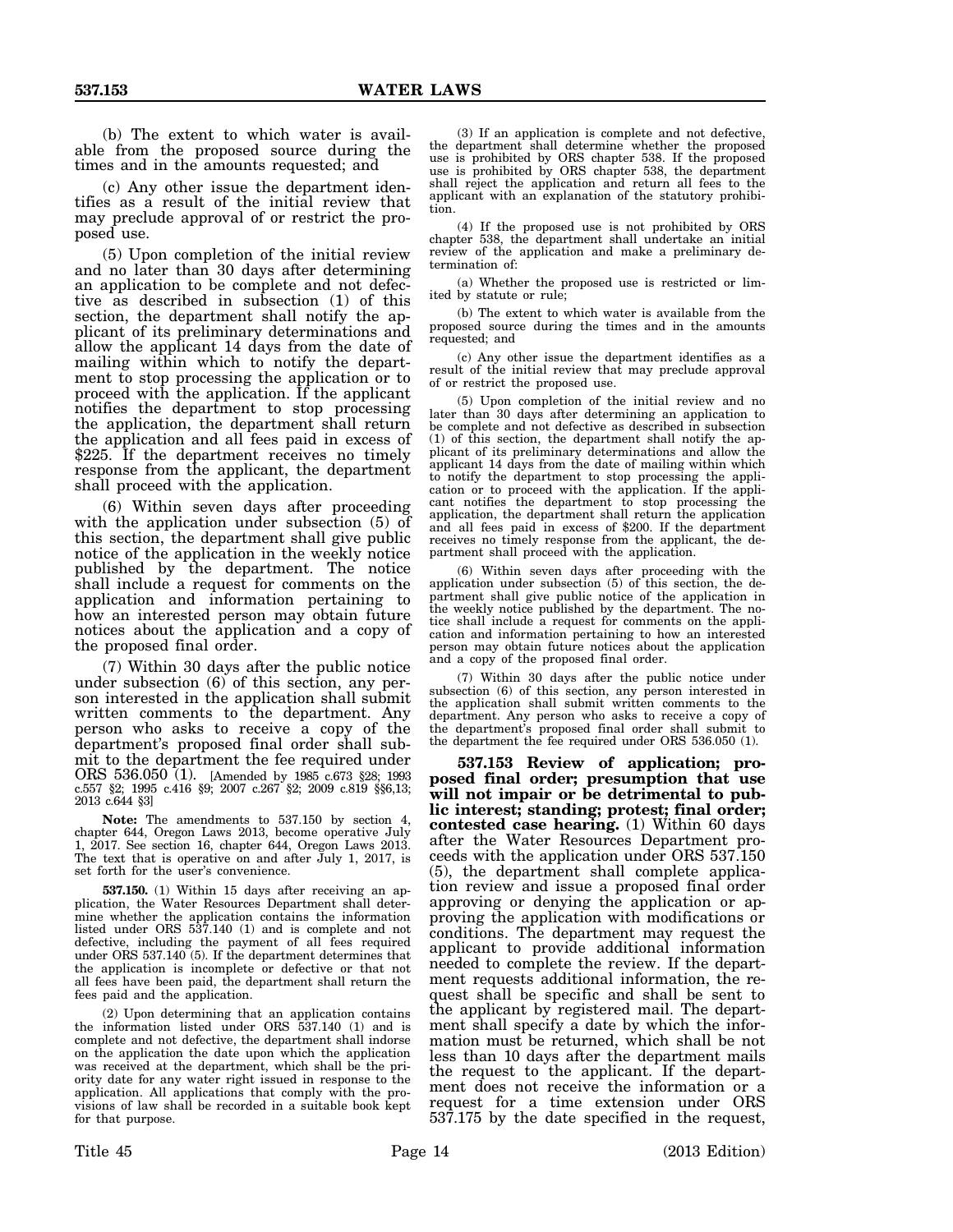(b) The extent to which water is available from the proposed source during the times and in the amounts requested; and

(c) Any other issue the department identifies as a result of the initial review that may preclude approval of or restrict the proposed use.

(5) Upon completion of the initial review and no later than 30 days after determining an application to be complete and not defective as described in subsection (1) of this section, the department shall notify the applicant of its preliminary determinations and allow the applicant 14 days from the date of mailing within which to notify the department to stop processing the application or to proceed with the application. If the applicant notifies the department to stop processing the application, the department shall return the application and all fees paid in excess of $225. If the department receives no timely response from the applicant, the department shall proceed with the application.

(6) Within seven days after proceeding with the application under subsection (5) of this section, the department shall give public notice of the application in the weekly notice published by the department. The notice shall include a request for comments on the application and information pertaining to how an interested person may obtain future notices about the application and a copy of the proposed final order.

(7) Within 30 days after the public notice under subsection (6) of this section, any person interested in the application shall submit written comments to the department. Any person who asks to receive a copy of the department's proposed final order shall submit to the department the fee required under ORS 536.050 (1). [Amended by 1985 c.673 §28; 1993 c.557 §2; 1995 c.416 §9; 2007 c.267 §2; 2009 c.819 §§6,13; 2013 c.644 §3]

**Note:** The amendments to 537.150 by section 4, chapter 644, Oregon Laws 2013, become operative July 1, 2017. See section 16, chapter 644, Oregon Laws 2013. The text that is operative on and after July 1, 2017, is set forth for the user's convenience.

**537.150.** (1) Within 15 days after receiving an application, the Water Resources Department shall determine whether the application contains the information listed under ORS 537.140 (1) and is complete and not defective, including the payment of all fees required under ORS 537.140 (5). If the department determines that the application is incomplete or defective or that not all fees have been paid, the department shall return the fees paid and the application.

(2) Upon determining that an application contains the information listed under ORS 537.140 (1) and is complete and not defective, the department shall indorse on the application the date upon which the application was received at the department, which shall be the priority date for any water right issued in response to the application. All applications that comply with the provisions of law shall be recorded in a suitable book kept for that purpose.

(3) If an application is complete and not defective, the department shall determine whether the proposed use is prohibited by ORS chapter 538. If the proposed use is prohibited by ORS chapter 538, the department shall reject the application and return all fees to the applicant with an explanation of the statutory prohibition.

(4) If the proposed use is not prohibited by ORS chapter 538, the department shall undertake an initial review of the application and make a preliminary determination of:

(a) Whether the proposed use is restricted or limited by statute or rule;

(b) The extent to which water is available from the proposed source during the times and in the amounts requested; and

(c) Any other issue the department identifies as a result of the initial review that may preclude approval of or restrict the proposed use.

(5) Upon completion of the initial review and no later than 30 days after determining an application to be complete and not defective as described in subsection (1) of this section, the department shall notify the applicant of its preliminary determinations and allow the applicant 14 days from the date of mailing within which to notify the department to stop processing the application or to proceed with the application. If the applicant notifies the department to stop processing the application, the department shall return the application and all fees paid in excess of $200. If the department receives no timely response from the applicant, the department shall proceed with the application.

(6) Within seven days after proceeding with the application under subsection (5) of this section, the department shall give public notice of the application in the weekly notice published by the department. The notice shall include a request for comments on the application and information pertaining to how an interested person may obtain future notices about the application and a copy of the proposed final order.

(7) Within 30 days after the public notice under subsection (6) of this section, any person interested in the application shall submit written comments to the department. Any person who asks to receive a copy of the department's proposed final order shall submit to the department the fee required under ORS 536.050 (1).

**537.153 Review of application; proposed final order; presumption that use will not impair or be detrimental to public interest; standing; protest; final order; contested case hearing.** (1) Within 60 days after the Water Resources Department proceeds with the application under ORS 537.150 (5), the department shall complete application review and issue a proposed final order approving or denying the application or approving the application with modifications or conditions. The department may request the applicant to provide additional information needed to complete the review. If the department requests additional information, the request shall be specific and shall be sent to the applicant by registered mail. The department shall specify a date by which the information must be returned, which shall be not less than 10 days after the department mails the request to the applicant. If the department does not receive the information or a request for a time extension under ORS 537.175 by the date specified in the request,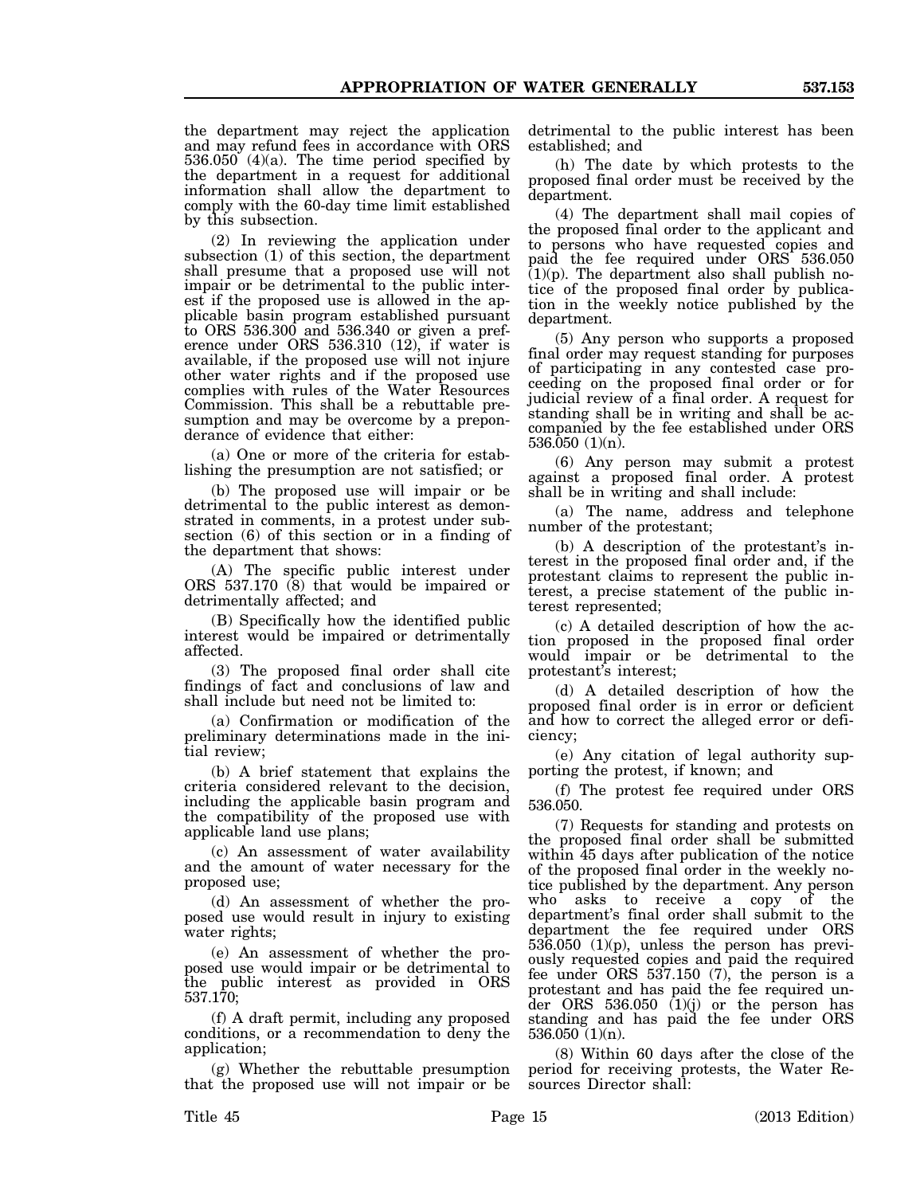the department may reject the application and may refund fees in accordance with ORS 536.050 (4)(a). The time period specified by the department in a request for additional information shall allow the department to comply with the 60-day time limit established by this subsection.

(2) In reviewing the application under subsection (1) of this section, the department shall presume that a proposed use will not impair or be detrimental to the public interest if the proposed use is allowed in the applicable basin program established pursuant to ORS 536.300 and 536.340 or given a preference under ORS 536.310 (12), if water is available, if the proposed use will not injure other water rights and if the proposed use complies with rules of the Water Resources Commission. This shall be a rebuttable presumption and may be overcome by a preponderance of evidence that either:

(a) One or more of the criteria for establishing the presumption are not satisfied; or

(b) The proposed use will impair or be detrimental to the public interest as demonstrated in comments, in a protest under subsection (6) of this section or in a finding of the department that shows:

(A) The specific public interest under ORS 537.170 (8) that would be impaired or detrimentally affected; and

(B) Specifically how the identified public interest would be impaired or detrimentally affected.

(3) The proposed final order shall cite findings of fact and conclusions of law and shall include but need not be limited to:

(a) Confirmation or modification of the preliminary determinations made in the initial review;

(b) A brief statement that explains the criteria considered relevant to the decision, including the applicable basin program and the compatibility of the proposed use with applicable land use plans;

(c) An assessment of water availability and the amount of water necessary for the proposed use;

(d) An assessment of whether the proposed use would result in injury to existing water rights;

(e) An assessment of whether the proposed use would impair or be detrimental to the public interest as provided in ORS 537.170;

(f) A draft permit, including any proposed conditions, or a recommendation to deny the application;

(g) Whether the rebuttable presumption that the proposed use will not impair or be detrimental to the public interest has been established; and

(h) The date by which protests to the proposed final order must be received by the department.

(4) The department shall mail copies of the proposed final order to the applicant and to persons who have requested copies and paid the fee required under ORS 536.050 (1)(p). The department also shall publish notice of the proposed final order by publication in the weekly notice published by the department.

(5) Any person who supports a proposed final order may request standing for purposes of participating in any contested case proceeding on the proposed final order or for judicial review of a final order. A request for standing shall be in writing and shall be accompanied by the fee established under ORS 536.050 (1)(n).

(6) Any person may submit a protest against a proposed final order. A protest shall be in writing and shall include:

(a) The name, address and telephone number of the protestant;

(b) A description of the protestant's interest in the proposed final order and, if the protestant claims to represent the public interest, a precise statement of the public interest represented;

(c) A detailed description of how the action proposed in the proposed final order would impair or be detrimental to the protestant's interest;

(d) A detailed description of how the proposed final order is in error or deficient and how to correct the alleged error or deficiency;

(e) Any citation of legal authority supporting the protest, if known; and

(f) The protest fee required under ORS 536.050.

(7) Requests for standing and protests on the proposed final order shall be submitted within 45 days after publication of the notice of the proposed final order in the weekly notice published by the department. Any person who asks to receive a copy of the department's final order shall submit to the department the fee required under ORS 536.050 (1)(p), unless the person has previously requested copies and paid the required fee under ORS 537.150 (7), the person is a protestant and has paid the fee required under ORS 536.050 (1)(j) or the person has standing and has paid the fee under ORS 536.050 (1)(n).

(8) Within 60 days after the close of the period for receiving protests, the Water Resources Director shall: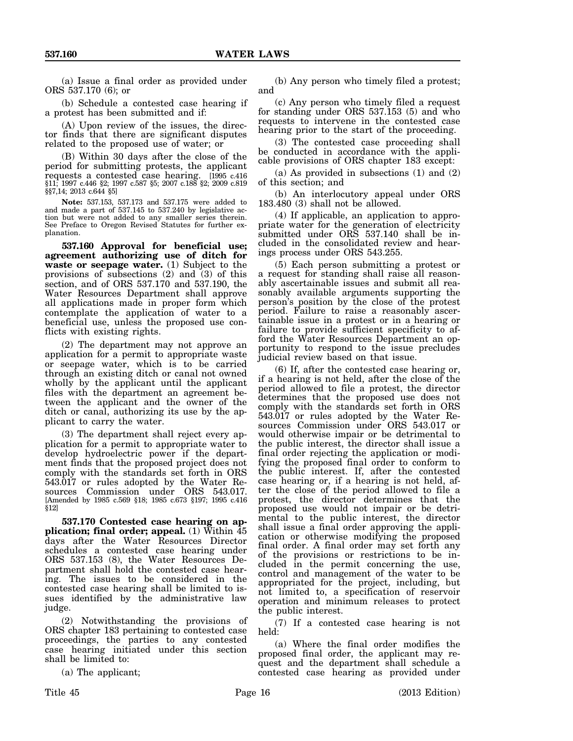(a) Issue a final order as provided under ORS 537.170 (6); or

(b) Schedule a contested case hearing if a protest has been submitted and if:

(A) Upon review of the issues, the director finds that there are significant disputes related to the proposed use of water; or

(B) Within 30 days after the close of the period for submitting protests, the applicant requests a contested case hearing. [1995 c.416 §11; 1997 c.446 §2; 1997 c.587 §5; 2007 c.188 §2; 2009 c.819 §§7,14; 2013 c.644 §5]

**Note:** 537.153, 537.173 and 537.175 were added to and made a part of 537.145 to 537.240 by legislative action but were not added to any smaller series therein. See Preface to Oregon Revised Statutes for further explanation.

**537.160 Approval for beneficial use; agreement authorizing use of ditch for waste or seepage water.** (1) Subject to the provisions of subsections (2) and (3) of this section, and of ORS 537.170 and 537.190, the Water Resources Department shall approve all applications made in proper form which contemplate the application of water to a beneficial use, unless the proposed use conflicts with existing rights.

(2) The department may not approve an application for a permit to appropriate waste or seepage water, which is to be carried through an existing ditch or canal not owned wholly by the applicant until the applicant files with the department an agreement between the applicant and the owner of the ditch or canal, authorizing its use by the applicant to carry the water.

(3) The department shall reject every application for a permit to appropriate water to develop hydroelectric power if the department finds that the proposed project does not comply with the standards set forth in ORS 543.017 or rules adopted by the Water Resources Commission under ORS 543.017. [Amended by 1985 c.569 §18; 1985 c.673 §197; 1995 c.416 §12]

**537.170 Contested case hearing on application; final order; appeal.** (1) Within 45 days after the Water Resources Director schedules a contested case hearing under ORS 537.153 (8), the Water Resources Department shall hold the contested case hearing. The issues to be considered in the contested case hearing shall be limited to issues identified by the administrative law judge.

(2) Notwithstanding the provisions of ORS chapter 183 pertaining to contested case proceedings, the parties to any contested case hearing initiated under this section shall be limited to:

(a) The applicant;

(b) Any person who timely filed a protest; and

(c) Any person who timely filed a request for standing under ORS 537.153 (5) and who requests to intervene in the contested case hearing prior to the start of the proceeding.

(3) The contested case proceeding shall be conducted in accordance with the applicable provisions of ORS chapter 183 except:

(a) As provided in subsections (1) and (2) of this section; and

(b) An interlocutory appeal under ORS 183.480 (3) shall not be allowed.

(4) If applicable, an application to appropriate water for the generation of electricity submitted under ORS 537.140 shall be included in the consolidated review and hearings process under ORS 543.255.

(5) Each person submitting a protest or a request for standing shall raise all reasonably ascertainable issues and submit all reasonably available arguments supporting the person's position by the close of the protest period. Failure to raise a reasonably ascertainable issue in a protest or in a hearing or failure to provide sufficient specificity to afford the Water Resources Department an opportunity to respond to the issue precludes judicial review based on that issue.

(6) If, after the contested case hearing or, if a hearing is not held, after the close of the period allowed to file a protest, the director determines that the proposed use does not comply with the standards set forth in ORS 543.017 or rules adopted by the Water Resources Commission under ORS 543.017 or would otherwise impair or be detrimental to the public interest, the director shall issue a final order rejecting the application or modifying the proposed final order to conform to the public interest. If, after the contested case hearing or, if a hearing is not held, after the close of the period allowed to file a protest, the director determines that the proposed use would not impair or be detrimental to the public interest, the director shall issue a final order approving the application or otherwise modifying the proposed final order. A final order may set forth any of the provisions or restrictions to be included in the permit concerning the use, control and management of the water to be appropriated for the project, including, but not limited to, a specification of reservoir operation and minimum releases to protect the public interest.

(7) If a contested case hearing is not held:

(a) Where the final order modifies the proposed final order, the applicant may request and the department shall schedule a contested case hearing as provided under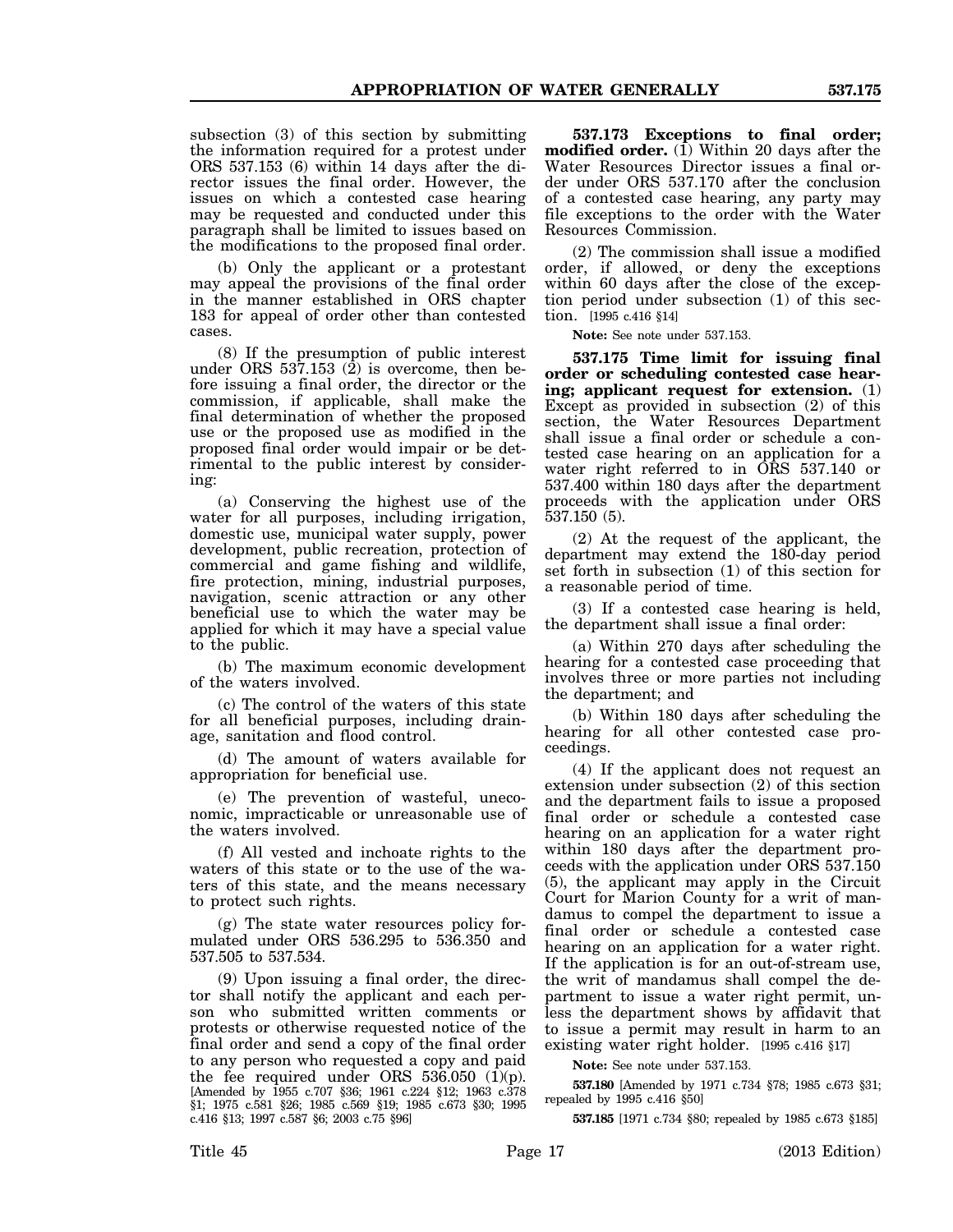subsection (3) of this section by submitting the information required for a protest under ORS 537.153 (6) within 14 days after the director issues the final order. However, the issues on which a contested case hearing may be requested and conducted under this paragraph shall be limited to issues based on the modifications to the proposed final order.

(b) Only the applicant or a protestant may appeal the provisions of the final order in the manner established in ORS chapter 183 for appeal of order other than contested cases.

(8) If the presumption of public interest under ORS 537.153 (2) is overcome, then before issuing a final order, the director or the commission, if applicable, shall make the final determination of whether the proposed use or the proposed use as modified in the proposed final order would impair or be detrimental to the public interest by considering:

(a) Conserving the highest use of the water for all purposes, including irrigation, domestic use, municipal water supply, power development, public recreation, protection of commercial and game fishing and wildlife, fire protection, mining, industrial purposes, navigation, scenic attraction or any other beneficial use to which the water may be applied for which it may have a special value to the public.

(b) The maximum economic development of the waters involved.

(c) The control of the waters of this state for all beneficial purposes, including drainage, sanitation and flood control.

(d) The amount of waters available for appropriation for beneficial use.

(e) The prevention of wasteful, uneconomic, impracticable or unreasonable use of the waters involved.

(f) All vested and inchoate rights to the waters of this state or to the use of the waters of this state, and the means necessary to protect such rights.

(g) The state water resources policy formulated under ORS 536.295 to 536.350 and 537.505 to 537.534.

(9) Upon issuing a final order, the director shall notify the applicant and each person who submitted written comments or protests or otherwise requested notice of the final order and send a copy of the final order to any person who requested a copy and paid the fee required under ORS 536.050 (1)(p). [Amended by 1955 c.707 §36; 1961 c.224 §12; 1963 c.378 §1; 1975 c.581 §26; 1985 c.569 §19; 1985 c.673 §30; 1995 c.416 §13; 1997 c.587 §6; 2003 c.75 §96]

**537.173 Exceptions to final order; modified order.** (1) Within 20 days after the Water Resources Director issues a final order under ORS 537.170 after the conclusion of a contested case hearing, any party may file exceptions to the order with the Water Resources Commission.

(2) The commission shall issue a modified order, if allowed, or deny the exceptions within 60 days after the close of the exception period under subsection (1) of this section. [1995 c.416 §14]

**Note:** See note under 537.153.

**537.175 Time limit for issuing final order or scheduling contested case hearing; applicant request for extension.** (1) Except as provided in subsection (2) of this section, the Water Resources Department shall issue a final order or schedule a contested case hearing on an application for a water right referred to in ORS 537.140 or 537.400 within 180 days after the department proceeds with the application under ORS 537.150 (5).

(2) At the request of the applicant, the department may extend the 180-day period set forth in subsection (1) of this section for a reasonable period of time.

(3) If a contested case hearing is held, the department shall issue a final order:

(a) Within 270 days after scheduling the hearing for a contested case proceeding that involves three or more parties not including the department; and

(b) Within 180 days after scheduling the hearing for all other contested case proceedings.

(4) If the applicant does not request an extension under subsection (2) of this section and the department fails to issue a proposed final order or schedule a contested case hearing on an application for a water right within 180 days after the department proceeds with the application under ORS 537.150 (5), the applicant may apply in the Circuit Court for Marion County for a writ of mandamus to compel the department to issue a final order or schedule a contested case hearing on an application for a water right. If the application is for an out-of-stream use, the writ of mandamus shall compel the department to issue a water right permit, unless the department shows by affidavit that to issue a permit may result in harm to an existing water right holder. [1995 c.416 §17]

**Note:** See note under 537.153.

**537.180** [Amended by 1971 c.734 §78; 1985 c.673 §31; repealed by 1995 c.416 §50]

**537.185** [1971 c.734 §80; repealed by 1985 c.673 §185]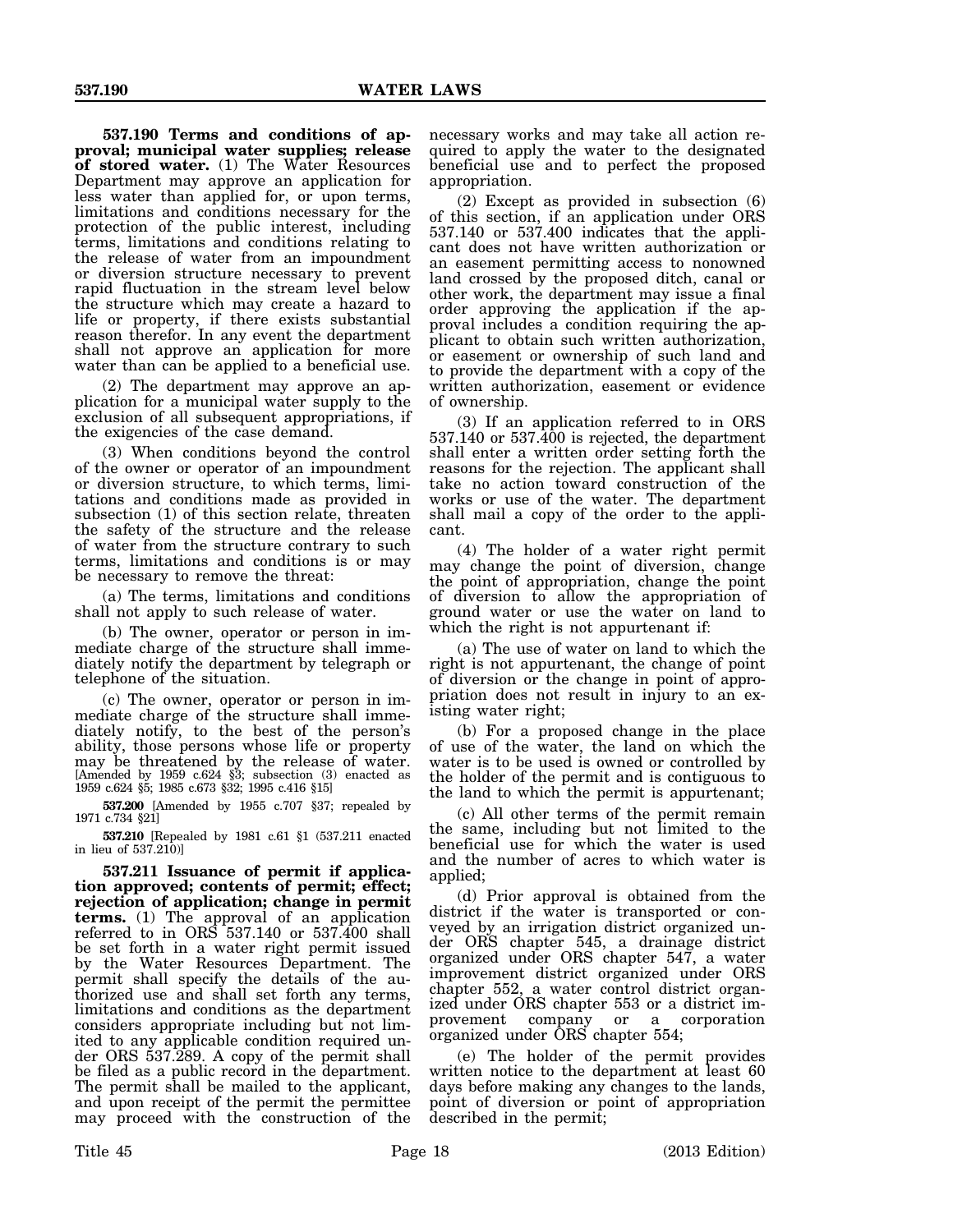**537.190 Terms and conditions of approval; municipal water supplies; release of stored water.** (1) The Water Resources Department may approve an application for less water than applied for, or upon terms, limitations and conditions necessary for the protection of the public interest, including terms, limitations and conditions relating to the release of water from an impoundment or diversion structure necessary to prevent rapid fluctuation in the stream level below the structure which may create a hazard to life or property, if there exists substantial reason therefor. In any event the department shall not approve an application for more water than can be applied to a beneficial use.

(2) The department may approve an application for a municipal water supply to the exclusion of all subsequent appropriations, if the exigencies of the case demand.

(3) When conditions beyond the control of the owner or operator of an impoundment or diversion structure, to which terms, limitations and conditions made as provided in subsection (1) of this section relate, threaten the safety of the structure and the release of water from the structure contrary to such terms, limitations and conditions is or may be necessary to remove the threat:

(a) The terms, limitations and conditions shall not apply to such release of water.

(b) The owner, operator or person in immediate charge of the structure shall immediately notify the department by telegraph or telephone of the situation.

(c) The owner, operator or person in immediate charge of the structure shall immediately notify, to the best of the person's ability, those persons whose life or property may be threatened by the release of water. [Amended by 1959 c.624 §3; subsection (3) enacted as 1959 c.624 §5; 1985 c.673 §32; 1995 c.416 §15]

**537.200** [Amended by 1955 c.707 §37; repealed by 1971 c.734 §21]

**537.210** [Repealed by 1981 c.61 §1 (537.211 enacted in lieu of 537.210)]

**537.211 Issuance of permit if application approved; contents of permit; effect; rejection of application; change in permit terms.** (1) The approval of an application referred to in ORS 537.140 or 537.400 shall be set forth in a water right permit issued by the Water Resources Department. The permit shall specify the details of the authorized use and shall set forth any terms, limitations and conditions as the department considers appropriate including but not limited to any applicable condition required under ORS 537.289. A copy of the permit shall be filed as a public record in the department. The permit shall be mailed to the applicant, and upon receipt of the permit the permittee may proceed with the construction of the necessary works and may take all action required to apply the water to the designated beneficial use and to perfect the proposed appropriation.

(2) Except as provided in subsection (6) of this section, if an application under ORS 537.140 or 537.400 indicates that the applicant does not have written authorization or an easement permitting access to nonowned land crossed by the proposed ditch, canal or other work, the department may issue a final order approving the application if the approval includes a condition requiring the applicant to obtain such written authorization, or easement or ownership of such land and to provide the department with a copy of the written authorization, easement or evidence of ownership.

(3) If an application referred to in ORS 537.140 or 537.400 is rejected, the department shall enter a written order setting forth the reasons for the rejection. The applicant shall take no action toward construction of the works or use of the water. The department shall mail a copy of the order to the applicant.

(4) The holder of a water right permit may change the point of diversion, change the point of appropriation, change the point of diversion to allow the appropriation of ground water or use the water on land to which the right is not appurtenant if:

(a) The use of water on land to which the right is not appurtenant, the change of point of diversion or the change in point of appropriation does not result in injury to an existing water right;

(b) For a proposed change in the place of use of the water, the land on which the water is to be used is owned or controlled by the holder of the permit and is contiguous to the land to which the permit is appurtenant;

(c) All other terms of the permit remain the same, including but not limited to the beneficial use for which the water is used and the number of acres to which water is applied;

(d) Prior approval is obtained from the district if the water is transported or conveyed by an irrigation district organized under ORS chapter 545, a drainage district organized under ORS chapter 547, a water improvement district organized under ORS chapter 552, a water control district organized under ORS chapter 553 or a district improvement company or a corporation organized under ORS chapter 554;

(e) The holder of the permit provides written notice to the department at least 60 days before making any changes to the lands, point of diversion or point of appropriation described in the permit;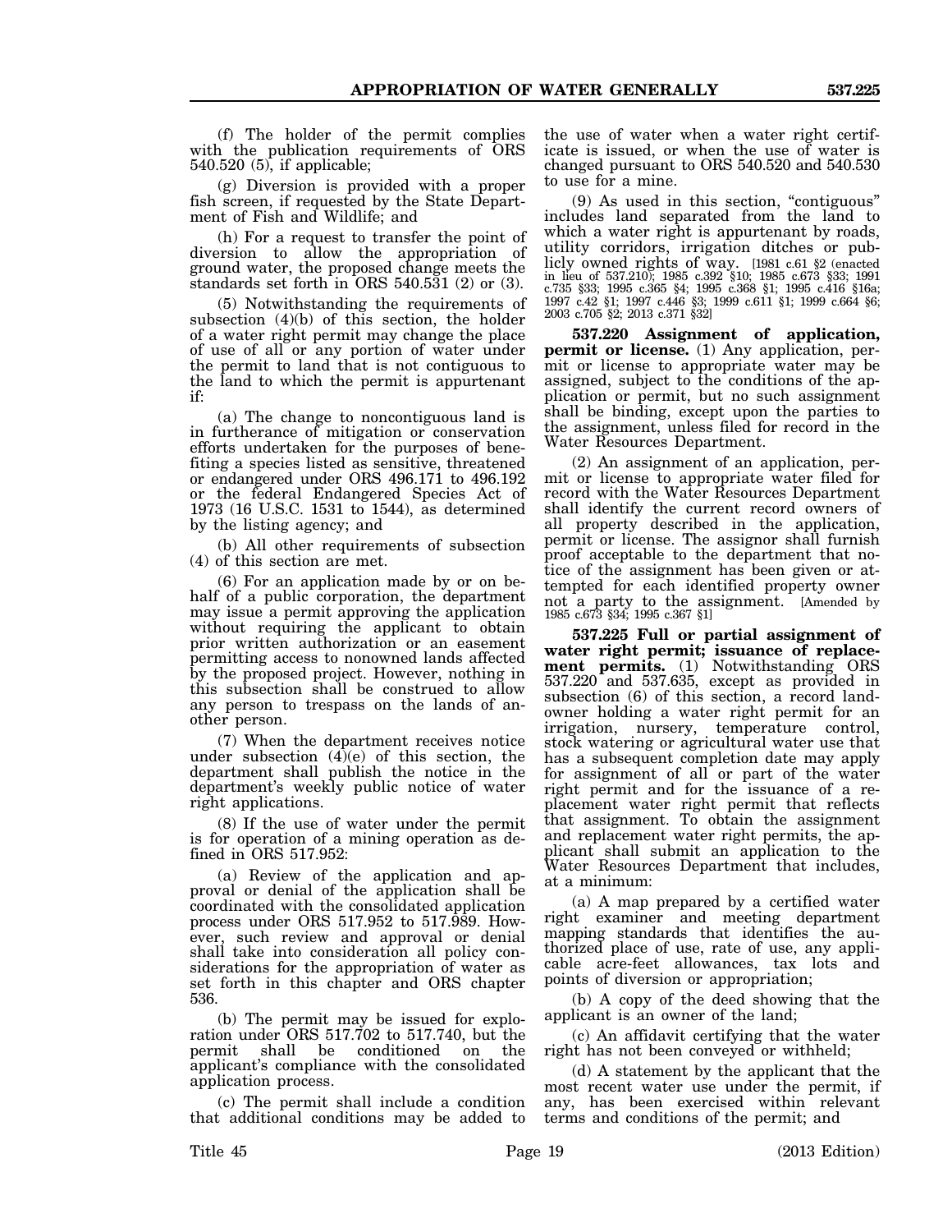(f) The holder of the permit complies with the publication requirements of ORS 540.520 (5), if applicable;

(g) Diversion is provided with a proper fish screen, if requested by the State Department of Fish and Wildlife; and

(h) For a request to transfer the point of diversion to allow the appropriation of ground water, the proposed change meets the standards set forth in ORS 540.531 (2) or (3).

(5) Notwithstanding the requirements of subsection (4)(b) of this section, the holder of a water right permit may change the place of use of all or any portion of water under the permit to land that is not contiguous to the land to which the permit is appurtenant if:

(a) The change to noncontiguous land is in furtherance of mitigation or conservation efforts undertaken for the purposes of benefiting a species listed as sensitive, threatened or endangered under ORS 496.171 to 496.192 or the federal Endangered Species Act of 1973 (16 U.S.C. 1531 to 1544), as determined by the listing agency; and

(b) All other requirements of subsection (4) of this section are met.

(6) For an application made by or on behalf of a public corporation, the department may issue a permit approving the application without requiring the applicant to obtain prior written authorization or an easement permitting access to nonowned lands affected by the proposed project. However, nothing in this subsection shall be construed to allow any person to trespass on the lands of another person.

(7) When the department receives notice under subsection (4)(e) of this section, the department shall publish the notice in the department's weekly public notice of water right applications.

(8) If the use of water under the permit is for operation of a mining operation as defined in ORS 517.952:

(a) Review of the application and approval or denial of the application shall be coordinated with the consolidated application process under ORS 517.952 to 517.989. However, such review and approval or denial shall take into consideration all policy considerations for the appropriation of water as set forth in this chapter and ORS chapter 536.

(b) The permit may be issued for exploration under ORS 517.702 to 517.740, but the permit shall be conditioned on the applicant's compliance with the consolidated application process.

(c) The permit shall include a condition that additional conditions may be added to the use of water when a water right certificate is issued, or when the use of water is changed pursuant to ORS 540.520 and 540.530 to use for a mine.

(9) As used in this section, "contiguous" includes land separated from the land to which a water right is appurtenant by roads, utility corridors, irrigation ditches or publicly owned rights of way. [1981 c.61 §2 (enacted in lieu of 537.210); 1985 c.392 §10; 1985 c.673 §33; 1991 c.735 §33; 1995 c.365 §4; 1995 c.368 §1; 1995 c.416 §16a; 1997 c.42 §1; 1997 c.446 §3; 1999 c.611 §1; 1999 c.664 §6; 2003 c.705 §2; 2013 c.371 §32]

**537.220 Assignment of application, permit or license.** (1) Any application, permit or license to appropriate water may be assigned, subject to the conditions of the application or permit, but no such assignment shall be binding, except upon the parties to the assignment, unless filed for record in the Water Resources Department.

(2) An assignment of an application, permit or license to appropriate water filed for record with the Water Resources Department shall identify the current record owners of all property described in the application, permit or license. The assignor shall furnish proof acceptable to the department that notice of the assignment has been given or attempted for each identified property owner not a party to the assignment. [Amended by 1985 c.673 §34; 1995 c.367 §1]

**537.225 Full or partial assignment of water right permit; issuance of replacement permits.** (1) Notwithstanding ORS 537.220 and 537.635, except as provided in subsection (6) of this section, a record landowner holding a water right permit for an irrigation, nursery, temperature control, stock watering or agricultural water use that has a subsequent completion date may apply for assignment of all or part of the water right permit and for the issuance of a replacement water right permit that reflects that assignment. To obtain the assignment and replacement water right permits, the applicant shall submit an application to the Water Resources Department that includes, at a minimum:

(a) A map prepared by a certified water right examiner and meeting department mapping standards that identifies the authorized place of use, rate of use, any applicable acre-feet allowances, tax lots and points of diversion or appropriation;

(b) A copy of the deed showing that the applicant is an owner of the land;

(c) An affidavit certifying that the water right has not been conveyed or withheld;

(d) A statement by the applicant that the most recent water use under the permit, if any, has been exercised within relevant terms and conditions of the permit; and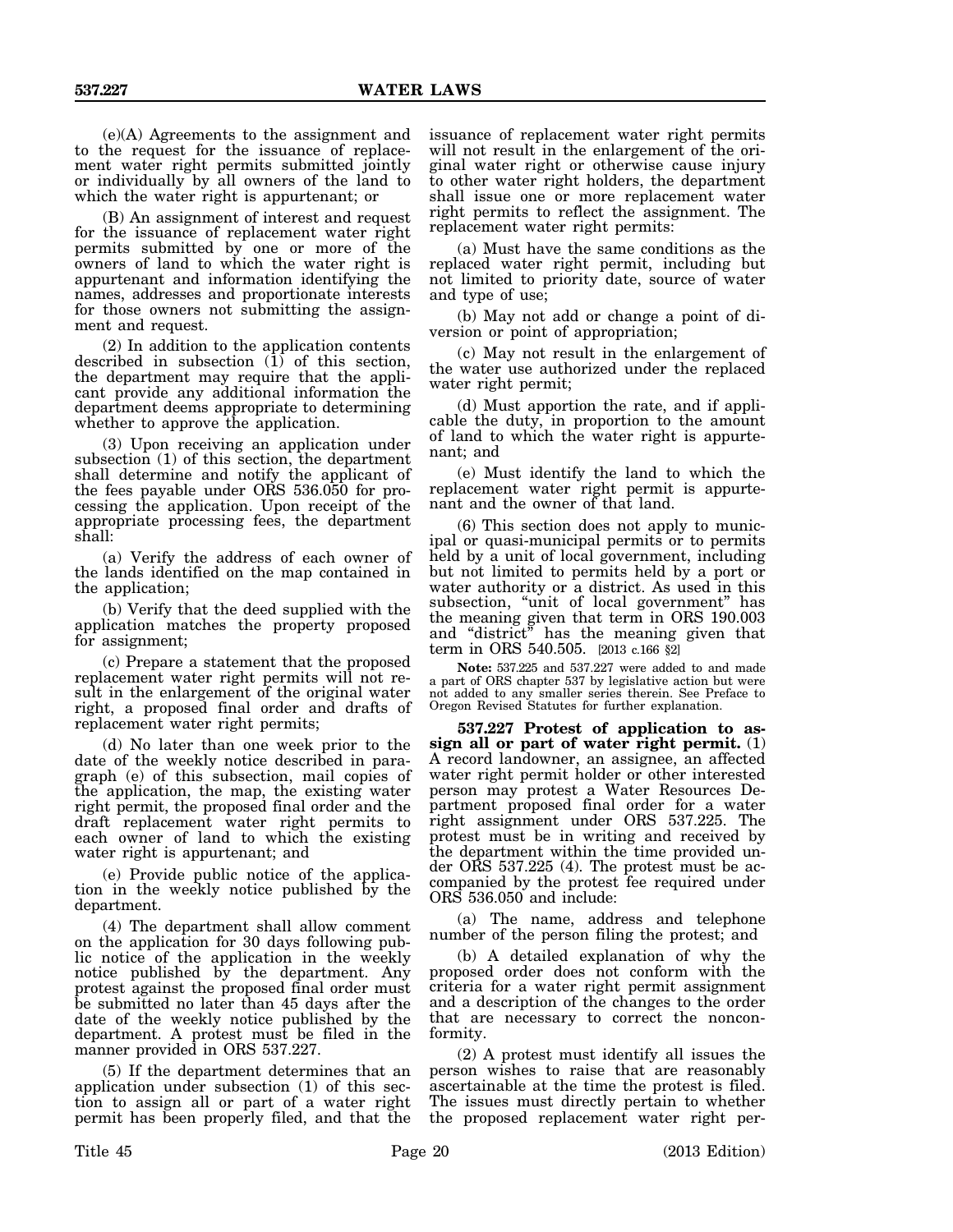(e)(A) Agreements to the assignment and to the request for the issuance of replacement water right permits submitted jointly or individually by all owners of the land to which the water right is appurtenant; or

(B) An assignment of interest and request for the issuance of replacement water right permits submitted by one or more of the owners of land to which the water right is appurtenant and information identifying the names, addresses and proportionate interests for those owners not submitting the assignment and request.

(2) In addition to the application contents described in subsection (1) of this section, the department may require that the applicant provide any additional information the department deems appropriate to determining whether to approve the application.

(3) Upon receiving an application under subsection (1) of this section, the department shall determine and notify the applicant of the fees payable under ORS 536.050 for processing the application. Upon receipt of the appropriate processing fees, the department shall:

(a) Verify the address of each owner of the lands identified on the map contained in the application;

(b) Verify that the deed supplied with the application matches the property proposed for assignment;

(c) Prepare a statement that the proposed replacement water right permits will not result in the enlargement of the original water right, a proposed final order and drafts of replacement water right permits;

(d) No later than one week prior to the date of the weekly notice described in paragraph (e) of this subsection, mail copies of the application, the map, the existing water right permit, the proposed final order and the draft replacement water right permits to each owner of land to which the existing water right is appurtenant; and

(e) Provide public notice of the application in the weekly notice published by the department.

(4) The department shall allow comment on the application for 30 days following public notice of the application in the weekly notice published by the department. Any protest against the proposed final order must be submitted no later than 45 days after the date of the weekly notice published by the department. A protest must be filed in the manner provided in ORS 537.227.

(5) If the department determines that an application under subsection (1) of this section to assign all or part of a water right permit has been properly filed, and that the issuance of replacement water right permits will not result in the enlargement of the original water right or otherwise cause injury to other water right holders, the department shall issue one or more replacement water right permits to reflect the assignment. The replacement water right permits:

(a) Must have the same conditions as the replaced water right permit, including but not limited to priority date, source of water and type of use;

(b) May not add or change a point of diversion or point of appropriation;

(c) May not result in the enlargement of the water use authorized under the replaced water right permit;

(d) Must apportion the rate, and if applicable the duty, in proportion to the amount of land to which the water right is appurtenant; and

(e) Must identify the land to which the replacement water right permit is appurtenant and the owner of that land.

(6) This section does not apply to municipal or quasi-municipal permits or to permits held by a unit of local government, including but not limited to permits held by a port or water authority or a district. As used in this subsection, "unit of local government" has the meaning given that term in ORS 190.003 and "district" has the meaning given that term in ORS 540.505. [2013 c.166 §2]

**Note:** 537.225 and 537.227 were added to and made a part of ORS chapter 537 by legislative action but were not added to any smaller series therein. See Preface to Oregon Revised Statutes for further explanation.

**537.227 Protest of application to assign all or part of water right permit.** (1) A record landowner, an assignee, an affected water right permit holder or other interested person may protest a Water Resources Department proposed final order for a water right assignment under ORS 537.225. The protest must be in writing and received by the department within the time provided under ORS 537.225 (4). The protest must be accompanied by the protest fee required under ORS 536.050 and include:

(a) The name, address and telephone number of the person filing the protest; and

(b) A detailed explanation of why the proposed order does not conform with the criteria for a water right permit assignment and a description of the changes to the order that are necessary to correct the nonconformity.

(2) A protest must identify all issues the person wishes to raise that are reasonably ascertainable at the time the protest is filed. The issues must directly pertain to whether the proposed replacement water right per-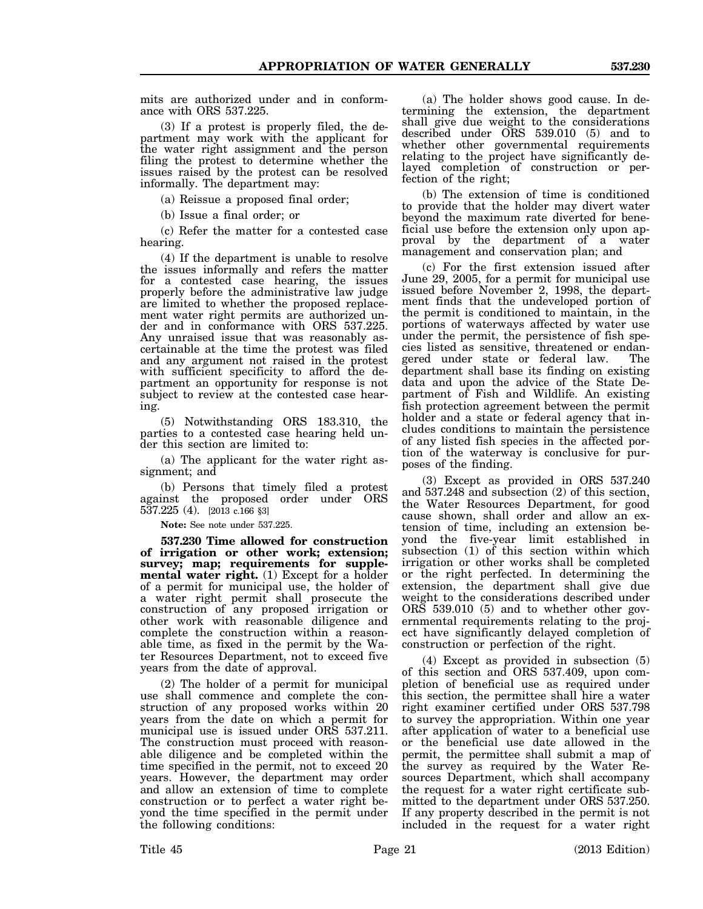mits are authorized under and in conformance with ORS 537.225.

(3) If a protest is properly filed, the department may work with the applicant for the water right assignment and the person filing the protest to determine whether the issues raised by the protest can be resolved informally. The department may:

(a) Reissue a proposed final order;

(b) Issue a final order; or

(c) Refer the matter for a contested case hearing.

(4) If the department is unable to resolve the issues informally and refers the matter for a contested case hearing, the issues properly before the administrative law judge are limited to whether the proposed replacement water right permits are authorized under and in conformance with ORS 537.225. Any unraised issue that was reasonably ascertainable at the time the protest was filed and any argument not raised in the protest with sufficient specificity to afford the department an opportunity for response is not subject to review at the contested case hearing.

(5) Notwithstanding ORS 183.310, the parties to a contested case hearing held under this section are limited to:

(a) The applicant for the water right assignment; and

(b) Persons that timely filed a protest against the proposed order under ORS 537.225 (4). [2013 c.166 §3]

**Note:** See note under 537.225.

**537.230 Time allowed for construction of irrigation or other work; extension; survey; map; requirements for supplemental water right.** (1) Except for a holder of a permit for municipal use, the holder of a water right permit shall prosecute the construction of any proposed irrigation or other work with reasonable diligence and complete the construction within a reasonable time, as fixed in the permit by the Water Resources Department, not to exceed five years from the date of approval.

(2) The holder of a permit for municipal use shall commence and complete the construction of any proposed works within 20 years from the date on which a permit for municipal use is issued under ORS 537.211. The construction must proceed with reasonable diligence and be completed within the time specified in the permit, not to exceed 20 years. However, the department may order and allow an extension of time to complete construction or to perfect a water right beyond the time specified in the permit under the following conditions:

(a) The holder shows good cause. In determining the extension, the department shall give due weight to the considerations described under ORS 539.010 (5) and to whether other governmental requirements relating to the project have significantly delayed completion of construction or perfection of the right;

(b) The extension of time is conditioned to provide that the holder may divert water beyond the maximum rate diverted for beneficial use before the extension only upon approval by the department of a water management and conservation plan; and

(c) For the first extension issued after June 29, 2005, for a permit for municipal use issued before November 2, 1998, the department finds that the undeveloped portion of the permit is conditioned to maintain, in the portions of waterways affected by water use under the permit, the persistence of fish species listed as sensitive, threatened or endangered under state or federal law. The department shall base its finding on existing data and upon the advice of the State Department of Fish and Wildlife. An existing fish protection agreement between the permit holder and a state or federal agency that includes conditions to maintain the persistence of any listed fish species in the affected portion of the waterway is conclusive for purposes of the finding.

(3) Except as provided in ORS 537.240 and 537.248 and subsection (2) of this section, the Water Resources Department, for good cause shown, shall order and allow an extension of time, including an extension beyond the five-year limit established in subsection (1) of this section within which irrigation or other works shall be completed or the right perfected. In determining the extension, the department shall give due weight to the considerations described under ORS 539.010 (5) and to whether other governmental requirements relating to the project have significantly delayed completion of construction or perfection of the right.

(4) Except as provided in subsection (5) of this section and ORS 537.409, upon completion of beneficial use as required under this section, the permittee shall hire a water right examiner certified under ORS 537.798 to survey the appropriation. Within one year after application of water to a beneficial use or the beneficial use date allowed in the permit, the permittee shall submit a map of the survey as required by the Water Resources Department, which shall accompany the request for a water right certificate submitted to the department under ORS 537.250. If any property described in the permit is not included in the request for a water right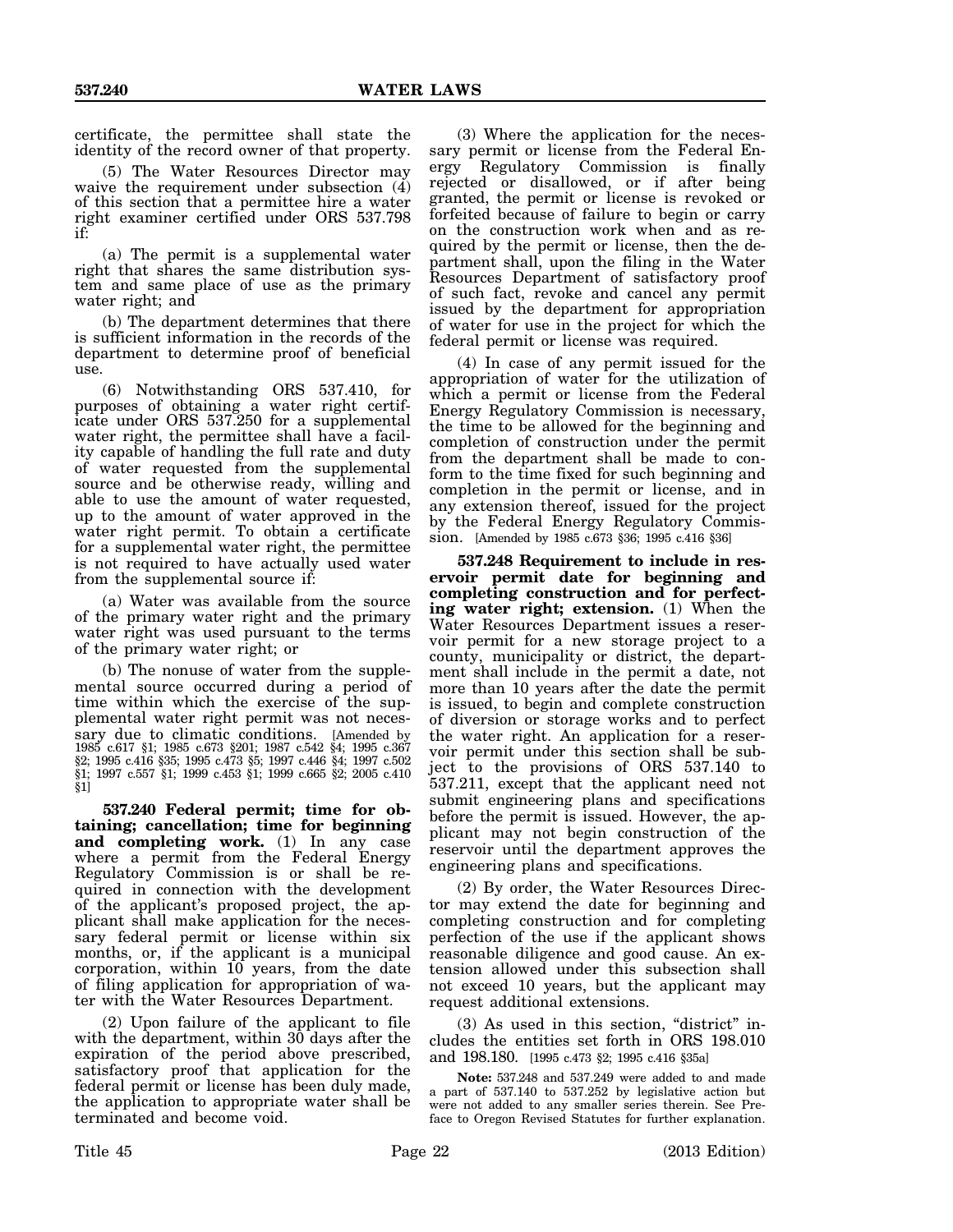certificate, the permittee shall state the identity of the record owner of that property.

(5) The Water Resources Director may waive the requirement under subsection (4) of this section that a permittee hire a water right examiner certified under ORS 537.798 if:

(a) The permit is a supplemental water right that shares the same distribution system and same place of use as the primary water right; and

(b) The department determines that there is sufficient information in the records of the department to determine proof of beneficial use.

(6) Notwithstanding ORS 537.410, for purposes of obtaining a water right certificate under ORS 537.250 for a supplemental water right, the permittee shall have a facility capable of handling the full rate and duty of water requested from the supplemental source and be otherwise ready, willing and able to use the amount of water requested, up to the amount of water approved in the water right permit. To obtain a certificate for a supplemental water right, the permittee is not required to have actually used water from the supplemental source if:

(a) Water was available from the source of the primary water right and the primary water right was used pursuant to the terms of the primary water right; or

(b) The nonuse of water from the supplemental source occurred during a period of time within which the exercise of the supplemental water right permit was not necessary due to climatic conditions. [Amended by 1985 c.617 §1; 1985 c.673 §201; 1987 c.542 §4; 1995 c.367 §2; 1995 c.416 §35; 1995 c.473 §5; 1997 c.446 §4; 1997 c.502 §1; 1997 c.557 §1; 1999 c.453 §1; 1999 c.665 §2; 2005 c.410 §1]

**537.240 Federal permit; time for obtaining; cancellation; time for beginning and completing work.** (1) In any case where a permit from the Federal Energy Regulatory Commission is or shall be required in connection with the development of the applicant's proposed project, the applicant shall make application for the necessary federal permit or license within six months, or, if the applicant is a municipal corporation, within 10 years, from the date of filing application for appropriation of water with the Water Resources Department.

(2) Upon failure of the applicant to file with the department, within 30 days after the expiration of the period above prescribed, satisfactory proof that application for the federal permit or license has been duly made, the application to appropriate water shall be terminated and become void.

(3) Where the application for the necessary permit or license from the Federal Energy Regulatory Commission is finally rejected or disallowed, or if after being granted, the permit or license is revoked or forfeited because of failure to begin or carry on the construction work when and as required by the permit or license, then the department shall, upon the filing in the Water Resources Department of satisfactory proof of such fact, revoke and cancel any permit issued by the department for appropriation of water for use in the project for which the federal permit or license was required.

(4) In case of any permit issued for the appropriation of water for the utilization of which a permit or license from the Federal Energy Regulatory Commission is necessary, the time to be allowed for the beginning and completion of construction under the permit from the department shall be made to conform to the time fixed for such beginning and completion in the permit or license, and in any extension thereof, issued for the project by the Federal Energy Regulatory Commission. [Amended by 1985 c.673 §36; 1995 c.416 §36]

**537.248 Requirement to include in reservoir permit date for beginning and completing construction and for perfecting water right; extension.** (1) When the Water Resources Department issues a reservoir permit for a new storage project to a county, municipality or district, the department shall include in the permit a date, not more than 10 years after the date the permit is issued, to begin and complete construction of diversion or storage works and to perfect the water right. An application for a reservoir permit under this section shall be subject to the provisions of ORS 537.140 to 537.211, except that the applicant need not submit engineering plans and specifications before the permit is issued. However, the applicant may not begin construction of the reservoir until the department approves the engineering plans and specifications.

(2) By order, the Water Resources Director may extend the date for beginning and completing construction and for completing perfection of the use if the applicant shows reasonable diligence and good cause. An extension allowed under this subsection shall not exceed 10 years, but the applicant may request additional extensions.

(3) As used in this section, "district" includes the entities set forth in ORS 198.010 and 198.180. [1995 c.473 §2; 1995 c.416 §35a]

**Note:** 537.248 and 537.249 were added to and made a part of 537.140 to 537.252 by legislative action but were not added to any smaller series therein. See Preface to Oregon Revised Statutes for further explanation.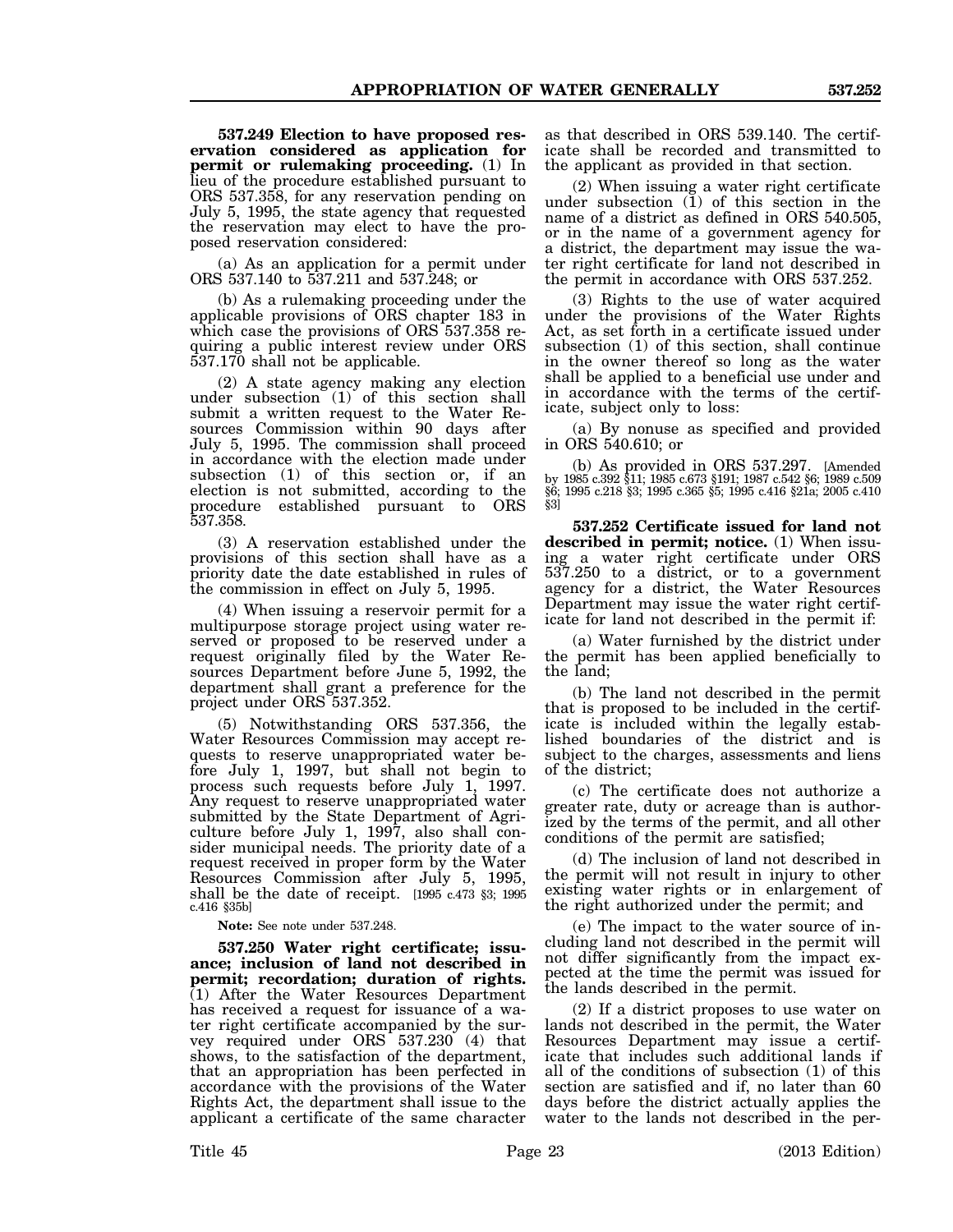**537.249 Election to have proposed reservation considered as application for permit or rulemaking proceeding.** (1) In lieu of the procedure established pursuant to ORS 537.358, for any reservation pending on July 5, 1995, the state agency that requested the reservation may elect to have the proposed reservation considered:

(a) As an application for a permit under ORS 537.140 to 537.211 and 537.248; or

(b) As a rulemaking proceeding under the applicable provisions of ORS chapter 183 in which case the provisions of ORS 537.358 requiring a public interest review under ORS 537.170 shall not be applicable.

(2) A state agency making any election under subsection (1) of this section shall submit a written request to the Water Resources Commission within 90 days after July 5, 1995. The commission shall proceed in accordance with the election made under subsection (1) of this section or, if an election is not submitted, according to the procedure established pursuant to ORS 537.358.

(3) A reservation established under the provisions of this section shall have as a priority date the date established in rules of the commission in effect on July 5, 1995.

(4) When issuing a reservoir permit for a multipurpose storage project using water reserved or proposed to be reserved under a request originally filed by the Water Resources Department before June 5, 1992, the department shall grant a preference for the project under ORS 537.352.

(5) Notwithstanding ORS 537.356, the Water Resources Commission may accept requests to reserve unappropriated water before July 1, 1997, but shall not begin to process such requests before July 1, 1997. Any request to reserve unappropriated water submitted by the State Department of Agriculture before July 1, 1997, also shall consider municipal needs. The priority date of a request received in proper form by the Water Resources Commission after July 5, 1995, shall be the date of receipt. [1995 c.473 §3; 1995 c.416 §35b]

**Note:** See note under 537.248.

**537.250 Water right certificate; issuance; inclusion of land not described in permit; recordation; duration of rights.** (1) After the Water Resources Department has received a request for issuance of a water right certificate accompanied by the survey required under ORS 537.230 (4) that shows, to the satisfaction of the department, that an appropriation has been perfected in accordance with the provisions of the Water Rights Act, the department shall issue to the applicant a certificate of the same character as that described in ORS 539.140. The certificate shall be recorded and transmitted to the applicant as provided in that section.

(2) When issuing a water right certificate under subsection (1) of this section in the name of a district as defined in ORS 540.505, or in the name of a government agency for a district, the department may issue the water right certificate for land not described in the permit in accordance with ORS 537.252.

(3) Rights to the use of water acquired under the provisions of the Water Rights Act, as set forth in a certificate issued under subsection (1) of this section, shall continue in the owner thereof so long as the water shall be applied to a beneficial use under and in accordance with the terms of the certificate, subject only to loss:

(a) By nonuse as specified and provided in ORS 540.610; or

(b) As provided in ORS 537.297. [Amended by 1985 c.392 §11; 1985 c.673 §191; 1987 c.542 §6; 1989 c.509 §6; 1995 c.218 §3; 1995 c.365 §5; 1995 c.416 §21a; 2005 c.410 §3]

**537.252 Certificate issued for land not described in permit; notice.** (1) When issuing a water right certificate under ORS 537.250 to a district, or to a government agency for a district, the Water Resources Department may issue the water right certificate for land not described in the permit if:

(a) Water furnished by the district under the permit has been applied beneficially to the land;

(b) The land not described in the permit that is proposed to be included in the certificate is included within the legally established boundaries of the district and is subject to the charges, assessments and liens of the district;

(c) The certificate does not authorize a greater rate, duty or acreage than is authorized by the terms of the permit, and all other conditions of the permit are satisfied;

(d) The inclusion of land not described in the permit will not result in injury to other existing water rights or in enlargement of the right authorized under the permit; and

(e) The impact to the water source of including land not described in the permit will not differ significantly from the impact expected at the time the permit was issued for the lands described in the permit.

(2) If a district proposes to use water on lands not described in the permit, the Water Resources Department may issue a certificate that includes such additional lands if all of the conditions of subsection (1) of this section are satisfied and if, no later than 60 days before the district actually applies the water to the lands not described in the per-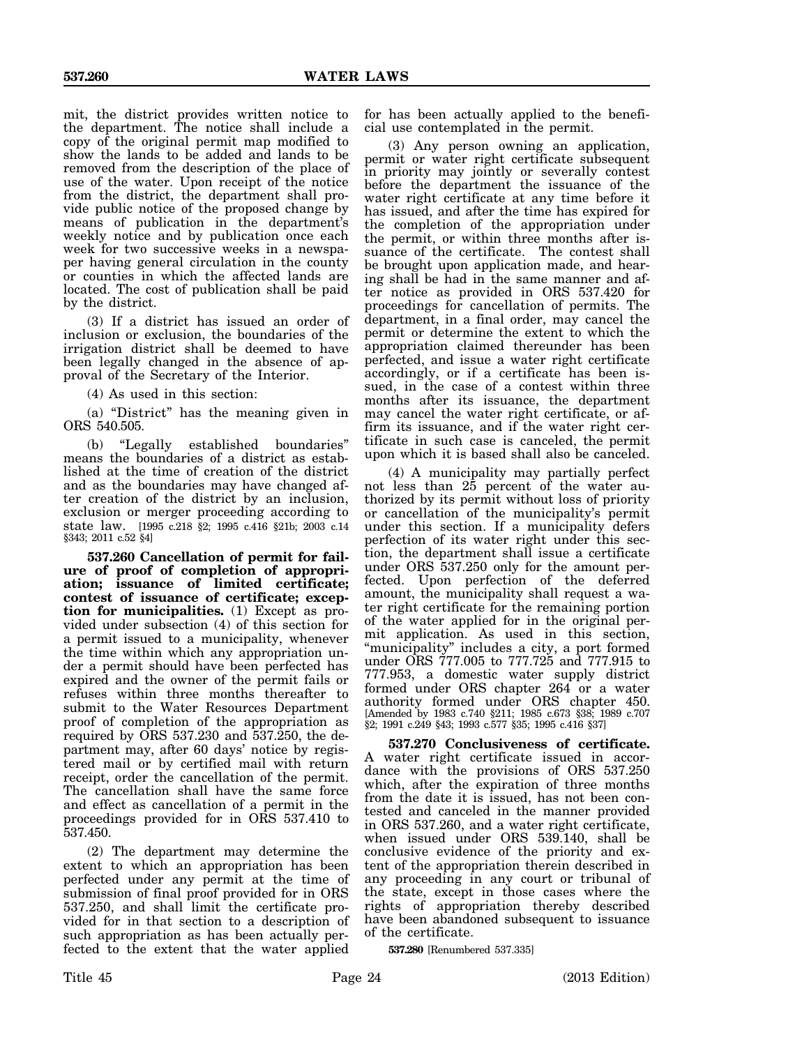mit, the district provides written notice to the department. The notice shall include a copy of the original permit map modified to show the lands to be added and lands to be removed from the description of the place of use of the water. Upon receipt of the notice from the district, the department shall provide public notice of the proposed change by means of publication in the department's weekly notice and by publication once each week for two successive weeks in a newspaper having general circulation in the county or counties in which the affected lands are located. The cost of publication shall be paid by the district.

(3) If a district has issued an order of inclusion or exclusion, the boundaries of the irrigation district shall be deemed to have been legally changed in the absence of approval of the Secretary of the Interior.

(4) As used in this section:

(a) "District" has the meaning given in ORS 540.505.

(b) "Legally established boundaries" means the boundaries of a district as established at the time of creation of the district and as the boundaries may have changed after creation of the district by an inclusion, exclusion or merger proceeding according to state law. [1995 c.218 §2; 1995 c.416 §21b; 2003 c.14 §343; 2011 c.52 §4]

**537.260 Cancellation of permit for failure of proof of completion of appropriation; issuance of limited certificate; contest of issuance of certificate; exception for municipalities.** (1) Except as provided under subsection (4) of this section for a permit issued to a municipality, whenever the time within which any appropriation under a permit should have been perfected has expired and the owner of the permit fails or refuses within three months thereafter to submit to the Water Resources Department proof of completion of the appropriation as required by ORS 537.230 and 537.250, the department may, after 60 days' notice by registered mail or by certified mail with return receipt, order the cancellation of the permit. The cancellation shall have the same force and effect as cancellation of a permit in the proceedings provided for in ORS 537.410 to 537.450.

(2) The department may determine the extent to which an appropriation has been perfected under any permit at the time of submission of final proof provided for in ORS 537.250, and shall limit the certificate provided for in that section to a description of such appropriation as has been actually perfected to the extent that the water applied for has been actually applied to the beneficial use contemplated in the permit.

(3) Any person owning an application, permit or water right certificate subsequent in priority may jointly or severally contest before the department the issuance of the water right certificate at any time before it has issued, and after the time has expired for the completion of the appropriation under the permit, or within three months after issuance of the certificate. The contest shall be brought upon application made, and hearing shall be had in the same manner and after notice as provided in ORS 537.420 for proceedings for cancellation of permits. The department, in a final order, may cancel the permit or determine the extent to which the appropriation claimed thereunder has been perfected, and issue a water right certificate accordingly, or if a certificate has been issued, in the case of a contest within three months after its issuance, the department may cancel the water right certificate, or affirm its issuance, and if the water right certificate in such case is canceled, the permit upon which it is based shall also be canceled.

(4) A municipality may partially perfect not less than 25 percent of the water authorized by its permit without loss of priority or cancellation of the municipality's permit under this section. If a municipality defers perfection of its water right under this section, the department shall issue a certificate under ORS 537.250 only for the amount perfected. Upon perfection of the deferred amount, the municipality shall request a water right certificate for the remaining portion of the water applied for in the original permit application. As used in this section, "municipality" includes a city, a port formed under ORS 777.005 to 777.725 and 777.915 to 777.953, a domestic water supply district formed under ORS chapter 264 or a water authority formed under ORS chapter 450. [Amended by 1983 c.740 §211; 1985 c.673 §38; 1989 c.707 §2; 1991 c.249 §43; 1993 c.577 §35; 1995 c.416 §37]

**537.270 Conclusiveness of certificate.** A water right certificate issued in accordance with the provisions of ORS 537.250 which, after the expiration of three months from the date it is issued, has not been contested and canceled in the manner provided in ORS 537.260, and a water right certificate, when issued under ORS 539.140, shall be conclusive evidence of the priority and extent of the appropriation therein described in any proceeding in any court or tribunal of the state, except in those cases where the rights of appropriation thereby described have been abandoned subsequent to issuance of the certificate.

**537.280** [Renumbered 537.335]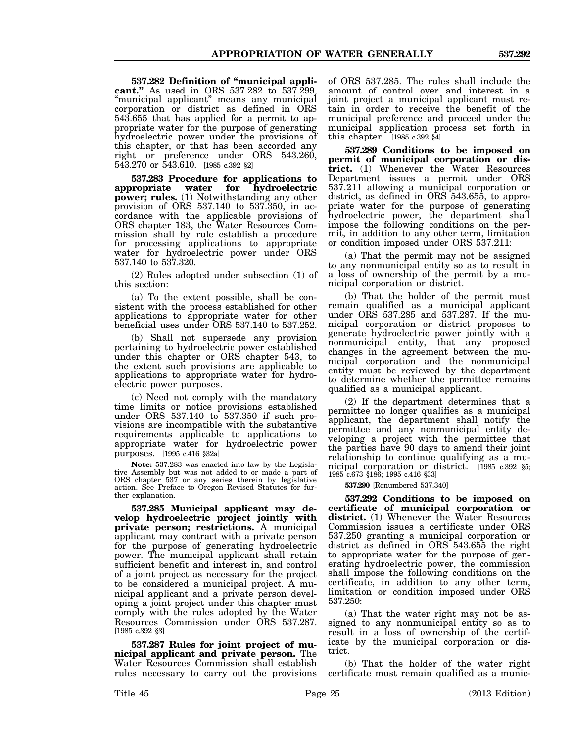**537.282 Definition of "municipal applicant."** As used in ORS 537.282 to 537.299, "municipal applicant" means any municipal corporation or district as defined in ORS 543.655 that has applied for a permit to appropriate water for the purpose of generating hydroelectric power under the provisions of this chapter, or that has been accorded any right or preference under ORS 543.260, 543.270 or 543.610. [1985 c.392 §2]

**537.283 Procedure for applications to appropriate water for hydroelectric power; rules.** (1) Notwithstanding any other provision of ORS 537.140 to 537.350, in accordance with the applicable provisions of ORS chapter 183, the Water Resources Commission shall by rule establish a procedure for processing applications to appropriate water for hydroelectric power under ORS 537.140 to 537.320.

(2) Rules adopted under subsection (1) of this section:

(a) To the extent possible, shall be consistent with the process established for other applications to appropriate water for other beneficial uses under ORS 537.140 to 537.252.

(b) Shall not supersede any provision pertaining to hydroelectric power established under this chapter or ORS chapter 543, to the extent such provisions are applicable to applications to appropriate water for hydroelectric power purposes.

(c) Need not comply with the mandatory time limits or notice provisions established under ORS 537.140 to 537.350 if such provisions are incompatible with the substantive requirements applicable to applications to appropriate water for hydroelectric power purposes. [1995 c.416 §32a]

**Note:** 537.283 was enacted into law by the Legislative Assembly but was not added to or made a part of ORS chapter 537 or any series therein by legislative action. See Preface to Oregon Revised Statutes for further explanation.

**537.285 Municipal applicant may develop hydroelectric project jointly with private person; restrictions.** A municipal applicant may contract with a private person for the purpose of generating hydroelectric power. The municipal applicant shall retain sufficient benefit and interest in, and control of a joint project as necessary for the project to be considered a municipal project. A municipal applicant and a private person developing a joint project under this chapter must comply with the rules adopted by the Water Resources Commission under ORS 537.287. [1985 c.392 §3]

**537.287 Rules for joint project of municipal applicant and private person.** The Water Resources Commission shall establish rules necessary to carry out the provisions of ORS 537.285. The rules shall include the amount of control over and interest in a joint project a municipal applicant must retain in order to receive the benefit of the municipal preference and proceed under the municipal application process set forth in this chapter. [1985 c.392 §4]

**537.289 Conditions to be imposed on permit of municipal corporation or district.** (1) Whenever the Water Resources Department issues a permit under ORS 537.211 allowing a municipal corporation or district, as defined in ORS 543.655, to appropriate water for the purpose of generating hydroelectric power, the department shall impose the following conditions on the permit, in addition to any other term, limitation or condition imposed under ORS 537.211:

(a) That the permit may not be assigned to any nonmunicipal entity so as to result in a loss of ownership of the permit by a municipal corporation or district.

(b) That the holder of the permit must remain qualified as a municipal applicant under ORS 537.285 and 537.287. If the municipal corporation or district proposes to generate hydroelectric power jointly with a nonmunicipal entity, that any proposed changes in the agreement between the municipal corporation and the nonmunicipal entity must be reviewed by the department to determine whether the permittee remains qualified as a municipal applicant.

(2) If the department determines that a permittee no longer qualifies as a municipal applicant, the department shall notify the permittee and any nonmunicipal entity developing a project with the permittee that the parties have 90 days to amend their joint relationship to continue qualifying as a municipal corporation or district. [1985 c.392 §5; 1985 c.673 §186; 1995 c.416 §33]

**537.290** [Renumbered 537.340]

**537.292 Conditions to be imposed on certificate of municipal corporation or district.** (1) Whenever the Water Resources Commission issues a certificate under ORS 537.250 granting a municipal corporation or district as defined in ORS 543.655 the right to appropriate water for the purpose of generating hydroelectric power, the commission shall impose the following conditions on the certificate, in addition to any other term, limitation or condition imposed under ORS 537.250:

(a) That the water right may not be assigned to any nonmunicipal entity so as to result in a loss of ownership of the certificate by the municipal corporation or district.

(b) That the holder of the water right certificate must remain qualified as a munic-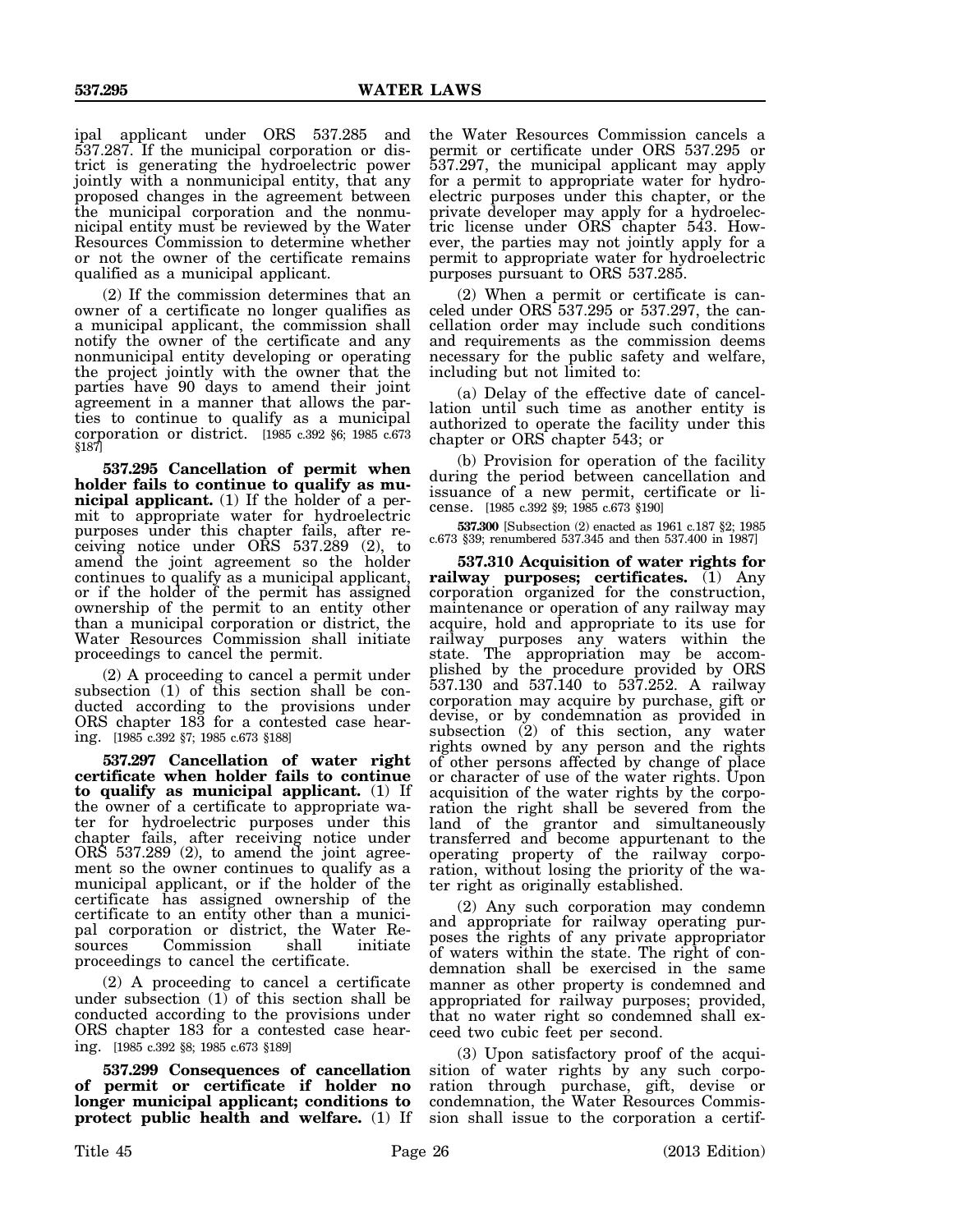ipal applicant under ORS 537.285 and 537.287. If the municipal corporation or district is generating the hydroelectric power jointly with a nonmunicipal entity, that any proposed changes in the agreement between the municipal corporation and the nonmunicipal entity must be reviewed by the Water Resources Commission to determine whether or not the owner of the certificate remains qualified as a municipal applicant.

(2) If the commission determines that an owner of a certificate no longer qualifies as a municipal applicant, the commission shall notify the owner of the certificate and any nonmunicipal entity developing or operating the project jointly with the owner that the parties have 90 days to amend their joint agreement in a manner that allows the parties to continue to qualify as a municipal corporation or district. [1985 c.392 §6; 1985 c.673 §187]

**537.295 Cancellation of permit when holder fails to continue to qualify as municipal applicant.** (1) If the holder of a permit to appropriate water for hydroelectric purposes under this chapter fails, after receiving notice under ORS 537.289 (2), to amend the joint agreement so the holder continues to qualify as a municipal applicant, or if the holder of the permit has assigned ownership of the permit to an entity other than a municipal corporation or district, the Water Resources Commission shall initiate proceedings to cancel the permit.

(2) A proceeding to cancel a permit under subsection (1) of this section shall be conducted according to the provisions under ORS chapter 183 for a contested case hearing. [1985 c.392 §7; 1985 c.673 §188]

**537.297 Cancellation of water right certificate when holder fails to continue to qualify as municipal applicant.** (1) If the owner of a certificate to appropriate water for hydroelectric purposes under this chapter fails, after receiving notice under ORS 537.289 (2), to amend the joint agreement so the owner continues to qualify as a municipal applicant, or if the holder of the certificate has assigned ownership of the certificate to an entity other than a municipal corporation or district, the Water Resources Commission shall initiate proceedings to cancel the certificate.

(2) A proceeding to cancel a certificate under subsection (1) of this section shall be conducted according to the provisions under ORS chapter 183 for a contested case hearing. [1985 c.392 §8; 1985 c.673 §189]

**537.299 Consequences of cancellation of permit or certificate if holder no longer municipal applicant; conditions to protect public health and welfare.** (1) If the Water Resources Commission cancels a permit or certificate under ORS 537.295 or 537.297, the municipal applicant may apply for a permit to appropriate water for hydroelectric purposes under this chapter, or the private developer may apply for a hydroelectric license under ORS chapter 543. However, the parties may not jointly apply for a permit to appropriate water for hydroelectric purposes pursuant to ORS 537.285.

(2) When a permit or certificate is canceled under ORS 537.295 or 537.297, the cancellation order may include such conditions and requirements as the commission deems necessary for the public safety and welfare, including but not limited to:

(a) Delay of the effective date of cancellation until such time as another entity is authorized to operate the facility under this chapter or ORS chapter 543; or

(b) Provision for operation of the facility during the period between cancellation and issuance of a new permit, certificate or license. [1985 c.392 §9; 1985 c.673 §190]

**537.300** [Subsection (2) enacted as 1961 c.187 §2; 1985 c.673 §39; renumbered 537.345 and then 537.400 in 1987]

**537.310 Acquisition of water rights for railway purposes; certificates.** (1) Any corporation organized for the construction, maintenance or operation of any railway may acquire, hold and appropriate to its use for railway purposes any waters within the state. The appropriation may be accomplished by the procedure provided by ORS 537.130 and 537.140 to 537.252. A railway corporation may acquire by purchase, gift or devise, or by condemnation as provided in subsection (2) of this section, any water rights owned by any person and the rights of other persons affected by change of place or character of use of the water rights. Upon acquisition of the water rights by the corporation the right shall be severed from the land of the grantor and simultaneously transferred and become appurtenant to the operating property of the railway corporation, without losing the priority of the water right as originally established.

(2) Any such corporation may condemn and appropriate for railway operating purposes the rights of any private appropriator of waters within the state. The right of condemnation shall be exercised in the same manner as other property is condemned and appropriated for railway purposes; provided, that no water right so condemned shall exceed two cubic feet per second.

(3) Upon satisfactory proof of the acquisition of water rights by any such corporation through purchase, gift, devise or condemnation, the Water Resources Commission shall issue to the corporation a certif-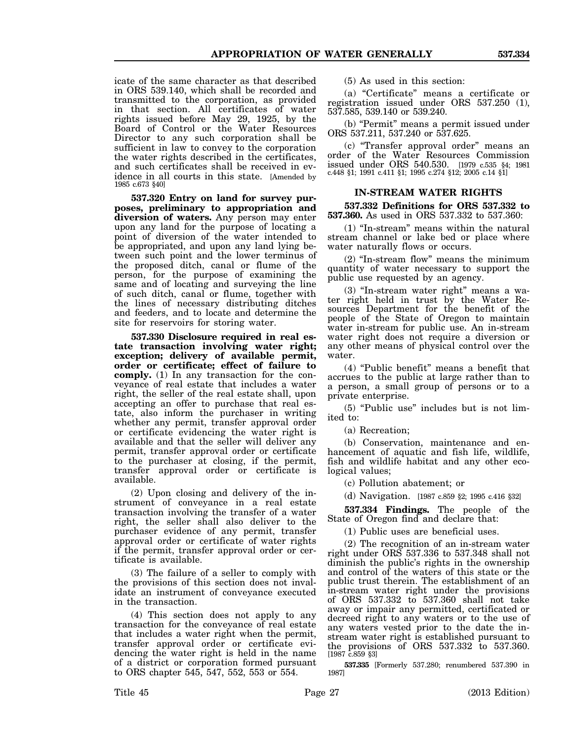icate of the same character as that described in ORS 539.140, which shall be recorded and transmitted to the corporation, as provided in that section. All certificates of water rights issued before May 29, 1925, by the Board of Control or the Water Resources Director to any such corporation shall be sufficient in law to convey to the corporation the water rights described in the certificates, and such certificates shall be received in evidence in all courts in this state. [Amended by 1985 c.673 §40]

**537.320 Entry on land for survey purposes, preliminary to appropriation and diversion of waters.** Any person may enter upon any land for the purpose of locating a point of diversion of the water intended to be appropriated, and upon any land lying between such point and the lower terminus of the proposed ditch, canal or flume of the person, for the purpose of examining the same and of locating and surveying the line of such ditch, canal or flume, together with the lines of necessary distributing ditches and feeders, and to locate and determine the site for reservoirs for storing water.

**537.330 Disclosure required in real estate transaction involving water right; exception; delivery of available permit, order or certificate; effect of failure to comply.** (1) In any transaction for the conveyance of real estate that includes a water right, the seller of the real estate shall, upon accepting an offer to purchase that real estate, also inform the purchaser in writing whether any permit, transfer approval order or certificate evidencing the water right is available and that the seller will deliver any permit, transfer approval order or certificate to the purchaser at closing, if the permit, transfer approval order or certificate is available.

(2) Upon closing and delivery of the instrument of conveyance in a real estate transaction involving the transfer of a water right, the seller shall also deliver to the purchaser evidence of any permit, transfer approval order or certificate of water rights if the permit, transfer approval order or certificate is available.

(3) The failure of a seller to comply with the provisions of this section does not invalidate an instrument of conveyance executed in the transaction.

(4) This section does not apply to any transaction for the conveyance of real estate that includes a water right when the permit, transfer approval order or certificate evidencing the water right is held in the name of a district or corporation formed pursuant to ORS chapter 545, 547, 552, 553 or 554.

(5) As used in this section:

(a) "Certificate" means a certificate or registration issued under ORS 537.250 (1), 537.585, 539.140 or 539.240.

(b) "Permit" means a permit issued under ORS 537.211, 537.240 or 537.625.

(c) "Transfer approval order" means an order of the Water Resources Commission issued under ORS 540.530. [1979 c.535 §4; 1981 c.448 §1; 1991 c.411 §1; 1995 c.274 §12; 2005 c.14 §1]

## IN-STREAM WATER RIGHTS

**537.332 Definitions for ORS 537.332 to 537.360.** As used in ORS 537.332 to 537.360:

(1) "In-stream" means within the natural stream channel or lake bed or place where water naturally flows or occurs.

(2) "In-stream flow" means the minimum quantity of water necessary to support the public use requested by an agency.

(3) "In-stream water right" means a water right held in trust by the Water Resources Department for the benefit of the people of the State of Oregon to maintain water in-stream for public use. An in-stream water right does not require a diversion or any other means of physical control over the water.

(4) "Public benefit" means a benefit that accrues to the public at large rather than to a person, a small group of persons or to a private enterprise.

(5) "Public use" includes but is not limited to:

(a) Recreation;

(b) Conservation, maintenance and enhancement of aquatic and fish life, wildlife, fish and wildlife habitat and any other ecological values;

(c) Pollution abatement; or

(d) Navigation. [1987 c.859 §2; 1995 c.416 §32]

**537.334 Findings.** The people of the State of Oregon find and declare that:

(1) Public uses are beneficial uses.

(2) The recognition of an in-stream water right under ORS 537.336 to 537.348 shall not diminish the public's rights in the ownership and control of the waters of this state or the public trust therein. The establishment of an in-stream water right under the provisions of ORS 537.332 to 537.360 shall not take away or impair any permitted, certificated or decreed right to any waters or to the use of any waters vested prior to the date the in-stream water right is established pursuant to the provisions of ORS 537.332 to 537.360. [1987 c.859 §3]

**537.335** [Formerly 537.280; renumbered 537.390 in 1987]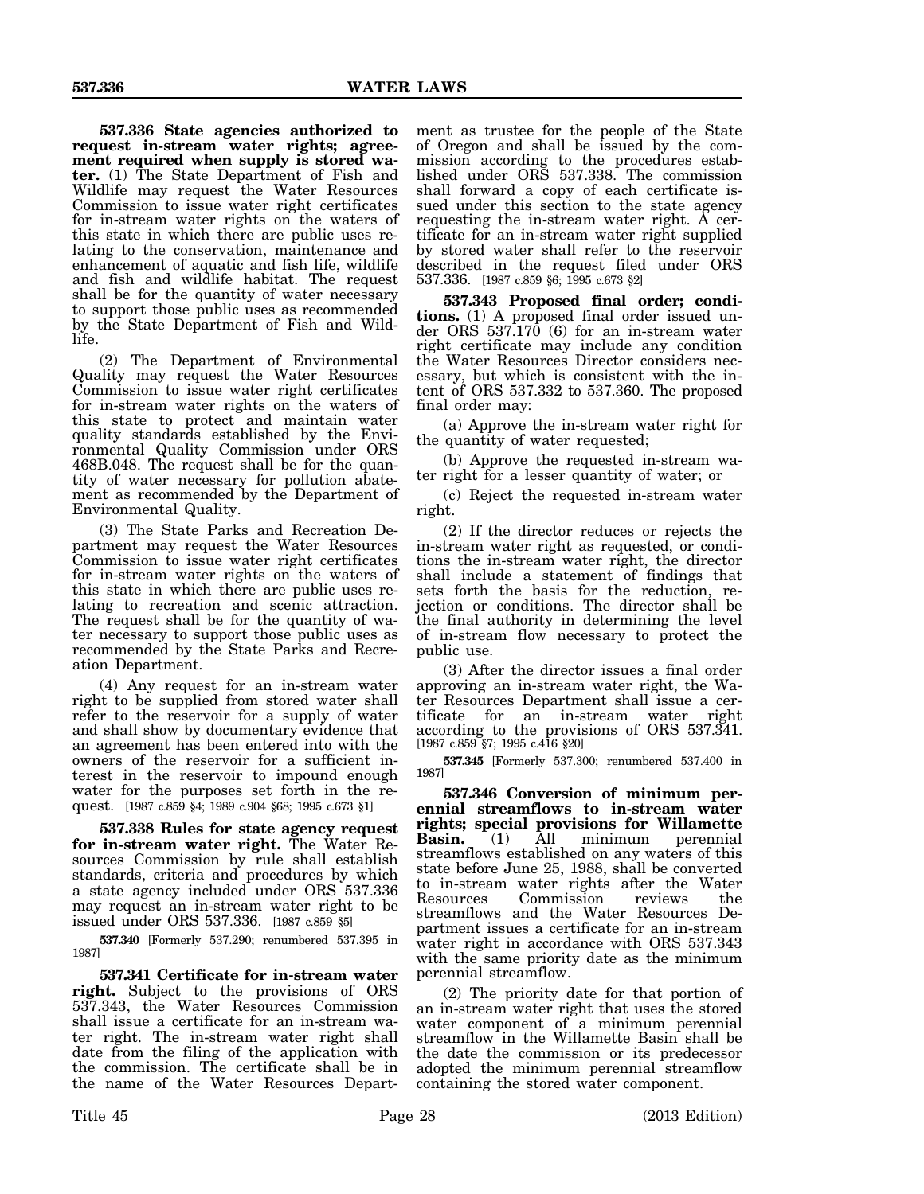**537.336 State agencies authorized to request in-stream water rights; agreement required when supply is stored water.** (1) The State Department of Fish and Wildlife may request the Water Resources Commission to issue water right certificates for in-stream water rights on the waters of this state in which there are public uses relating to the conservation, maintenance and enhancement of aquatic and fish life, wildlife and fish and wildlife habitat. The request shall be for the quantity of water necessary to support those public uses as recommended by the State Department of Fish and Wildlife.

(2) The Department of Environmental Quality may request the Water Resources Commission to issue water right certificates for in-stream water rights on the waters of this state to protect and maintain water quality standards established by the Environmental Quality Commission under ORS 468B.048. The request shall be for the quantity of water necessary for pollution abatement as recommended by the Department of Environmental Quality.

(3) The State Parks and Recreation Department may request the Water Resources Commission to issue water right certificates for in-stream water rights on the waters of this state in which there are public uses relating to recreation and scenic attraction. The request shall be for the quantity of water necessary to support those public uses as recommended by the State Parks and Recreation Department.

(4) Any request for an in-stream water right to be supplied from stored water shall refer to the reservoir for a supply of water and shall show by documentary evidence that an agreement has been entered into with the owners of the reservoir for a sufficient interest in the reservoir to impound enough water for the purposes set forth in the request. [1987 c.859 §6; 1995 c.673 §2]

**537.338 Rules for state agency request for in-stream water right.** The Water Resources Commission by rule shall establish standards, criteria and procedures by which a state agency included under ORS 537.336 may request an in-stream water right to be issued under ORS 537.336. [1987 c.859 §5]

**537.340** [Formerly 537.290; renumbered 537.395 in 1987]

**537.341 Certificate for in-stream water right.** Subject to the provisions of ORS 537.343, the Water Resources Commission shall issue a certificate for an in-stream water right. The in-stream water right shall date from the filing of the application with the commission. The certificate shall be in the name of the Water Resources Department as trustee for the people of the State of Oregon and shall be issued by the commission according to the procedures established under ORS 537.338. The commission shall forward a copy of each certificate issued under this section to the state agency requesting the in-stream water right. A certificate for an in-stream water right supplied by stored water shall refer to the reservoir described in the request filed under ORS 537.336. [1987 c.859 §4; 1989 c.904 §68; 1995 c.673 §1]

**537.343 Proposed final order; conditions.** (1) A proposed final order issued under ORS 537.170 (6) for an in-stream water right certificate may include any condition the Water Resources Director considers necessary, but which is consistent with the intent of ORS 537.332 to 537.360. The proposed final order may:

(a) Approve the in-stream water right for the quantity of water requested;

(b) Approve the requested in-stream water right for a lesser quantity of water; or

(c) Reject the requested in-stream water right.

(2) If the director reduces or rejects the in-stream water right as requested, or conditions the in-stream water right, the director shall include a statement of findings that sets forth the basis for the reduction, rejection or conditions. The director shall be the final authority in determining the level of in-stream flow necessary to protect the public use.

(3) After the director issues a final order approving an in-stream water right, the Water Resources Department shall issue a certificate for an in-stream water right according to the provisions of ORS 537.341. [1987 c.859 §7; 1995 c.416 §20]

**537.345** [Formerly 537.300; renumbered 537.400 in 1987]

**537.346 Conversion of minimum perennial streamflows to in-stream water rights; special provisions for Willamette Basin.** (1) All minimum perennial streamflows established on any waters of this state before June 25, 1988, shall be converted to in-stream water rights after the Water Resources Commission reviews the streamflows and the Water Resources Department issues a certificate for an in-stream water right in accordance with ORS 537.343 with the same priority date as the minimum perennial streamflow.

(2) The priority date for that portion of an in-stream water right that uses the stored water component of a minimum perennial streamflow in the Willamette Basin shall be the date the commission or its predecessor adopted the minimum perennial streamflow containing the stored water component.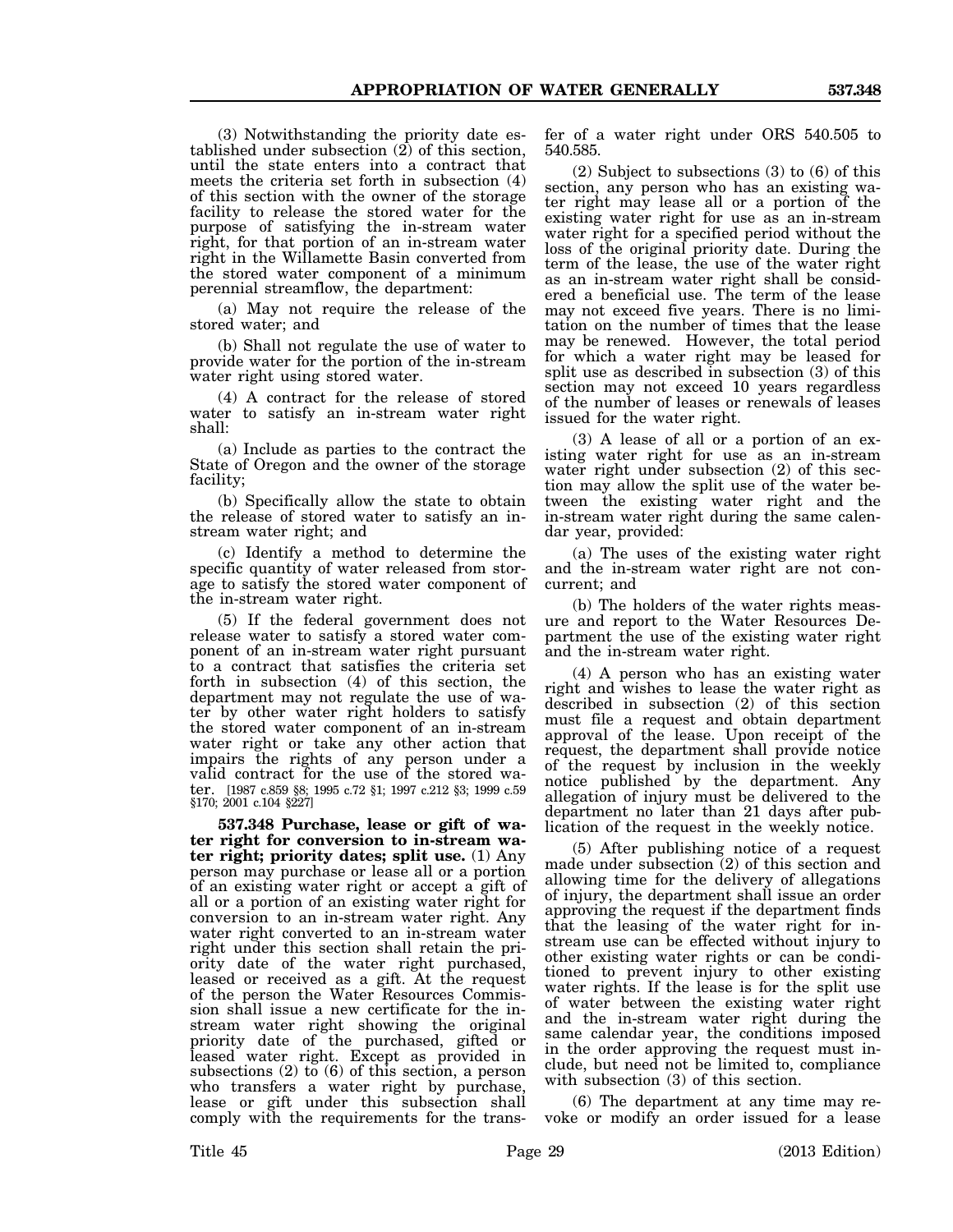(3) Notwithstanding the priority date established under subsection (2) of this section, until the state enters into a contract that meets the criteria set forth in subsection (4) of this section with the owner of the storage facility to release the stored water for the purpose of satisfying the in-stream water right, for that portion of an in-stream water right in the Willamette Basin converted from the stored water component of a minimum perennial streamflow, the department:

(a) May not require the release of the stored water; and

(b) Shall not regulate the use of water to provide water for the portion of the in-stream water right using stored water.

(4) A contract for the release of stored water to satisfy an in-stream water right shall:

(a) Include as parties to the contract the State of Oregon and the owner of the storage facility;

(b) Specifically allow the state to obtain the release of stored water to satisfy an in-stream water right; and

(c) Identify a method to determine the specific quantity of water released from storage to satisfy the stored water component of the in-stream water right.

(5) If the federal government does not release water to satisfy a stored water component of an in-stream water right pursuant to a contract that satisfies the criteria set forth in subsection (4) of this section, the department may not regulate the use of water by other water right holders to satisfy the stored water component of an in-stream water right or take any other action that impairs the rights of any person under a valid contract for the use of the stored water. [1987 c.859 §8; 1995 c.72 §1; 1997 c.212 §3; 1999 c.59 §170; 2001 c.104 §227]

**537.348 Purchase, lease or gift of water right for conversion to in-stream water right; priority dates; split use.** (1) Any person may purchase or lease all or a portion of an existing water right or accept a gift of all or a portion of an existing water right for conversion to an in-stream water right. Any water right converted to an in-stream water right under this section shall retain the priority date of the water right purchased, leased or received as a gift. At the request of the person the Water Resources Commission shall issue a new certificate for the in-stream water right showing the original priority date of the purchased, gifted or leased water right. Except as provided in subsections (2) to (6) of this section, a person who transfers a water right by purchase, lease or gift under this subsection shall comply with the requirements for the transfer of a water right under ORS 540.505 to 540.585.

(2) Subject to subsections (3) to (6) of this section, any person who has an existing water right may lease all or a portion of the existing water right for use as an in-stream water right for a specified period without the loss of the original priority date. During the term of the lease, the use of the water right as an in-stream water right shall be considered a beneficial use. The term of the lease may not exceed five years. There is no limitation on the number of times that the lease may be renewed. However, the total period for which a water right may be leased for split use as described in subsection (3) of this section may not exceed 10 years regardless of the number of leases or renewals of leases issued for the water right.

(3) A lease of all or a portion of an existing water right for use as an in-stream water right under subsection (2) of this section may allow the split use of the water between the existing water right and the in-stream water right during the same calendar year, provided:

(a) The uses of the existing water right and the in-stream water right are not concurrent; and

(b) The holders of the water rights measure and report to the Water Resources Department the use of the existing water right and the in-stream water right.

(4) A person who has an existing water right and wishes to lease the water right as described in subsection (2) of this section must file a request and obtain department approval of the lease. Upon receipt of the request, the department shall provide notice of the request by inclusion in the weekly notice published by the department. Any allegation of injury must be delivered to the department no later than 21 days after publication of the request in the weekly notice.

(5) After publishing notice of a request made under subsection (2) of this section and allowing time for the delivery of allegations of injury, the department shall issue an order approving the request if the department finds that the leasing of the water right for in-stream use can be effected without injury to other existing water rights or can be conditioned to prevent injury to other existing water rights. If the lease is for the split use of water between the existing water right and the in-stream water right during the same calendar year, the conditions imposed in the order approving the request must include, but need not be limited to, compliance with subsection (3) of this section.

(6) The department at any time may revoke or modify an order issued for a lease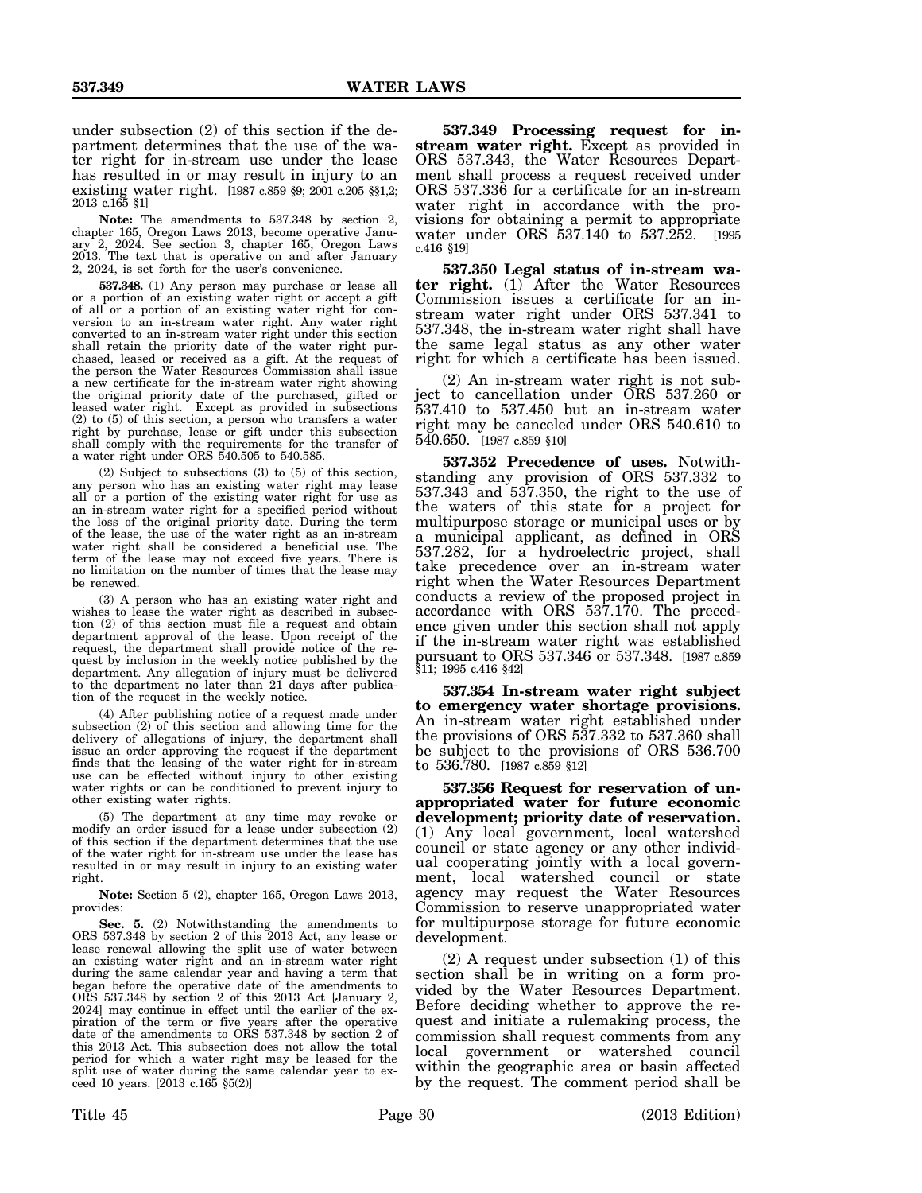under subsection (2) of this section if the department determines that the use of the water right for in-stream use under the lease has resulted in or may result in injury to an existing water right. [1987 c.859 §9; 2001 c.205 §§1,2; 2013 c.165 §1]

**Note:** The amendments to 537.348 by section 2, chapter 165, Oregon Laws 2013, become operative January 2, 2024. See section 3, chapter 165, Oregon Laws 2013. The text that is operative on and after January 2, 2024, is set forth for the user's convenience.

**537.348.** (1) Any person may purchase or lease all or a portion of an existing water right or accept a gift of all or a portion of an existing water right for conversion to an in-stream water right. Any water right converted to an in-stream water right under this section shall retain the priority date of the water right purchased, leased or received as a gift. At the request of the person the Water Resources Commission shall issue a new certificate for the in-stream water right showing the original priority date of the purchased, gifted or leased water right. Except as provided in subsections (2) to (5) of this section, a person who transfers a water right by purchase, lease or gift under this section shall comply with the requirements for the transfer of a water right under ORS 540.505 to 540.585.

(2) Subject to subsections (3) to (5) of this section, any person who has an existing water right may lease all or a portion of the existing water right for use as an in-stream water right for a specified period without the loss of the original priority date. During the term of the lease, the use of the water right as an in-stream water right shall be considered a beneficial use. The term of the lease may not exceed five years. There is no limitation on the number of times that the lease may be renewed.

(3) A person who has an existing water right and wishes to lease the water right as described in subsection (2) of this section must file a request and obtain department approval of the lease. Upon receipt of the request, the department shall provide notice of the request by inclusion in the weekly notice published by the department. Any allegation of injury must be delivered to the department no later than 21 days after publication of the request in the weekly notice.

(4) After publishing notice of a request made under subsection (2) of this section and allowing time for the delivery of allegations of injury, the department shall issue an order approving the request if the department finds that the leasing of the water right for in-stream use can be effected without injury to other existing water rights or can be conditioned to prevent injury to other existing water rights.

(5) The department at any time may revoke or modify an order issued for a lease under subsection (2) of this section if the department determines that the use of the water right for in-stream use under the lease has resulted in or may result in injury to an existing water right.

**Note:** Section 5 (2), chapter 165, Oregon Laws 2013, provides:

**Sec. 5.** (2) Notwithstanding the amendments to ORS 537.348 by section 2 of this 2013 Act, any lease or lease renewal allowing the split use of water between an existing water right and an in-stream water right during the same calendar year and having a term that began before the operative date of the amendments to ORS 537.348 by section 2 of this 2013 Act [January 2, 2024] may continue in effect until the earlier of the expiration of the term or five years after the operative date of the amendments to ORS 537.348 by section 2 of this 2013 Act. This subsection does not allow the total period for which a water right may be leased for the split use of water during the same calendar year to exceed 10 years. [2013 c.165 §5(2)]

**537.349 Processing request for in-stream water right.** Except as provided in ORS 537.343, the Water Resources Department shall process a request received under ORS 537.336 for a certificate for an in-stream water right in accordance with the provisions for obtaining a permit to appropriate water under ORS 537.140 to 537.252. [1995 c.416 §19]

**537.350 Legal status of in-stream water right.** (1) After the Water Resources Commission issues a certificate for an in-stream water right under ORS 537.341 to 537.348, the in-stream water right shall have the same legal status as any other water right for which a certificate has been issued.

(2) An in-stream water right is not subject to cancellation under ORS 537.260 or 537.410 to 537.450 but an in-stream water right may be canceled under ORS 540.610 to 540.650. [1987 c.859 §10]

**537.352 Precedence of uses.** Notwithstanding any provision of ORS 537.332 to 537.343 and 537.350, the right to the use of the waters of this state for a project for multipurpose storage or municipal uses or by a municipal applicant, as defined in ORS 537.282, for a hydroelectric project, shall take precedence over an in-stream water right when the Water Resources Department conducts a review of the proposed project in accordance with ORS 537.170. The precedence given under this section shall not apply if the in-stream water right was established pursuant to ORS 537.346 or 537.348. [1987 c.859 §11; 1995 c.416 §42]

**537.354 In-stream water right subject to emergency water shortage provisions.** An in-stream water right established under the provisions of ORS 537.332 to 537.360 shall be subject to the provisions of ORS 536.700 to 536.780. [1987 c.859 §12]

**537.356 Request for reservation of unappropriated water for future economic development; priority date of reservation.** (1) Any local government, local watershed council or state agency or any other individual cooperating jointly with a local government, local watershed council or state agency may request the Water Resources Commission to reserve unappropriated water for multipurpose storage for future economic development.

(2) A request under subsection (1) of this section shall be in writing on a form provided by the Water Resources Department. Before deciding whether to approve the request and initiate a rulemaking process, the commission shall request comments from any local government or watershed council within the geographic area or basin affected by the request. The comment period shall be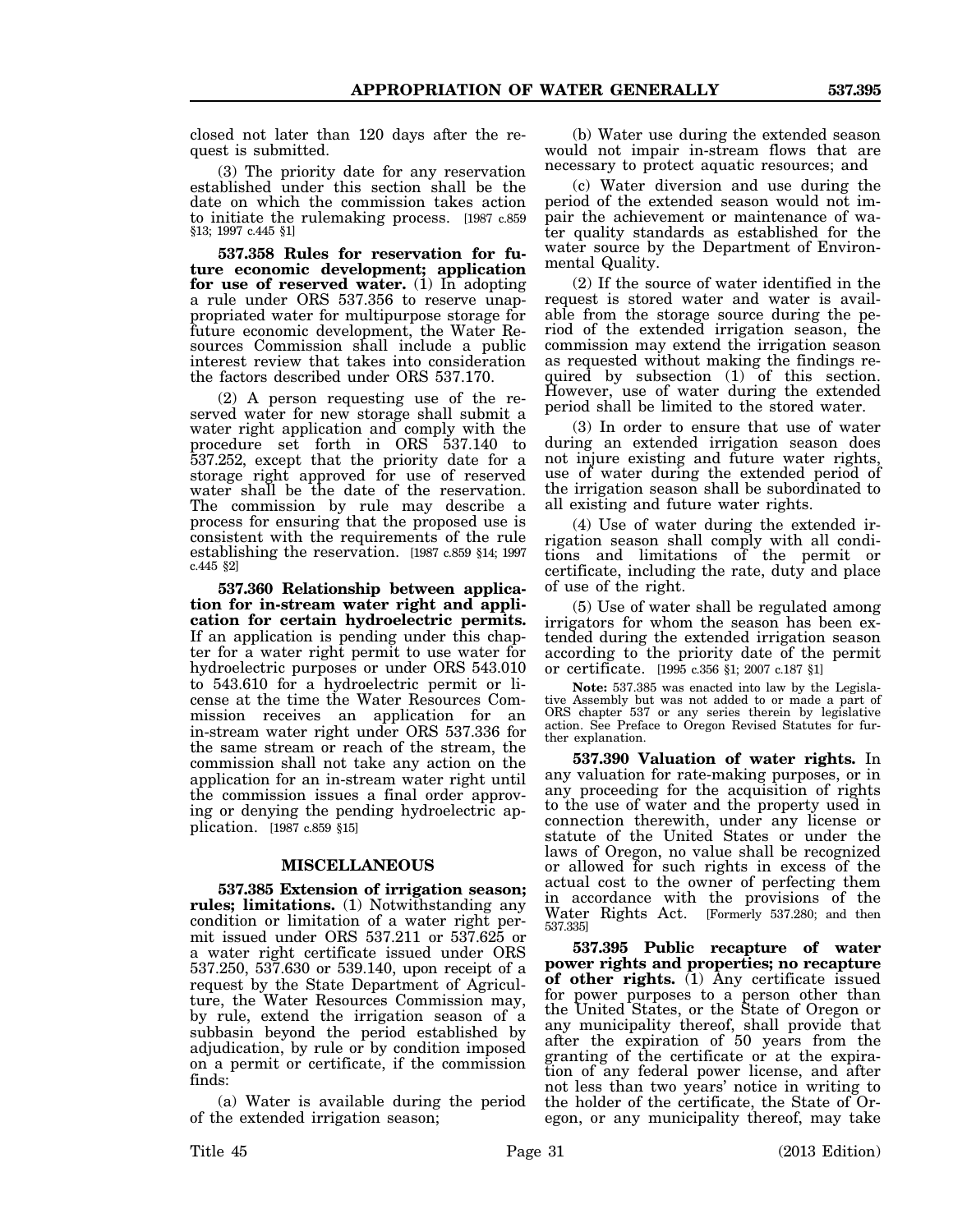closed not later than 120 days after the request is submitted.

(3) The priority date for any reservation established under this section shall be the date on which the commission takes action to initiate the rulemaking process. [1987 c.859 §13; 1997 c.445 §1]

**537.358 Rules for reservation for future economic development; application for use of reserved water.** (1) In adopting a rule under ORS 537.356 to reserve unappropriated water for multipurpose storage for future economic development, the Water Resources Commission shall include a public interest review that takes into consideration the factors described under ORS 537.170.

(2) A person requesting use of the reserved water for new storage shall submit a water right application and comply with the procedure set forth in ORS 537.140 to 537.252, except that the priority date for a storage right approved for use of reserved water shall be the date of the reservation. The commission by rule may describe a process for ensuring that the proposed use is consistent with the requirements of the rule establishing the reservation. [1987 c.859 §14; 1997 c.445 §2]

**537.360 Relationship between application for in-stream water right and application for certain hydroelectric permits.** If an application is pending under this chapter for a water right permit to use water for hydroelectric purposes or under ORS 543.010 to 543.610 for a hydroelectric permit or license at the time the Water Resources Commission receives an application for an in-stream water right under ORS 537.336 for the same stream or reach of the stream, the commission shall not take any action on the application for an in-stream water right until the commission issues a final order approving or denying the pending hydroelectric application. [1987 c.859 §15]

## MISCELLANEOUS

**537.385 Extension of irrigation season; rules; limitations.** (1) Notwithstanding any condition or limitation of a water right permit issued under ORS 537.211 or 537.625 or a water right certificate issued under ORS 537.250, 537.630 or 539.140, upon receipt of a request by the State Department of Agriculture, the Water Resources Commission may, by rule, extend the irrigation season of a subbasin beyond the period established by adjudication, by rule or by condition imposed on a permit or certificate, if the commission finds:

(a) Water is available during the period of the extended irrigation season;

(b) Water use during the extended season would not impair in-stream flows that are necessary to protect aquatic resources; and

(c) Water diversion and use during the period of the extended season would not impair the achievement or maintenance of water quality standards as established for the water source by the Department of Environmental Quality.

(2) If the source of water identified in the request is stored water and water is available from the storage source during the period of the extended irrigation season, the commission may extend the irrigation season as requested without making the findings required by subsection (1) of this section. However, use of water during the extended period shall be limited to the stored water.

(3) In order to ensure that use of water during an extended irrigation season does not injure existing and future water rights, use of water during the extended period of the irrigation season shall be subordinated to all existing and future water rights.

(4) Use of water during the extended irrigation season shall comply with all conditions and limitations of the permit or certificate, including the rate, duty and place of use of the right.

(5) Use of water shall be regulated among irrigators for whom the season has been extended during the extended irrigation season according to the priority date of the permit or certificate. [1995 c.356 §1; 2007 c.187 §1]

**Note:** 537.385 was enacted into law by the Legislative Assembly but was not added to or made a part of ORS chapter 537 or any series therein by legislative action. See Preface to Oregon Revised Statutes for further explanation.

**537.390 Valuation of water rights.** In any valuation for rate-making purposes, or in any proceeding for the acquisition of rights to the use of water and the property used in connection therewith, under any license or statute of the United States or under the laws of Oregon, no value shall be recognized or allowed for such rights in excess of the actual cost to the owner of perfecting them in accordance with the provisions of the Water Rights Act. [Formerly 537.280; and then 537.335]

**537.395 Public recapture of water power rights and properties; no recapture of other rights.** (1) Any certificate issued for power purposes to a person other than the United States, or the State of Oregon or any municipality thereof, shall provide that after the expiration of 50 years from the granting of the certificate or at the expiration of any federal power license, and after not less than two years' notice in writing to the holder of the certificate, the State of Oregon, or any municipality thereof, may take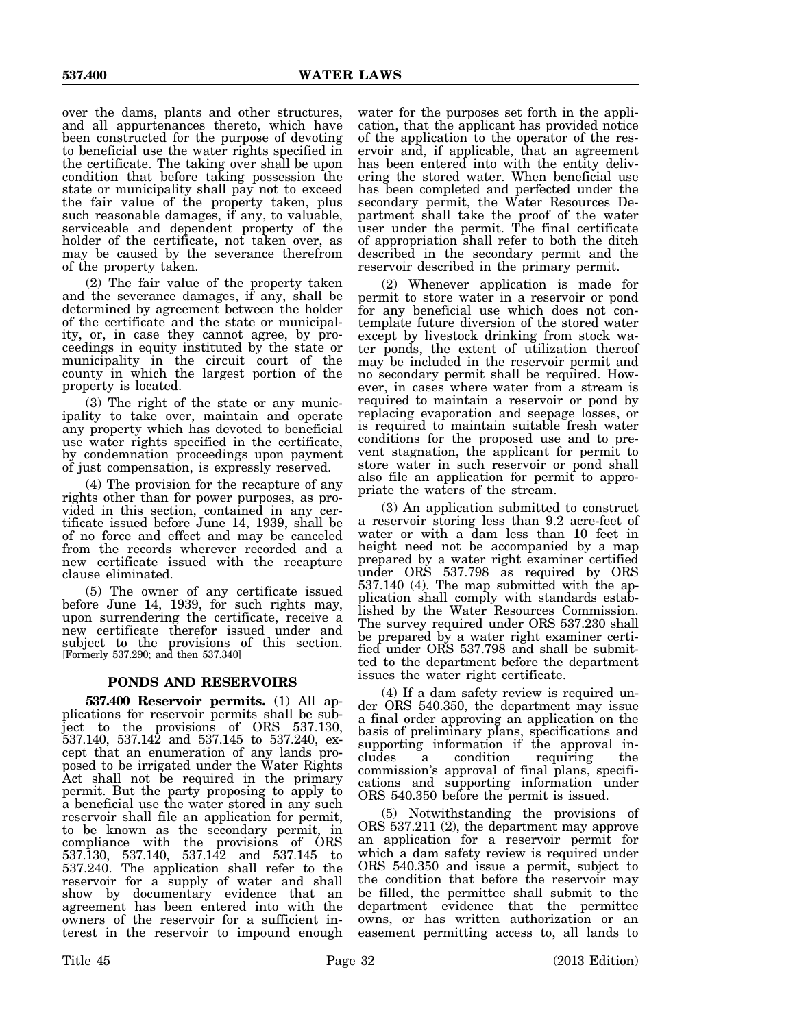over the dams, plants and other structures, and all appurtenances thereto, which have been constructed for the purpose of devoting to beneficial use the water rights specified in the certificate. The taking over shall be upon condition that before taking possession the state or municipality shall pay not to exceed the fair value of the property taken, plus such reasonable damages, if any, to valuable, serviceable and dependent property of the holder of the certificate, not taken over, as may be caused by the severance therefrom of the property taken.

(2) The fair value of the property taken and the severance damages, if any, shall be determined by agreement between the holder of the certificate and the state or municipality, or, in case they cannot agree, by proceedings in equity instituted by the state or municipality in the circuit court of the county in which the largest portion of the property is located.

(3) The right of the state or any municipality to take over, maintain and operate any property which has devoted to beneficial use water rights specified in the certificate, by condemnation proceedings upon payment of just compensation, is expressly reserved.

(4) The provision for the recapture of any rights other than for power purposes, as provided in this section, contained in any certificate issued before June 14, 1939, shall be of no force and effect and may be canceled from the records wherever recorded and a new certificate issued with the recapture clause eliminated.

(5) The owner of any certificate issued before June 14, 1939, for such rights may, upon surrendering the certificate, receive a new certificate therefor issued under and subject to the provisions of this section. [Formerly 537.290; and then 537.340]

## PONDS AND RESERVOIRS

**537.400 Reservoir permits.** (1) All applications for reservoir permits shall be subject to the provisions of ORS 537.130, 537.140, 537.142 and 537.145 to 537.240, except that an enumeration of any lands proposed to be irrigated under the Water Rights Act shall not be required in the primary permit. But the party proposing to apply to a beneficial use the water stored in any such reservoir shall file an application for permit, to be known as the secondary permit, in compliance with the provisions of ORS 537.130, 537.140, 537.142 and 537.145 to 537.240. The application shall refer to the reservoir for a supply of water and shall show by documentary evidence that an agreement has been entered into with the owners of the reservoir for a sufficient interest in the reservoir to impound enough water for the purposes set forth in the application, that the applicant has provided notice of the application to the operator of the reservoir and, if applicable, that an agreement has been entered into with the entity delivering the stored water. When beneficial use has been completed and perfected under the secondary permit, the Water Resources Department shall take the proof of the water user under the permit. The final certificate of appropriation shall refer to both the ditch described in the secondary permit and the reservoir described in the primary permit.

(2) Whenever application is made for permit to store water in a reservoir or pond for any beneficial use which does not contemplate future diversion of the stored water except by livestock drinking from stock water ponds, the extent of utilization thereof may be included in the reservoir permit and no secondary permit shall be required. However, in cases where water from a stream is required to maintain a reservoir or pond by replacing evaporation and seepage losses, or is required to maintain suitable fresh water conditions for the proposed use and to prevent stagnation, the applicant for permit to store water in such reservoir or pond shall also file an application for permit to appropriate the waters of the stream.

(3) An application submitted to construct a reservoir storing less than 9.2 acre-feet of water or with a dam less than 10 feet in height need not be accompanied by a map prepared by a water right examiner certified under ORS 537.798 as required by ORS 537.140 (4). The map submitted with the application shall comply with standards established by the Water Resources Commission. The survey required under ORS 537.230 shall be prepared by a water right examiner certified under ORS 537.798 and shall be submitted to the department before the department issues the water right certificate.

(4) If a dam safety review is required under ORS 540.350, the department may issue a final order approving an application on the basis of preliminary plans, specifications and supporting information if the approval includes a condition requiring the commission's approval of final plans, specifications and supporting information under ORS 540.350 before the permit is issued.

(5) Notwithstanding the provisions of ORS 537.211 (2), the department may approve an application for a reservoir permit for which a dam safety review is required under ORS 540.350 and issue a permit, subject to the condition that before the reservoir may be filled, the permittee shall submit to the department evidence that the permittee owns, or has written authorization or an easement permitting access to, all lands to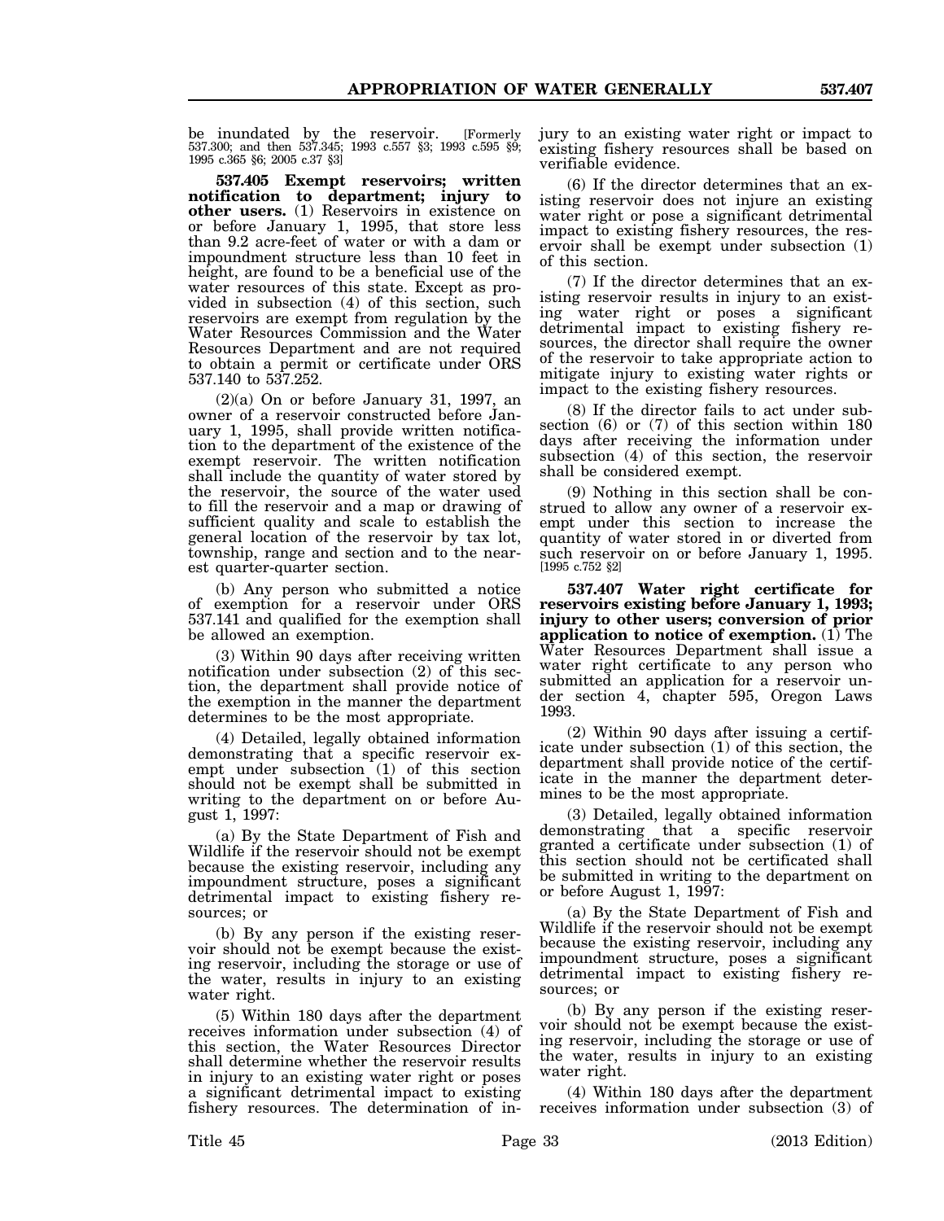be inundated by the reservoir. [Formerly 537.300; and then 537.345; 1993 c.557 §3; 1993 c.595 §9; 1995 c.365 §6; 2005 c.37 §3]

**537.405 Exempt reservoirs; written notification to department; injury to other users.** (1) Reservoirs in existence on or before January 1, 1995, that store less than 9.2 acre-feet of water or with a dam or impoundment structure less than 10 feet in height, are found to be a beneficial use of the water resources of this state. Except as provided in subsection (4) of this section, such reservoirs are exempt from regulation by the Water Resources Commission and the Water Resources Department and are not required to obtain a permit or certificate under ORS 537.140 to 537.252.

(2)(a) On or before January 31, 1997, an owner of a reservoir constructed before January 1, 1995, shall provide written notification to the department of the existence of the exempt reservoir. The written notification shall include the quantity of water stored by the reservoir, the source of the water used to fill the reservoir and a map or drawing of sufficient quality and scale to establish the general location of the reservoir by tax lot, township, range and section and to the nearest quarter-quarter section.

(b) Any person who submitted a notice of exemption for a reservoir under ORS 537.141 and qualified for the exemption shall be allowed an exemption.

(3) Within 90 days after receiving written notification under subsection (2) of this section, the department shall provide notice of the exemption in the manner the department determines to be the most appropriate.

(4) Detailed, legally obtained information demonstrating that a specific reservoir exempt under subsection (1) of this section should not be exempt shall be submitted in writing to the department on or before August 1, 1997:

(a) By the State Department of Fish and Wildlife if the reservoir should not be exempt because the existing reservoir, including any impoundment structure, poses a significant detrimental impact to existing fishery resources; or

(b) By any person if the existing reservoir should not be exempt because the existing reservoir, including the storage or use of the water, results in injury to an existing water right.

(5) Within 180 days after the department receives information under subsection (4) of this section, the Water Resources Director shall determine whether the reservoir results in injury to an existing water right or poses a significant detrimental impact to existing fishery resources. The determination of injury to an existing water right or impact to existing fishery resources shall be based on verifiable evidence.

(6) If the director determines that an existing reservoir does not injure an existing water right or pose a significant detrimental impact to existing fishery resources, the reservoir shall be exempt under subsection (1) of this section.

(7) If the director determines that an existing reservoir results in injury to an existing water right or poses a significant detrimental impact to existing fishery resources, the director shall require the owner of the reservoir to take appropriate action to mitigate injury to existing water rights or impact to the existing fishery resources.

(8) If the director fails to act under subsection (6) or (7) of this section within 180 days after receiving the information under subsection (4) of this section, the reservoir shall be considered exempt.

(9) Nothing in this section shall be construed to allow any owner of a reservoir exempt under this section to increase the quantity of water stored in or diverted from such reservoir on or before January 1, 1995. [1995 c.752 §2]

**537.407 Water right certificate for reservoirs existing before January 1, 1993; injury to other users; conversion of prior application to notice of exemption.** (1) The Water Resources Department shall issue a water right certificate to any person who submitted an application for a reservoir under section 4, chapter 595, Oregon Laws 1993.

(2) Within 90 days after issuing a certificate under subsection (1) of this section, the department shall provide notice of the certificate in the manner the department determines to be the most appropriate.

(3) Detailed, legally obtained information demonstrating that a specific reservoir granted a certificate under subsection (1) of this section should not be certificated shall be submitted in writing to the department on or before August 1, 1997:

(a) By the State Department of Fish and Wildlife if the reservoir should not be exempt because the existing reservoir, including any impoundment structure, poses a significant detrimental impact to existing fishery resources; or

(b) By any person if the existing reservoir should not be exempt because the existing reservoir, including the storage or use of the water, results in injury to an existing water right.

(4) Within 180 days after the department receives information under subsection (3) of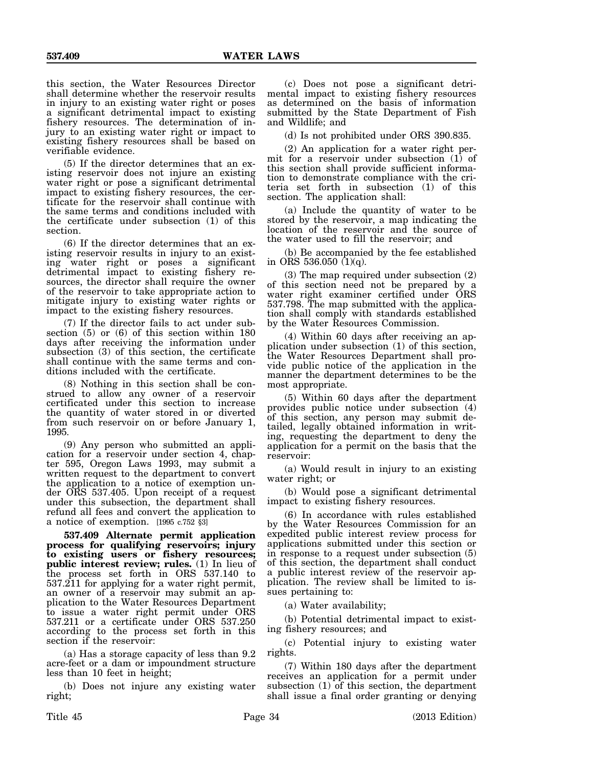this section, the Water Resources Director shall determine whether the reservoir results in injury to an existing water right or poses a significant detrimental impact to existing fishery resources. The determination of injury to an existing water right or impact to existing fishery resources shall be based on verifiable evidence.

(5) If the director determines that an existing reservoir does not injure an existing water right or pose a significant detrimental impact to existing fishery resources, the certificate for the reservoir shall continue with the same terms and conditions included with the certificate under subsection (1) of this section.

(6) If the director determines that an existing reservoir results in injury to an existing water right or poses a significant detrimental impact to existing fishery resources, the director shall require the owner of the reservoir to take appropriate action to mitigate injury to existing water rights or impact to the existing fishery resources.

(7) If the director fails to act under subsection (5) or (6) of this section within 180 days after receiving the information under subsection (3) of this section, the certificate shall continue with the same terms and conditions included with the certificate.

(8) Nothing in this section shall be construed to allow any owner of a reservoir certificated under this section to increase the quantity of water stored in or diverted from such reservoir on or before January 1, 1995.

(9) Any person who submitted an application for a reservoir under section 4, chapter 595, Oregon Laws 1993, may submit a written request to the department to convert the application to a notice of exemption under ORS 537.405. Upon receipt of a request under this subsection, the department shall refund all fees and convert the application to a notice of exemption. [1995 c.752 §3]

**537.409 Alternate permit application process for qualifying reservoirs; injury to existing users or fishery resources; public interest review; rules.** (1) In lieu of the process set forth in ORS 537.140 to 537.211 for applying for a water right permit, an owner of a reservoir may submit an application to the Water Resources Department to issue a water right permit under ORS 537.211 or a certificate under ORS 537.250 according to the process set forth in this section if the reservoir:

(a) Has a storage capacity of less than 9.2 acre-feet or a dam or impoundment structure less than 10 feet in height;

(b) Does not injure any existing water right;

(c) Does not pose a significant detrimental impact to existing fishery resources as determined on the basis of information submitted by the State Department of Fish and Wildlife; and

(d) Is not prohibited under ORS 390.835.

(2) An application for a water right permit for a reservoir under subsection (1) of this section shall provide sufficient information to demonstrate compliance with the criteria set forth in subsection (1) of this section. The application shall:

(a) Include the quantity of water to be stored by the reservoir, a map indicating the location of the reservoir and the source of the water used to fill the reservoir; and

(b) Be accompanied by the fee established in ORS 536.050 (1)(q).

(3) The map required under subsection (2) of this section need not be prepared by a water right examiner certified under ORS 537.798. The map submitted with the application shall comply with standards established by the Water Resources Commission.

(4) Within 60 days after receiving an application under subsection (1) of this section, the Water Resources Department shall provide public notice of the application in the manner the department determines to be the most appropriate.

(5) Within 60 days after the department provides public notice under subsection (4) of this section, any person may submit detailed, legally obtained information in writing, requesting the department to deny the application for a permit on the basis that the reservoir:

(a) Would result in injury to an existing water right; or

(b) Would pose a significant detrimental impact to existing fishery resources.

(6) In accordance with rules established by the Water Resources Commission for an expedited public interest review process for applications submitted under this section or in response to a request under subsection (5) of this section, the department shall conduct a public interest review of the reservoir application. The review shall be limited to issues pertaining to:

(a) Water availability;

(b) Potential detrimental impact to existing fishery resources; and

(c) Potential injury to existing water rights.

(7) Within 180 days after the department receives an application for a permit under subsection (1) of this section, the department shall issue a final order granting or denying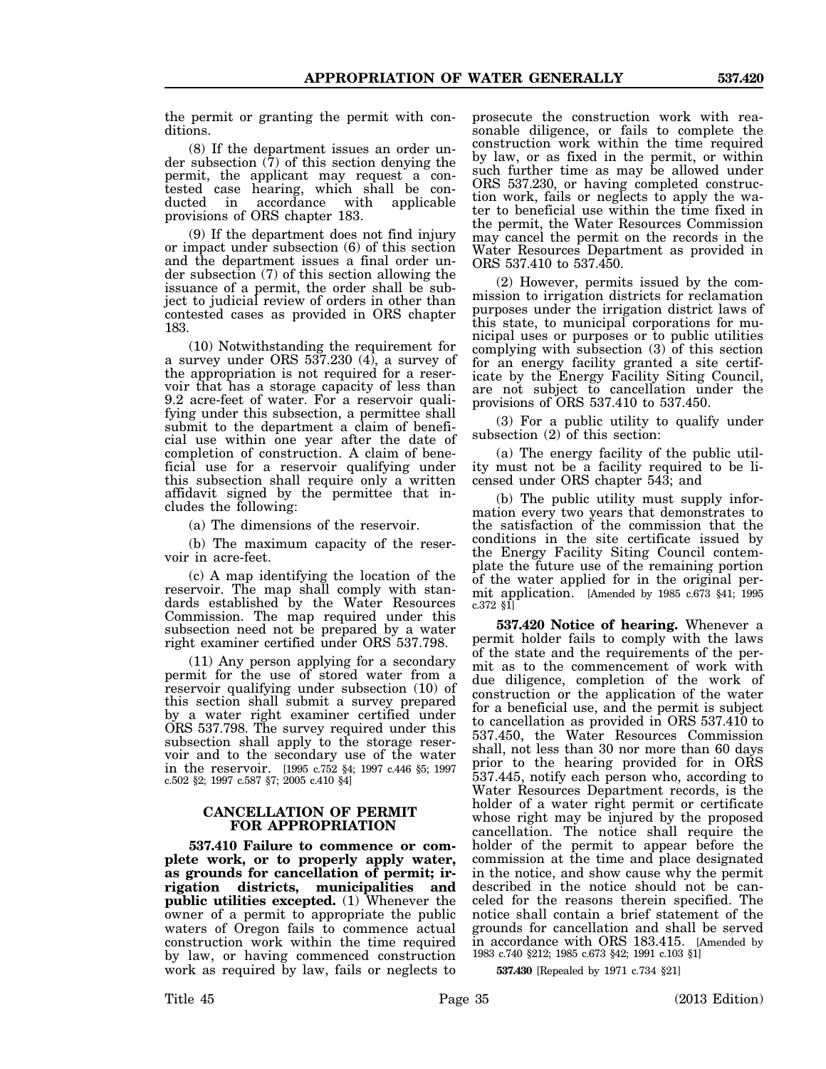the permit or granting the permit with conditions.

(8) If the department issues an order under subsection (7) of this section denying the permit, the applicant may request a contested case hearing, which shall be conducted in accordance with applicable provisions of ORS chapter 183.

(9) If the department does not find injury or impact under subsection (6) of this section and the department issues a final order under subsection (7) of this section allowing the issuance of a permit, the order shall be subject to judicial review of orders in other than contested cases as provided in ORS chapter 183.

(10) Notwithstanding the requirement for a survey under ORS 537.230 (4), a survey of the appropriation is not required for a reservoir that has a storage capacity of less than 9.2 acre-feet of water. For a reservoir qualifying under this subsection, a permittee shall submit to the department a claim of beneficial use within one year after the date of completion of construction. A claim of beneficial use for a reservoir qualifying under this subsection shall require only a written affidavit signed by the permittee that includes the following:

(a) The dimensions of the reservoir.

(b) The maximum capacity of the reservoir in acre-feet.

(c) A map identifying the location of the reservoir. The map shall comply with standards established by the Water Resources Commission. The map required under this subsection need not be prepared by a water right examiner certified under ORS 537.798.

(11) Any person applying for a secondary permit for the use of stored water from a reservoir qualifying under subsection (10) of this section shall submit a survey prepared by a water right examiner certified under ORS 537.798. The survey required under this subsection shall apply to the storage reservoir and to the secondary use of the water in the reservoir. [1995 c.752 §4; 1997 c.446 §5; 1997 c.502 §2; 1997 c.587 §7; 2005 c.410 §4]

## CANCELLATION OF PERMIT FOR APPROPRIATION

**537.410 Failure to commence or complete work, or to properly apply water, as grounds for cancellation of permit; irrigation districts, municipalities and public utilities excepted.** (1) Whenever the owner of a permit to appropriate the public waters of Oregon fails to commence actual construction work within the time required by law, or having commenced construction work as required by law, fails or neglects to prosecute the construction work with reasonable diligence, or fails to complete the construction work within the time required by law, or as fixed in the permit, or within such further time as may be allowed under ORS 537.230, or having completed construction work, fails or neglects to apply the water to beneficial use within the time fixed in the permit, the Water Resources Commission may cancel the permit on the records in the Water Resources Department as provided in ORS 537.410 to 537.450.

(2) However, permits issued by the commission to irrigation districts for reclamation purposes under the irrigation district laws of this state, to municipal corporations for municipal uses or purposes or to public utilities complying with subsection (3) of this section for an energy facility granted a site certificate by the Energy Facility Siting Council, are not subject to cancellation under the provisions of ORS 537.410 to 537.450.

(3) For a public utility to qualify under subsection (2) of this section:

(a) The energy facility of the public utility must not be a facility required to be licensed under ORS chapter 543; and

(b) The public utility must supply information every two years that demonstrates to the satisfaction of the commission that the conditions in the site certificate issued by the Energy Facility Siting Council contemplate the future use of the remaining portion of the water applied for in the original permit application. [Amended by 1985 c.673 §41; 1995 c.372 §1]

**537.420 Notice of hearing.** Whenever a permit holder fails to comply with the laws of the state and the requirements of the permit as to the commencement of work with due diligence, completion of the work of construction or the application of the water for a beneficial use, and the permit is subject to cancellation as provided in ORS 537.410 to 537.450, the Water Resources Commission shall, not less than 30 nor more than 60 days prior to the hearing provided for in ORS 537.445, notify each person who, according to Water Resources Department records, is the holder of a water right permit or certificate whose right may be injured by the proposed cancellation. The notice shall require the holder of the permit to appear before the commission at the time and place designated in the notice, and show cause why the permit described in the notice should not be canceled for the reasons therein specified. The notice shall contain a brief statement of the grounds for cancellation and shall be served in accordance with ORS 183.415. [Amended by 1983 c.740 §212; 1985 c.673 §42; 1991 c.103 §1]

**537.430** [Repealed by 1971 c.734 §21]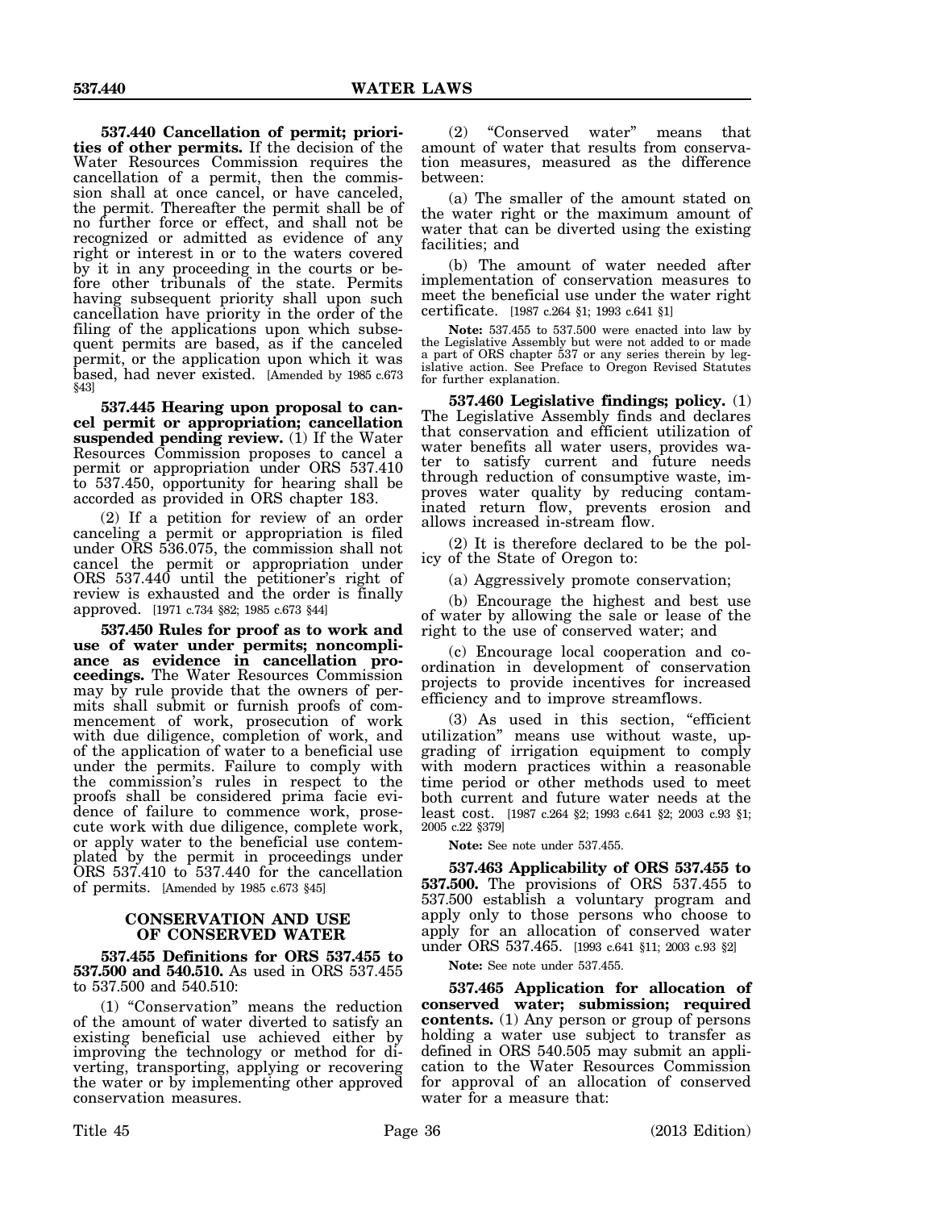**537.440 Cancellation of permit; priorities of other permits.** If the decision of the Water Resources Commission requires the cancellation of a permit, then the commission shall at once cancel, or have canceled, the permit. Thereafter the permit shall be of no further force or effect, and shall not be recognized or admitted as evidence of any right or interest in or to the waters covered by it in any proceeding in the courts or before other tribunals of the state. Permits having subsequent priority shall upon such cancellation have priority in the order of the filing of the applications upon which subsequent permits are based, as if the canceled permit, or the application upon which it was based, had never existed. [Amended by 1985 c.673 §43]

**537.445 Hearing upon proposal to cancel permit or appropriation; cancellation suspended pending review.** (1) If the Water Resources Commission proposes to cancel a permit or appropriation under ORS 537.410 to 537.450, opportunity for hearing shall be accorded as provided in ORS chapter 183.

(2) If a petition for review of an order canceling a permit or appropriation is filed under ORS 536.075, the commission shall not cancel the permit or appropriation under ORS 537.440 until the petitioner's right of review is exhausted and the order is finally approved. [1971 c.734 §82; 1985 c.673 §44]

**537.450 Rules for proof as to work and use of water under permits; noncompliance as evidence in cancellation proceedings.** The Water Resources Commission may by rule provide that the owners of permits shall submit or furnish proofs of commencement of work, prosecution of work with due diligence, completion of work, and of the application of water to a beneficial use under the permits. Failure to comply with the commission's rules in respect to the proofs shall be considered prima facie evidence of failure to commence work, prosecute work with due diligence, complete work, or apply water to the beneficial use contemplated by the permit in proceedings under ORS 537.410 to 537.440 for the cancellation of permits. [Amended by 1985 c.673 §45]

## CONSERVATION AND USE OF CONSERVED WATER

**537.455 Definitions for ORS 537.455 to 537.500 and 540.510.** As used in ORS 537.455 to 537.500 and 540.510:

(1) "Conservation" means the reduction of the amount of water diverted to satisfy an existing beneficial use achieved either by improving the technology or method for diverting, transporting, applying or recovering the water or by implementing other approved conservation measures.

(2) "Conserved water" means that amount of water that results from conservation measures, measured as the difference between:

(a) The smaller of the amount stated on the water right or the maximum amount of water that can be diverted using the existing facilities; and

(b) The amount of water needed after implementation of conservation measures to meet the beneficial use under the water right certificate. [1987 c.264 §1; 1993 c.641 §1]

**Note:** 537.455 to 537.500 were enacted into law by the Legislative Assembly but were not added to or made a part of ORS chapter 537 or any series therein by legislative action. See Preface to Oregon Revised Statutes for further explanation.

**537.460 Legislative findings; policy.** (1) The Legislative Assembly finds and declares that conservation and efficient utilization of water benefits all water users, provides water to satisfy current and future needs through reduction of consumptive waste, improves water quality by reducing contaminated return flow, prevents erosion and allows increased in-stream flow.

(2) It is therefore declared to be the policy of the State of Oregon to:

(a) Aggressively promote conservation;

(b) Encourage the highest and best use of water by allowing the sale or lease of the right to the use of conserved water; and

(c) Encourage local cooperation and coordination in development of conservation projects to provide incentives for increased efficiency and to improve streamflows.

(3) As used in this section, "efficient utilization" means use without waste, upgrading of irrigation equipment to comply with modern practices within a reasonable time period or other methods used to meet both current and future water needs at the least cost. [1987 c.264 §2; 1993 c.641 §2; 2003 c.93 §1; 2005 c.22 §379]

**Note:** See note under 537.455.

**537.463 Applicability of ORS 537.455 to 537.500.** The provisions of ORS 537.455 to 537.500 establish a voluntary program and apply only to those persons who choose to apply for an allocation of conserved water under ORS 537.465. [1993 c.641 §11; 2003 c.93 §2]

**Note:** See note under 537.455.

**537.465 Application for allocation of conserved water; submission; required contents.** (1) Any person or group of persons holding a water use subject to transfer as defined in ORS 540.505 may submit an application to the Water Resources Commission for approval of an allocation of conserved water for a measure that: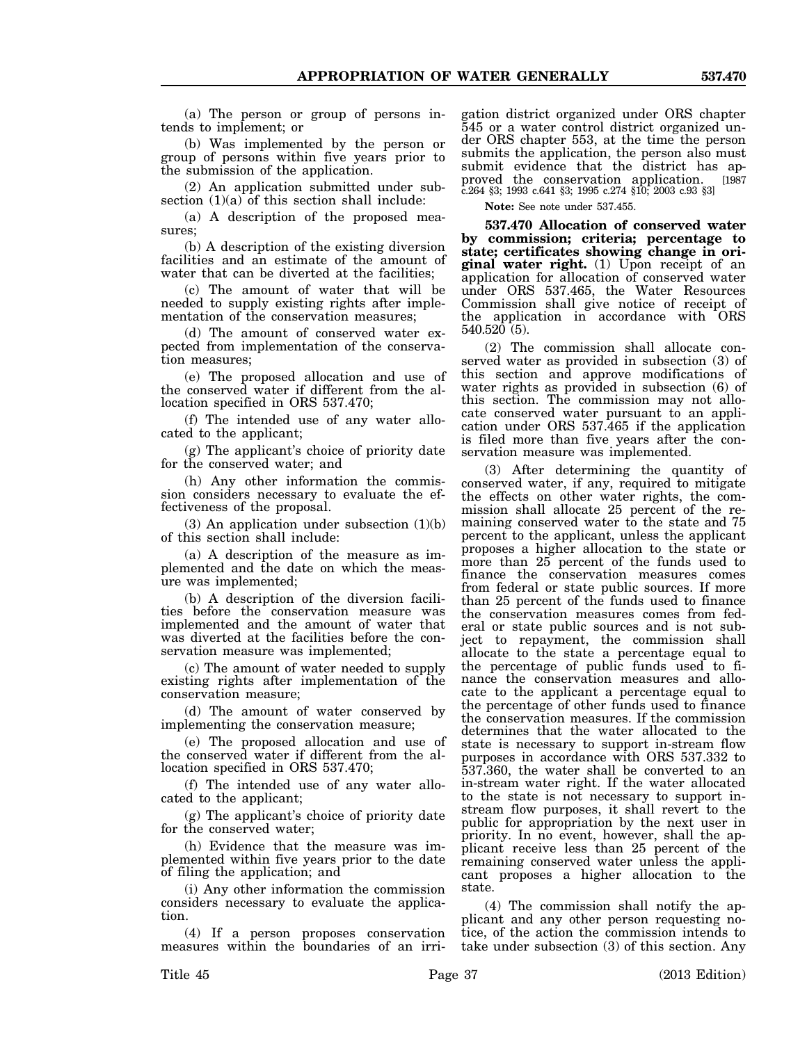(a) The person or group of persons intends to implement; or

(b) Was implemented by the person or group of persons within five years prior to the submission of the application.

(2) An application submitted under subsection (1)(a) of this section shall include:

(a) A description of the proposed measures;

(b) A description of the existing diversion facilities and an estimate of the amount of water that can be diverted at the facilities;

(c) The amount of water that will be needed to supply existing rights after implementation of the conservation measures;

(d) The amount of conserved water expected from implementation of the conservation measures;

(e) The proposed allocation and use of the conserved water if different from the allocation specified in ORS 537.470;

(f) The intended use of any water allocated to the applicant;

(g) The applicant's choice of priority date for the conserved water; and

(h) Any other information the commission considers necessary to evaluate the effectiveness of the proposal.

(3) An application under subsection (1)(b) of this section shall include:

(a) A description of the measure as implemented and the date on which the measure was implemented;

(b) A description of the diversion facilities before the conservation measure was implemented and the amount of water that was diverted at the facilities before the conservation measure was implemented;

(c) The amount of water needed to supply existing rights after implementation of the conservation measure;

(d) The amount of water conserved by implementing the conservation measure;

(e) The proposed allocation and use of the conserved water if different from the allocation specified in ORS 537.470;

(f) The intended use of any water allocated to the applicant;

(g) The applicant's choice of priority date for the conserved water;

(h) Evidence that the measure was implemented within five years prior to the date of filing the application; and

(i) Any other information the commission considers necessary to evaluate the application.

(4) If a person proposes conservation measures within the boundaries of an irrigation district organized under ORS chapter 545 or a water control district organized under ORS chapter 553, at the time the person submits the application, the person also must submit evidence that the district has approved the conservation application. [1987 c.264 §3; 1993 c.641 §3; 1995 c.274 §10; 2003 c.93 §3]

**Note:** See note under 537.455.

**537.470 Allocation of conserved water by commission; criteria; percentage to state; certificates showing change in original water right.** (1) Upon receipt of an application for allocation of conserved water under ORS 537.465, the Water Resources Commission shall give notice of receipt of the application in accordance with ORS 540.520 (5).

(2) The commission shall allocate conserved water as provided in subsection (3) of this section and approve modifications of water rights as provided in subsection (6) of this section. The commission may not allocate conserved water pursuant to an application under ORS 537.465 if the application is filed more than five years after the conservation measure was implemented.

(3) After determining the quantity of conserved water, if any, required to mitigate the effects on other water rights, the commission shall allocate 25 percent of the remaining conserved water to the state and 75 percent to the applicant, unless the applicant proposes a higher allocation to the state or more than 25 percent of the funds used to finance the conservation measures comes from federal or state public sources. If more than 25 percent of the funds used to finance the conservation measures comes from federal or state public sources and is not subject to repayment, the commission shall allocate to the state a percentage equal to the percentage of public funds used to finance the conservation measures and allocate to the applicant a percentage equal to the percentage of other funds used to finance the conservation measures. If the commission determines that the water allocated to the state is necessary to support in-stream flow purposes in accordance with ORS 537.332 to 537.360, the water shall be converted to an in-stream water right. If the water allocated to the state is not necessary to support in-stream flow purposes, it shall revert to the public for appropriation by the next user in priority. In no event, however, shall the applicant receive less than 25 percent of the remaining conserved water unless the applicant proposes a higher allocation to the state.

(4) The commission shall notify the applicant and any other person requesting notice, of the action the commission intends to take under subsection (3) of this section. Any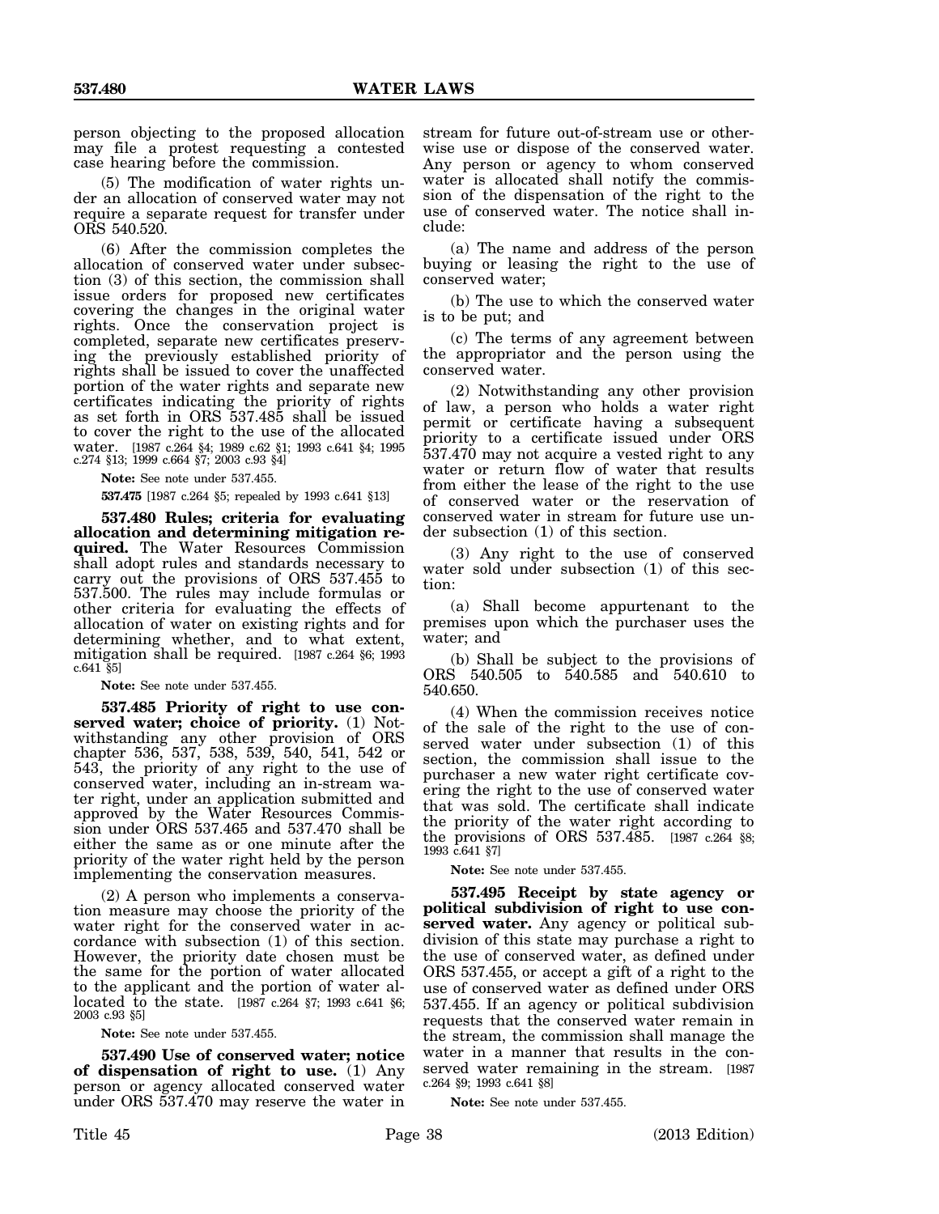person objecting to the proposed allocation may file a protest requesting a contested case hearing before the commission.

(5) The modification of water rights under an allocation of conserved water may not require a separate request for transfer under ORS 540.520.

(6) After the commission completes the allocation of conserved water under subsection (3) of this section, the commission shall issue orders for proposed new certificates covering the changes in the original water rights. Once the conservation project is completed, separate new certificates preserving the previously established priority of rights shall be issued to cover the unaffected portion of the water rights and separate new certificates indicating the priority of rights as set forth in ORS 537.485 shall be issued to cover the right to the use of the allocated water. [1987 c.264 §4; 1989 c.62 §1; 1993 c.641 §4; 1995 c.274 §13; 1999 c.664 §7; 2003 c.93 §4]

**Note:** See note under 537.455.

**537.475** [1987 c.264 §5; repealed by 1993 c.641 §13]

**537.480 Rules; criteria for evaluating allocation and determining mitigation required.** The Water Resources Commission shall adopt rules and standards necessary to carry out the provisions of ORS 537.455 to 537.500. The rules may include formulas or other criteria for evaluating the effects of allocation of water on existing rights and for determining whether, and to what extent, mitigation shall be required. [1987 c.264 §6; 1993 c.641 §5]

**Note:** See note under 537.455.

**537.485 Priority of right to use conserved water; choice of priority.** (1) Notwithstanding any other provision of ORS chapter 536, 537, 538, 539, 540, 541, 542 or 543, the priority of any right to the use of conserved water, including an in-stream water right, under an application submitted and approved by the Water Resources Commission under ORS 537.465 and 537.470 shall be either the same as or one minute after the priority of the water right held by the person implementing the conservation measures.

(2) A person who implements a conservation measure may choose the priority of the water right for the conserved water in accordance with subsection (1) of this section. However, the priority date chosen must be the same for the portion of water allocated to the applicant and the portion of water allocated to the state. [1987 c.264 §7; 1993 c.641 §6; 2003 c.93 §5]

**Note:** See note under 537.455.

**537.490 Use of conserved water; notice of dispensation of right to use.** (1) Any person or agency allocated conserved water under ORS 537.470 may reserve the water in stream for future out-of-stream use or otherwise use or dispose of the conserved water. Any person or agency to whom conserved water is allocated shall notify the commission of the dispensation of the right to the use of conserved water. The notice shall include:

(a) The name and address of the person buying or leasing the right to the use of conserved water;

(b) The use to which the conserved water is to be put; and

(c) The terms of any agreement between the appropriator and the person using the conserved water.

(2) Notwithstanding any other provision of law, a person who holds a water right permit or certificate having a subsequent priority to a certificate issued under ORS 537.470 may not acquire a vested right to any water or return flow of water that results from either the lease of the right to the use of conserved water or the reservation of conserved water in stream for future use under subsection (1) of this section.

(3) Any right to the use of conserved water sold under subsection (1) of this section:

(a) Shall become appurtenant to the premises upon which the purchaser uses the water; and

(b) Shall be subject to the provisions of ORS 540.505 to 540.585 and 540.610 to 540.650.

(4) When the commission receives notice of the sale of the right to the use of conserved water under subsection (1) of this section, the commission shall issue to the purchaser a new water right certificate covering the right to the use of conserved water that was sold. The certificate shall indicate the priority of the water right according to the provisions of ORS 537.485. [1987 c.264 §8; 1993 c.641 §7]

**Note:** See note under 537.455.

**537.495 Receipt by state agency or political subdivision of right to use conserved water.** Any agency or political subdivision of this state may purchase a right to the use of conserved water, as defined under ORS 537.455, or accept a gift of a right to the use of conserved water as defined under ORS 537.455. If an agency or political subdivision requests that the conserved water remain in the stream, the commission shall manage the water in a manner that results in the conserved water remaining in the stream. [1987 c.264 §9; 1993 c.641 §8]

**Note:** See note under 537.455.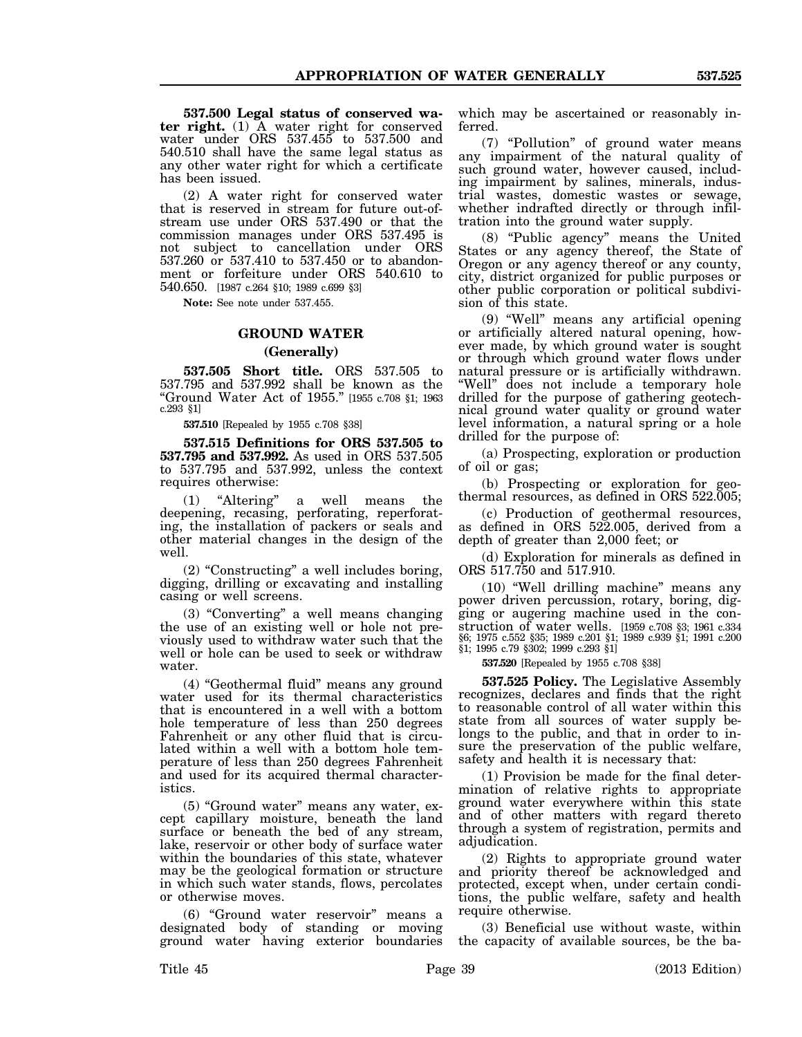**537.500 Legal status of conserved water right.** (1) A water right for conserved water under ORS 537.455 to 537.500 and 540.510 shall have the same legal status as any other water right for which a certificate has been issued.

(2) A water right for conserved water that is reserved in stream for future out-of-stream use under ORS 537.490 or that the commission manages under ORS 537.495 is not subject to cancellation under ORS 537.260 or 537.410 to 537.450 or to abandonment or forfeiture under ORS 540.610 to 540.650. [1987 c.264 §10; 1989 c.699 §3]

**Note:** See note under 537.455.

## GROUND WATER

### (Generally)

**537.505 Short title.** ORS 537.505 to 537.795 and 537.992 shall be known as the "Ground Water Act of 1955." [1955 c.708 §1; 1963 c.293 §1]

**537.510** [Repealed by 1955 c.708 §38]

**537.515 Definitions for ORS 537.505 to 537.795 and 537.992.** As used in ORS 537.505 to 537.795 and 537.992, unless the context requires otherwise:

(1) "Altering" a well means the deepening, recasing, perforating, reperforating, the installation of packers or seals and other material changes in the design of the well.

(2) "Constructing" a well includes boring, digging, drilling or excavating and installing casing or well screens.

(3) "Converting" a well means changing the use of an existing well or hole not previously used to withdraw water such that the well or hole can be used to seek or withdraw water.

(4) "Geothermal fluid" means any ground water used for its thermal characteristics that is encountered in a well with a bottom hole temperature of less than 250 degrees Fahrenheit or any other fluid that is circulated within a well with a bottom hole temperature of less than 250 degrees Fahrenheit and used for its acquired thermal characteristics.

(5) "Ground water" means any water, except capillary moisture, beneath the land surface or beneath the bed of any stream, lake, reservoir or other body of surface water within the boundaries of this state, whatever may be the geological formation or structure in which such water stands, flows, percolates or otherwise moves.

(6) "Ground water reservoir" means a designated body of standing or moving ground water having exterior boundaries which may be ascertained or reasonably inferred.

(7) "Pollution" of ground water means any impairment of the natural quality of such ground water, however caused, including impairment by salines, minerals, industrial wastes, domestic wastes or sewage, whether indrafted directly or through infiltration into the ground water supply.

(8) "Public agency" means the United States or any agency thereof, the State of Oregon or any agency thereof or any county, city, district organized for public purposes or other public corporation or political subdivision of this state.

(9) "Well" means any artificial opening or artificially altered natural opening, however made, by which ground water is sought or through which ground water flows under natural pressure or is artificially withdrawn. "Well" does not include a temporary hole drilled for the purpose of gathering geotechnical ground water quality or ground water level information, a natural spring or a hole drilled for the purpose of:

(a) Prospecting, exploration or production of oil or gas;

(b) Prospecting or exploration for geothermal resources, as defined in ORS 522.005;

(c) Production of geothermal resources, as defined in ORS 522.005, derived from a depth of greater than 2,000 feet; or

(d) Exploration for minerals as defined in ORS 517.750 and 517.910.

(10) "Well drilling machine" means any power driven percussion, rotary, boring, digging or augering machine used in the construction of water wells. [1959 c.708 §3; 1961 c.334 §6; 1975 c.552 §35; 1989 c.201 §1; 1989 c.939 §1; 1991 c.200 §1; 1995 c.79 §302; 1999 c.293 §1]

**537.520** [Repealed by 1955 c.708 §38]

**537.525 Policy.** The Legislative Assembly recognizes, declares and finds that the right to reasonable control of all water within this state from all sources of water supply belongs to the public, and that in order to insure the preservation of the public welfare, safety and health it is necessary that:

(1) Provision be made for the final determination of relative rights to appropriate ground water everywhere within this state and of other matters with regard thereto through a system of registration, permits and adjudication.

(2) Rights to appropriate ground water and priority thereof be acknowledged and protected, except when, under certain conditions, the public welfare, safety and health require otherwise.

(3) Beneficial use without waste, within the capacity of available sources, be the ba-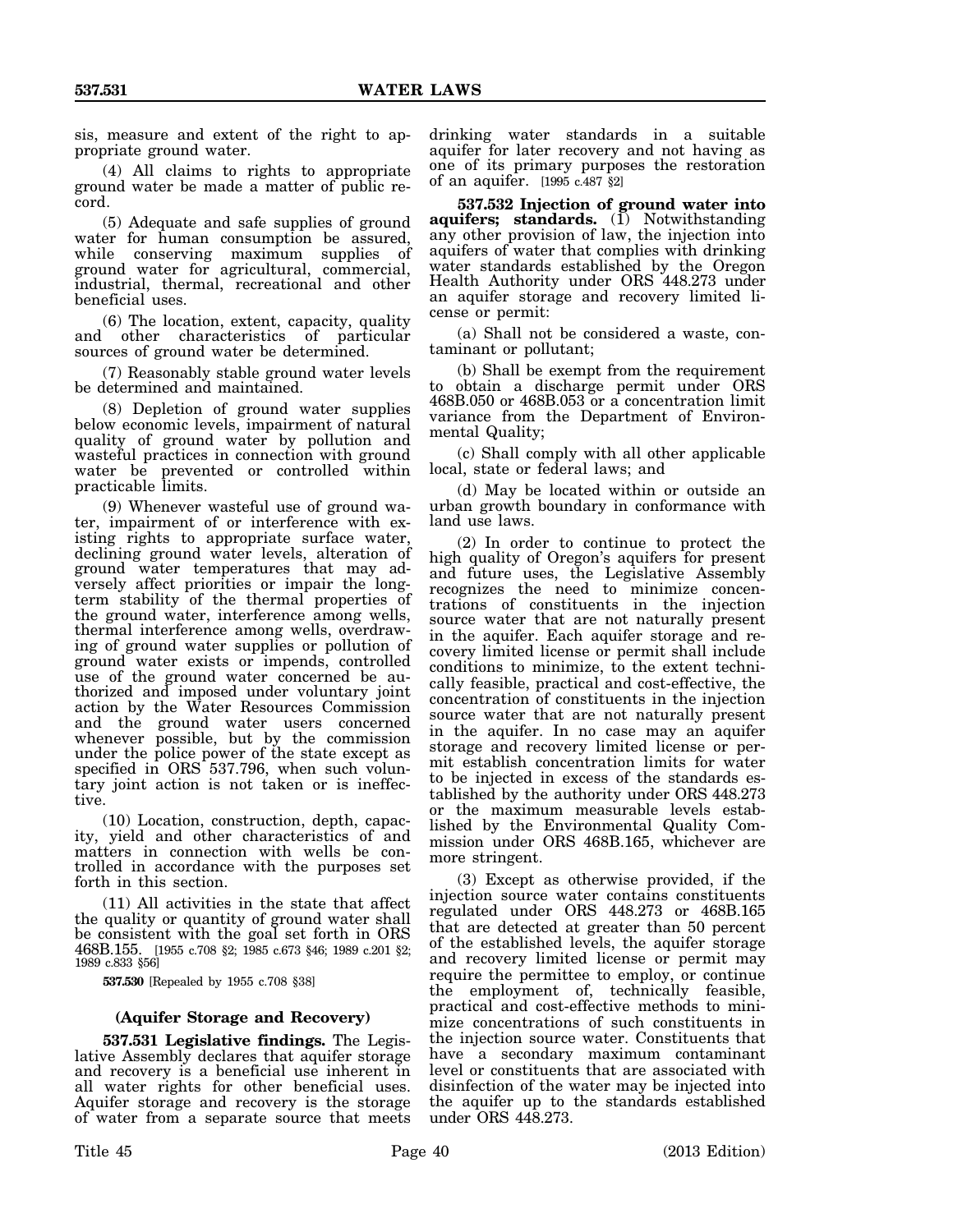sis, measure and extent of the right to appropriate ground water.

(4) All claims to rights to appropriate ground water be made a matter of public record.

(5) Adequate and safe supplies of ground water for human consumption be assured, while conserving maximum supplies of ground water for agricultural, commercial, industrial, thermal, recreational and other beneficial uses.

(6) The location, extent, capacity, quality and other characteristics of particular sources of ground water be determined.

(7) Reasonably stable ground water levels be determined and maintained.

(8) Depletion of ground water supplies below economic levels, impairment of natural quality of ground water by pollution and wasteful practices in connection with ground water be prevented or controlled within practicable limits.

(9) Whenever wasteful use of ground water, impairment of or interference with existing rights to appropriate surface water, declining ground water levels, alteration of ground water temperatures that may adversely affect priorities or impair the long-term stability of the thermal properties of the ground water, interference among wells, thermal interference among wells, overdrawing of ground water supplies or pollution of ground water exists or impends, controlled use of the ground water concerned be authorized and imposed under voluntary joint action by the Water Resources Commission and the ground water users concerned whenever possible, but by the commission under the police power of the state except as specified in ORS 537.796, when such voluntary joint action is not taken or is ineffective.

(10) Location, construction, depth, capacity, yield and other characteristics of and matters in connection with wells be controlled in accordance with the purposes set forth in this section.

(11) All activities in the state that affect the quality or quantity of ground water shall be consistent with the goal set forth in ORS 468B.155. [1955 c.708 §2; 1985 c.673 §46; 1989 c.201 §2; 1989 c.833 §56]

**537.530** [Repealed by 1955 c.708 §38]

## (Aquifer Storage and Recovery)

**537.531 Legislative findings.** The Legislative Assembly declares that aquifer storage and recovery is a beneficial use inherent in all water rights for other beneficial uses. Aquifer storage and recovery is the storage of water from a separate source that meets drinking water standards in a suitable aquifer for later recovery and not having as one of its primary purposes the restoration of an aquifer. [1995 c.487 §2]

**537.532 Injection of ground water into aquifers; standards.** (1) Notwithstanding any other provision of law, the injection into aquifers of water that complies with drinking water standards established by the Oregon Health Authority under ORS 448.273 under an aquifer storage and recovery limited license or permit:

(a) Shall not be considered a waste, contaminant or pollutant;

(b) Shall be exempt from the requirement to obtain a discharge permit under ORS 468B.050 or 468B.053 or a concentration limit variance from the Department of Environmental Quality;

(c) Shall comply with all other applicable local, state or federal laws; and

(d) May be located within or outside an urban growth boundary in conformance with land use laws.

(2) In order to continue to protect the high quality of Oregon's aquifers for present and future uses, the Legislative Assembly recognizes the need to minimize concentrations of constituents in the injection source water that are not naturally present in the aquifer. Each aquifer storage and recovery limited license or permit shall include conditions to minimize, to the extent technically feasible, practical and cost-effective, the concentration of constituents in the injection source water that are not naturally present in the aquifer. In no case may an aquifer storage and recovery limited license or permit establish concentration limits for water to be injected in excess of the standards established by the authority under ORS 448.273 or the maximum measurable levels established by the Environmental Quality Commission under ORS 468B.165, whichever are more stringent.

(3) Except as otherwise provided, if the injection source water contains constituents regulated under ORS 448.273 or 468B.165 that are detected at greater than 50 percent of the established levels, the aquifer storage and recovery limited license or permit may require the permittee to employ, or continue the employment of, technically feasible, practical and cost-effective methods to minimize concentrations of such constituents in the injection source water. Constituents that have a secondary maximum contaminant level or constituents that are associated with disinfection of the water may be injected into the aquifer up to the standards established under ORS 448.273.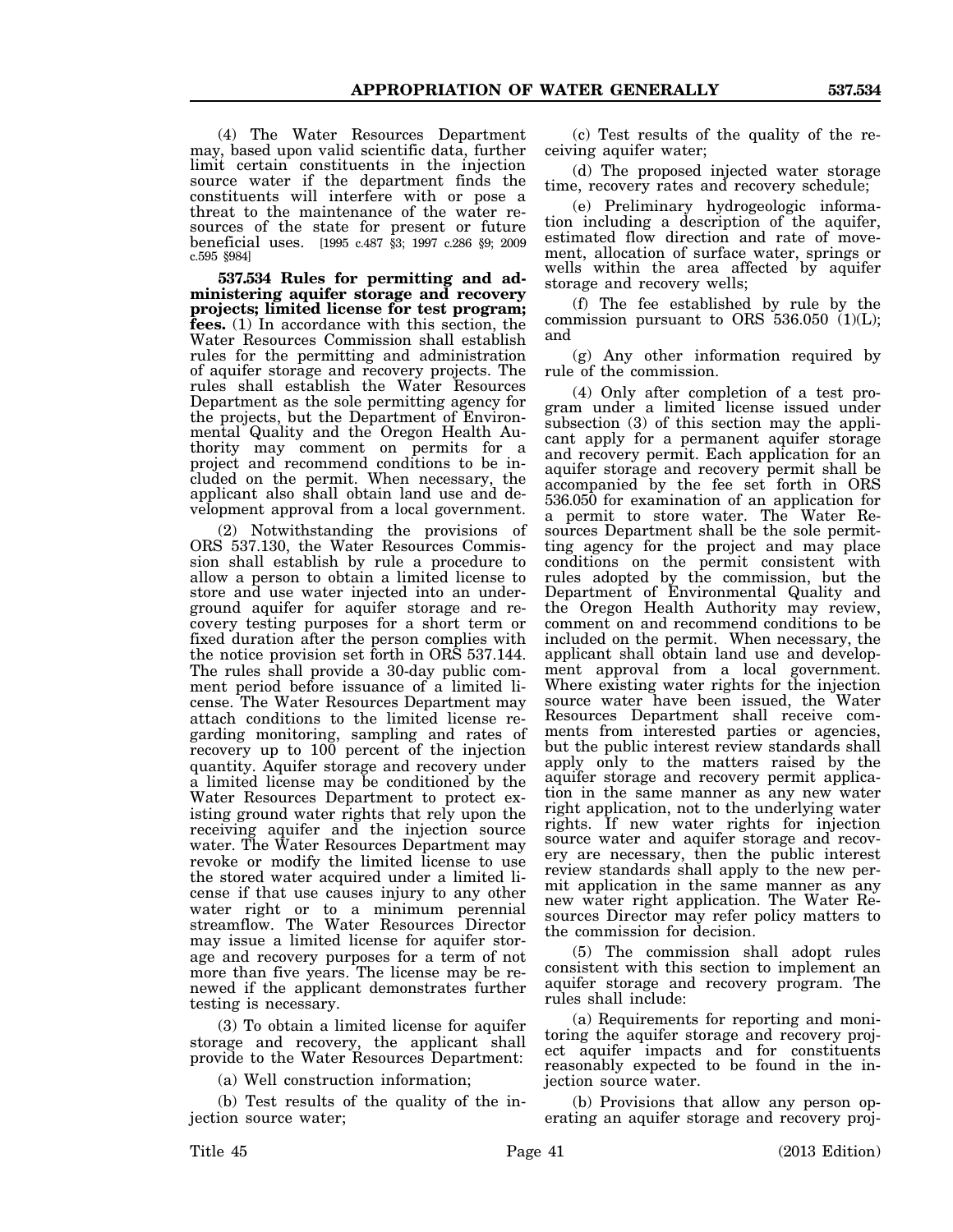(4) The Water Resources Department may, based upon valid scientific data, further limit certain constituents in the injection source water if the department finds the constituents will interfere with or pose a threat to the maintenance of the water resources of the state for present or future beneficial uses. [1995 c.487 §3; 1997 c.286 §9; 2009 c.595 §984]

**537.534 Rules for permitting and administering aquifer storage and recovery projects; limited license for test program; fees.** (1) In accordance with this section, the Water Resources Commission shall establish rules for the permitting and administration of aquifer storage and recovery projects. The rules shall establish the Water Resources Department as the sole permitting agency for the projects, but the Department of Environmental Quality and the Oregon Health Authority may comment on permits for a project and recommend conditions to be included on the permit. When necessary, the applicant also shall obtain land use and development approval from a local government.

(2) Notwithstanding the provisions of ORS 537.130, the Water Resources Commission shall establish by rule a procedure to allow a person to obtain a limited license to store and use water injected into an underground aquifer for aquifer storage and recovery testing purposes for a short term or fixed duration after the person complies with the notice provision set forth in ORS 537.144. The rules shall provide a 30-day public comment period before issuance of a limited license. The Water Resources Department may attach conditions to the limited license regarding monitoring, sampling and rates of recovery up to 100 percent of the injection quantity. Aquifer storage and recovery under a limited license may be conditioned by the Water Resources Department to protect existing ground water rights that rely upon the receiving aquifer and the injection source water. The Water Resources Department may revoke or modify the limited license to use the stored water acquired under a limited license if that use causes injury to any other water right or to a minimum perennial streamflow. The Water Resources Director may issue a limited license for aquifer storage and recovery purposes for a term of not more than five years. The license may be renewed if the applicant demonstrates further testing is necessary.

(3) To obtain a limited license for aquifer storage and recovery, the applicant shall provide to the Water Resources Department:

(a) Well construction information;

(b) Test results of the quality of the injection source water;

(c) Test results of the quality of the receiving aquifer water;

(d) The proposed injected water storage time, recovery rates and recovery schedule;

(e) Preliminary hydrogeologic information including a description of the aquifer, estimated flow direction and rate of movement, allocation of surface water, springs or wells within the area affected by aquifer storage and recovery wells;

(f) The fee established by rule by the commission pursuant to ORS 536.050 (1)(L); and

(g) Any other information required by rule of the commission.

(4) Only after completion of a test program under a limited license issued under subsection (3) of this section may the applicant apply for a permanent aquifer storage and recovery permit. Each application for an aquifer storage and recovery permit shall be accompanied by the fee set forth in ORS 536.050 for examination of an application for a permit to store water. The Water Resources Department shall be the sole permitting agency for the project and may place conditions on the permit consistent with rules adopted by the commission, but the Department of Environmental Quality and the Oregon Health Authority may review, comment on and recommend conditions to be included on the permit. When necessary, the applicant shall obtain land use and development approval from a local government. Where existing water rights for the injection source water have been issued, the Water Resources Department shall receive comments from interested parties or agencies, but the public interest review standards shall apply only to the matters raised by the aquifer storage and recovery permit application in the same manner as any new water right application, not to the underlying water rights. If new water rights for injection source water and aquifer storage and recovery are necessary, then the public interest review standards shall apply to the new permit application in the same manner as any new water right application. The Water Resources Director may refer policy matters to the commission for decision.

(5) The commission shall adopt rules consistent with this section to implement an aquifer storage and recovery program. The rules shall include:

(a) Requirements for reporting and monitoring the aquifer storage and recovery project aquifer impacts and for constituents reasonably expected to be found in the injection source water.

(b) Provisions that allow any person operating an aquifer storage and recovery proj-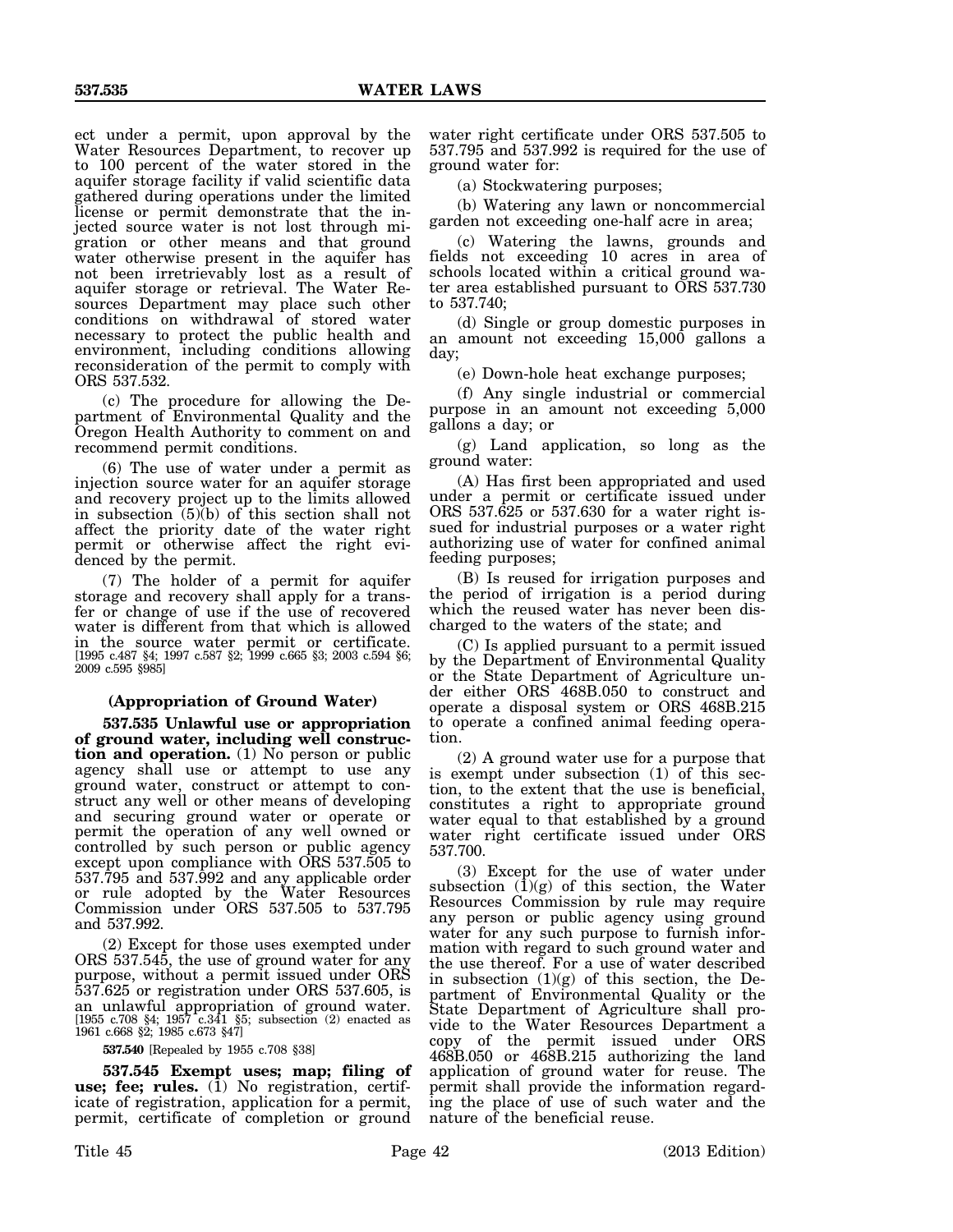ect under a permit, upon approval by the Water Resources Department, to recover up to 100 percent of the water stored in the aquifer storage facility if valid scientific data gathered during operations under the limited license or permit demonstrate that the injected source water is not lost through migration or other means and that ground water otherwise present in the aquifer has not been irretrievably lost as a result of aquifer storage or retrieval. The Water Resources Department may place such other conditions on withdrawal of stored water necessary to protect the public health and environment, including conditions allowing reconsideration of the permit to comply with ORS 537.532.

(c) The procedure for allowing the Department of Environmental Quality and the Oregon Health Authority to comment on and recommend permit conditions.

(6) The use of water under a permit as injection source water for an aquifer storage and recovery project up to the limits allowed in subsection (5)(b) of this section shall not affect the priority date of the water right permit or otherwise affect the right evidenced by the permit.

(7) The holder of a permit for aquifer storage and recovery shall apply for a transfer or change of use if the use of recovered water is different from that which is allowed in the source water permit or certificate. [1995 c.487 §4; 1997 c.587 §2; 1999 c.665 §3; 2003 c.594 §6; 2009 c.595 §985]

## (Appropriation of Ground Water)

**537.535 Unlawful use or appropriation of ground water, including well construction and operation.** (1) No person or public agency shall use or attempt to use any ground water, construct or attempt to construct any well or other means of developing and securing ground water or operate or permit the operation of any well owned or controlled by such person or public agency except upon compliance with ORS 537.505 to 537.795 and 537.992 and any applicable order or rule adopted by the Water Resources Commission under ORS 537.505 to 537.795 and 537.992.

(2) Except for those uses exempted under ORS 537.545, the use of ground water for any purpose, without a permit issued under ORS 537.625 or registration under ORS 537.605, is an unlawful appropriation of ground water. [1955 c.708 §4; 1957 c.341 §5; subsection (2) enacted as 1961 c.668 §2; 1985 c.673 §47]

**537.540** [Repealed by 1955 c.708 §38]

**537.545 Exempt uses; map; filing of use; fee; rules.** (1) No registration, certificate of registration, application for a permit, permit, certificate of completion or ground water right certificate under ORS 537.505 to 537.795 and 537.992 is required for the use of ground water for:

(a) Stockwatering purposes;

(b) Watering any lawn or noncommercial garden not exceeding one-half acre in area;

(c) Watering the lawns, grounds and fields not exceeding 10 acres in area of schools located within a critical ground water area established pursuant to ORS 537.730 to 537.740;

(d) Single or group domestic purposes in an amount not exceeding 15,000 gallons a day;

(e) Down-hole heat exchange purposes;

(f) Any single industrial or commercial purpose in an amount not exceeding 5,000 gallons a day; or

(g) Land application, so long as the ground water:

(A) Has first been appropriated and used under a permit or certificate issued under ORS 537.625 or 537.630 for a water right issued for industrial purposes or a water right authorizing use of water for confined animal feeding purposes;

(B) Is reused for irrigation purposes and the period of irrigation is a period during which the reused water has never been discharged to the waters of the state; and

(C) Is applied pursuant to a permit issued by the Department of Environmental Quality or the State Department of Agriculture under either ORS 468B.050 to construct and operate a disposal system or ORS 468B.215 to operate a confined animal feeding operation.

(2) A ground water use for a purpose that is exempt under subsection (1) of this section, to the extent that the use is beneficial, constitutes a right to appropriate ground water equal to that established by a ground water right certificate issued under ORS 537.700.

(3) Except for the use of water under subsection (1)(g) of this section, the Water Resources Commission by rule may require any person or public agency using ground water for any such purpose to furnish information with regard to such ground water and the use thereof. For a use of water described in subsection (1)(g) of this section, the Department of Environmental Quality or the State Department of Agriculture shall provide to the Water Resources Department a copy of the permit issued under ORS 468B.050 or 468B.215 authorizing the land application of ground water for reuse. The permit shall provide the information regarding the place of use of such water and the nature of the beneficial reuse.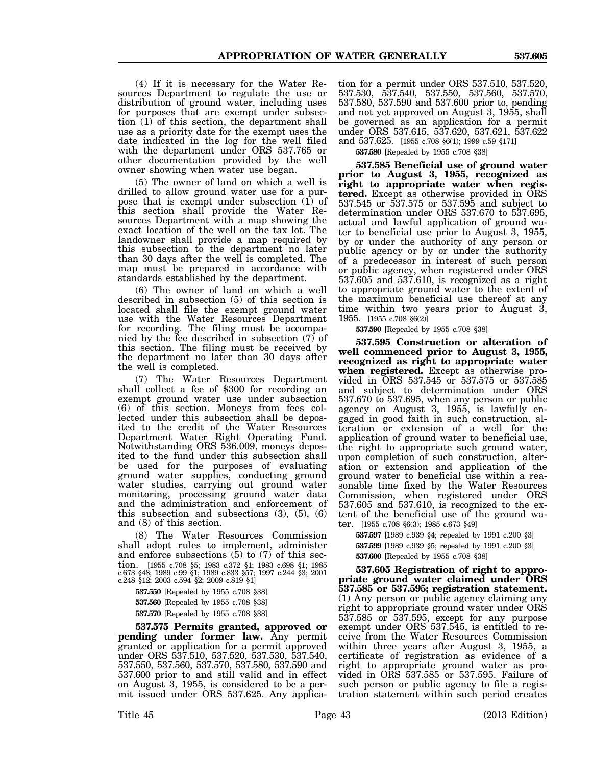(4) If it is necessary for the Water Resources Department to regulate the use or distribution of ground water, including uses for purposes that are exempt under subsection (1) of this section, the department shall use as a priority date for the exempt uses the date indicated in the log for the well filed with the department under ORS 537.765 or other documentation provided by the well owner showing when water use began.

(5) The owner of land on which a well is drilled to allow ground water use for a purpose that is exempt under subsection (1) of this section shall provide the Water Resources Department with a map showing the exact location of the well on the tax lot. The landowner shall provide a map required by this subsection to the department no later than 30 days after the well is completed. The map must be prepared in accordance with standards established by the department.

(6) The owner of land on which a well described in subsection (5) of this section is located shall file the exempt ground water use with the Water Resources Department for recording. The filing must be accompanied by the fee described in subsection (7) of this section. The filing must be received by the department no later than 30 days after the well is completed.

(7) The Water Resources Department shall collect a fee of $300 for recording an exempt ground water use under subsection (6) of this section. Moneys from fees collected under this subsection shall be deposited to the credit of the Water Resources Department Water Right Operating Fund. Notwithstanding ORS 536.009, moneys deposited to the fund under this subsection shall be used for the purposes of evaluating ground water supplies, conducting ground water studies, carrying out ground water monitoring, processing ground water data and the administration and enforcement of this subsection and subsections (3), (5), (6) and (8) of this section.

(8) The Water Resources Commission shall adopt rules to implement, administer and enforce subsections (5) to (7) of this section. [1955 c.708 §5; 1983 c.372 §1; 1983 c.698 §1; 1985 c.673 §48; 1989 c.99 §1; 1989 c.833 §57; 1997 c.244 §3; 2001 c.248 §12; 2003 c.594 §2; 2009 c.819 §1]

**537.550** [Repealed by 1955 c.708 §38]

**537.560** [Repealed by 1955 c.708 §38]

**537.570** [Repealed by 1955 c.708 §38]

**537.575 Permits granted, approved or pending under former law.** Any permit granted or application for a permit approved under ORS 537.510, 537.520, 537.530, 537.540, 537.550, 537.560, 537.570, 537.580, 537.590 and 537.600 prior to and still valid and in effect on August 3, 1955, is considered to be a permit issued under ORS 537.625. Any application for a permit under ORS 537.510, 537.520, 537.530, 537.540, 537.550, 537.560, 537.570, 537.580, 537.590 and 537.600 prior to, pending and not yet approved on August 3, 1955, shall be governed as an application for a permit under ORS 537.615, 537.620, 537.621, 537.622 and 537.625. [1955 c.708 §6(1); 1999 c.59 §171]

**537.580** [Repealed by 1955 c.708 §38]

**537.585 Beneficial use of ground water prior to August 3, 1955, recognized as right to appropriate water when registered.** Except as otherwise provided in ORS 537.545 or 537.575 or 537.595 and subject to determination under ORS 537.670 to 537.695, actual and lawful application of ground water to beneficial use prior to August 3, 1955, by or under the authority of any person or public agency or by or under the authority of a predecessor in interest of such person or public agency, when registered under ORS 537.605 and 537.610, is recognized as a right to appropriate ground water to the extent of the maximum beneficial use thereof at any time within two years prior to August 3, 1955. [1955 c.708 §6(2)]

**537.590** [Repealed by 1955 c.708 §38]

**537.595 Construction or alteration of well commenced prior to August 3, 1955, recognized as right to appropriate water when registered.** Except as otherwise provided in ORS 537.545 or 537.575 or 537.585 and subject to determination under ORS 537.670 to 537.695, when any person or public agency on August 3, 1955, is lawfully engaged in good faith in such construction, alteration or extension of a well for the application of ground water to beneficial use, the right to appropriate such ground water, upon completion of such construction, alteration or extension and application of the ground water to beneficial use within a reasonable time fixed by the Water Resources Commission, when registered under ORS 537.605 and 537.610, is recognized to the extent of the beneficial use of the ground water. [1955 c.708 §6(3); 1985 c.673 §49]

**537.597** [1989 c.939 §4; repealed by 1991 c.200 §3]

**537.599** [1989 c.939 §5; repealed by 1991 c.200 §3]

**537.600** [Repealed by 1955 c.708 §38]

**537.605 Registration of right to appropriate ground water claimed under ORS 537.585 or 537.595; registration statement.** (1) Any person or public agency claiming any right to appropriate ground water under ORS 537.585 or 537.595, except for any purpose exempt under ORS 537.545, is entitled to receive from the Water Resources Commission within three years after August 3, 1955, a certificate of registration as evidence of a right to appropriate ground water as provided in ORS 537.585 or 537.595. Failure of such person or public agency to file a registration statement within such period creates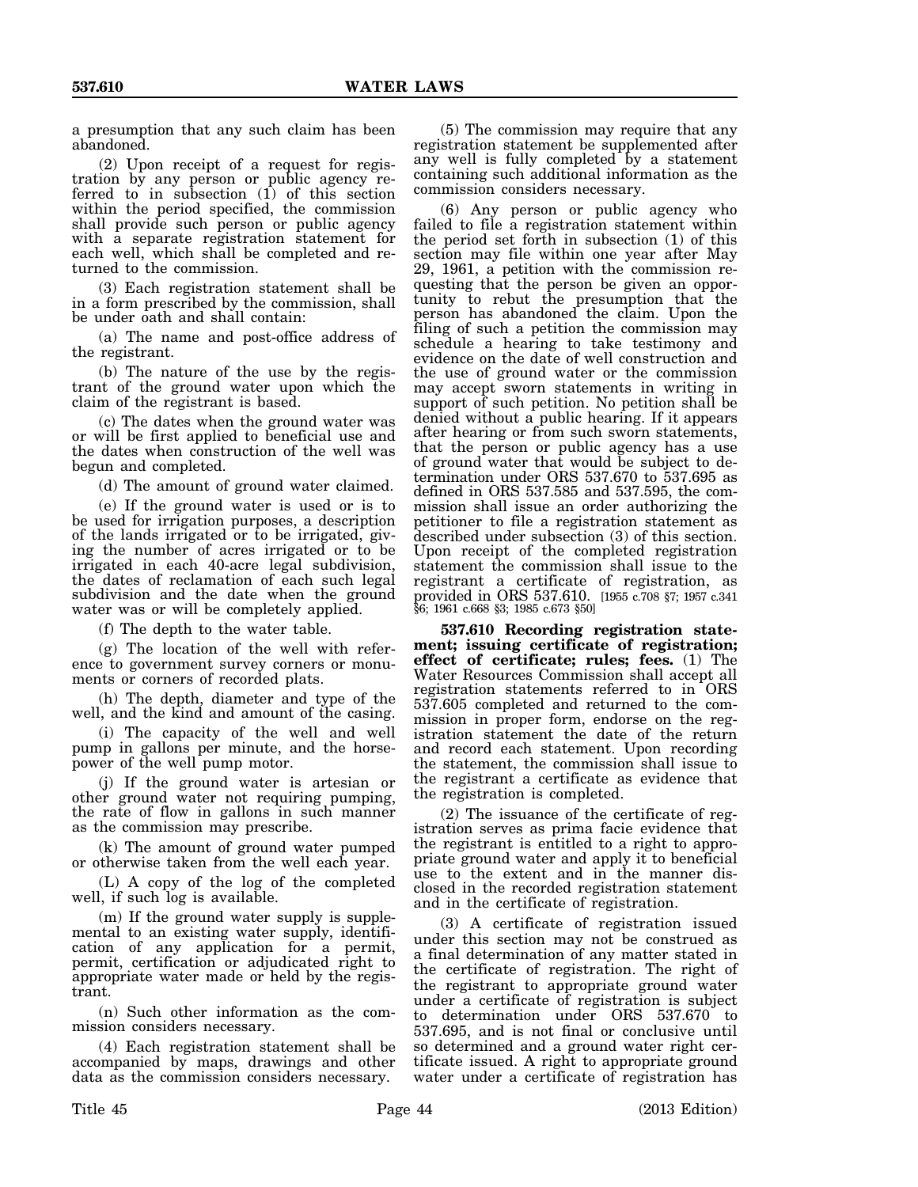a presumption that any such claim has been abandoned.

(2) Upon receipt of a request for registration by any person or public agency referred to in subsection (1) of this section within the period specified, the commission shall provide such person or public agency with a separate registration statement for each well, which shall be completed and returned to the commission.

(3) Each registration statement shall be in a form prescribed by the commission, shall be under oath and shall contain:

(a) The name and post-office address of the registrant.

(b) The nature of the use by the registrant of the ground water upon which the claim of the registrant is based.

(c) The dates when the ground water was or will be first applied to beneficial use and the dates when construction of the well was begun and completed.

(d) The amount of ground water claimed.

(e) If the ground water is used or is to be used for irrigation purposes, a description of the lands irrigated or to be irrigated, giving the number of acres irrigated or to be irrigated in each 40-acre legal subdivision, the dates of reclamation of each such legal subdivision and the date when the ground water was or will be completely applied.

(f) The depth to the water table.

(g) The location of the well with reference to government survey corners or monuments or corners of recorded plats.

(h) The depth, diameter and type of the well, and the kind and amount of the casing.

(i) The capacity of the well and well pump in gallons per minute, and the horsepower of the well pump motor.

(j) If the ground water is artesian or other ground water not requiring pumping, the rate of flow in gallons in such manner as the commission may prescribe.

(k) The amount of ground water pumped or otherwise taken from the well each year.

(L) A copy of the log of the completed well, if such log is available.

(m) If the ground water supply is supplemental to an existing water supply, identification of any application for a permit, permit, certification or adjudicated right to appropriate water made or held by the registrant.

(n) Such other information as the commission considers necessary.

(4) Each registration statement shall be accompanied by maps, drawings and other data as the commission considers necessary.

(5) The commission may require that any registration statement be supplemented after any well is fully completed by a statement containing such additional information as the commission considers necessary.

(6) Any person or public agency who failed to file a registration statement within the period set forth in subsection (1) of this section may file within one year after May 29, 1961, a petition with the commission requesting that the person be given an opportunity to rebut the presumption that the person has abandoned the claim. Upon the filing of such a petition the commission may schedule a hearing to take testimony and evidence on the date of well construction and the use of ground water or the commission may accept sworn statements in writing in support of such petition. No petition shall be denied without a public hearing. If it appears after hearing or from such sworn statements, that the person or public agency has a use of ground water that would be subject to determination under ORS 537.670 to 537.695 as defined in ORS 537.585 and 537.595, the commission shall issue an order authorizing the petitioner to file a registration statement as described under subsection (3) of this section. Upon receipt of the completed registration statement the commission shall issue to the registrant a certificate of registration, as provided in ORS 537.610. [1955 c.708 §7; 1957 c.341 §6; 1961 c.668 §3; 1985 c.673 §50]

**537.610 Recording registration statement; issuing certificate of registration; effect of certificate; rules; fees.** (1) The Water Resources Commission shall accept all registration statements referred to in ORS 537.605 completed and returned to the commission in proper form, endorse on the registration statement the date of the return and record each statement. Upon recording the statement, the commission shall issue to the registrant a certificate as evidence that the registration is completed.

(2) The issuance of the certificate of registration serves as prima facie evidence that the registrant is entitled to a right to appropriate ground water and apply it to beneficial use to the extent and in the manner disclosed in the recorded registration statement and in the certificate of registration.

(3) A certificate of registration issued under this section may not be construed as a final determination of any matter stated in the certificate of registration. The right of the registrant to appropriate ground water under a certificate of registration is subject to determination under ORS 537.670 to 537.695, and is not final or conclusive until so determined and a ground water right certificate issued. A right to appropriate ground water under a certificate of registration has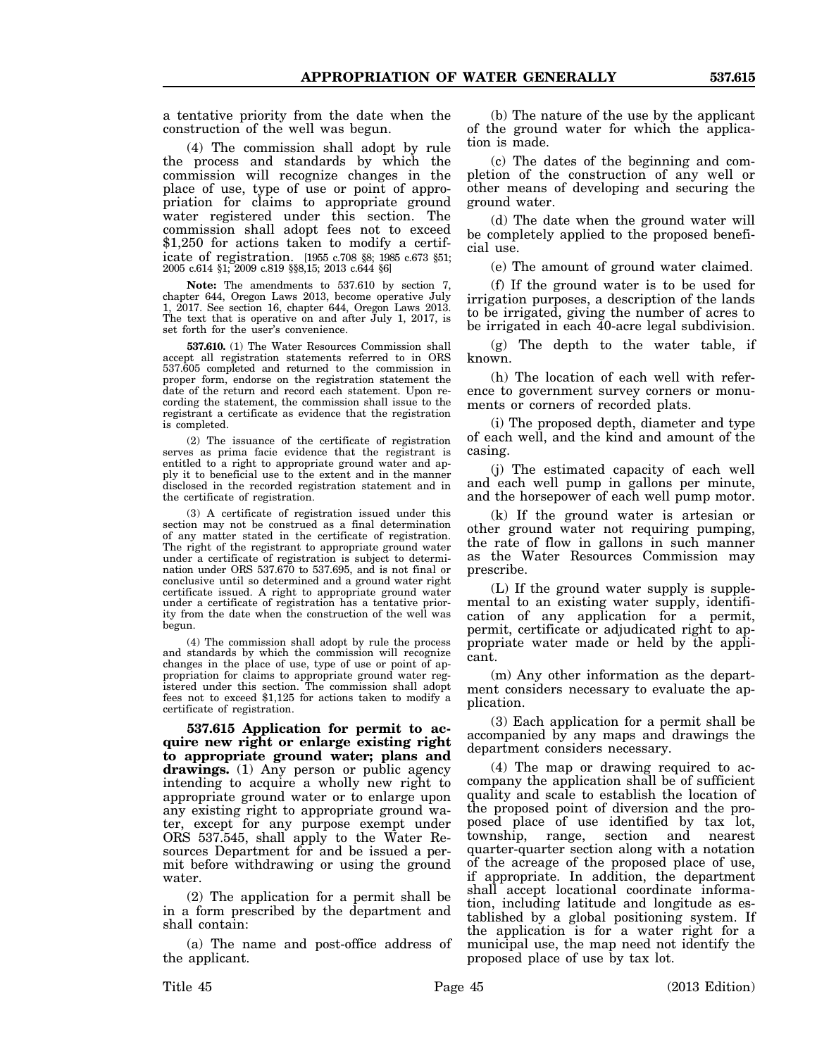a tentative priority from the date when the construction of the well was begun.

(4) The commission shall adopt by rule the process and standards by which the commission will recognize changes in the place of use, type of use or point of appropriation for claims to appropriate ground water registered under this section. The commission shall adopt fees not to exceed $1,250 for actions taken to modify a certificate of registration. [1955 c.708 §8; 1985 c.673 §51; 2005 c.614 §1; 2009 c.819 §§8,15; 2013 c.644 §6]

**Note:** The amendments to 537.610 by section 7, chapter 644, Oregon Laws 2013, become operative July 1, 2017. See section 16, chapter 644, Oregon Laws 2013. The text that is operative on and after July 1, 2017, is set forth for the user's convenience.

**537.610.** (1) The Water Resources Commission shall accept all registration statements referred to in ORS 537.605 completed and returned to the commission in proper form, endorse on the registration statement the date of the return and record each statement. Upon recording the statement, the commission shall issue to the registrant a certificate as evidence that the registration is completed.

(2) The issuance of the certificate of registration serves as prima facie evidence that the registrant is entitled to a right to appropriate ground water and apply it to beneficial use to the extent and in the manner disclosed in the recorded registration statement and in the certificate of registration.

(3) A certificate of registration issued under this section may not be construed as a final determination of any matter stated in the certificate of registration. The right of the registrant to appropriate ground water under a certificate of registration is subject to determination under ORS 537.670 to 537.695, and is not final or conclusive until so determined and a ground water right certificate issued. A right to appropriate ground water under a certificate of registration has a tentative priority from the date when the construction of the well was begun.

(4) The commission shall adopt by rule the process and standards by which the commission will recognize changes in the place of use, type of use or point of appropriation for claims to appropriate ground water registered under this section. The commission shall adopt fees not to exceed $1,125 for actions taken to modify a certificate of registration.

**537.615 Application for permit to acquire new right or enlarge existing right to appropriate ground water; plans and drawings.** (1) Any person or public agency intending to acquire a wholly new right to appropriate ground water or to enlarge upon any existing right to appropriate ground water, except for any purpose exempt under ORS 537.545, shall apply to the Water Resources Department for and be issued a permit before withdrawing or using the ground water.

(2) The application for a permit shall be in a form prescribed by the department and shall contain:

(a) The name and post-office address of the applicant.

(b) The nature of the use by the applicant of the ground water for which the application is made.

(c) The dates of the beginning and completion of the construction of any well or other means of developing and securing the ground water.

(d) The date when the ground water will be completely applied to the proposed beneficial use.

(e) The amount of ground water claimed.

(f) If the ground water is to be used for irrigation purposes, a description of the lands to be irrigated, giving the number of acres to be irrigated in each 40-acre legal subdivision.

(g) The depth to the water table, if known.

(h) The location of each well with reference to government survey corners or monuments or corners of recorded plats.

(i) The proposed depth, diameter and type of each well, and the kind and amount of the casing.

(j) The estimated capacity of each well and each well pump in gallons per minute, and the horsepower of each well pump motor.

(k) If the ground water is artesian or other ground water not requiring pumping, the rate of flow in gallons in such manner as the Water Resources Commission may prescribe.

(L) If the ground water supply is supplemental to an existing water supply, identification of any application for a permit, permit, certificate or adjudicated right to appropriate water made or held by the applicant.

(m) Any other information as the department considers necessary to evaluate the application.

(3) Each application for a permit shall be accompanied by any maps and drawings the department considers necessary.

(4) The map or drawing required to accompany the application shall be of sufficient quality and scale to establish the location of the proposed point of diversion and the proposed place of use identified by tax lot, township, range, section and nearest quarter-quarter section along with a notation of the acreage of the proposed place of use, if appropriate. In addition, the department shall accept locational coordinate information, including latitude and longitude as established by a global positioning system. If the application is for a water right for a municipal use, the map need not identify the proposed place of use by tax lot.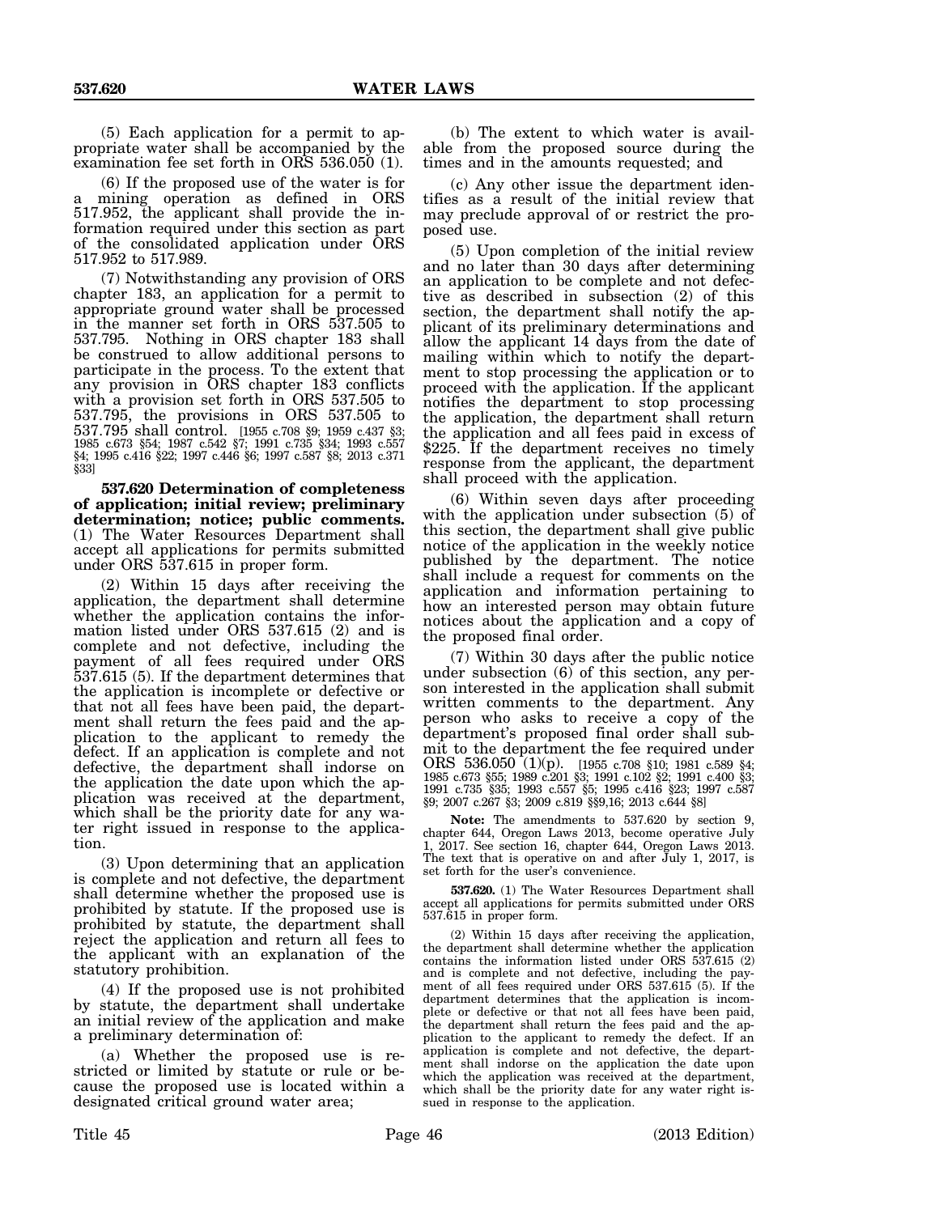(5) Each application for a permit to appropriate water shall be accompanied by the examination fee set forth in ORS 536.050 (1).

(6) If the proposed use of the water is for a mining operation as defined in ORS 517.952, the applicant shall provide the information required under this section as part of the consolidated application under ORS 517.952 to 517.989.

(7) Notwithstanding any provision of ORS chapter 183, an application for a permit to appropriate ground water shall be processed in the manner set forth in ORS 537.505 to 537.795. Nothing in ORS chapter 183 shall be construed to allow additional persons to participate in the process. To the extent that any provision in ORS chapter 183 conflicts with a provision set forth in ORS 537.505 to 537.795, the provisions in ORS 537.505 to 537.795 shall control. [1955 c.708 §9; 1959 c.437 §3; 1985 c.673 §54; 1987 c.542 §7; 1991 c.735 §34; 1993 c.557 §4; 1995 c.416 §22; 1997 c.446 §6; 1997 c.587 §8; 2013 c.371 §33]

**537.620 Determination of completeness of application; initial review; preliminary determination; notice; public comments.** (1) The Water Resources Department shall accept all applications for permits submitted under ORS 537.615 in proper form.

(2) Within 15 days after receiving the application, the department shall determine whether the application contains the information listed under ORS 537.615 (2) and is complete and not defective, including the payment of all fees required under ORS 537.615 (5). If the department determines that the application is incomplete or defective or that not all fees have been paid, the department shall return the fees paid and the application to the applicant to remedy the defect. If an application is complete and not defective, the department shall indorse on the application the date upon which the application was received at the department, which shall be the priority date for any water right issued in response to the application.

(3) Upon determining that an application is complete and not defective, the department shall determine whether the proposed use is prohibited by statute. If the proposed use is prohibited by statute, the department shall reject the application and return all fees to the applicant with an explanation of the statutory prohibition.

(4) If the proposed use is not prohibited by statute, the department shall undertake an initial review of the application and make a preliminary determination of:

(a) Whether the proposed use is restricted or limited by statute or rule or because the proposed use is located within a designated critical ground water area;

(b) The extent to which water is available from the proposed source during the times and in the amounts requested; and

(c) Any other issue the department identifies as a result of the initial review that may preclude approval of or restrict the proposed use.

(5) Upon completion of the initial review and no later than 30 days after determining an application to be complete and not defective as described in subsection (2) of this section, the department shall notify the applicant of its preliminary determinations and allow the applicant 14 days from the date of mailing within which to notify the department to stop processing the application or to proceed with the application. If the applicant notifies the department to stop processing the application, the department shall return the application and all fees paid in excess of $225. If the department receives no timely response from the applicant, the department shall proceed with the application.

(6) Within seven days after proceeding with the application under subsection (5) of this section, the department shall give public notice of the application in the weekly notice published by the department. The notice shall include a request for comments on the application and information pertaining to how an interested person may obtain future notices about the application and a copy of the proposed final order.

(7) Within 30 days after the public notice under subsection (6) of this section, any person interested in the application shall submit written comments to the department. Any person who asks to receive a copy of the department's proposed final order shall submit to the department the fee required under ORS 536.050 (1)(p). [1955 c.708 §10; 1981 c.589 §4; 1985 c.673 §55; 1989 c.201 §3; 1991 c.102 §2; 1991 c.400 §3; 1991 c.735 §35; 1993 c.557 §5; 1995 c.416 §23; 1997 c.587 §9; 2007 c.267 §3; 2009 c.819 §§9,16; 2013 c.644 §8]

**Note:** The amendments to 537.620 by section 9, chapter 644, Oregon Laws 2013, become operative July 1, 2017. See section 16, chapter 644, Oregon Laws 2013. The text that is operative on and after July 1, 2017, is set forth for the user's convenience.

**537.620.** (1) The Water Resources Department shall accept all applications for permits submitted under ORS 537.615 in proper form.

(2) Within 15 days after receiving the application, the department shall determine whether the application contains the information listed under ORS 537.615 (2) and is complete and not defective, including the payment of all fees required under ORS 537.615 (5). If the department determines that the application is incomplete or defective or that not all fees have been paid, the department shall return the fees paid and the application to the applicant to remedy the defect. If an application is complete and not defective, the department shall indorse on the application the date upon which the application was received at the department, which shall be the priority date for any water right issued in response to the application.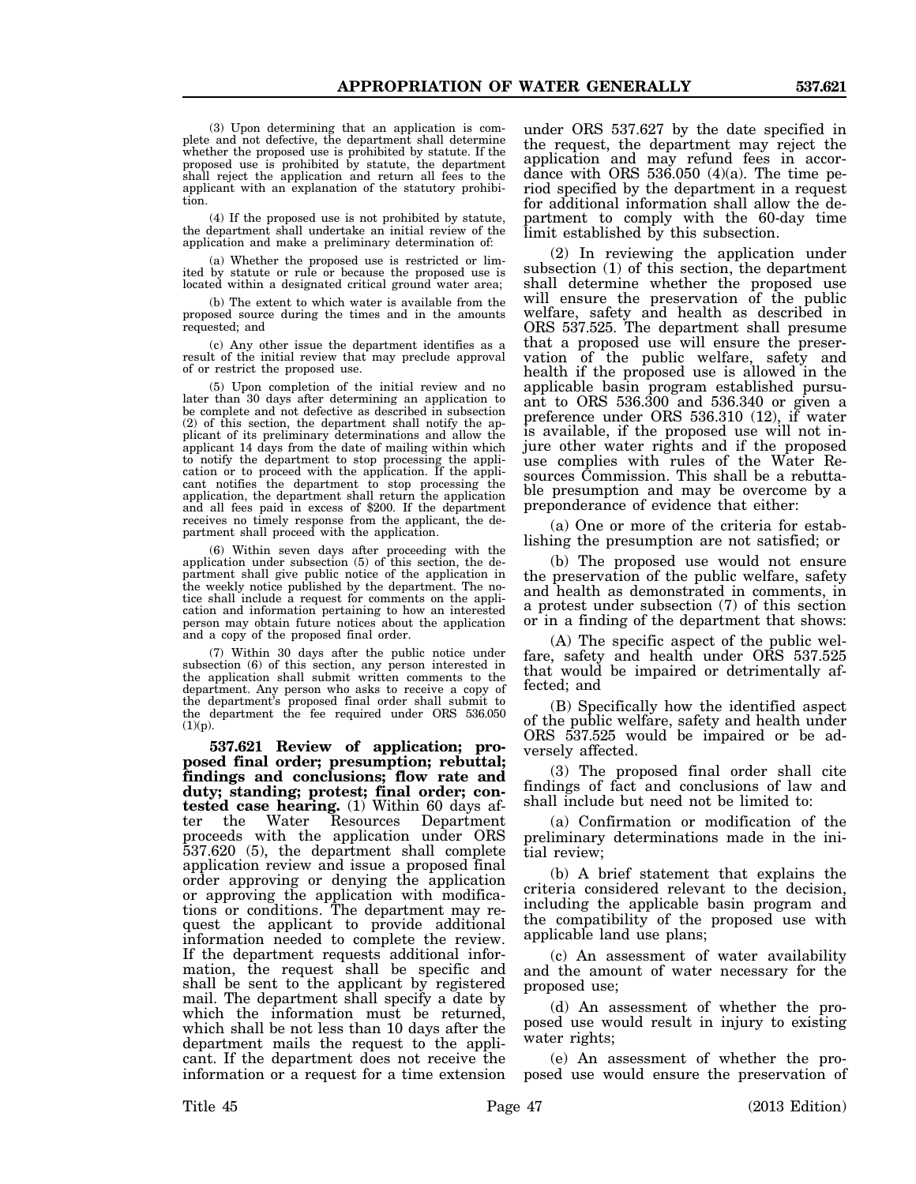(3) Upon determining that an application is complete and not defective, the department shall determine whether the proposed use is prohibited by statute. If the proposed use is prohibited by statute, the department shall reject the application and return all fees to the applicant with an explanation of the statutory prohibition.

(4) If the proposed use is not prohibited by statute, the department shall undertake an initial review of the application and make a preliminary determination of:

(a) Whether the proposed use is restricted or limited by statute or rule or because the proposed use is located within a designated critical ground water area;

(b) The extent to which water is available from the proposed source during the times and in the amounts requested; and

(c) Any other issue the department identifies as a result of the initial review that may preclude approval of or restrict the proposed use.

(5) Upon completion of the initial review and no later than 30 days after determining an application to be complete and not defective as described in subsection (2) of this section, the department shall notify the applicant of its preliminary determinations and allow the applicant 14 days from the date of mailing within which to notify the department to stop processing the application or to proceed with the application. If the applicant notifies the department to stop processing the application, the department shall return the application and all fees paid in excess of $200. If the department receives no timely response from the applicant, the department shall proceed with the application.

(6) Within seven days after proceeding with the application under subsection (5) of this section, the department shall give public notice of the application in the weekly notice published by the department. The notice shall include a request for comments on the application and information pertaining to how an interested person may obtain future notices about the application and a copy of the proposed final order.

(7) Within 30 days after the public notice under subsection (6) of this section, any person interested in the application shall submit written comments to the department. Any person who asks to receive a copy of the department's proposed final order shall submit to the department the fee required under ORS 536.050 (1)(p).

**537.621 Review of application; proposed final order; presumption; rebuttal; findings and conclusions; flow rate and duty; standing; protest; final order; contested case hearing.** (1) Within 60 days after the Water Resources Department proceeds with the application under ORS 537.620 (5), the department shall complete application review and issue a proposed final order approving or denying the application or approving the application with modifications or conditions. The department may request the applicant to provide additional information needed to complete the review. If the department requests additional information, the request shall be specific and shall be sent to the applicant by registered mail. The department shall specify a date by which the information must be returned, which shall be not less than 10 days after the department mails the request to the applicant. If the department does not receive the information or a request for a time extension under ORS 537.627 by the date specified in the request, the department may reject the application and may refund fees in accordance with ORS 536.050 (4)(a). The time period specified by the department in a request for additional information shall allow the department to comply with the 60-day time limit established by this subsection.

(2) In reviewing the application under subsection (1) of this section, the department shall determine whether the proposed use will ensure the preservation of the public welfare, safety and health as described in ORS 537.525. The department shall presume that a proposed use will ensure the preservation of the public welfare, safety and health if the proposed use is allowed in the applicable basin program established pursuant to ORS 536.300 and 536.340 or given a preference under ORS 536.310 (12), if water is available, if the proposed use will not injure other water rights and if the proposed use complies with rules of the Water Resources Commission. This shall be a rebuttable presumption and may be overcome by a preponderance of evidence that either:

(a) One or more of the criteria for establishing the presumption are not satisfied; or

(b) The proposed use would not ensure the preservation of the public welfare, safety and health as demonstrated in comments, in a protest under subsection (7) of this section or in a finding of the department that shows:

(A) The specific aspect of the public welfare, safety and health under ORS 537.525 that would be impaired or detrimentally affected; and

(B) Specifically how the identified aspect of the public welfare, safety and health under ORS 537.525 would be impaired or be adversely affected.

(3) The proposed final order shall cite findings of fact and conclusions of law and shall include but need not be limited to:

(a) Confirmation or modification of the preliminary determinations made in the initial review;

(b) A brief statement that explains the criteria considered relevant to the decision, including the applicable basin program and the compatibility of the proposed use with applicable land use plans;

(c) An assessment of water availability and the amount of water necessary for the proposed use;

(d) An assessment of whether the proposed use would result in injury to existing water rights;

(e) An assessment of whether the proposed use would ensure the preservation of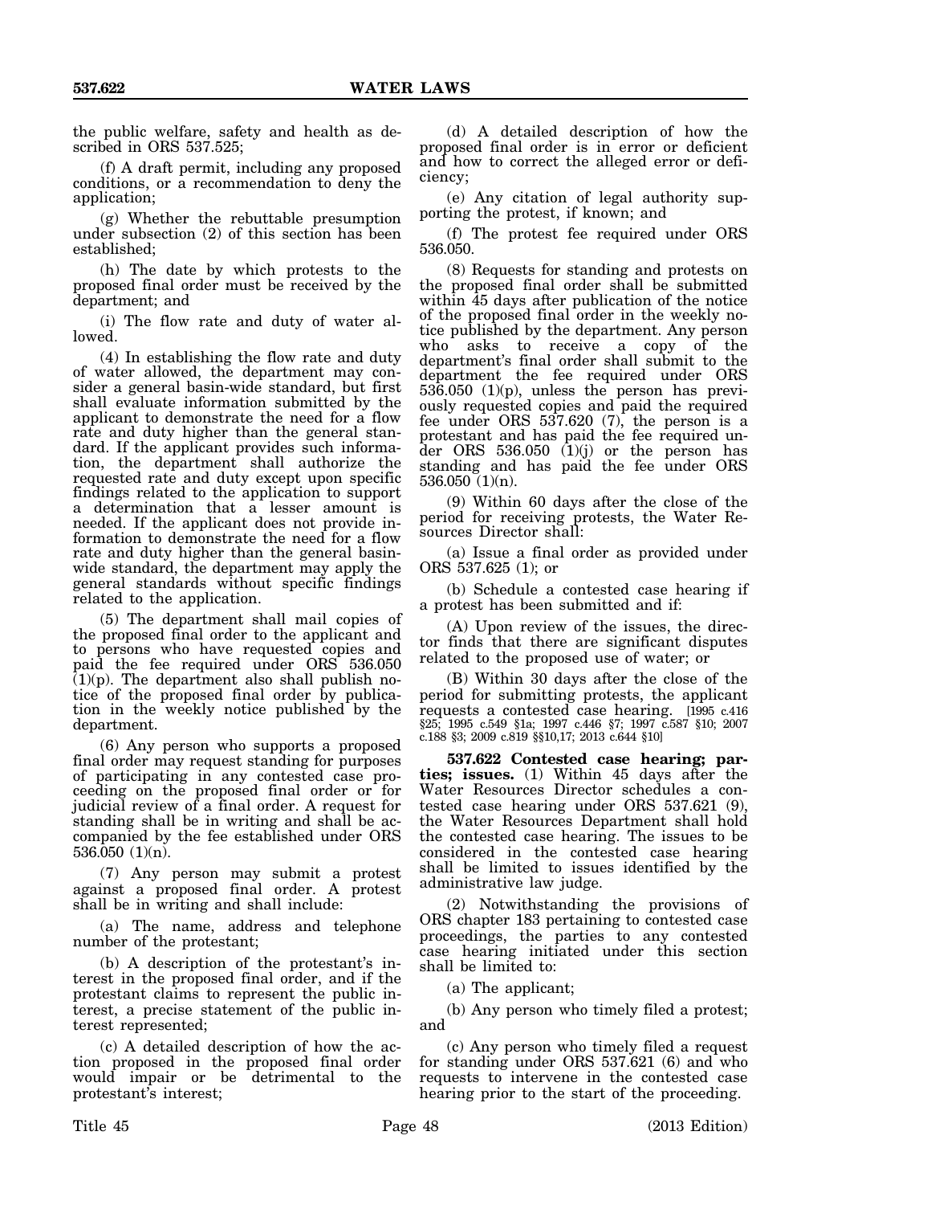the public welfare, safety and health as described in ORS 537.525;

(f) A draft permit, including any proposed conditions, or a recommendation to deny the application;

(g) Whether the rebuttable presumption under subsection (2) of this section has been established;

(h) The date by which protests to the proposed final order must be received by the department; and

(i) The flow rate and duty of water allowed.

(4) In establishing the flow rate and duty of water allowed, the department may consider a general basin-wide standard, but first shall evaluate information submitted by the applicant to demonstrate the need for a flow rate and duty higher than the general standard. If the applicant provides such information, the department shall authorize the requested rate and duty except upon specific findings related to the application to support a determination that a lesser amount is needed. If the applicant does not provide information to demonstrate the need for a flow rate and duty higher than the general basin-wide standard, the department may apply the general standards without specific findings related to the application.

(5) The department shall mail copies of the proposed final order to the applicant and to persons who have requested copies and paid the fee required under ORS 536.050 (1)(p). The department also shall publish notice of the proposed final order by publication in the weekly notice published by the department.

(6) Any person who supports a proposed final order may request standing for purposes of participating in any contested case proceeding on the proposed final order or for judicial review of a final order. A request for standing shall be in writing and shall be accompanied by the fee established under ORS 536.050 (1)(n).

(7) Any person may submit a protest against a proposed final order. A protest shall be in writing and shall include:

(a) The name, address and telephone number of the protestant;

(b) A description of the protestant's interest in the proposed final order, and if the protestant claims to represent the public interest, a precise statement of the public interest represented;

(c) A detailed description of how the action proposed in the proposed final order would impair or be detrimental to the protestant's interest;

(d) A detailed description of how the proposed final order is in error or deficient and how to correct the alleged error or deficiency;

(e) Any citation of legal authority supporting the protest, if known; and

(f) The protest fee required under ORS 536.050.

(8) Requests for standing and protests on the proposed final order shall be submitted within 45 days after publication of the notice of the proposed final order in the weekly notice published by the department. Any person who asks to receive a copy of the department's final order shall submit to the department the fee required under ORS 536.050 (1)(p), unless the person has previously requested copies and paid the required fee under ORS 537.620 (7), the person is a protestant and has paid the fee required under ORS 536.050 (1)(j) or the person has standing and has paid the fee under ORS 536.050 (1)(n).

(9) Within 60 days after the close of the period for receiving protests, the Water Resources Director shall:

(a) Issue a final order as provided under ORS 537.625 (1); or

(b) Schedule a contested case hearing if a protest has been submitted and if:

(A) Upon review of the issues, the director finds that there are significant disputes related to the proposed use of water; or

(B) Within 30 days after the close of the period for submitting protests, the applicant requests a contested case hearing. [1995 c.416 §25; 1995 c.549 §1a; 1997 c.446 §7; 1997 c.587 §10; 2007 c.188 §3; 2009 c.819 §§10,17; 2013 c.644 §10]

**537.622 Contested case hearing; parties; issues.** (1) Within 45 days after the Water Resources Director schedules a contested case hearing under ORS 537.621 (9), the Water Resources Department shall hold the contested case hearing. The issues to be considered in the contested case hearing shall be limited to issues identified by the administrative law judge.

(2) Notwithstanding the provisions of ORS chapter 183 pertaining to contested case proceedings, the parties to any contested case hearing initiated under this section shall be limited to:

(a) The applicant;

(b) Any person who timely filed a protest; and

(c) Any person who timely filed a request for standing under ORS 537.621 (6) and who requests to intervene in the contested case hearing prior to the start of the proceeding.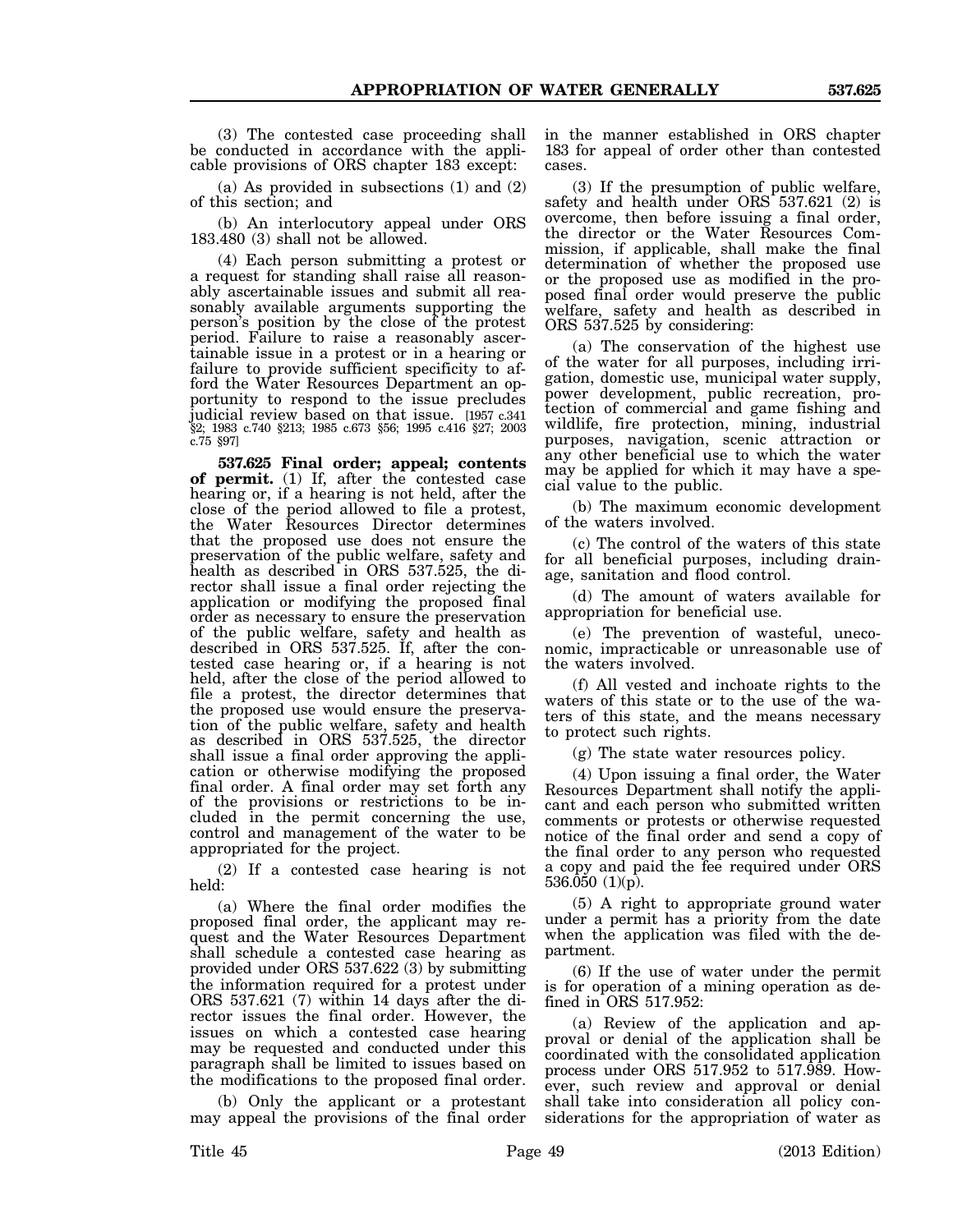(3) The contested case proceeding shall be conducted in accordance with the applicable provisions of ORS chapter 183 except:

(a) As provided in subsections (1) and (2) of this section; and

(b) An interlocutory appeal under ORS 183.480 (3) shall not be allowed.

(4) Each person submitting a protest or a request for standing shall raise all reasonably ascertainable issues and submit all reasonably available arguments supporting the person's position by the close of the protest period. Failure to raise a reasonably ascertainable issue in a protest or in a hearing or failure to provide sufficient specificity to afford the Water Resources Department an opportunity to respond to the issue precludes judicial review based on that issue. [1957 c.341 §2; 1983 c.740 §213; 1985 c.673 §56; 1995 c.416 §27; 2003 c.75 §97]

**537.625 Final order; appeal; contents of permit.** (1) If, after the contested case hearing or, if a hearing is not held, after the close of the period allowed to file a protest, the Water Resources Director determines that the proposed use does not ensure the preservation of the public welfare, safety and health as described in ORS 537.525, the director shall issue a final order rejecting the application or modifying the proposed final order as necessary to ensure the preservation of the public welfare, safety and health as described in ORS 537.525. If, after the contested case hearing or, if a hearing is not held, after the close of the period allowed to file a protest, the director determines that the proposed use would ensure the preservation of the public welfare, safety and health as described in ORS 537.525, the director shall issue a final order approving the application or otherwise modifying the proposed final order. A final order may set forth any of the provisions or restrictions to be included in the permit concerning the use, control and management of the water to be appropriated for the project.

(2) If a contested case hearing is not held:

(a) Where the final order modifies the proposed final order, the applicant may request and the Water Resources Department shall schedule a contested case hearing as provided under ORS 537.622 (3) by submitting the information required for a protest under ORS 537.621 (7) within 14 days after the director issues the final order. However, the issues on which a contested case hearing may be requested and conducted under this paragraph shall be limited to issues based on the modifications to the proposed final order.

(b) Only the applicant or a protestant may appeal the provisions of the final order in the manner established in ORS chapter 183 for appeal of order other than contested cases.

(3) If the presumption of public welfare, safety and health under ORS 537.621 (2) is overcome, then before issuing a final order, the director or the Water Resources Commission, if applicable, shall make the final determination of whether the proposed use or the proposed use as modified in the proposed final order would preserve the public welfare, safety and health as described in ORS 537.525 by considering:

(a) The conservation of the highest use of the water for all purposes, including irrigation, domestic use, municipal water supply, power development, public recreation, protection of commercial and game fishing and wildlife, fire protection, mining, industrial purposes, navigation, scenic attraction or any other beneficial use to which the water may be applied for which it may have a special value to the public.

(b) The maximum economic development of the waters involved.

(c) The control of the waters of this state for all beneficial purposes, including drainage, sanitation and flood control.

(d) The amount of waters available for appropriation for beneficial use.

(e) The prevention of wasteful, uneconomic, impracticable or unreasonable use of the waters involved.

(f) All vested and inchoate rights to the waters of this state or to the use of the waters of this state, and the means necessary to protect such rights.

(g) The state water resources policy.

(4) Upon issuing a final order, the Water Resources Department shall notify the applicant and each person who submitted written comments or protests or otherwise requested notice of the final order and send a copy of the final order to any person who requested a copy and paid the fee required under ORS 536.050 (1)(p).

(5) A right to appropriate ground water under a permit has a priority from the date when the application was filed with the department.

(6) If the use of water under the permit is for operation of a mining operation as defined in ORS 517.952:

(a) Review of the application and approval or denial of the application shall be coordinated with the consolidated application process under ORS 517.952 to 517.989. However, such review and approval or denial shall take into consideration all policy considerations for the appropriation of water as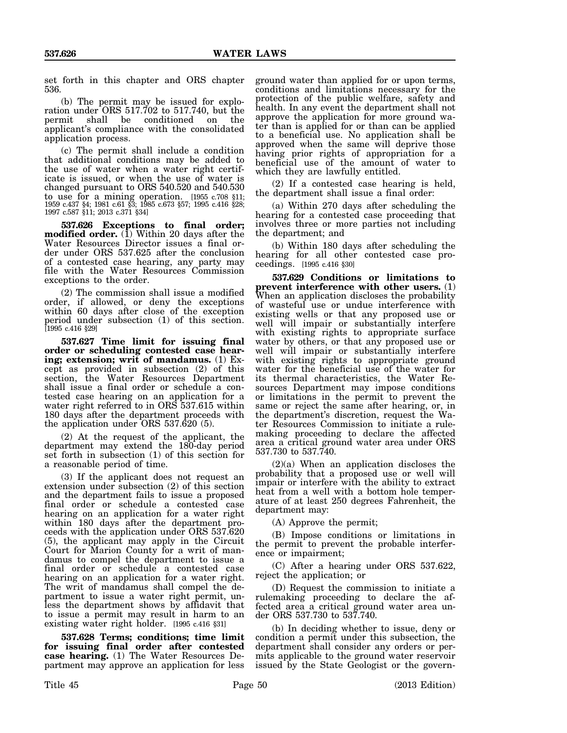set forth in this chapter and ORS chapter 536.

(b) The permit may be issued for exploration under ORS 517.702 to 517.740, but the permit shall be conditioned on the applicant's compliance with the consolidated application process.

(c) The permit shall include a condition that additional conditions may be added to the use of water when a water right certificate is issued, or when the use of water is changed pursuant to ORS 540.520 and 540.530 to use for a mining operation. [1955 c.708 §11; 1959 c.437 §4; 1981 c.61 §3; 1985 c.673 §57; 1995 c.416 §28; 1997 c.587 §11; 2013 c.371 §34]

**537.626 Exceptions to final order; modified order.** (1) Within 20 days after the Water Resources Director issues a final order under ORS 537.625 after the conclusion of a contested case hearing, any party may file with the Water Resources Commission exceptions to the order.

(2) The commission shall issue a modified order, if allowed, or deny the exceptions within 60 days after close of the exception period under subsection (1) of this section. [1995 c.416 §29]

**537.627 Time limit for issuing final order or scheduling contested case hearing; extension; writ of mandamus.** (1) Except as provided in subsection (2) of this section, the Water Resources Department shall issue a final order or schedule a contested case hearing on an application for a water right referred to in ORS 537.615 within 180 days after the department proceeds with the application under ORS 537.620 (5).

(2) At the request of the applicant, the department may extend the 180-day period set forth in subsection (1) of this section for a reasonable period of time.

(3) If the applicant does not request an extension under subsection (2) of this section and the department fails to issue a proposed final order or schedule a contested case hearing on an application for a water right within 180 days after the department proceeds with the application under ORS 537.620 (5), the applicant may apply in the Circuit Court for Marion County for a writ of mandamus to compel the department to issue a final order or schedule a contested case hearing on an application for a water right. The writ of mandamus shall compel the department to issue a water right permit, unless the department shows by affidavit that to issue a permit may result in harm to an existing water right holder. [1995 c.416 §31]

**537.628 Terms; conditions; time limit for issuing final order after contested case hearing.** (1) The Water Resources Department may approve an application for less ground water than applied for or upon terms, conditions and limitations necessary for the protection of the public welfare, safety and health. In any event the department shall not approve the application for more ground water than is applied for or than can be applied to a beneficial use. No application shall be approved when the same will deprive those having prior rights of appropriation for a beneficial use of the amount of water to which they are lawfully entitled.

(2) If a contested case hearing is held, the department shall issue a final order:

(a) Within 270 days after scheduling the hearing for a contested case proceeding that involves three or more parties not including the department; and

(b) Within 180 days after scheduling the hearing for all other contested case proceedings. [1995 c.416 §30]

**537.629 Conditions or limitations to prevent interference with other users.** (1) When an application discloses the probability of wasteful use or undue interference with existing wells or that any proposed use or well will impair or substantially interfere with existing rights to appropriate surface water by others, or that any proposed use or well will impair or substantially interfere with existing rights to appropriate ground water for the beneficial use of the water for its thermal characteristics, the Water Resources Department may impose conditions or limitations in the permit to prevent the same or reject the same after hearing, or, in the department's discretion, request the Water Resources Commission to initiate a rulemaking proceeding to declare the affected area a critical ground water area under ORS 537.730 to 537.740.

(2)(a) When an application discloses the probability that a proposed use or well will impair or interfere with the ability to extract heat from a well with a bottom hole temperature of at least 250 degrees Fahrenheit, the department may:

(A) Approve the permit;

(B) Impose conditions or limitations in the permit to prevent the probable interference or impairment;

(C) After a hearing under ORS 537.622, reject the application; or

(D) Request the commission to initiate a rulemaking proceeding to declare the affected area a critical ground water area under ORS 537.730 to 537.740.

(b) In deciding whether to issue, deny or condition a permit under this subsection, the department shall consider any orders or permits applicable to the ground water reservoir issued by the State Geologist or the govern-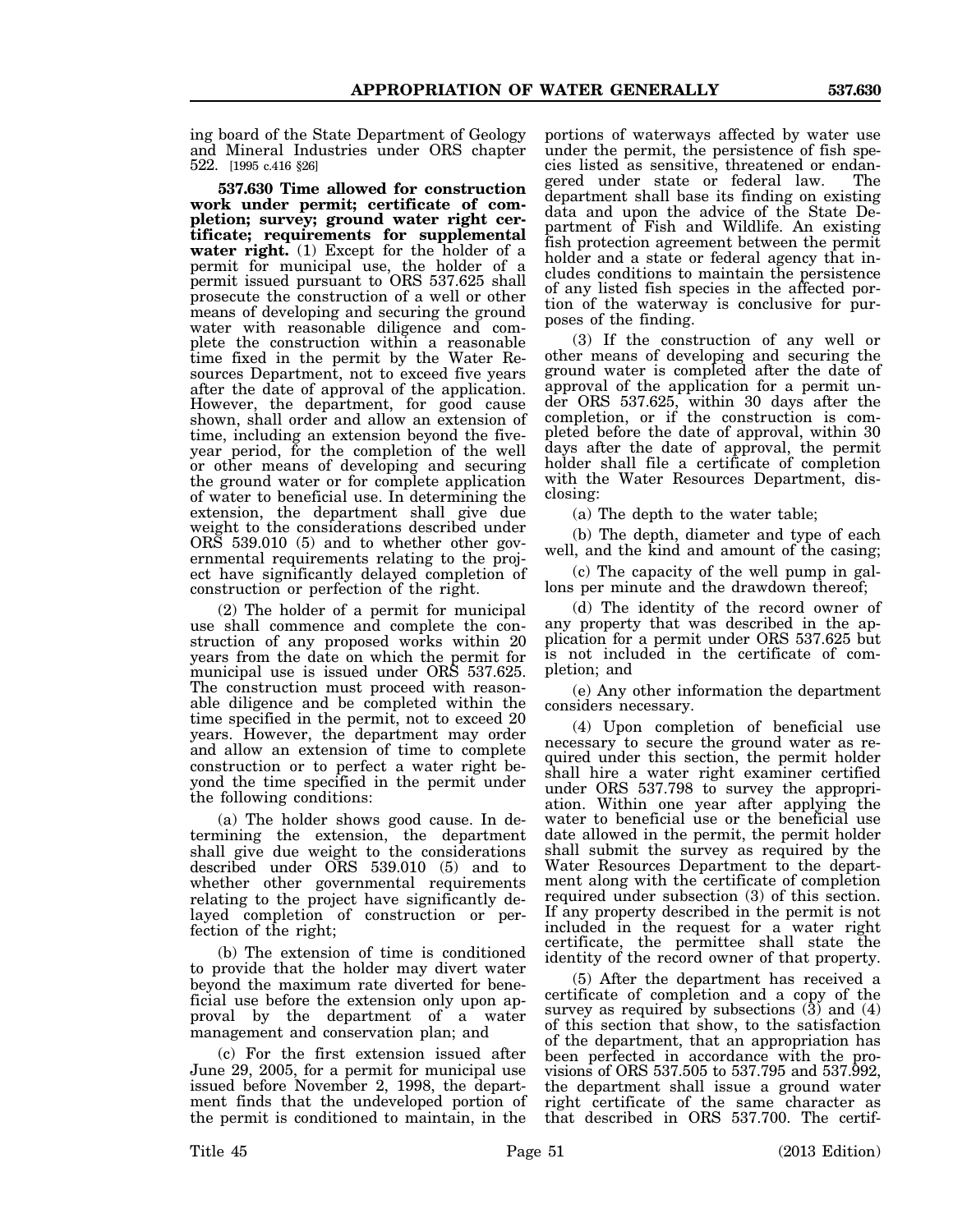ing board of the State Department of Geology and Mineral Industries under ORS chapter 522. [1995 c.416 §26]

**537.630 Time allowed for construction work under permit; certificate of completion; survey; ground water right certificate; requirements for supplemental water right.** (1) Except for the holder of a permit for municipal use, the holder of a permit issued pursuant to ORS 537.625 shall prosecute the construction of a well or other means of developing and securing the ground water with reasonable diligence and complete the construction within a reasonable time fixed in the permit by the Water Resources Department, not to exceed five years after the date of approval of the application. However, the department, for good cause shown, shall order and allow an extension of time, including an extension beyond the five-year period, for the completion of the well or other means of developing and securing the ground water or for complete application of water to beneficial use. In determining the extension, the department shall give due weight to the considerations described under ORS 539.010 (5) and to whether other governmental requirements relating to the project have significantly delayed completion of construction or perfection of the right.

(2) The holder of a permit for municipal use shall commence and complete the construction of any proposed works within 20 years from the date on which the permit for municipal use is issued under ORS 537.625. The construction must proceed with reasonable diligence and be completed within the time specified in the permit, not to exceed 20 years. However, the department may order and allow an extension of time to complete construction or to perfect a water right beyond the time specified in the permit under the following conditions:

(a) The holder shows good cause. In determining the extension, the department shall give due weight to the considerations described under ORS 539.010 (5) and to whether other governmental requirements relating to the project have significantly delayed completion of construction or perfection of the right;

(b) The extension of time is conditioned to provide that the holder may divert water beyond the maximum rate diverted for beneficial use before the extension only upon approval by the department of a water management and conservation plan; and

(c) For the first extension issued after June 29, 2005, for a permit for municipal use issued before November 2, 1998, the department finds that the undeveloped portion of the permit is conditioned to maintain, in the portions of waterways affected by water use under the permit, the persistence of fish species listed as sensitive, threatened or endangered under state or federal law. The department shall base its finding on existing data and upon the advice of the State Department of Fish and Wildlife. An existing fish protection agreement between the permit holder and a state or federal agency that includes conditions to maintain the persistence of any listed fish species in the affected portion of the waterway is conclusive for purposes of the finding.

(3) If the construction of any well or other means of developing and securing the ground water is completed after the date of approval of the application for a permit under ORS 537.625, within 30 days after the completion, or if the construction is completed before the date of approval, within 30 days after the date of approval, the permit holder shall file a certificate of completion with the Water Resources Department, disclosing:

(a) The depth to the water table;

(b) The depth, diameter and type of each well, and the kind and amount of the casing;

(c) The capacity of the well pump in gallons per minute and the drawdown thereof;

(d) The identity of the record owner of any property that was described in the application for a permit under ORS 537.625 but is not included in the certificate of completion; and

(e) Any other information the department considers necessary.

(4) Upon completion of beneficial use necessary to secure the ground water as required under this section, the permit holder shall hire a water right examiner certified under ORS 537.798 to survey the appropriation. Within one year after applying the water to beneficial use or the beneficial use date allowed in the permit, the permit holder shall submit the survey as required by the Water Resources Department to the department along with the certificate of completion required under subsection (3) of this section. If any property described in the permit is not included in the request for a water right certificate, the permittee shall state the identity of the record owner of that property.

(5) After the department has received a certificate of completion and a copy of the survey as required by subsections (3) and (4) of this section that show, to the satisfaction of the department, that an appropriation has been perfected in accordance with the provisions of ORS 537.505 to 537.795 and 537.992, the department shall issue a ground water right certificate of the same character as that described in ORS 537.700. The certif-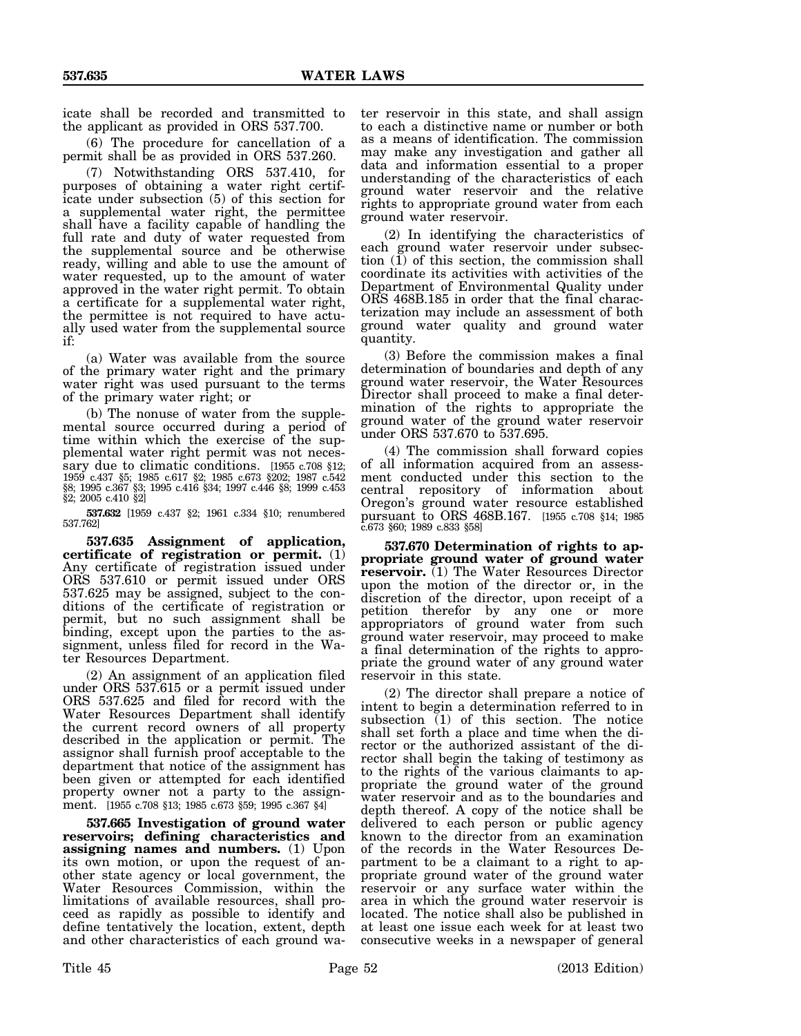icate shall be recorded and transmitted to the applicant as provided in ORS 537.700.

(6) The procedure for cancellation of a permit shall be as provided in ORS 537.260.

(7) Notwithstanding ORS 537.410, for purposes of obtaining a water right certificate under subsection (5) of this section for a supplemental water right, the permittee shall have a facility capable of handling the full rate and duty of water requested from the supplemental source and be otherwise ready, willing and able to use the amount of water requested, up to the amount of water approved in the water right permit. To obtain a certificate for a supplemental water right, the permittee is not required to have actually used water from the supplemental source if:

(a) Water was available from the source of the primary water right and the primary water right was used pursuant to the terms of the primary water right; or

(b) The nonuse of water from the supplemental source occurred during a period of time within which the exercise of the supplemental water right permit was not necessary due to climatic conditions. [1955 c.708 §12; 1959 c.437 §5; 1985 c.617 §2; 1985 c.673 §202; 1987 c.542 §8; 1995 c.367 §3; 1995 c.416 §34; 1997 c.446 §8; 1999 c.453 §2; 2005 c.410 §2]

**537.632** [1959 c.437 §2; 1961 c.334 §10; renumbered 537.762]

**537.635 Assignment of application, certificate of registration or permit.** (1) Any certificate of registration issued under ORS 537.610 or permit issued under ORS 537.625 may be assigned, subject to the conditions of the certificate of registration or permit, but no such assignment shall be binding, except upon the parties to the assignment, unless filed for record in the Water Resources Department.

(2) An assignment of an application filed under ORS 537.615 or a permit issued under ORS 537.625 and filed for record with the Water Resources Department shall identify the current record owners of all property described in the application or permit. The assignor shall furnish proof acceptable to the department that notice of the assignment has been given or attempted for each identified property owner not a party to the assignment. [1955 c.708 §13; 1985 c.673 §59; 1995 c.367 §4]

**537.665 Investigation of ground water reservoirs; defining characteristics and assigning names and numbers.** (1) Upon its own motion, or upon the request of another state agency or local government, the Water Resources Commission, within the limitations of available resources, shall proceed as rapidly as possible to identify and define tentatively the location, extent, depth and other characteristics of each ground water reservoir in this state, and shall assign to each a distinctive name or number or both as a means of identification. The commission may make any investigation and gather all data and information essential to a proper understanding of the characteristics of each ground water reservoir and the relative rights to appropriate ground water from each ground water reservoir.

(2) In identifying the characteristics of each ground water reservoir under subsection (1) of this section, the commission shall coordinate its activities with activities of the Department of Environmental Quality under ORS 468B.185 in order that the final characterization may include an assessment of both ground water quality and ground water quantity.

(3) Before the commission makes a final determination of boundaries and depth of any ground water reservoir, the Water Resources Director shall proceed to make a final determination of the rights to appropriate the ground water of the ground water reservoir under ORS 537.670 to 537.695.

(4) The commission shall forward copies of all information acquired from an assessment conducted under this section to the central repository of information about Oregon's ground water resource established pursuant to ORS 468B.167. [1955 c.708 §14; 1985 c.673 §60; 1989 c.833 §58]

**537.670 Determination of rights to appropriate ground water of ground water reservoir.** (1) The Water Resources Director upon the motion of the director or, in the discretion of the director, upon receipt of a petition therefor by any one or more appropriators of ground water from such ground water reservoir, may proceed to make a final determination of the rights to appropriate the ground water of any ground water reservoir in this state.

(2) The director shall prepare a notice of intent to begin a determination referred to in subsection (1) of this section. The notice shall set forth a place and time when the director or the authorized assistant of the director shall begin the taking of testimony as to the rights of the various claimants to appropriate the ground water of the ground water reservoir and as to the boundaries and depth thereof. A copy of the notice shall be delivered to each person or public agency known to the director from an examination of the records in the Water Resources Department to be a claimant to a right to appropriate ground water of the ground water reservoir or any surface water within the area in which the ground water reservoir is located. The notice shall also be published in at least one issue each week for at least two consecutive weeks in a newspaper of general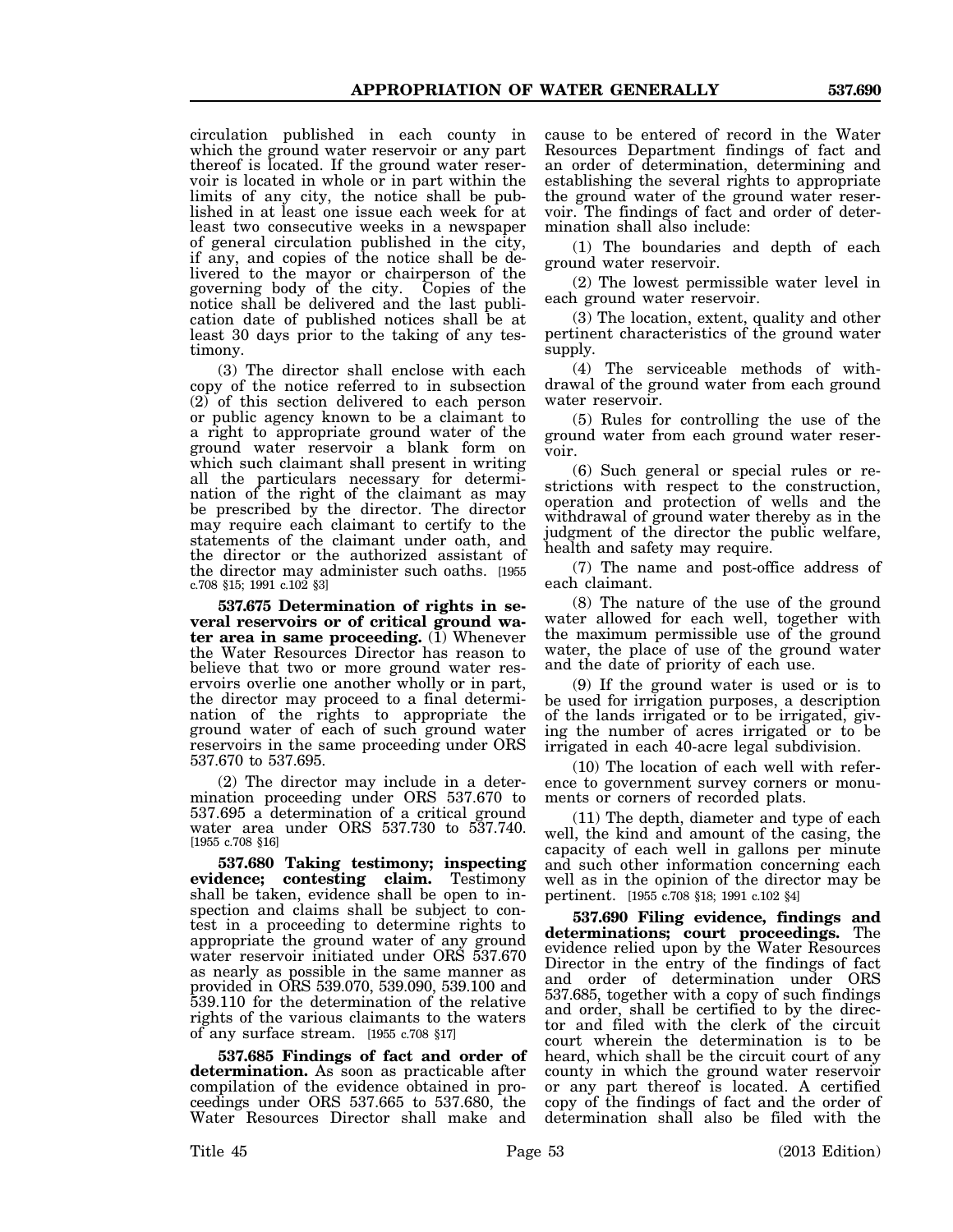circulation published in each county in which the ground water reservoir or any part thereof is located. If the ground water reservoir is located in whole or in part within the limits of any city, the notice shall be published in at least one issue each week for at least two consecutive weeks in a newspaper of general circulation published in the city, if any, and copies of the notice shall be delivered to the mayor or chairperson of the governing body of the city. Copies of the notice shall be delivered and the last publication date of published notices shall be at least 30 days prior to the taking of any testimony.

(3) The director shall enclose with each copy of the notice referred to in subsection (2) of this section delivered to each person or public agency known to be a claimant to a right to appropriate ground water of the ground water reservoir a blank form on which such claimant shall present in writing all the particulars necessary for determination of the right of the claimant as may be prescribed by the director. The director may require each claimant to certify to the statements of the claimant under oath, and the director or the authorized assistant of the director may administer such oaths. [1955 c.708 §15; 1991 c.102 §3]

**537.675 Determination of rights in several reservoirs or of critical ground water area in same proceeding.** (1) Whenever the Water Resources Director has reason to believe that two or more ground water reservoirs overlie one another wholly or in part, the director may proceed to a final determination of the rights to appropriate the ground water of each of such ground water reservoirs in the same proceeding under ORS 537.670 to 537.695.

(2) The director may include in a determination proceeding under ORS 537.670 to 537.695 a determination of a critical ground water area under ORS 537.730 to 537.740. [1955 c.708 §16]

**537.680 Taking testimony; inspecting evidence; contesting claim.** Testimony shall be taken, evidence shall be open to inspection and claims shall be subject to contest in a proceeding to determine rights to appropriate the ground water of any ground water reservoir initiated under ORS 537.670 as nearly as possible in the same manner as provided in ORS 539.070, 539.090, 539.100 and 539.110 for the determination of the relative rights of the various claimants to the waters of any surface stream. [1955 c.708 §17]

**537.685 Findings of fact and order of determination.** As soon as practicable after compilation of the evidence obtained in proceedings under ORS 537.665 to 537.680, the Water Resources Director shall make and cause to be entered of record in the Water Resources Department findings of fact and an order of determination, determining and establishing the several rights to appropriate the ground water of the ground water reservoir. The findings of fact and order of determination shall also include:

(1) The boundaries and depth of each ground water reservoir.

(2) The lowest permissible water level in each ground water reservoir.

(3) The location, extent, quality and other pertinent characteristics of the ground water supply.

(4) The serviceable methods of withdrawal of the ground water from each ground water reservoir.

(5) Rules for controlling the use of the ground water from each ground water reservoir.

(6) Such general or special rules or restrictions with respect to the construction, operation and protection of wells and the withdrawal of ground water thereby as in the judgment of the director the public welfare, health and safety may require.

(7) The name and post-office address of each claimant.

(8) The nature of the use of the ground water allowed for each well, together with the maximum permissible use of the ground water, the place of use of the ground water and the date of priority of each use.

(9) If the ground water is used or is to be used for irrigation purposes, a description of the lands irrigated or to be irrigated, giving the number of acres irrigated or to be irrigated in each 40-acre legal subdivision.

(10) The location of each well with reference to government survey corners or monuments or corners of recorded plats.

(11) The depth, diameter and type of each well, the kind and amount of the casing, the capacity of each well in gallons per minute and such other information concerning each well as in the opinion of the director may be pertinent. [1955 c.708 §18; 1991 c.102 §4]

**537.690 Filing evidence, findings and determinations; court proceedings.** The evidence relied upon by the Water Resources Director in the entry of the findings of fact and order of determination under ORS 537.685, together with a copy of such findings and order, shall be certified to by the director and filed with the clerk of the circuit court wherein the determination is to be heard, which shall be the circuit court of any county in which the ground water reservoir or any part thereof is located. A certified copy of the findings of fact and the order of determination shall also be filed with the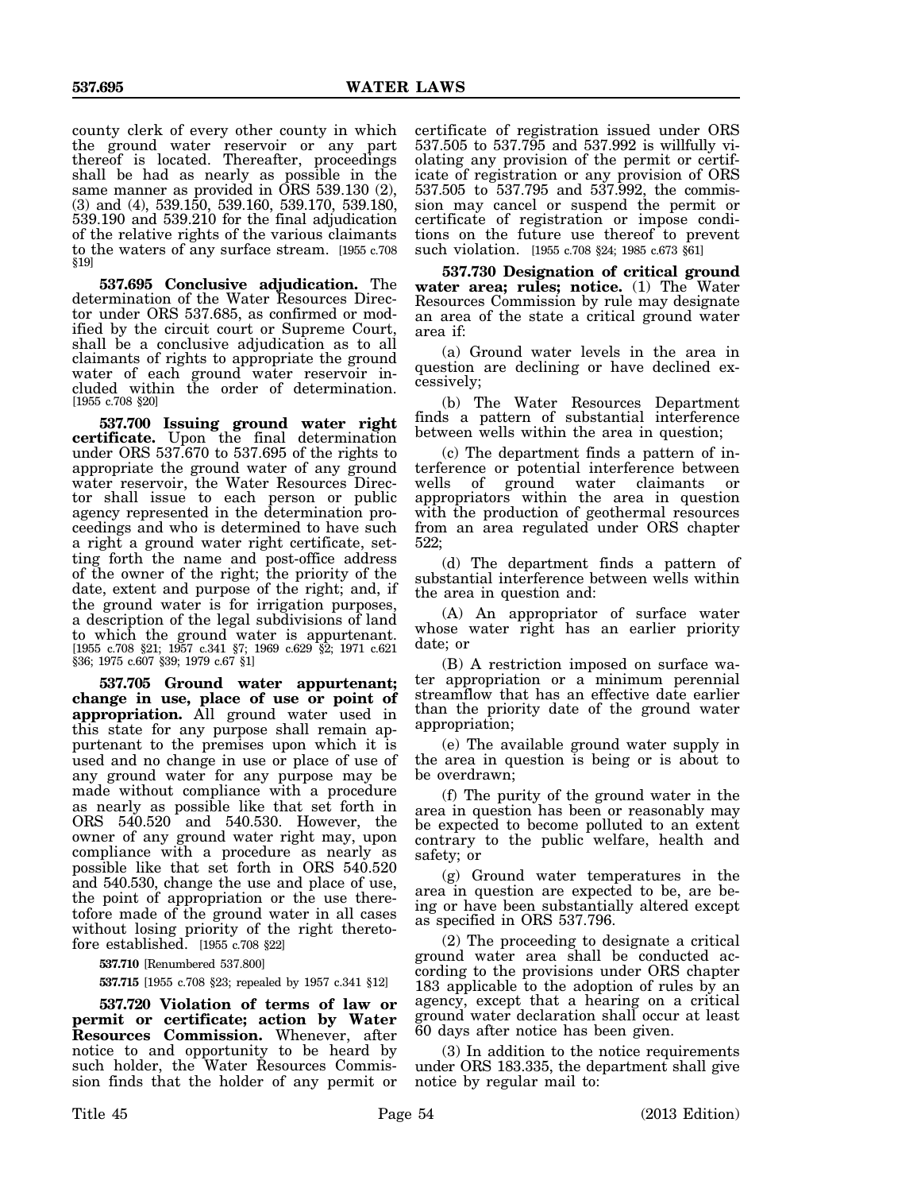county clerk of every other county in which the ground water reservoir or any part thereof is located. Thereafter, proceedings shall be had as nearly as possible in the same manner as provided in ORS 539.130 (2), (3) and (4), 539.150, 539.160, 539.170, 539.180, 539.190 and 539.210 for the final adjudication of the relative rights of the various claimants to the waters of any surface stream. [1955 c.708 §19]

**537.695 Conclusive adjudication.** The determination of the Water Resources Director under ORS 537.685, as confirmed or modified by the circuit court or Supreme Court, shall be a conclusive adjudication as to all claimants of rights to appropriate the ground water of each ground water reservoir included within the order of determination. [1955 c.708 §20]

**537.700 Issuing ground water right certificate.** Upon the final determination under ORS 537.670 to 537.695 of the rights to appropriate the ground water of any ground water reservoir, the Water Resources Director shall issue to each person or public agency represented in the determination proceedings and who is determined to have such a right a ground water right certificate, setting forth the name and post-office address of the owner of the right; the priority of the date, extent and purpose of the right; and, if the ground water is for irrigation purposes, a description of the legal subdivisions of land to which the ground water is appurtenant. [1955 c.708 §21; 1957 c.341 §7; 1969 c.629 §2; 1971 c.621 §36; 1975 c.607 §39; 1979 c.67 §1]

**537.705 Ground water appurtenant; change in use, place of use or point of appropriation.** All ground water used in this state for any purpose shall remain appurtenant to the premises upon which it is used and no change in use or place of use of any ground water for any purpose may be made without compliance with a procedure as nearly as possible like that set forth in ORS 540.520 and 540.530. However, the owner of any ground water right may, upon compliance with a procedure as nearly as possible like that set forth in ORS 540.520 and 540.530, change the use and place of use, the point of appropriation or the use theretofore made of the ground water in all cases without losing priority of the right theretofore established. [1955 c.708 §22]

**537.710** [Renumbered 537.800]

**537.715** [1955 c.708 §23; repealed by 1957 c.341 §12]

**537.720 Violation of terms of law or permit or certificate; action by Water Resources Commission.** Whenever, after notice to and opportunity to be heard by such holder, the Water Resources Commission finds that the holder of any permit or certificate of registration issued under ORS 537.505 to 537.795 and 537.992 is willfully violating any provision of the permit or certificate of registration or any provision of ORS 537.505 to 537.795 and 537.992, the commission may cancel or suspend the permit or certificate of registration or impose conditions on the future use thereof to prevent such violation. [1955 c.708 §24; 1985 c.673 §61]

**537.730 Designation of critical ground water area; rules; notice.** (1) The Water Resources Commission by rule may designate an area of the state a critical ground water area if:

(a) Ground water levels in the area in question are declining or have declined excessively;

(b) The Water Resources Department finds a pattern of substantial interference between wells within the area in question;

(c) The department finds a pattern of interference or potential interference between wells of ground water claimants or appropriators within the area in question with the production of geothermal resources from an area regulated under ORS chapter 522;

(d) The department finds a pattern of substantial interference between wells within the area in question and:

(A) An appropriator of surface water whose water right has an earlier priority date; or

(B) A restriction imposed on surface water appropriation or a minimum perennial streamflow that has an effective date earlier than the priority date of the ground water appropriation;

(e) The available ground water supply in the area in question is being or is about to be overdrawn;

(f) The purity of the ground water in the area in question has been or reasonably may be expected to become polluted to an extent contrary to the public welfare, health and safety; or

(g) Ground water temperatures in the area in question are expected to be, are being or have been substantially altered except as specified in ORS 537.796.

(2) The proceeding to designate a critical ground water area shall be conducted according to the provisions under ORS chapter 183 applicable to the adoption of rules by an agency, except that a hearing on a critical ground water declaration shall occur at least 60 days after notice has been given.

(3) In addition to the notice requirements under ORS 183.335, the department shall give notice by regular mail to: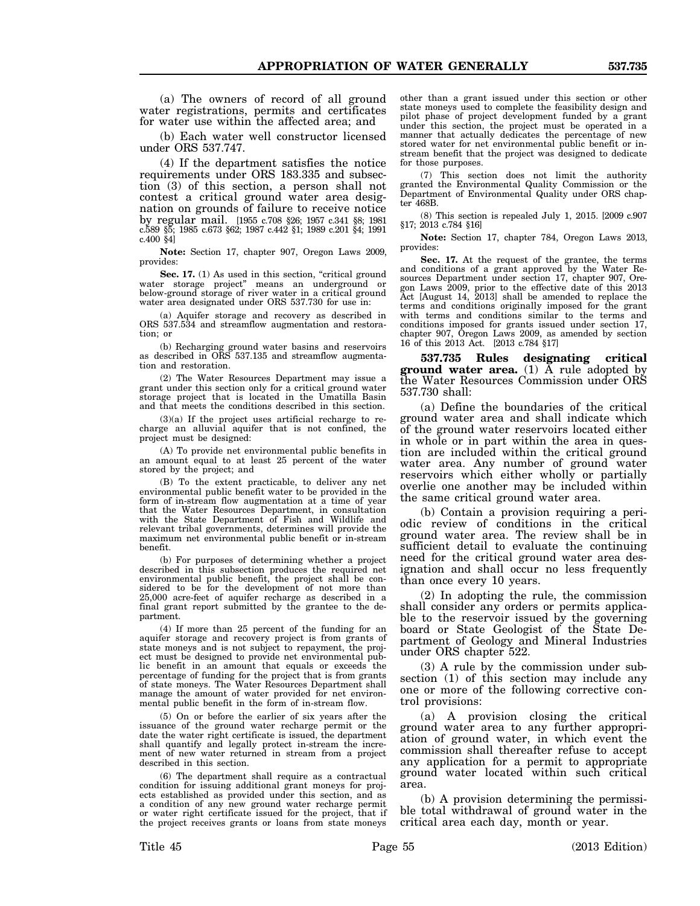(a) The owners of record of all ground water registrations, permits and certificates for water use within the affected area; and

(b) Each water well constructor licensed under ORS 537.747.

(4) If the department satisfies the notice requirements under ORS 183.335 and subsection (3) of this section, a person shall not contest a critical ground water area designation on grounds of failure to receive notice by regular mail. [1955 c.708 §26; 1957 c.341 §8; 1981 c.589 §5; 1985 c.673 §62; 1987 c.442 §1; 1989 c.201 §4; 1991 c.400 §4]

**Note:** Section 17, chapter 907, Oregon Laws 2009, provides:

**Sec. 17.** (1) As used in this section, "critical ground water storage project" means an underground or below-ground storage of river water in a critical ground water area designated under ORS 537.730 for use in:

(a) Aquifer storage and recovery as described in ORS 537.534 and streamflow augmentation and restoration; or

(b) Recharging ground water basins and reservoirs as described in ORS 537.135 and streamflow augmentation and restoration.

(2) The Water Resources Department may issue a grant under this section only for a critical ground water storage project that is located in the Umatilla Basin and that meets the conditions described in this section.

(3)(a) If the project uses artificial recharge to recharge an alluvial aquifer that is not confined, the project must be designed:

(A) To provide net environmental public benefits in an amount equal to at least 25 percent of the water stored by the project; and

(B) To the extent practicable, to deliver any net environmental public benefit water to be provided in the form of in-stream flow augmentation at a time of year that the Water Resources Department, in consultation with the State Department of Fish and Wildlife and relevant tribal governments, determines will provide the maximum net environmental public benefit or in-stream benefit.

(b) For purposes of determining whether a project described in this subsection produces the required net environmental public benefit, the project shall be considered to be for the development of not more than 25,000 acre-feet of aquifer recharge as described in a final grant report submitted by the grantee to the department.

(4) If more than 25 percent of the funding for an aquifer storage and recovery project is from grants of state moneys and is not subject to repayment, the project must be designed to provide net environmental public benefit in an amount that equals or exceeds the percentage of funding for the project that is from grants of state moneys. The Water Resources Department shall manage the amount of water provided for net environmental public benefit in the form of in-stream flow.

(5) On or before the earlier of six years after the issuance of the ground water recharge permit or the date the water right certificate is issued, the department shall quantify and legally protect in-stream the increment of new water returned in stream from a project described in this section.

(6) The department shall require as a contractual condition for issuing additional grant moneys for projects established as provided under this section, and as a condition of any new ground water recharge permit or water right certificate issued for the project, that if the project receives grants or loans from state moneys other than a grant issued under this section or other state moneys used to complete the feasibility design and pilot phase of project development funded by a grant under this section, the project must be operated in a manner that actually dedicates the percentage of new stored water for net environmental public benefit or in-stream benefit that the project was designed to dedicate for those purposes.

(7) This section does not limit the authority granted the Environmental Quality Commission or the Department of Environmental Quality under ORS chapter 468B.

(8) This section is repealed July 1, 2015. [2009 c.907 §17; 2013 c.784 §16]

**Note:** Section 17, chapter 784, Oregon Laws 2013, provides:

**Sec. 17.** At the request of the grantee, the terms and conditions of a grant approved by the Water Resources Department under section 17, chapter 907, Oregon Laws 2009, prior to the effective date of this 2013 Act [August 14, 2013] shall be amended to replace the terms and conditions originally imposed for the grant with terms and conditions similar to the terms and conditions imposed for grants issued under section 17, chapter 907, Oregon Laws 2009, as amended by section 16 of this 2013 Act. [2013 c.784 §17]

**537.735 Rules designating critical ground water area.** (1) A rule adopted by the Water Resources Commission under ORS 537.730 shall:

(a) Define the boundaries of the critical ground water area and shall indicate which of the ground water reservoirs located either in whole or in part within the area in question are included within the critical ground water area. Any number of ground water reservoirs which either wholly or partially overlie one another may be included within the same critical ground water area.

(b) Contain a provision requiring a periodic review of conditions in the critical ground water area. The review shall be in sufficient detail to evaluate the continuing need for the critical ground water area designation and shall occur no less frequently than once every 10 years.

(2) In adopting the rule, the commission shall consider any orders or permits applicable to the reservoir issued by the governing board or State Geologist of the State Department of Geology and Mineral Industries under ORS chapter 522.

(3) A rule by the commission under subsection (1) of this section may include any one or more of the following corrective control provisions:

(a) A provision closing the critical ground water area to any further appropriation of ground water, in which event the commission shall thereafter refuse to accept any application for a permit to appropriate ground water located within such critical area.

(b) A provision determining the permissible total withdrawal of ground water in the critical area each day, month or year.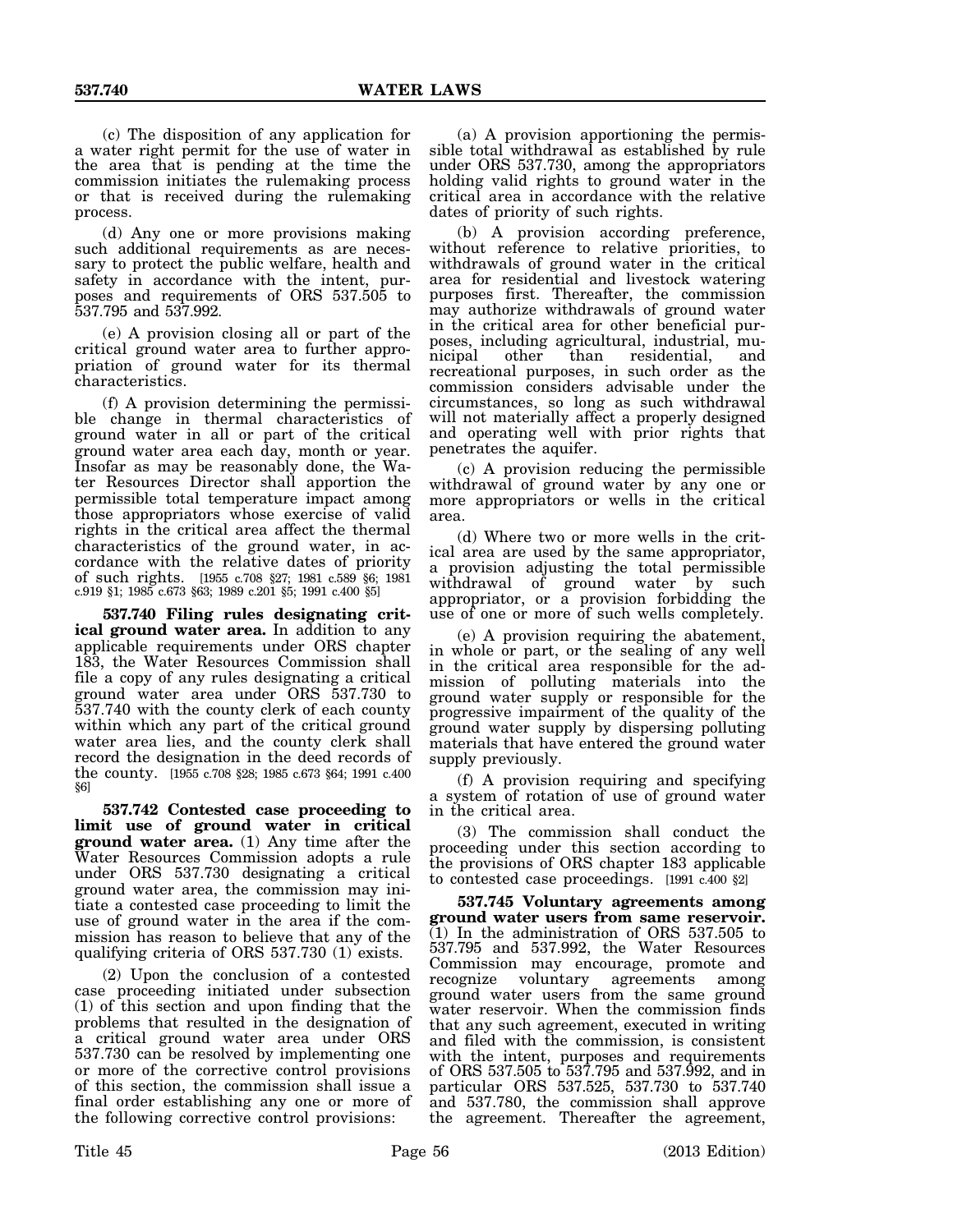(c) The disposition of any application for a water right permit for the use of water in the area that is pending at the time the commission initiates the rulemaking process or that is received during the rulemaking process.

(d) Any one or more provisions making such additional requirements as are necessary to protect the public welfare, health and safety in accordance with the intent, purposes and requirements of ORS 537.505 to 537.795 and 537.992.

(e) A provision closing all or part of the critical ground water area to further appropriation of ground water for its thermal characteristics.

(f) A provision determining the permissible change in thermal characteristics of ground water in all or part of the critical ground water area each day, month or year. Insofar as may be reasonably done, the Water Resources Director shall apportion the permissible total temperature impact among those appropriators whose exercise of valid rights in the critical area affect the thermal characteristics of the ground water, in accordance with the relative dates of priority of such rights. [1955 c.708 §27; 1981 c.589 §6; 1981 c.919 §1; 1985 c.673 §63; 1989 c.201 §5; 1991 c.400 §5]

**537.740 Filing rules designating critical ground water area.** In addition to any applicable requirements under ORS chapter 183, the Water Resources Commission shall file a copy of any rules designating a critical ground water area under ORS 537.730 to 537.740 with the county clerk of each county within which any part of the critical ground water area lies, and the county clerk shall record the designation in the deed records of the county. [1955 c.708 §28; 1985 c.673 §64; 1991 c.400 §6]

**537.742 Contested case proceeding to limit use of ground water in critical ground water area.** (1) Any time after the Water Resources Commission adopts a rule under ORS 537.730 designating a critical ground water area, the commission may initiate a contested case proceeding to limit the use of ground water in the area if the commission has reason to believe that any of the qualifying criteria of ORS 537.730 (1) exists.

(2) Upon the conclusion of a contested case proceeding initiated under subsection (1) of this section and upon finding that the problems that resulted in the designation of a critical ground water area under ORS 537.730 can be resolved by implementing one or more of the corrective control provisions of this section, the commission shall issue a final order establishing any one or more of the following corrective control provisions:

(a) A provision apportioning the permissible total withdrawal as established by rule under ORS 537.730, among the appropriators holding valid rights to ground water in the critical area in accordance with the relative dates of priority of such rights.

(b) A provision according preference, without reference to relative priorities, to withdrawals of ground water in the critical area for residential and livestock watering purposes first. Thereafter, the commission may authorize withdrawals of ground water in the critical area for other beneficial purposes, including agricultural, industrial, municipal other than residential, and recreational purposes, in such order as the commission considers advisable under the circumstances, so long as such withdrawal will not materially affect a properly designed and operating well with prior rights that penetrates the aquifer.

(c) A provision reducing the permissible withdrawal of ground water by any one or more appropriators or wells in the critical area.

(d) Where two or more wells in the critical area are used by the same appropriator, a provision adjusting the total permissible withdrawal of ground water by such appropriator, or a provision forbidding the use of one or more of such wells completely.

(e) A provision requiring the abatement, in whole or part, or the sealing of any well in the critical area responsible for the admission of polluting materials into the ground water supply or responsible for the progressive impairment of the quality of the ground water supply by dispersing polluting materials that have entered the ground water supply previously.

(f) A provision requiring and specifying a system of rotation of use of ground water in the critical area.

(3) The commission shall conduct the proceeding under this section according to the provisions of ORS chapter 183 applicable to contested case proceedings. [1991 c.400 §2]

**537.745 Voluntary agreements among ground water users from same reservoir.** (1) In the administration of ORS 537.505 to 537.795 and 537.992, the Water Resources Commission may encourage, promote and recognize voluntary agreements among ground water users from the same ground water reservoir. When the commission finds that any such agreement, executed in writing and filed with the commission, is consistent with the intent, purposes and requirements of ORS 537.505 to 537.795 and 537.992, and in particular ORS 537.525, 537.730 to 537.740 and 537.780, the commission shall approve the agreement. Thereafter the agreement,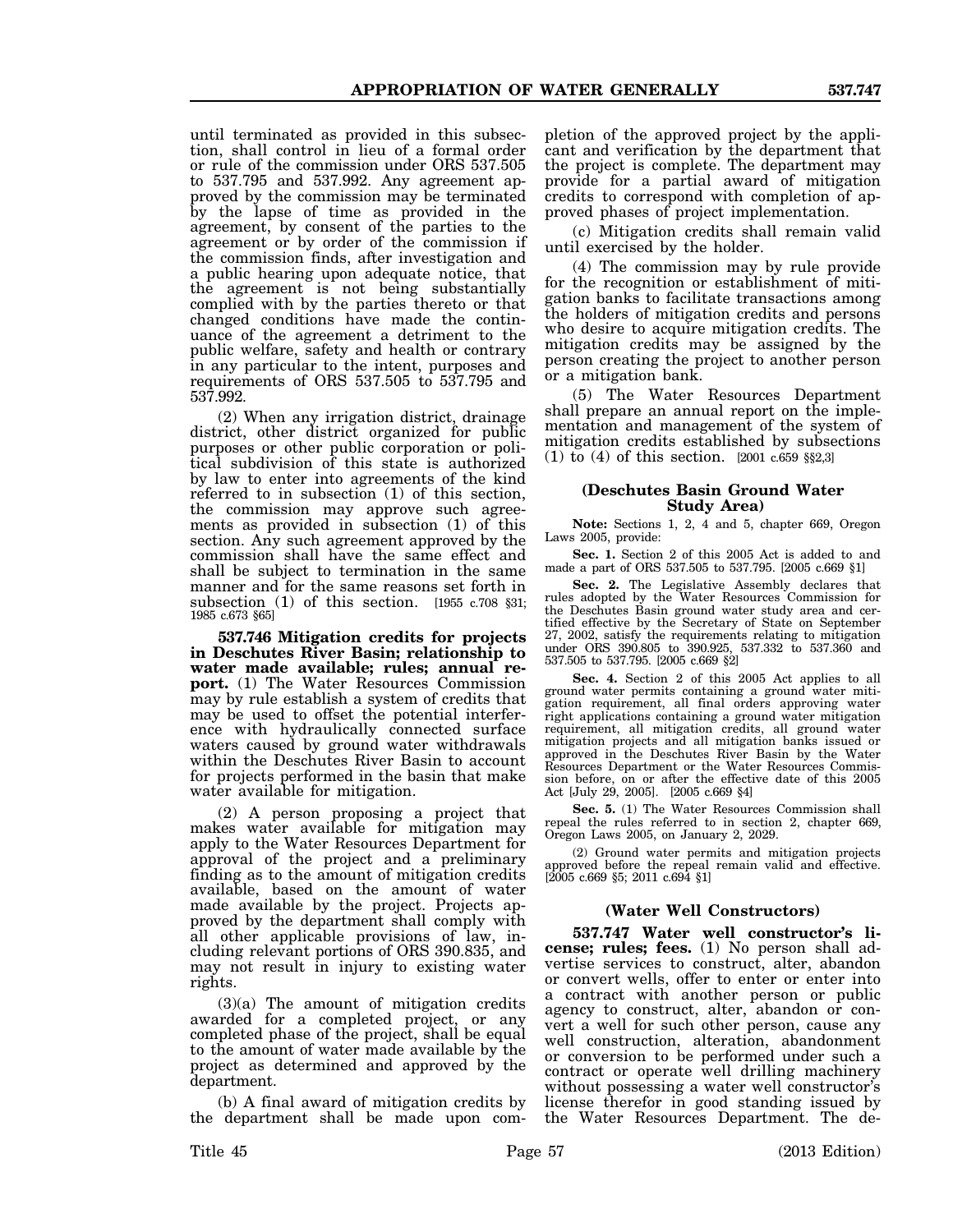until terminated as provided in this subsection, shall control in lieu of a formal order or rule of the commission under ORS 537.505 to 537.795 and 537.992. Any agreement approved by the commission may be terminated by the lapse of time as provided in the agreement, by consent of the parties to the agreement or by order of the commission if the commission finds, after investigation and a public hearing upon adequate notice, that the agreement is not being substantially complied with by the parties thereto or that changed conditions have made the continuance of the agreement a detriment to the public welfare, safety and health or contrary in any particular to the intent, purposes and requirements of ORS 537.505 to 537.795 and 537.992.

(2) When any irrigation district, drainage district, other district organized for public purposes or other public corporation or political subdivision of this state is authorized by law to enter into agreements of the kind referred to in subsection (1) of this section, the commission may approve such agreements as provided in subsection (1) of this section. Any such agreement approved by the commission shall have the same effect and shall be subject to termination in the same manner and for the same reasons set forth in subsection (1) of this section. [1955 c.708 §31; 1985 c.673 §65]

**537.746 Mitigation credits for projects in Deschutes River Basin; relationship to water made available; rules; annual report.** (1) The Water Resources Commission may by rule establish a system of credits that may be used to offset the potential interference with hydraulically connected surface waters caused by ground water withdrawals within the Deschutes River Basin to account for projects performed in the basin that make water available for mitigation.

(2) A person proposing a project that makes water available for mitigation may apply to the Water Resources Department for approval of the project and a preliminary finding as to the amount of mitigation credits available, based on the amount of water made available by the project. Projects approved by the department shall comply with all other applicable provisions of law, including relevant portions of ORS 390.835, and may not result in injury to existing water rights.

(3)(a) The amount of mitigation credits awarded for a completed project, or any completed phase of the project, shall be equal to the amount of water made available by the project as determined and approved by the department.

(b) A final award of mitigation credits by the department shall be made upon completion of the approved project by the applicant and verification by the department that the project is complete. The department may provide for a partial award of mitigation credits to correspond with completion of approved phases of project implementation.

(c) Mitigation credits shall remain valid until exercised by the holder.

(4) The commission may by rule provide for the recognition or establishment of mitigation banks to facilitate transactions among the holders of mitigation credits and persons who desire to acquire mitigation credits. The mitigation credits may be assigned by the person creating the project to another person or a mitigation bank.

(5) The Water Resources Department shall prepare an annual report on the implementation and management of the system of mitigation credits established by subsections (1) to (4) of this section. [2001 c.659 §§2,3]

### (Deschutes Basin Ground Water Study Area)

**Note:** Sections 1, 2, 4 and 5, chapter 669, Oregon Laws 2005, provide:

**Sec. 1.** Section 2 of this 2005 Act is added to and made a part of ORS 537.505 to 537.795. [2005 c.669 §1]

**Sec. 2.** The Legislative Assembly declares that rules adopted by the Water Resources Commission for the Deschutes Basin ground water study area and certified effective by the Secretary of State on September 27, 2002, satisfy the requirements relating to mitigation under ORS 390.805 to 390.925, 537.332 to 537.360 and 537.505 to 537.795. [2005 c.669 §2]

**Sec. 4.** Section 2 of this 2005 Act applies to all ground water permits containing a ground water mitigation requirement, all final orders approving water right applications containing a ground water mitigation requirement, all mitigation credits, all ground water mitigation projects and all mitigation banks issued or approved in the Deschutes River Basin by the Water Resources Department or the Water Resources Commission before, on or after the effective date of this 2005 Act [July 29, 2005]. [2005 c.669 §4]

**Sec. 5.** (1) The Water Resources Commission shall repeal the rules referred to in section 2, chapter 669, Oregon Laws 2005, on January 2, 2029.

(2) Ground water permits and mitigation projects approved before the repeal remain valid and effective. [2005 c.669 §5; 2011 c.694 §1]

### (Water Well Constructors)

**537.747 Water well constructor's license; rules; fees.** (1) No person shall advertise services to construct, alter, abandon or convert wells, offer to enter or enter into a contract with another person or public agency to construct, alter, abandon or convert a well for such other person, cause any well construction, alteration, abandonment or conversion to be performed under such a contract or operate well drilling machinery without possessing a water well constructor's license therefor in good standing issued by the Water Resources Department. The de-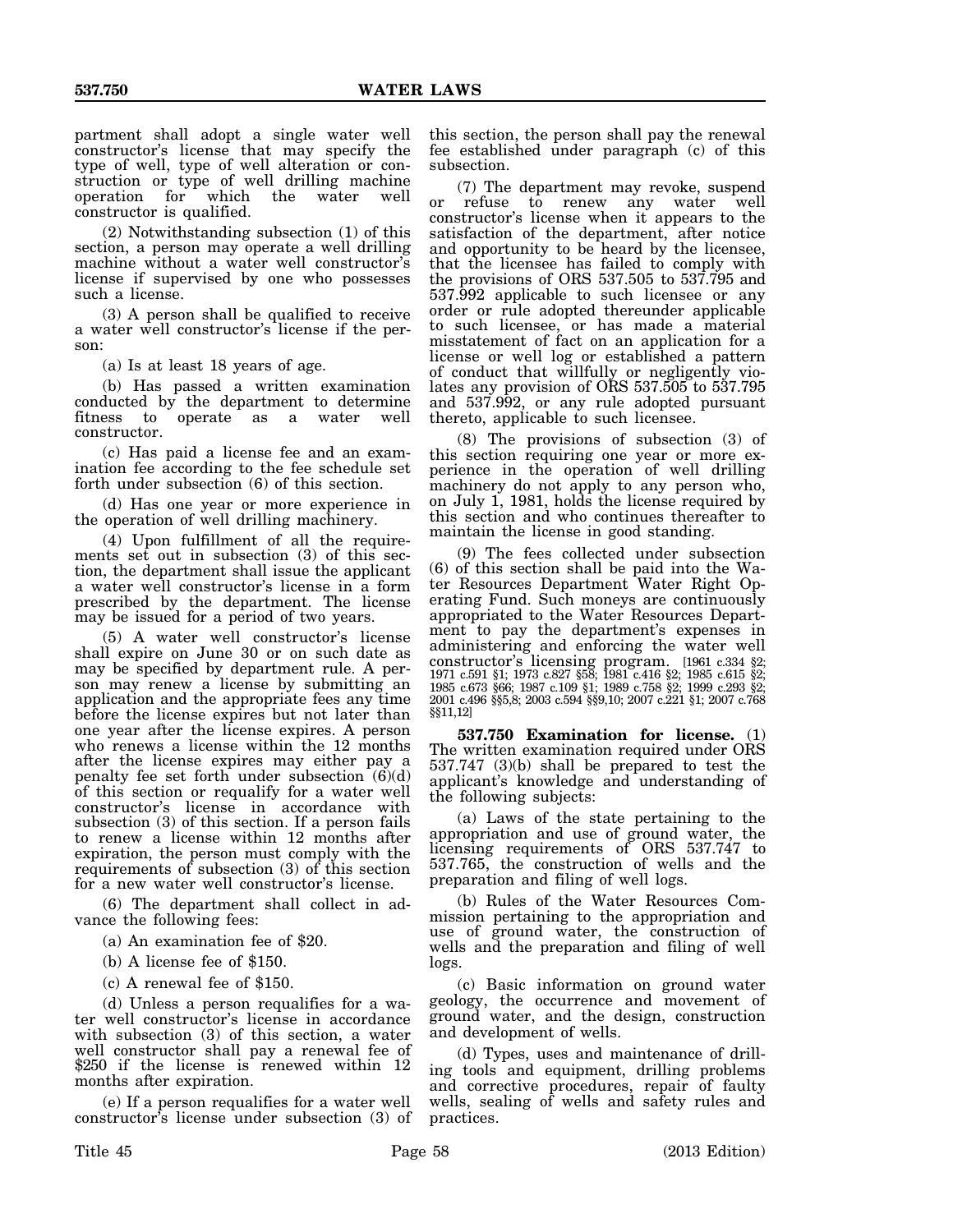partment shall adopt a single water well constructor's license that may specify the type of well, type of well alteration or construction or type of well drilling machine operation for which the water well constructor is qualified.

(2) Notwithstanding subsection (1) of this section, a person may operate a well drilling machine without a water well constructor's license if supervised by one who possesses such a license.

(3) A person shall be qualified to receive a water well constructor's license if the person:

(a) Is at least 18 years of age.

(b) Has passed a written examination conducted by the department to determine fitness to operate as a water well constructor.

(c) Has paid a license fee and an examination fee according to the fee schedule set forth under subsection (6) of this section.

(d) Has one year or more experience in the operation of well drilling machinery.

(4) Upon fulfillment of all the requirements set out in subsection (3) of this section, the department shall issue the applicant a water well constructor's license in a form prescribed by the department. The license may be issued for a period of two years.

(5) A water well constructor's license shall expire on June 30 or on such date as may be specified by department rule. A person may renew a license by submitting an application and the appropriate fees any time before the license expires but not later than one year after the license expires. A person who renews a license within the 12 months after the license expires may either pay a penalty fee set forth under subsection (6)(d) of this section or requalify for a water well constructor's license in accordance with subsection (3) of this section. If a person fails to renew a license within 12 months after expiration, the person must comply with the requirements of subsection (3) of this section for a new water well constructor's license.

(6) The department shall collect in advance the following fees:

(a) An examination fee of $20.

(b) A license fee of $150.

(c) A renewal fee of $150.

(d) Unless a person requalifies for a water well constructor's license in accordance with subsection (3) of this section, a water well constructor shall pay a renewal fee of $250 if the license is renewed within 12 months after expiration.

(e) If a person requalifies for a water well constructor's license under subsection (3) of this section, the person shall pay the renewal fee established under paragraph (c) of this subsection.

(7) The department may revoke, suspend or refuse to renew any water well constructor's license when it appears to the satisfaction of the department, after notice and opportunity to be heard by the licensee, that the licensee has failed to comply with the provisions of ORS 537.505 to 537.795 and 537.992 applicable to such licensee or any order or rule adopted thereunder applicable to such licensee, or has made a material misstatement of fact on an application for a license or well log or established a pattern of conduct that willfully or negligently violates any provision of ORS 537.505 to 537.795 and 537.992, or any rule adopted pursuant thereto, applicable to such licensee.

(8) The provisions of subsection (3) of this section requiring one year or more experience in the operation of well drilling machinery do not apply to any person who, on July 1, 1981, holds the license required by this section and who continues thereafter to maintain the license in good standing.

(9) The fees collected under subsection (6) of this section shall be paid into the Water Resources Department Water Right Operating Fund. Such moneys are continuously appropriated to the Water Resources Department to pay the department's expenses in administering and enforcing the water well constructor's licensing program. [1961 c.334 §2; 1971 c.591 §1; 1973 c.827 §58; 1981 c.416 §2; 1985 c.615 §2; 1985 c.673 §66; 1987 c.109 §1; 1989 c.758 §2; 1999 c.293 §2; 2001 c.496 §§5,8; 2003 c.594 §§9,10; 2007 c.221 §1; 2007 c.768 §§11,12]

**537.750 Examination for license.** (1) The written examination required under ORS 537.747 (3)(b) shall be prepared to test the applicant's knowledge and understanding of the following subjects:

(a) Laws of the state pertaining to the appropriation and use of ground water, the licensing requirements of ORS 537.747 to 537.765, the construction of wells and the preparation and filing of well logs.

(b) Rules of the Water Resources Commission pertaining to the appropriation and use of ground water, the construction of wells and the preparation and filing of well logs.

(c) Basic information on ground water geology, the occurrence and movement of ground water, and the design, construction and development of wells.

(d) Types, uses and maintenance of drilling tools and equipment, drilling problems and corrective procedures, repair of faulty wells, sealing of wells and safety rules and practices.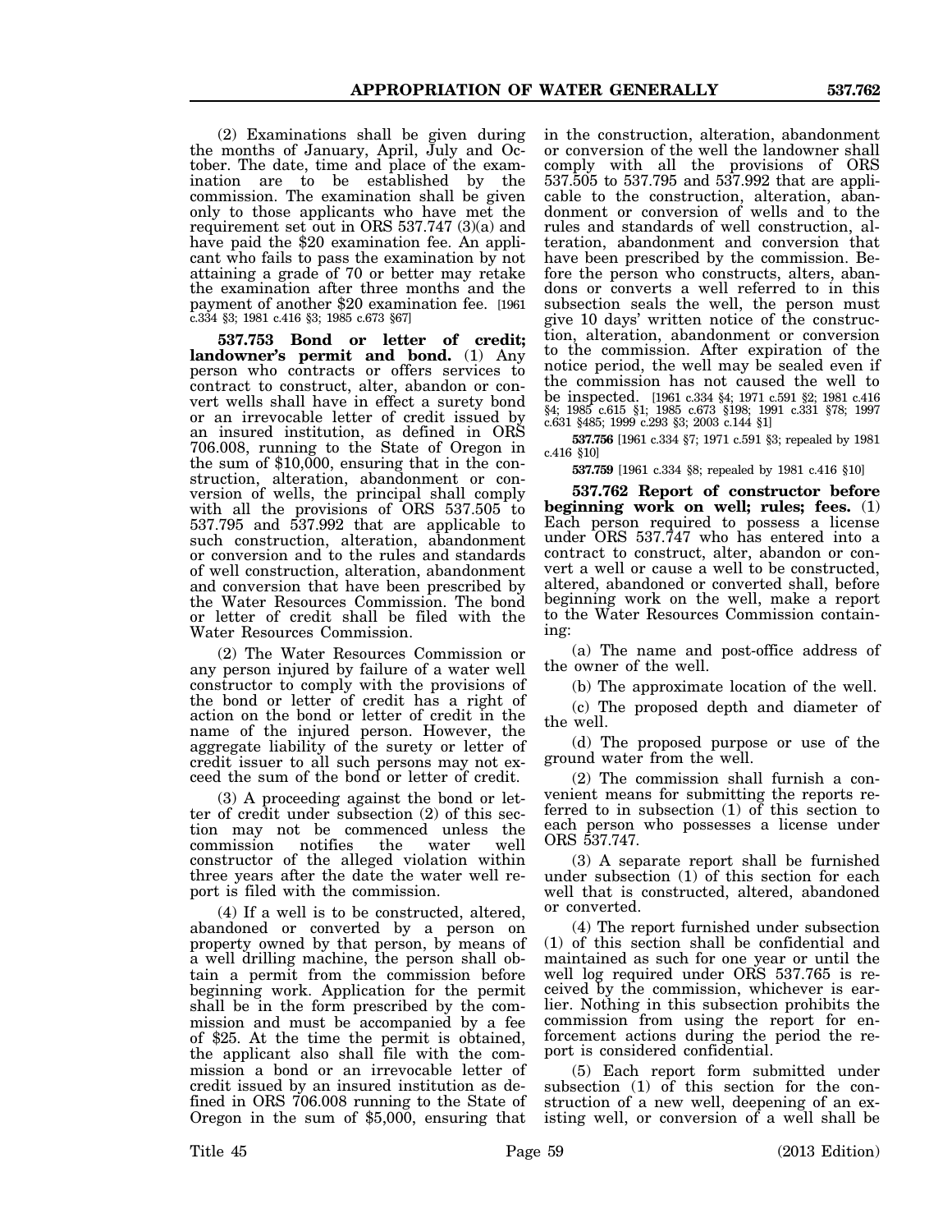(2) Examinations shall be given during the months of January, April, July and October. The date, time and place of the examination are to be established by the commission. The examination shall be given only to those applicants who have met the requirement set out in ORS 537.747 (3)(a) and have paid the $20 examination fee. An applicant who fails to pass the examination by not attaining a grade of 70 or better may retake the examination after three months and the payment of another $20 examination fee. [1961 c.334 §3; 1981 c.416 §3; 1985 c.673 §67]

**537.753 Bond or letter of credit; landowner's permit and bond.** (1) Any person who contracts or offers services to contract to construct, alter, abandon or convert wells shall have in effect a surety bond or an irrevocable letter of credit issued by an insured institution, as defined in ORS 706.008, running to the State of Oregon in the sum of $10,000, ensuring that in the construction, alteration, abandonment or conversion of wells, the principal shall comply with all the provisions of ORS 537.505 to 537.795 and 537.992 that are applicable to such construction, alteration, abandonment or conversion and to the rules and standards of well construction, alteration, abandonment and conversion that have been prescribed by the Water Resources Commission. The bond or letter of credit shall be filed with the Water Resources Commission.

(2) The Water Resources Commission or any person injured by failure of a water well constructor to comply with the provisions of the bond or letter of credit has a right of action on the bond or letter of credit in the name of the injured person. However, the aggregate liability of the surety or letter of credit issuer to all such persons may not exceed the sum of the bond or letter of credit.

(3) A proceeding against the bond or letter of credit under subsection (2) of this section may not be commenced unless the commission notifies the water well constructor of the alleged violation within three years after the date the water well report is filed with the commission.

(4) If a well is to be constructed, altered, abandoned or converted by a person on property owned by that person, by means of a well drilling machine, the person shall obtain a permit from the commission before beginning work. Application for the permit shall be in the form prescribed by the commission and must be accompanied by a fee of $25. At the time the permit is obtained, the applicant also shall file with the commission a bond or an irrevocable letter of credit issued by an insured institution as defined in ORS 706.008 running to the State of Oregon in the sum of $5,000, ensuring that in the construction, alteration, abandonment or conversion of the well the landowner shall comply with all the provisions of ORS 537.505 to 537.795 and 537.992 that are applicable to the construction, alteration, abandonment or conversion of wells and to the rules and standards of well construction, alteration, abandonment and conversion that have been prescribed by the commission. Before the person who constructs, alters, abandons or converts a well referred to in this subsection seals the well, the person must give 10 days' written notice of the construction, alteration, abandonment or conversion to the commission. After expiration of the notice period, the well may be sealed even if the commission has not caused the well to be inspected. [1961 c.334 §4; 1971 c.591 §2; 1981 c.416 §4; 1985 c.615 §1; 1985 c.673 §198; 1991 c.331 §78; 1997 c.631 §485; 1999 c.293 §3; 2003 c.144 §1]

**537.756** [1961 c.334 §7; 1971 c.591 §3; repealed by 1981 c.416 §10]

**537.759** [1961 c.334 §8; repealed by 1981 c.416 §10]

**537.762 Report of constructor before beginning work on well; rules; fees.** (1) Each person required to possess a license under ORS 537.747 who has entered into a contract to construct, alter, abandon or convert a well or cause a well to be constructed, altered, abandoned or converted shall, before beginning work on the well, make a report to the Water Resources Commission containing:

(a) The name and post-office address of the owner of the well.

(b) The approximate location of the well.

(c) The proposed depth and diameter of the well.

(d) The proposed purpose or use of the ground water from the well.

(2) The commission shall furnish a convenient means for submitting the reports referred to in subsection (1) of this section to each person who possesses a license under ORS 537.747.

(3) A separate report shall be furnished under subsection (1) of this section for each well that is constructed, altered, abandoned or converted.

(4) The report furnished under subsection (1) of this section shall be confidential and maintained as such for one year or until the well log required under ORS 537.765 is received by the commission, whichever is earlier. Nothing in this subsection prohibits the commission from using the report for enforcement actions during the period the report is considered confidential.

(5) Each report form submitted under subsection (1) of this section for the construction of a new well, deepening of an existing well, or conversion of a well shall be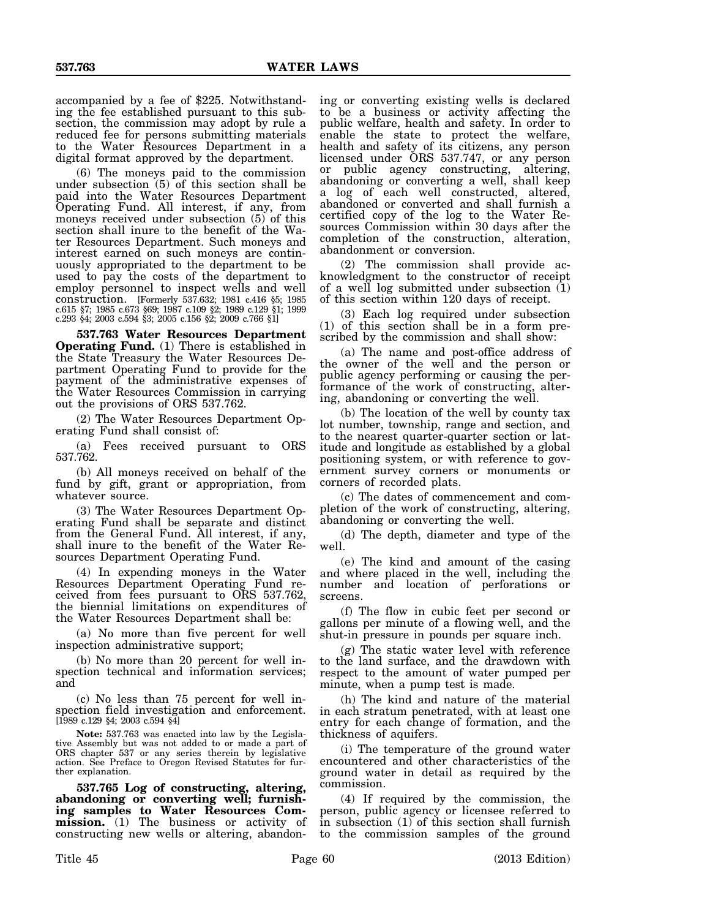accompanied by a fee of $225. Notwithstanding the fee established pursuant to this subsection, the commission may adopt by rule a reduced fee for persons submitting materials to the Water Resources Department in a digital format approved by the department.

(6) The moneys paid to the commission under subsection (5) of this section shall be paid into the Water Resources Department Operating Fund. All interest, if any, from moneys received under subsection (5) of this section shall inure to the benefit of the Water Resources Department. Such moneys and interest earned on such moneys are continuously appropriated to the department to be used to pay the costs of the department to employ personnel to inspect wells and well construction. [Formerly 537.632; 1981 c.416 §5; 1985 c.615 §7; 1985 c.673 §69; 1987 c.109 §2; 1989 c.129 §1; 1999 c.293 §4; 2003 c.594 §3; 2005 c.156 §2; 2009 c.766 §1]

**537.763 Water Resources Department Operating Fund.** (1) There is established in the State Treasury the Water Resources Department Operating Fund to provide for the payment of the administrative expenses of the Water Resources Commission in carrying out the provisions of ORS 537.762.

(2) The Water Resources Department Operating Fund shall consist of:

(a) Fees received pursuant to ORS 537.762.

(b) All moneys received on behalf of the fund by gift, grant or appropriation, from whatever source.

(3) The Water Resources Department Operating Fund shall be separate and distinct from the General Fund. All interest, if any, shall inure to the benefit of the Water Resources Department Operating Fund.

(4) In expending moneys in the Water Resources Department Operating Fund received from fees pursuant to ORS 537.762, the biennial limitations on expenditures of the Water Resources Department shall be:

(a) No more than five percent for well inspection administrative support;

(b) No more than 20 percent for well inspection technical and information services; and

(c) No less than 75 percent for well inspection field investigation and enforcement. [1989 c.129 §4; 2003 c.594 §4]

**Note:** 537.763 was enacted into law by the Legislative Assembly but was not added to or made a part of ORS chapter 537 or any series therein by legislative action. See Preface to Oregon Revised Statutes for further explanation.

**537.765 Log of constructing, altering, abandoning or converting well; furnishing samples to Water Resources Commission.** (1) The business or activity of constructing new wells or altering, abandoning or converting existing wells is declared to be a business or activity affecting the public welfare, health and safety. In order to enable the state to protect the welfare, health and safety of its citizens, any person licensed under ORS 537.747, or any person or public agency constructing, altering, abandoning or converting a well, shall keep a log of each well constructed, altered, abandoned or converted and shall furnish a certified copy of the log to the Water Resources Commission within 30 days after the completion of the construction, alteration, abandonment or conversion.

(2) The commission shall provide acknowledgment to the constructor of receipt of a well log submitted under subsection (1) of this section within 120 days of receipt.

(3) Each log required under subsection (1) of this section shall be in a form prescribed by the commission and shall show:

(a) The name and post-office address of the owner of the well and the person or public agency performing or causing the performance of the work of constructing, altering, abandoning or converting the well.

(b) The location of the well by county tax lot number, township, range and section, and to the nearest quarter-quarter section or latitude and longitude as established by a global positioning system, or with reference to government survey corners or monuments or corners of recorded plats.

(c) The dates of commencement and completion of the work of constructing, altering, abandoning or converting the well.

(d) The depth, diameter and type of the well.

(e) The kind and amount of the casing and where placed in the well, including the number and location of perforations or screens.

(f) The flow in cubic feet per second or gallons per minute of a flowing well, and the shut-in pressure in pounds per square inch.

(g) The static water level with reference to the land surface, and the drawdown with respect to the amount of water pumped per minute, when a pump test is made.

(h) The kind and nature of the material in each stratum penetrated, with at least one entry for each change of formation, and the thickness of aquifers.

(i) The temperature of the ground water encountered and other characteristics of the ground water in detail as required by the commission.

(4) If required by the commission, the person, public agency or licensee referred to in subsection (1) of this section shall furnish to the commission samples of the ground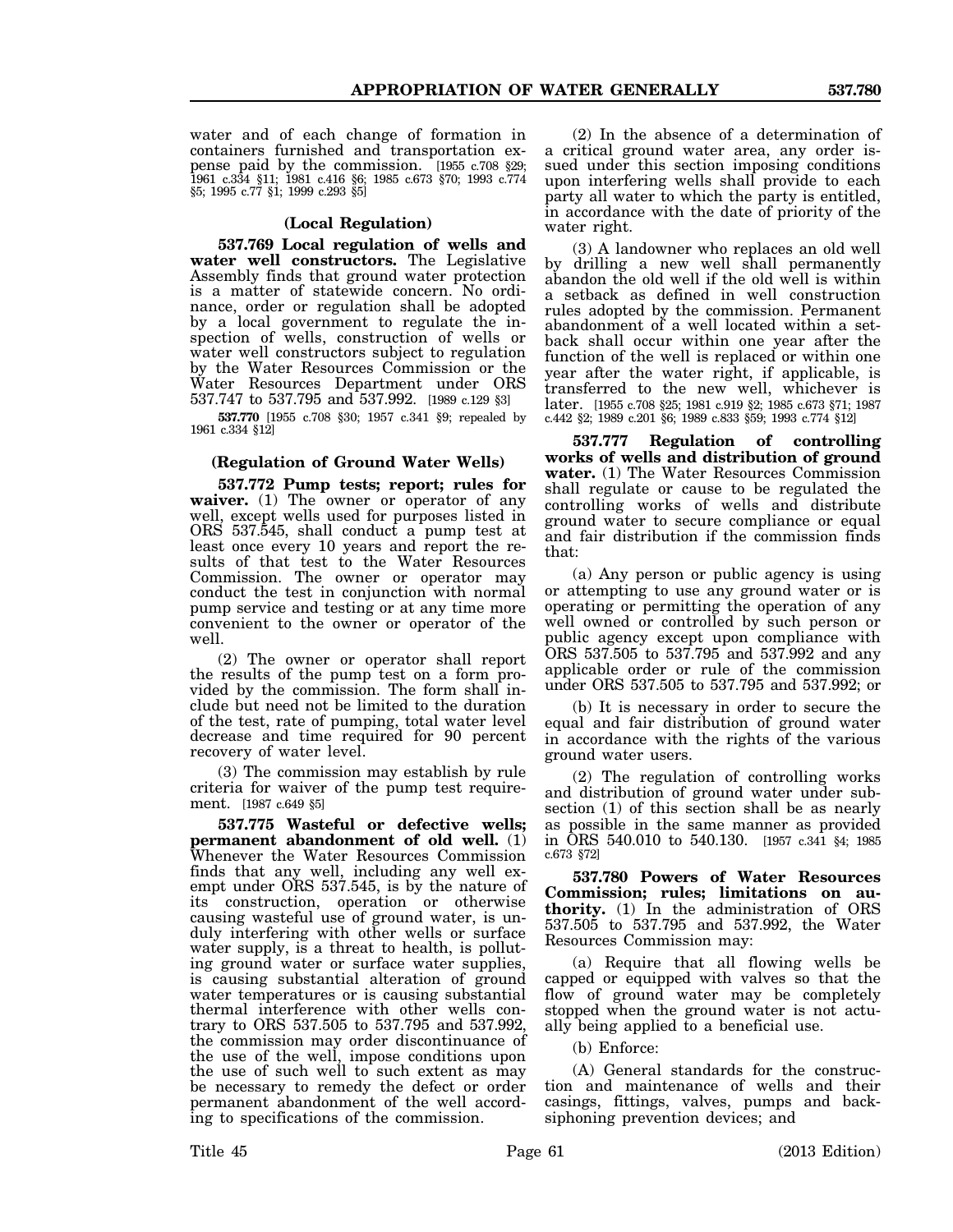water and of each change of formation in containers furnished and transportation expense paid by the commission. [1955 c.708 §29; 1961 c.334 §11; 1981 c.416 §6; 1985 c.673 §70; 1993 c.774 §5; 1995 c.77 §1; 1999 c.293 §5]

### (Local Regulation)

**537.769 Local regulation of wells and water well constructors.** The Legislative Assembly finds that ground water protection is a matter of statewide concern. No ordinance, order or regulation shall be adopted by a local government to regulate the inspection of wells, construction of wells or water well constructors subject to regulation by the Water Resources Commission or the Water Resources Department under ORS 537.747 to 537.795 and 537.992. [1989 c.129 §3]

**537.770** [1955 c.708 §30; 1957 c.341 §9; repealed by 1961 c.334 §12]

### (Regulation of Ground Water Wells)

**537.772 Pump tests; report; rules for waiver.** (1) The owner or operator of any well, except wells used for purposes listed in ORS 537.545, shall conduct a pump test at least once every 10 years and report the results of that test to the Water Resources Commission. The owner or operator may conduct the test in conjunction with normal pump service and testing or at any time more convenient to the owner or operator of the well.

(2) The owner or operator shall report the results of the pump test on a form provided by the commission. The form shall include but need not be limited to the duration of the test, rate of pumping, total water level decrease and time required for 90 percent recovery of water level.

(3) The commission may establish by rule criteria for waiver of the pump test requirement. [1987 c.649 §5]

**537.775 Wasteful or defective wells; permanent abandonment of old well.** (1) Whenever the Water Resources Commission finds that any well, including any well exempt under ORS 537.545, is by the nature of its construction, operation or otherwise causing wasteful use of ground water, is unduly interfering with other wells or surface water supply, is a threat to health, is polluting ground water or surface water supplies, is causing substantial alteration of ground water temperatures or is causing substantial thermal interference with other wells contrary to ORS 537.505 to 537.795 and 537.992, the commission may order discontinuance of the use of the well, impose conditions upon the use of such well to such extent as may be necessary to remedy the defect or order permanent abandonment of the well according to specifications of the commission.

(2) In the absence of a determination of a critical ground water area, any order issued under this section imposing conditions upon interfering wells shall provide to each party all water to which the party is entitled, in accordance with the date of priority of the water right.

(3) A landowner who replaces an old well by drilling a new well shall permanently abandon the old well if the old well is within a setback as defined in well construction rules adopted by the commission. Permanent abandonment of a well located within a setback shall occur within one year after the function of the well is replaced or within one year after the water right, if applicable, is transferred to the new well, whichever is later. [1955 c.708 §25; 1981 c.919 §2; 1985 c.673 §71; 1987 c.442 §2; 1989 c.201 §6; 1989 c.833 §59; 1993 c.774 §12]

**537.777 Regulation of controlling works of wells and distribution of ground water.** (1) The Water Resources Commission shall regulate or cause to be regulated the controlling works of wells and distribute ground water to secure compliance or equal and fair distribution if the commission finds that:

(a) Any person or public agency is using or attempting to use any ground water or is operating or permitting the operation of any well owned or controlled by such person or public agency except upon compliance with ORS 537.505 to 537.795 and 537.992 and any applicable order or rule of the commission under ORS 537.505 to 537.795 and 537.992; or

(b) It is necessary in order to secure the equal and fair distribution of ground water in accordance with the rights of the various ground water users.

(2) The regulation of controlling works and distribution of ground water under subsection (1) of this section shall be as nearly as possible in the same manner as provided in ORS 540.010 to 540.130. [1957 c.341 §4; 1985 c.673 §72]

**537.780 Powers of Water Resources Commission; rules; limitations on authority.** (1) In the administration of ORS 537.505 to 537.795 and 537.992, the Water Resources Commission may:

(a) Require that all flowing wells be capped or equipped with valves so that the flow of ground water may be completely stopped when the ground water is not actually being applied to a beneficial use.

(b) Enforce:

(A) General standards for the construction and maintenance of wells and their casings, fittings, valves, pumps and backsiphoning prevention devices; and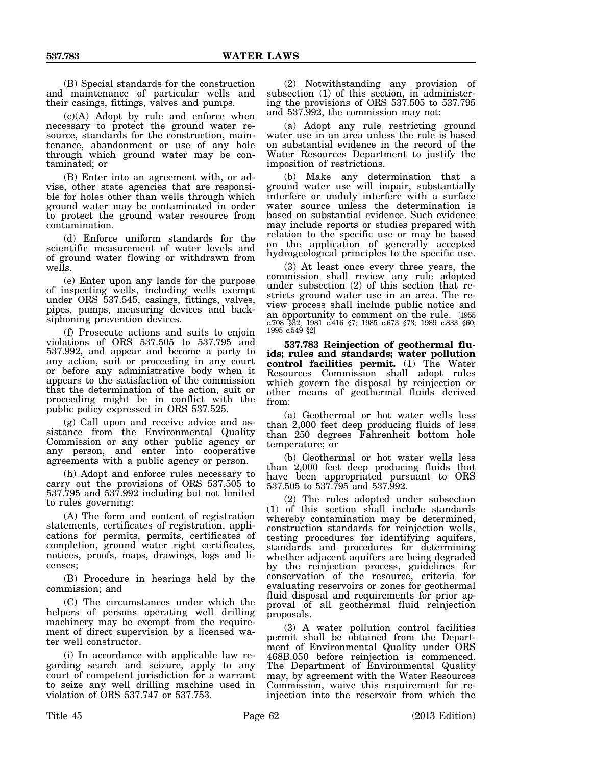(B) Special standards for the construction and maintenance of particular wells and their casings, fittings, valves and pumps.

(c)(A) Adopt by rule and enforce when necessary to protect the ground water resource, standards for the construction, maintenance, abandonment or use of any hole through which ground water may be contaminated; or

(B) Enter into an agreement with, or advise, other state agencies that are responsible for holes other than wells through which ground water may be contaminated in order to protect the ground water resource from contamination.

(d) Enforce uniform standards for the scientific measurement of water levels and of ground water flowing or withdrawn from wells.

(e) Enter upon any lands for the purpose of inspecting wells, including wells exempt under ORS 537.545, casings, fittings, valves, pipes, pumps, measuring devices and backsiphoning prevention devices.

(f) Prosecute actions and suits to enjoin violations of ORS 537.505 to 537.795 and 537.992, and appear and become a party to any action, suit or proceeding in any court or before any administrative body when it appears to the satisfaction of the commission that the determination of the action, suit or proceeding might be in conflict with the public policy expressed in ORS 537.525.

(g) Call upon and receive advice and assistance from the Environmental Quality Commission or any other public agency or any person, and enter into cooperative agreements with a public agency or person.

(h) Adopt and enforce rules necessary to carry out the provisions of ORS 537.505 to 537.795 and 537.992 including but not limited to rules governing:

(A) The form and content of registration statements, certificates of registration, applications for permits, permits, certificates of completion, ground water right certificates, notices, proofs, maps, drawings, logs and licenses;

(B) Procedure in hearings held by the commission; and

(C) The circumstances under which the helpers of persons operating well drilling machinery may be exempt from the requirement of direct supervision by a licensed water well constructor.

(i) In accordance with applicable law regarding search and seizure, apply to any court of competent jurisdiction for a warrant to seize any well drilling machine used in violation of ORS 537.747 or 537.753.

(2) Notwithstanding any provision of subsection (1) of this section, in administering the provisions of ORS 537.505 to 537.795 and 537.992, the commission may not:

(a) Adopt any rule restricting ground water use in an area unless the rule is based on substantial evidence in the record of the Water Resources Department to justify the imposition of restrictions.

(b) Make any determination that a ground water use will impair, substantially interfere or unduly interfere with a surface water source unless the determination is based on substantial evidence. Such evidence may include reports or studies prepared with relation to the specific use or may be based on the application of generally accepted hydrogeological principles to the specific use.

(3) At least once every three years, the commission shall review any rule adopted under subsection (2) of this section that restricts ground water use in an area. The review process shall include public notice and an opportunity to comment on the rule. [1955 c.708 §32; 1981 c.416 §7; 1985 c.673 §73; 1989 c.833 §60; 1995 c.549 §2]

**537.783 Reinjection of geothermal fluids; rules and standards; water pollution control facilities permit.** (1) The Water Resources Commission shall adopt rules which govern the disposal by reinjection or other means of geothermal fluids derived from:

(a) Geothermal or hot water wells less than 2,000 feet deep producing fluids of less than 250 degrees Fahrenheit bottom hole temperature; or

(b) Geothermal or hot water wells less than 2,000 feet deep producing fluids that have been appropriated pursuant to ORS 537.505 to 537.795 and 537.992.

(2) The rules adopted under subsection (1) of this section shall include standards whereby contamination may be determined, construction standards for reinjection wells, testing procedures for identifying aquifers, standards and procedures for determining whether adjacent aquifers are being degraded by the reinjection process, guidelines for conservation of the resource, criteria for evaluating reservoirs or zones for geothermal fluid disposal and requirements for prior approval of all geothermal fluid reinjection proposals.

(3) A water pollution control facilities permit shall be obtained from the Department of Environmental Quality under ORS 468B.050 before reinjection is commenced. The Department of Environmental Quality may, by agreement with the Water Resources Commission, waive this requirement for reinjection into the reservoir from which the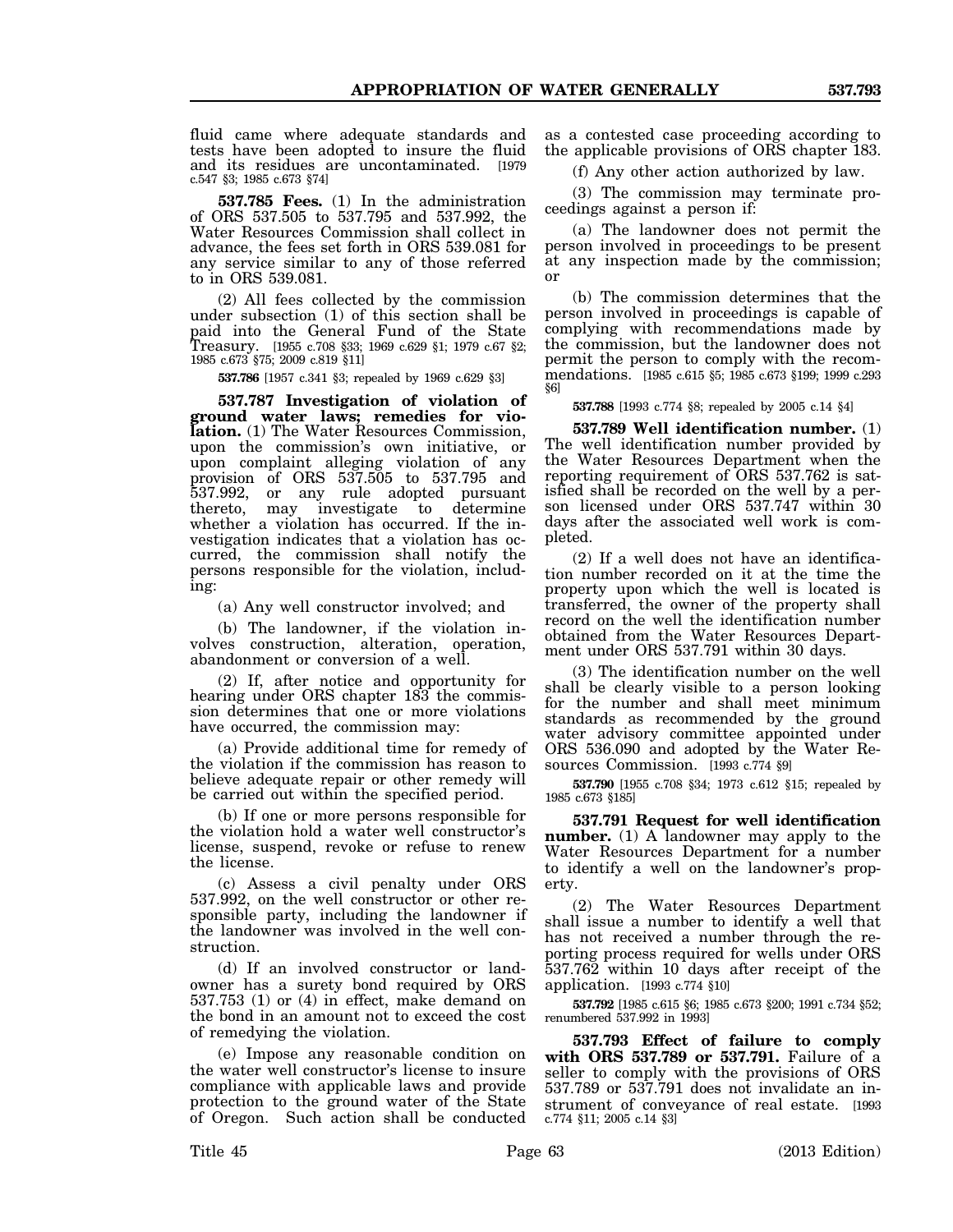fluid came where adequate standards and tests have been adopted to insure the fluid and its residues are uncontaminated. [1979 c.547 §3; 1985 c.673 §74]

**537.785 Fees.** (1) In the administration of ORS 537.505 to 537.795 and 537.992, the Water Resources Commission shall collect in advance, the fees set forth in ORS 539.081 for any service similar to any of those referred to in ORS 539.081.

(2) All fees collected by the commission under subsection (1) of this section shall be paid into the General Fund of the State Treasury. [1955 c.708 §33; 1969 c.629 §1; 1979 c.67 §2; 1985 c.673 §75; 2009 c.819 §11]

**537.786** [1957 c.341 §3; repealed by 1969 c.629 §3]

**537.787 Investigation of violation of ground water laws; remedies for violation.** (1) The Water Resources Commission, upon the commission's own initiative, or upon complaint alleging violation of any provision of ORS 537.505 to 537.795 and 537.992, or any rule adopted pursuant thereto, may investigate to determine whether a violation has occurred. If the investigation indicates that a violation has occurred, the commission shall notify the persons responsible for the violation, including:

(a) Any well constructor involved; and

(b) The landowner, if the violation involves construction, alteration, operation, abandonment or conversion of a well.

(2) If, after notice and opportunity for hearing under ORS chapter 183 the commission determines that one or more violations have occurred, the commission may:

(a) Provide additional time for remedy of the violation if the commission has reason to believe adequate repair or other remedy will be carried out within the specified period.

(b) If one or more persons responsible for the violation hold a water well constructor's license, suspend, revoke or refuse to renew the license.

(c) Assess a civil penalty under ORS 537.992, on the well constructor or other responsible party, including the landowner if the landowner was involved in the well construction.

(d) If an involved constructor or landowner has a surety bond required by ORS 537.753 (1) or (4) in effect, make demand on the bond in an amount not to exceed the cost of remedying the violation.

(e) Impose any reasonable condition on the water well constructor's license to insure compliance with applicable laws and provide protection to the ground water of the State of Oregon. Such action shall be conducted as a contested case proceeding according to the applicable provisions of ORS chapter 183.

(f) Any other action authorized by law.

(3) The commission may terminate proceedings against a person if:

(a) The landowner does not permit the person involved in proceedings to be present at any inspection made by the commission; or

(b) The commission determines that the person involved in proceedings is capable of complying with recommendations made by the commission, but the landowner does not permit the person to comply with the recommendations. [1985 c.615 §5; 1985 c.673 §199; 1999 c.293 §6]

**537.788** [1993 c.774 §8; repealed by 2005 c.14 §4]

**537.789 Well identification number.** (1) The well identification number provided by the Water Resources Department when the reporting requirement of ORS 537.762 is satisfied shall be recorded on the well by a person licensed under ORS 537.747 within 30 days after the associated well work is completed.

(2) If a well does not have an identification number recorded on it at the time the property upon which the well is located is transferred, the owner of the property shall record on the well the identification number obtained from the Water Resources Department under ORS 537.791 within 30 days.

(3) The identification number on the well shall be clearly visible to a person looking for the number and shall meet minimum standards as recommended by the ground water advisory committee appointed under ORS 536.090 and adopted by the Water Resources Commission. [1993 c.774 §9]

**537.790** [1955 c.708 §34; 1973 c.612 §15; repealed by 1985 c.673 §185]

**537.791 Request for well identification number.** (1) A landowner may apply to the Water Resources Department for a number to identify a well on the landowner's property.

(2) The Water Resources Department shall issue a number to identify a well that has not received a number through the reporting process required for wells under ORS 537.762 within 10 days after receipt of the application. [1993 c.774 §10]

**537.792** [1985 c.615 §6; 1985 c.673 §200; 1991 c.734 §52; renumbered 537.992 in 1993]

**537.793 Effect of failure to comply with ORS 537.789 or 537.791.** Failure of a seller to comply with the provisions of ORS 537.789 or 537.791 does not invalidate an instrument of conveyance of real estate. [1993 c.774 §11; 2005 c.14 §3]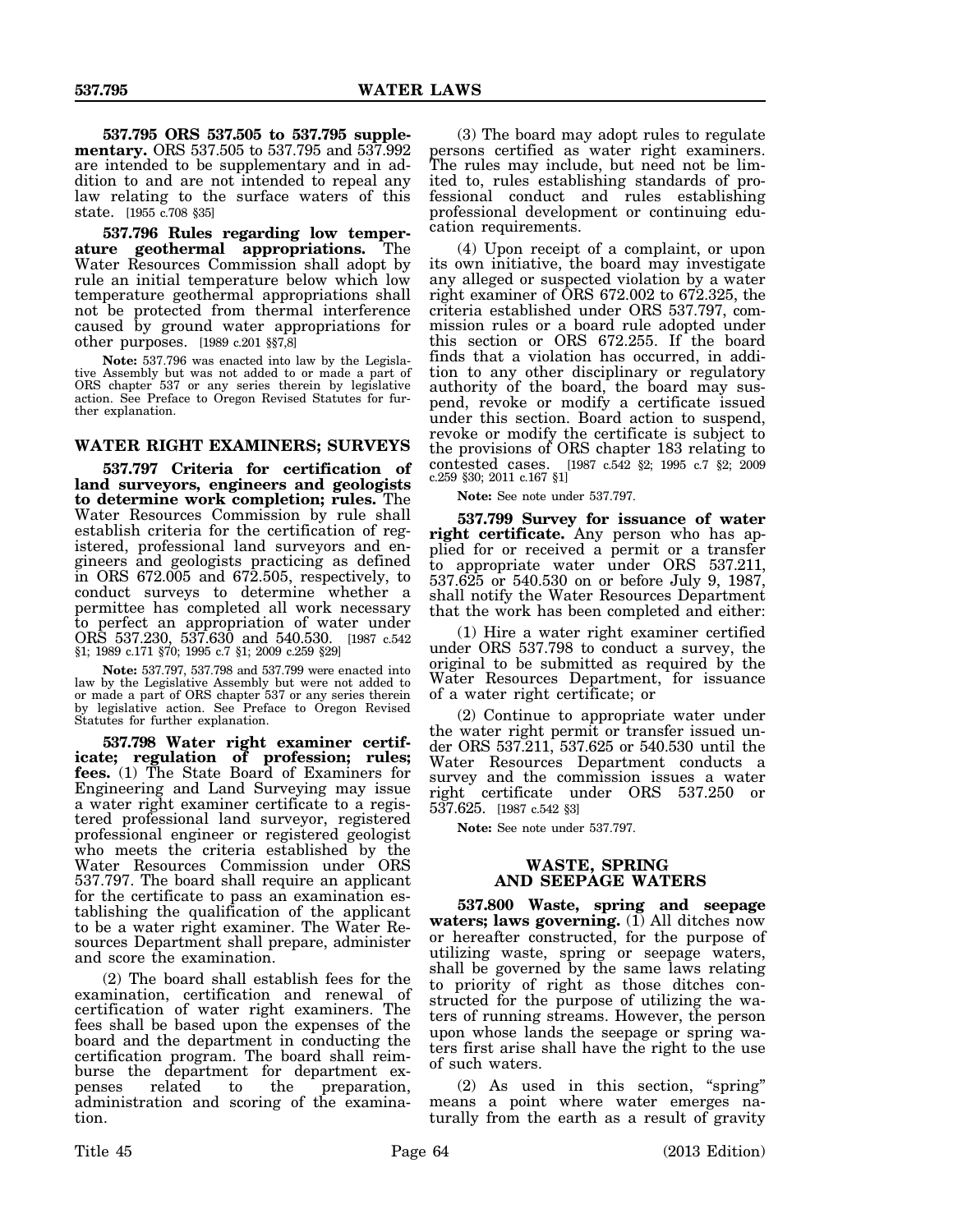**537.795 ORS 537.505 to 537.795 supplementary.** ORS 537.505 to 537.795 and 537.992 are intended to be supplementary and in addition to and are not intended to repeal any law relating to the surface waters of this state. [1955 c.708 §35]

**537.796 Rules regarding low temperature geothermal appropriations.** The Water Resources Commission shall adopt by rule an initial temperature below which low temperature geothermal appropriations shall not be protected from thermal interference caused by ground water appropriations for other purposes. [1989 c.201 §§7,8]

**Note:** 537.796 was enacted into law by the Legislative Assembly but was not added to or made a part of ORS chapter 537 or any series therein by legislative action. See Preface to Oregon Revised Statutes for further explanation.

## WATER RIGHT EXAMINERS; SURVEYS

**537.797 Criteria for certification of land surveyors, engineers and geologists to determine work completion; rules.** The Water Resources Commission by rule shall establish criteria for the certification of registered, professional land surveyors and engineers and geologists practicing as defined in ORS 672.005 and 672.505, respectively, to conduct surveys to determine whether a permittee has completed all work necessary to perfect an appropriation of water under ORS 537.230, 537.630 and 540.530. [1987 c.542 §1; 1989 c.171 §70; 1995 c.7 §1; 2009 c.259 §29]

**Note:** 537.797, 537.798 and 537.799 were enacted into law by the Legislative Assembly but were not added to or made a part of ORS chapter 537 or any series therein by legislative action. See Preface to Oregon Revised Statutes for further explanation.

**537.798 Water right examiner certificate; regulation of profession; rules; fees.** (1) The State Board of Examiners for Engineering and Land Surveying may issue a water right examiner certificate to a registered professional land surveyor, registered professional engineer or registered geologist who meets the criteria established by the Water Resources Commission under ORS 537.797. The board shall require an applicant for the certificate to pass an examination establishing the qualification of the applicant to be a water right examiner. The Water Resources Department shall prepare, administer and score the examination.

(2) The board shall establish fees for the examination, certification and renewal of certification of water right examiners. The fees shall be based upon the expenses of the board and the department in conducting the certification program. The board shall reimburse the department for department expenses related to the preparation, administration and scoring of the examination.

(3) The board may adopt rules to regulate persons certified as water right examiners. The rules may include, but need not be limited to, rules establishing standards of professional conduct and rules establishing professional development or continuing education requirements.

(4) Upon receipt of a complaint, or upon its own initiative, the board may investigate any alleged or suspected violation by a water right examiner of ORS 672.002 to 672.325, the criteria established under ORS 537.797, commission rules or a board rule adopted under this section or ORS 672.255. If the board finds that a violation has occurred, in addition to any other disciplinary or regulatory authority of the board, the board may suspend, revoke or modify a certificate issued under this section. Board action to suspend, revoke or modify the certificate is subject to the provisions of ORS chapter 183 relating to contested cases. [1987 c.542 §2; 1995 c.7 §2; 2009 c.259 §30; 2011 c.167 §1]

**Note:** See note under 537.797.

**537.799 Survey for issuance of water right certificate.** Any person who has applied for or received a permit or a transfer to appropriate water under ORS 537.211, 537.625 or 540.530 on or before July 9, 1987, shall notify the Water Resources Department that the work has been completed and either:

(1) Hire a water right examiner certified under ORS 537.798 to conduct a survey, the original to be submitted as required by the Water Resources Department, for issuance of a water right certificate; or

(2) Continue to appropriate water under the water right permit or transfer issued under ORS 537.211, 537.625 or 540.530 until the Water Resources Department conducts a survey and the commission issues a water right certificate under ORS 537.250 or 537.625. [1987 c.542 §3]

**Note:** See note under 537.797.

## WASTE, SPRING AND SEEPAGE WATERS

**537.800 Waste, spring and seepage waters; laws governing.** (1) All ditches now or hereafter constructed, for the purpose of utilizing waste, spring or seepage waters, shall be governed by the same laws relating to priority of right as those ditches constructed for the purpose of utilizing the waters of running streams. However, the person upon whose lands the seepage or spring waters first arise shall have the right to the use of such waters.

(2) As used in this section, "spring" means a point where water emerges naturally from the earth as a result of gravity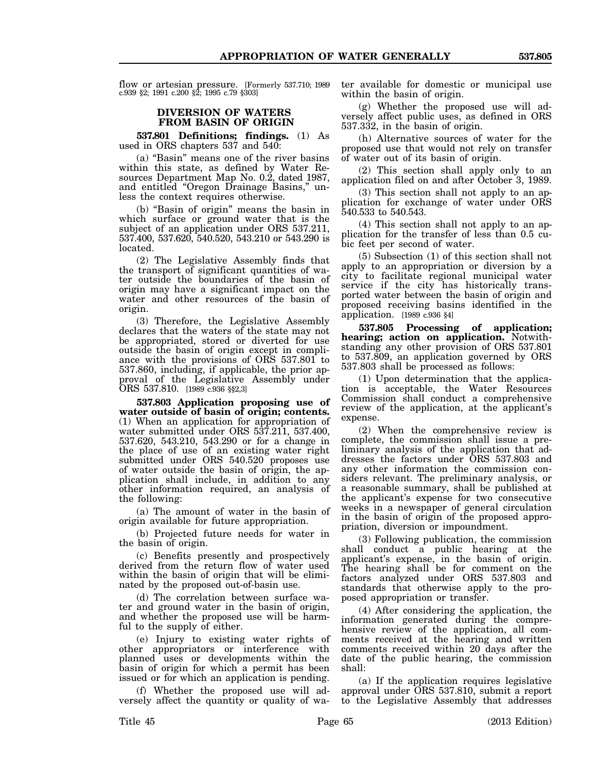flow or artesian pressure. [Formerly 537.710; 1989 c.939 §2; 1991 c.200 §2; 1995 c.79 §303]

## DIVERSION OF WATERS FROM BASIN OF ORIGIN

**537.801 Definitions; findings.** (1) As used in ORS chapters 537 and 540:

(a) "Basin" means one of the river basins within this state, as defined by Water Resources Department Map No. 0.2, dated 1987, and entitled "Oregon Drainage Basins," unless the context requires otherwise.

(b) "Basin of origin" means the basin in which surface or ground water that is the subject of an application under ORS 537.211, 537.400, 537.620, 540.520, 543.210 or 543.290 is located.

(2) The Legislative Assembly finds that the transport of significant quantities of water outside the boundaries of the basin of origin may have a significant impact on the water and other resources of the basin of origin.

(3) Therefore, the Legislative Assembly declares that the waters of the state may not be appropriated, stored or diverted for use outside the basin of origin except in compliance with the provisions of ORS 537.801 to 537.860, including, if applicable, the prior approval of the Legislative Assembly under ORS 537.810. [1989 c.936 §§2,3]

**537.803 Application proposing use of water outside of basin of origin; contents.** (1) When an application for appropriation of water submitted under ORS 537.211, 537.400, 537.620, 543.210, 543.290 or for a change in the place of use of an existing water right submitted under ORS 540.520 proposes use of water outside the basin of origin, the application shall include, in addition to any other information required, an analysis of the following:

(a) The amount of water in the basin of origin available for future appropriation.

(b) Projected future needs for water in the basin of origin.

(c) Benefits presently and prospectively derived from the return flow of water used within the basin of origin that will be eliminated by the proposed out-of-basin use.

(d) The correlation between surface water and ground water in the basin of origin, and whether the proposed use will be harmful to the supply of either.

(e) Injury to existing water rights of other appropriators or interference with planned uses or developments within the basin of origin for which a permit has been issued or for which an application is pending.

(f) Whether the proposed use will adversely affect the quantity or quality of water available for domestic or municipal use within the basin of origin.

(g) Whether the proposed use will adversely affect public uses, as defined in ORS 537.332, in the basin of origin.

(h) Alternative sources of water for the proposed use that would not rely on transfer of water out of its basin of origin.

(2) This section shall apply only to an application filed on and after October 3, 1989.

(3) This section shall not apply to an application for exchange of water under ORS 540.533 to 540.543.

(4) This section shall not apply to an application for the transfer of less than 0.5 cubic feet per second of water.

(5) Subsection (1) of this section shall not apply to an appropriation or diversion by a city to facilitate regional municipal water service if the city has historically transported water between the basin of origin and proposed receiving basins identified in the application. [1989 c.936 §4]

**537.805 Processing of application; hearing; action on application.** Notwithstanding any other provision of ORS 537.801 to 537.809, an application governed by ORS 537.803 shall be processed as follows:

(1) Upon determination that the application is acceptable, the Water Resources Commission shall conduct a comprehensive review of the application, at the applicant's expense.

(2) When the comprehensive review is complete, the commission shall issue a preliminary analysis of the application that addresses the factors under ORS 537.803 and any other information the commission considers relevant. The preliminary analysis, or a reasonable summary, shall be published at the applicant's expense for two consecutive weeks in a newspaper of general circulation in the basin of origin of the proposed appropriation, diversion or impoundment.

(3) Following publication, the commission shall conduct a public hearing at the applicant's expense, in the basin of origin. The hearing shall be for comment on the factors analyzed under ORS 537.803 and standards that otherwise apply to the proposed appropriation or transfer.

(4) After considering the application, the information generated during the comprehensive review of the application, all comments received at the hearing and written comments received within 20 days after the date of the public hearing, the commission shall:

(a) If the application requires legislative approval under ORS 537.810, submit a report to the Legislative Assembly that addresses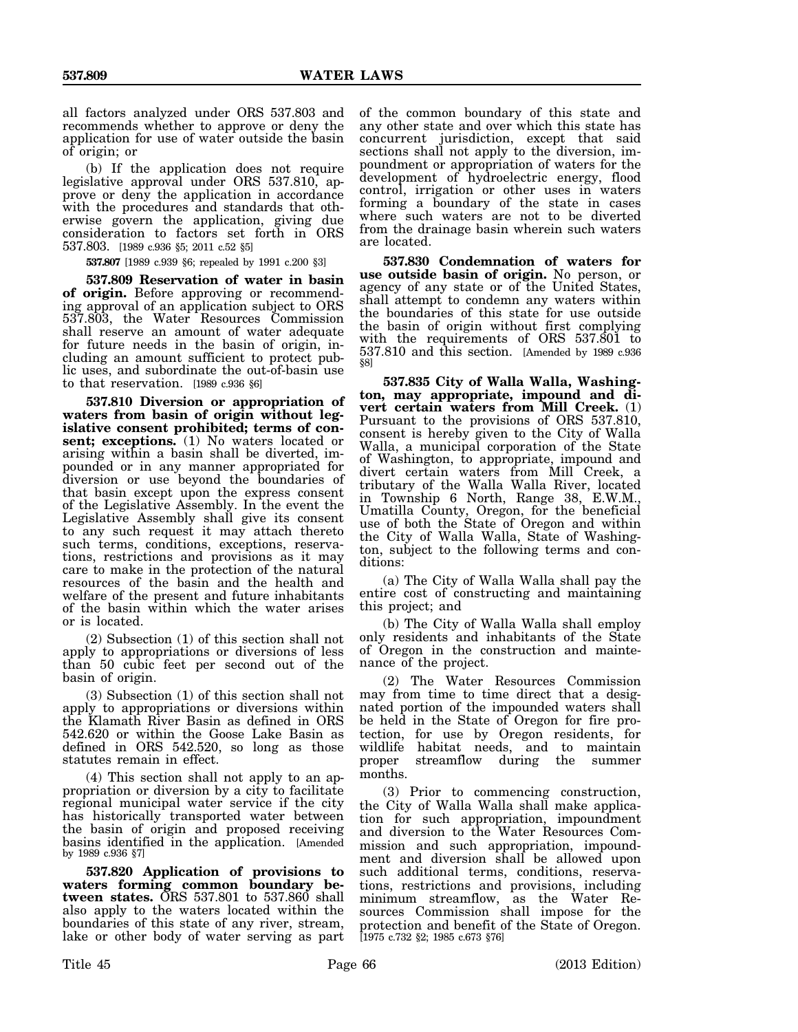all factors analyzed under ORS 537.803 and recommends whether to approve or deny the application for use of water outside the basin of origin; or

(b) If the application does not require legislative approval under ORS 537.810, approve or deny the application in accordance with the procedures and standards that otherwise govern the application, giving due consideration to factors set forth in ORS 537.803. [1989 c.936 §5; 2011 c.52 §5]

**537.807** [1989 c.939 §6; repealed by 1991 c.200 §3]

**537.809 Reservation of water in basin of origin.** Before approving or recommending approval of an application subject to ORS 537.803, the Water Resources Commission shall reserve an amount of water adequate for future needs in the basin of origin, including an amount sufficient to protect public uses, and subordinate the out-of-basin use to that reservation. [1989 c.936 §6]

**537.810 Diversion or appropriation of waters from basin of origin without legislative consent prohibited; terms of consent; exceptions.** (1) No waters located or arising within a basin shall be diverted, impounded or in any manner appropriated for diversion or use beyond the boundaries of that basin except upon the express consent of the Legislative Assembly. In the event the Legislative Assembly shall give its consent to any such request it may attach thereto such terms, conditions, exceptions, reservations, restrictions and provisions as it may care to make in the protection of the natural resources of the basin and the health and welfare of the present and future inhabitants of the basin within which the water arises or is located.

(2) Subsection (1) of this section shall not apply to appropriations or diversions of less than 50 cubic feet per second out of the basin of origin.

(3) Subsection (1) of this section shall not apply to appropriations or diversions within the Klamath River Basin as defined in ORS 542.620 or within the Goose Lake Basin as defined in ORS 542.520, so long as those statutes remain in effect.

(4) This section shall not apply to an appropriation or diversion by a city to facilitate regional municipal water service if the city has historically transported water between the basin of origin and proposed receiving basins identified in the application. [Amended by 1989 c.936 §7]

**537.820 Application of provisions to waters forming common boundary between states.** ORS 537.801 to 537.860 shall also apply to the waters located within the boundaries of this state of any river, stream, lake or other body of water serving as part of the common boundary of this state and any other state and over which this state has concurrent jurisdiction, except that said sections shall not apply to the diversion, impoundment or appropriation of waters for the development of hydroelectric energy, flood control, irrigation or other uses in waters forming a boundary of the state in cases where such waters are not to be diverted from the drainage basin wherein such waters are located.

**537.830 Condemnation of waters for use outside basin of origin.** No person, or agency of any state or of the United States, shall attempt to condemn any waters within the boundaries of this state for use outside the basin of origin without first complying with the requirements of ORS 537.801 to 537.810 and this section. [Amended by 1989 c.936 §8]

**537.835 City of Walla Walla, Washington, may appropriate, impound and divert certain waters from Mill Creek.** (1) Pursuant to the provisions of ORS 537.810, consent is hereby given to the City of Walla Walla, a municipal corporation of the State of Washington, to appropriate, impound and divert certain waters from Mill Creek, a tributary of the Walla Walla River, located in Township 6 North, Range 38, E.W.M., Umatilla County, Oregon, for the beneficial use of both the State of Oregon and within the City of Walla Walla, State of Washington, subject to the following terms and conditions:

(a) The City of Walla Walla shall pay the entire cost of constructing and maintaining this project; and

(b) The City of Walla Walla shall employ only residents and inhabitants of the State of Oregon in the construction and maintenance of the project.

(2) The Water Resources Commission may from time to time direct that a designated portion of the impounded waters shall be held in the State of Oregon for fire protection, for use by Oregon residents, for wildlife habitat needs, and to maintain proper streamflow during the summer months.

(3) Prior to commencing construction, the City of Walla Walla shall make application for such appropriation, impoundment and diversion to the Water Resources Commission and such appropriation, impoundment and diversion shall be allowed upon such additional terms, conditions, reservations, restrictions and provisions, including minimum streamflow, as the Water Resources Commission shall impose for the protection and benefit of the State of Oregon. [1975 c.732 §2; 1985 c.673 §76]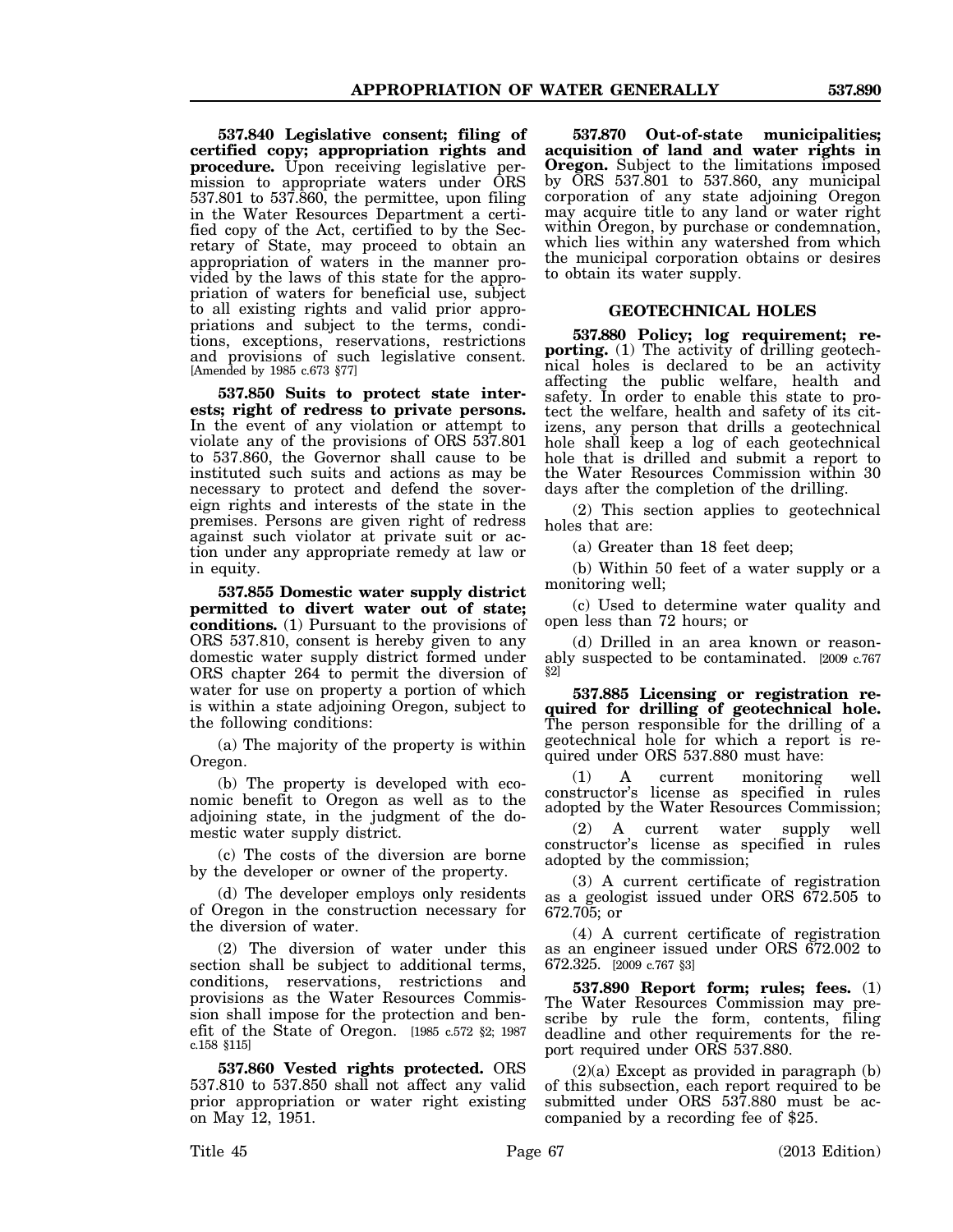**537.840 Legislative consent; filing of certified copy; appropriation rights and procedure.** Upon receiving legislative permission to appropriate waters under ORS 537.801 to 537.860, the permittee, upon filing in the Water Resources Department a certified copy of the Act, certified to by the Secretary of State, may proceed to obtain an appropriation of waters in the manner provided by the laws of this state for the appropriation of waters for beneficial use, subject to all existing rights and valid prior appropriations and subject to the terms, conditions, exceptions, reservations, restrictions and provisions of such legislative consent. [Amended by 1985 c.673 §77]

**537.850 Suits to protect state interests; right of redress to private persons.** In the event of any violation or attempt to violate any of the provisions of ORS 537.801 to 537.860, the Governor shall cause to be instituted such suits and actions as may be necessary to protect and defend the sovereign rights and interests of the state in the premises. Persons are given right of redress against such violator at private suit or action under any appropriate remedy at law or in equity.

**537.855 Domestic water supply district permitted to divert water out of state; conditions.** (1) Pursuant to the provisions of ORS 537.810, consent is hereby given to any domestic water supply district formed under ORS chapter 264 to permit the diversion of water for use on property a portion of which is within a state adjoining Oregon, subject to the following conditions:

(a) The majority of the property is within Oregon.

(b) The property is developed with economic benefit to Oregon as well as to the adjoining state, in the judgment of the domestic water supply district.

(c) The costs of the diversion are borne by the developer or owner of the property.

(d) The developer employs only residents of Oregon in the construction necessary for the diversion of water.

(2) The diversion of water under this section shall be subject to additional terms, conditions, reservations, restrictions and provisions as the Water Resources Commission shall impose for the protection and benefit of the State of Oregon. [1985 c.572 §2; 1987 c.158 §115]

**537.860 Vested rights protected.** ORS 537.810 to 537.850 shall not affect any valid prior appropriation or water right existing on May 12, 1951.

**537.870 Out-of-state municipalities; acquisition of land and water rights in Oregon.** Subject to the limitations imposed by ORS 537.801 to 537.860, any municipal corporation of any state adjoining Oregon may acquire title to any land or water right within Oregon, by purchase or condemnation, which lies within any watershed from which the municipal corporation obtains or desires to obtain its water supply.

## GEOTECHNICAL HOLES

**537.880 Policy; log requirement; reporting.** (1) The activity of drilling geotechnical holes is declared to be an activity affecting the public welfare, health and safety. In order to enable this state to protect the welfare, health and safety of its citizens, any person that drills a geotechnical hole shall keep a log of each geotechnical hole that is drilled and submit a report to the Water Resources Commission within 30 days after the completion of the drilling.

(2) This section applies to geotechnical holes that are:

(a) Greater than 18 feet deep;

(b) Within 50 feet of a water supply or a monitoring well;

(c) Used to determine water quality and open less than 72 hours; or

(d) Drilled in an area known or reasonably suspected to be contaminated. [2009 c.767 §2]

**537.885 Licensing or registration required for drilling of geotechnical hole.** The person responsible for the drilling of a geotechnical hole for which a report is required under ORS 537.880 must have:

(1) A current monitoring well constructor's license as specified in rules adopted by the Water Resources Commission;

(2) A current water supply well constructor's license as specified in rules adopted by the commission;

(3) A current certificate of registration as a geologist issued under ORS 672.505 to 672.705; or

(4) A current certificate of registration as an engineer issued under ORS 672.002 to 672.325. [2009 c.767 §3]

**537.890 Report form; rules; fees.** (1) The Water Resources Commission may prescribe by rule the form, contents, filing deadline and other requirements for the report required under ORS 537.880.

(2)(a) Except as provided in paragraph (b) of this subsection, each report required to be submitted under ORS 537.880 must be accompanied by a recording fee of $25.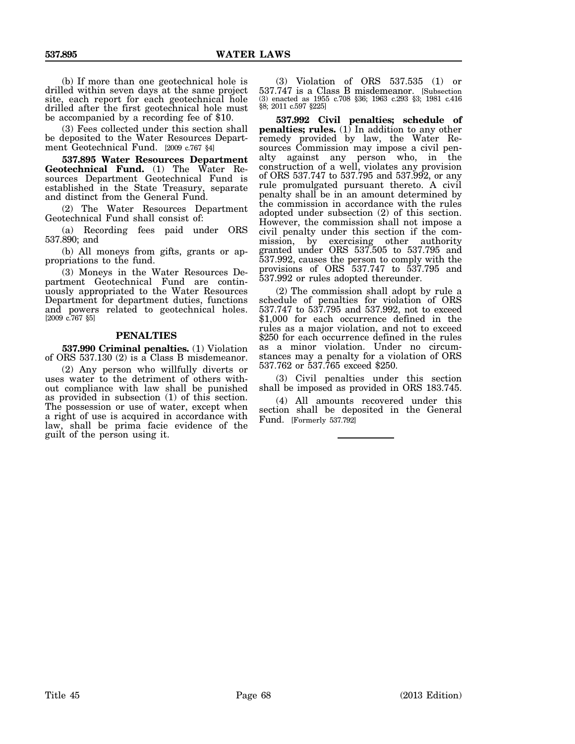(b) If more than one geotechnical hole is drilled within seven days at the same project site, each report for each geotechnical hole drilled after the first geotechnical hole must be accompanied by a recording fee of $10.

(3) Fees collected under this section shall be deposited to the Water Resources Department Geotechnical Fund. [2009 c.767 §4]

**537.895 Water Resources Department Geotechnical Fund.** (1) The Water Resources Department Geotechnical Fund is established in the State Treasury, separate and distinct from the General Fund.

(2) The Water Resources Department Geotechnical Fund shall consist of:

(a) Recording fees paid under ORS 537.890; and

(b) All moneys from gifts, grants or appropriations to the fund.

(3) Moneys in the Water Resources Department Geotechnical Fund are continuously appropriated to the Water Resources Department for department duties, functions and powers related to geotechnical holes. [2009 c.767 §5]

## PENALTIES

**537.990 Criminal penalties.** (1) Violation of ORS 537.130 (2) is a Class B misdemeanor.

(2) Any person who willfully diverts or uses water to the detriment of others without compliance with law shall be punished as provided in subsection (1) of this section. The possession or use of water, except when a right of use is acquired in accordance with law, shall be prima facie evidence of the guilt of the person using it.

(3) Violation of ORS 537.535 (1) or 537.747 is a Class B misdemeanor. [Subsection (3) enacted as 1955 c.708 §36; 1963 c.293 §3; 1981 c.416 §8; 2011 c.597 §225]

**537.992 Civil penalties; schedule of penalties; rules.** (1) In addition to any other remedy provided by law, the Water Resources Commission may impose a civil penalty against any person who, in the construction of a well, violates any provision of ORS 537.747 to 537.795 and 537.992, or any rule promulgated pursuant thereto. A civil penalty shall be in an amount determined by the commission in accordance with the rules adopted under subsection (2) of this section. However, the commission shall not impose a civil penalty under this section if the commission, by exercising other authority granted under ORS 537.505 to 537.795 and 537.992, causes the person to comply with the provisions of ORS 537.747 to 537.795 and 537.992 or rules adopted thereunder.

(2) The commission shall adopt by rule a schedule of penalties for violation of ORS 537.747 to 537.795 and 537.992, not to exceed $1,000 for each occurrence defined in the rules as a major violation, and not to exceed $250 for each occurrence defined in the rules as a minor violation. Under no circumstances may a penalty for a violation of ORS 537.762 or 537.765 exceed $250.

(3) Civil penalties under this section shall be imposed as provided in ORS 183.745.

(4) All amounts recovered under this section shall be deposited in the General Fund. [Formerly 537.792]